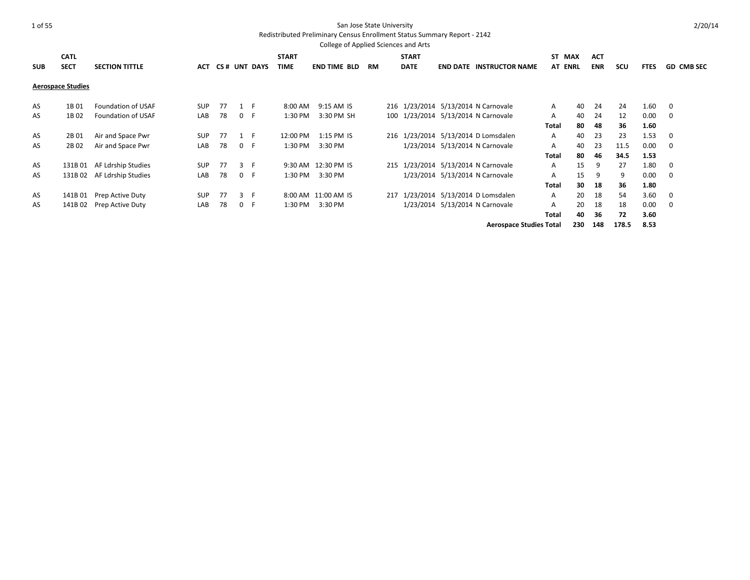San Jose State University

Redistributed Preliminary Census Enrollment Status Summary Report - 2142

College of Applied Sciences and Arts

2/20/14

| SUB | CATL SECT | SECTION TITTLE | ACT | CS # | UNT | DAYS | START TIME | END TIME | BLD | RM | START DATE | END DATE | INSTRUCTOR NAME | ST AT | MAX ENRL | ACT ENR | SCU | FTES | GD | CMB SEC |
|---|---|---|---|---|---|---|---|---|---|---|---|---|---|---|---|---|---|---|---|---|
| **Aerospace Studies** | | | | | | | | | | | | | | | | | | | | |
| AS | 1B 01 | Foundation of USAF | SUP | 77 | 1 | F | 8:00 AM | 9:15 AM | IS | 216 | 1/23/2014 | 5/13/2014 | N Carnovale | A | 40 | 24 | 24 | 1.60 | 0 | |
| AS | 1B 02 | Foundation of USAF | LAB | 78 | 0 | F | 1:30 PM | 3:30 PM | SH | 100 | 1/23/2014 | 5/13/2014 | N Carnovale | A | 40 | 24 | 12 | 0.00 | 0 | |
| | | | | | | | | | | | | | | **Total** | **80** | **48** | **36** | **1.60** | | |
| AS | 2B 01 | Air and Space Pwr | SUP | 77 | 1 | F | 12:00 PM | 1:15 PM | IS | 216 | 1/23/2014 | 5/13/2014 | D Lomsdalen | A | 40 | 23 | 23 | 1.53 | 0 | |
| AS | 2B 02 | Air and Space Pwr | LAB | 78 | 0 | F | 1:30 PM | 3:30 PM | | | 1/23/2014 | 5/13/2014 | N Carnovale | A | 40 | 23 | 11.5 | 0.00 | 0 | |
| | | | | | | | | | | | | | | **Total** | **80** | **46** | **34.5** | **1.53** | | |
| AS | 131B 01 | AF Ldrship Studies | SUP | 77 | 3 | F | 9:30 AM | 12:30 PM | IS | 215 | 1/23/2014 | 5/13/2014 | N Carnovale | A | 15 | 9 | 27 | 1.80 | 0 | |
| AS | 131B 02 | AF Ldrship Studies | LAB | 78 | 0 | F | 1:30 PM | 3:30 PM | | | 1/23/2014 | 5/13/2014 | N Carnovale | A | 15 | 9 | 9 | 0.00 | 0 | |
| | | | | | | | | | | | | | | **Total** | **30** | **18** | **36** | **1.80** | | |
| AS | 141B 01 | Prep Active Duty | SUP | 77 | 3 | F | 8:00 AM | 11:00 AM | IS | 217 | 1/23/2014 | 5/13/2014 | D Lomsdalen | A | 20 | 18 | 54 | 3.60 | 0 | |
| AS | 141B 02 | Prep Active Duty | LAB | 78 | 0 | F | 1:30 PM | 3:30 PM | | | 1/23/2014 | 5/13/2014 | N Carnovale | A | 20 | 18 | 18 | 0.00 | 0 | |
| | | | | | | | | | | | | | | **Total** | **40** | **36** | **72** | **3.60** | | |
| | | | | | | | | | | | | | **Aerospace Studies Total** | | **230** | **148** | **178.5** | **8.53** | | |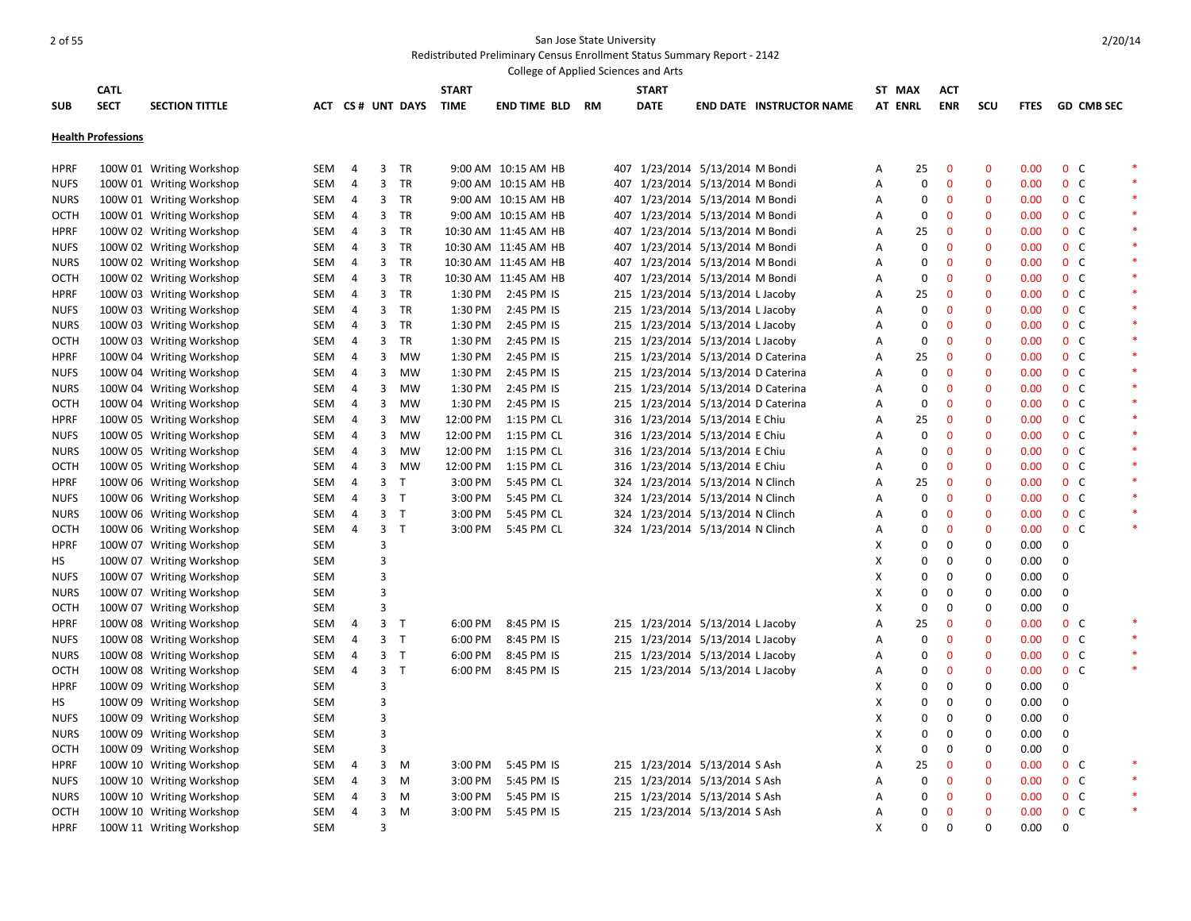San Jose State University

Redistributed Preliminary Census Enrollment Status Summary Report - 2142

College of Applied Sciences and Arts

| SUB | CATL SECT | SECTION TITTLE | ACT | CS # | UNT | DAYS | START TIME | END TIME | BLD | RM | START DATE | END DATE | INSTRUCTOR NAME | ST AT | MAX ENRL | ACT ENR | SCU | FTES | GD | CMB SEC | |
|---|---|---|---|---|---|---|---|---|---|---|---|---|---|---|---|---|---|---|---|---|---|
| **Health Professions** | | | | | | | | | | | | | | | | | | | | | |
| HPRF | 100W 01 | Writing Workshop | SEM | 4 | 3 | TR | 9:00 AM | 10:15 AM | HB | 407 | 1/23/2014 | 5/13/2014 | M Bondi | A | 25 | 0 | 0 | 0.00 | 0 | C | * |
| NUFS | 100W 01 | Writing Workshop | SEM | 4 | 3 | TR | 9:00 AM | 10:15 AM | HB | 407 | 1/23/2014 | 5/13/2014 | M Bondi | A | 0 | 0 | 0 | 0.00 | 0 | C | * |
| NURS | 100W 01 | Writing Workshop | SEM | 4 | 3 | TR | 9:00 AM | 10:15 AM | HB | 407 | 1/23/2014 | 5/13/2014 | M Bondi | A | 0 | 0 | 0 | 0.00 | 0 | C | * |
| OCTH | 100W 01 | Writing Workshop | SEM | 4 | 3 | TR | 9:00 AM | 10:15 AM | HB | 407 | 1/23/2014 | 5/13/2014 | M Bondi | A | 0 | 0 | 0 | 0.00 | 0 | C | * |
| HPRF | 100W 02 | Writing Workshop | SEM | 4 | 3 | TR | 10:30 AM | 11:45 AM | HB | 407 | 1/23/2014 | 5/13/2014 | M Bondi | A | 25 | 0 | 0 | 0.00 | 0 | C | * |
| NUFS | 100W 02 | Writing Workshop | SEM | 4 | 3 | TR | 10:30 AM | 11:45 AM | HB | 407 | 1/23/2014 | 5/13/2014 | M Bondi | A | 0 | 0 | 0 | 0.00 | 0 | C | * |
| NURS | 100W 02 | Writing Workshop | SEM | 4 | 3 | TR | 10:30 AM | 11:45 AM | HB | 407 | 1/23/2014 | 5/13/2014 | M Bondi | A | 0 | 0 | 0 | 0.00 | 0 | C | * |
| OCTH | 100W 02 | Writing Workshop | SEM | 4 | 3 | TR | 10:30 AM | 11:45 AM | HB | 407 | 1/23/2014 | 5/13/2014 | M Bondi | A | 0 | 0 | 0 | 0.00 | 0 | C | * |
| HPRF | 100W 03 | Writing Workshop | SEM | 4 | 3 | TR | 1:30 PM | 2:45 PM | IS | 215 | 1/23/2014 | 5/13/2014 | L Jacoby | A | 25 | 0 | 0 | 0.00 | 0 | C | * |
| NUFS | 100W 03 | Writing Workshop | SEM | 4 | 3 | TR | 1:30 PM | 2:45 PM | IS | 215 | 1/23/2014 | 5/13/2014 | L Jacoby | A | 0 | 0 | 0 | 0.00 | 0 | C | * |
| NURS | 100W 03 | Writing Workshop | SEM | 4 | 3 | TR | 1:30 PM | 2:45 PM | IS | 215 | 1/23/2014 | 5/13/2014 | L Jacoby | A | 0 | 0 | 0 | 0.00 | 0 | C | * |
| OCTH | 100W 03 | Writing Workshop | SEM | 4 | 3 | TR | 1:30 PM | 2:45 PM | IS | 215 | 1/23/2014 | 5/13/2014 | L Jacoby | A | 0 | 0 | 0 | 0.00 | 0 | C | * |
| HPRF | 100W 04 | Writing Workshop | SEM | 4 | 3 | MW | 1:30 PM | 2:45 PM | IS | 215 | 1/23/2014 | 5/13/2014 | D Caterina | A | 25 | 0 | 0 | 0.00 | 0 | C | * |
| NUFS | 100W 04 | Writing Workshop | SEM | 4 | 3 | MW | 1:30 PM | 2:45 PM | IS | 215 | 1/23/2014 | 5/13/2014 | D Caterina | A | 0 | 0 | 0 | 0.00 | 0 | C | * |
| NURS | 100W 04 | Writing Workshop | SEM | 4 | 3 | MW | 1:30 PM | 2:45 PM | IS | 215 | 1/23/2014 | 5/13/2014 | D Caterina | A | 0 | 0 | 0 | 0.00 | 0 | C | * |
| OCTH | 100W 04 | Writing Workshop | SEM | 4 | 3 | MW | 1:30 PM | 2:45 PM | IS | 215 | 1/23/2014 | 5/13/2014 | D Caterina | A | 0 | 0 | 0 | 0.00 | 0 | C | * |
| HPRF | 100W 05 | Writing Workshop | SEM | 4 | 3 | MW | 12:00 PM | 1:15 PM | CL | 316 | 1/23/2014 | 5/13/2014 | E Chiu | A | 25 | 0 | 0 | 0.00 | 0 | C | * |
| NUFS | 100W 05 | Writing Workshop | SEM | 4 | 3 | MW | 12:00 PM | 1:15 PM | CL | 316 | 1/23/2014 | 5/13/2014 | E Chiu | A | 0 | 0 | 0 | 0.00 | 0 | C | * |
| NURS | 100W 05 | Writing Workshop | SEM | 4 | 3 | MW | 12:00 PM | 1:15 PM | CL | 316 | 1/23/2014 | 5/13/2014 | E Chiu | A | 0 | 0 | 0 | 0.00 | 0 | C | * |
| OCTH | 100W 05 | Writing Workshop | SEM | 4 | 3 | MW | 12:00 PM | 1:15 PM | CL | 316 | 1/23/2014 | 5/13/2014 | E Chiu | A | 0 | 0 | 0 | 0.00 | 0 | C | * |
| HPRF | 100W 06 | Writing Workshop | SEM | 4 | 3 | T | 3:00 PM | 5:45 PM | CL | 324 | 1/23/2014 | 5/13/2014 | N Clinch | A | 25 | 0 | 0 | 0.00 | 0 | C | * |
| NUFS | 100W 06 | Writing Workshop | SEM | 4 | 3 | T | 3:00 PM | 5:45 PM | CL | 324 | 1/23/2014 | 5/13/2014 | N Clinch | A | 0 | 0 | 0 | 0.00 | 0 | C | * |
| NURS | 100W 06 | Writing Workshop | SEM | 4 | 3 | T | 3:00 PM | 5:45 PM | CL | 324 | 1/23/2014 | 5/13/2014 | N Clinch | A | 0 | 0 | 0 | 0.00 | 0 | C | * |
| OCTH | 100W 06 | Writing Workshop | SEM | 4 | 3 | T | 3:00 PM | 5:45 PM | CL | 324 | 1/23/2014 | 5/13/2014 | N Clinch | A | 0 | 0 | 0 | 0.00 | 0 | C | * |
| HPRF | 100W 07 | Writing Workshop | SEM | | 3 | | | | | | | | | X | 0 | 0 | 0 | 0.00 | 0 | | |
| HS | 100W 07 | Writing Workshop | SEM | | 3 | | | | | | | | | X | 0 | 0 | 0 | 0.00 | 0 | | |
| NUFS | 100W 07 | Writing Workshop | SEM | | 3 | | | | | | | | | X | 0 | 0 | 0 | 0.00 | 0 | | |
| NURS | 100W 07 | Writing Workshop | SEM | | 3 | | | | | | | | | X | 0 | 0 | 0 | 0.00 | 0 | | |
| OCTH | 100W 07 | Writing Workshop | SEM | | 3 | | | | | | | | | X | 0 | 0 | 0 | 0.00 | 0 | | |
| HPRF | 100W 08 | Writing Workshop | SEM | 4 | 3 | T | 6:00 PM | 8:45 PM | IS | 215 | 1/23/2014 | 5/13/2014 | L Jacoby | A | 25 | 0 | 0 | 0.00 | 0 | C | * |
| NUFS | 100W 08 | Writing Workshop | SEM | 4 | 3 | T | 6:00 PM | 8:45 PM | IS | 215 | 1/23/2014 | 5/13/2014 | L Jacoby | A | 0 | 0 | 0 | 0.00 | 0 | C | * |
| NURS | 100W 08 | Writing Workshop | SEM | 4 | 3 | T | 6:00 PM | 8:45 PM | IS | 215 | 1/23/2014 | 5/13/2014 | L Jacoby | A | 0 | 0 | 0 | 0.00 | 0 | C | * |
| OCTH | 100W 08 | Writing Workshop | SEM | 4 | 3 | T | 6:00 PM | 8:45 PM | IS | 215 | 1/23/2014 | 5/13/2014 | L Jacoby | A | 0 | 0 | 0 | 0.00 | 0 | C | * |
| HPRF | 100W 09 | Writing Workshop | SEM | | 3 | | | | | | | | | X | 0 | 0 | 0 | 0.00 | 0 | | |
| HS | 100W 09 | Writing Workshop | SEM | | 3 | | | | | | | | | X | 0 | 0 | 0 | 0.00 | 0 | | |
| NUFS | 100W 09 | Writing Workshop | SEM | | 3 | | | | | | | | | X | 0 | 0 | 0 | 0.00 | 0 | | |
| NURS | 100W 09 | Writing Workshop | SEM | | 3 | | | | | | | | | X | 0 | 0 | 0 | 0.00 | 0 | | |
| OCTH | 100W 09 | Writing Workshop | SEM | | 3 | | | | | | | | | X | 0 | 0 | 0 | 0.00 | 0 | | |
| HPRF | 100W 10 | Writing Workshop | SEM | 4 | 3 | M | 3:00 PM | 5:45 PM | IS | 215 | 1/23/2014 | 5/13/2014 | S Ash | A | 25 | 0 | 0 | 0.00 | 0 | C | * |
| NUFS | 100W 10 | Writing Workshop | SEM | 4 | 3 | M | 3:00 PM | 5:45 PM | IS | 215 | 1/23/2014 | 5/13/2014 | S Ash | A | 0 | 0 | 0 | 0.00 | 0 | C | * |
| NURS | 100W 10 | Writing Workshop | SEM | 4 | 3 | M | 3:00 PM | 5:45 PM | IS | 215 | 1/23/2014 | 5/13/2014 | S Ash | A | 0 | 0 | 0 | 0.00 | 0 | C | * |
| OCTH | 100W 10 | Writing Workshop | SEM | 4 | 3 | M | 3:00 PM | 5:45 PM | IS | 215 | 1/23/2014 | 5/13/2014 | S Ash | A | 0 | 0 | 0 | 0.00 | 0 | C | * |
| HPRF | 100W 11 | Writing Workshop | SEM | | 3 | | | | | | | | | X | 0 | 0 | 0 | 0.00 | 0 | | |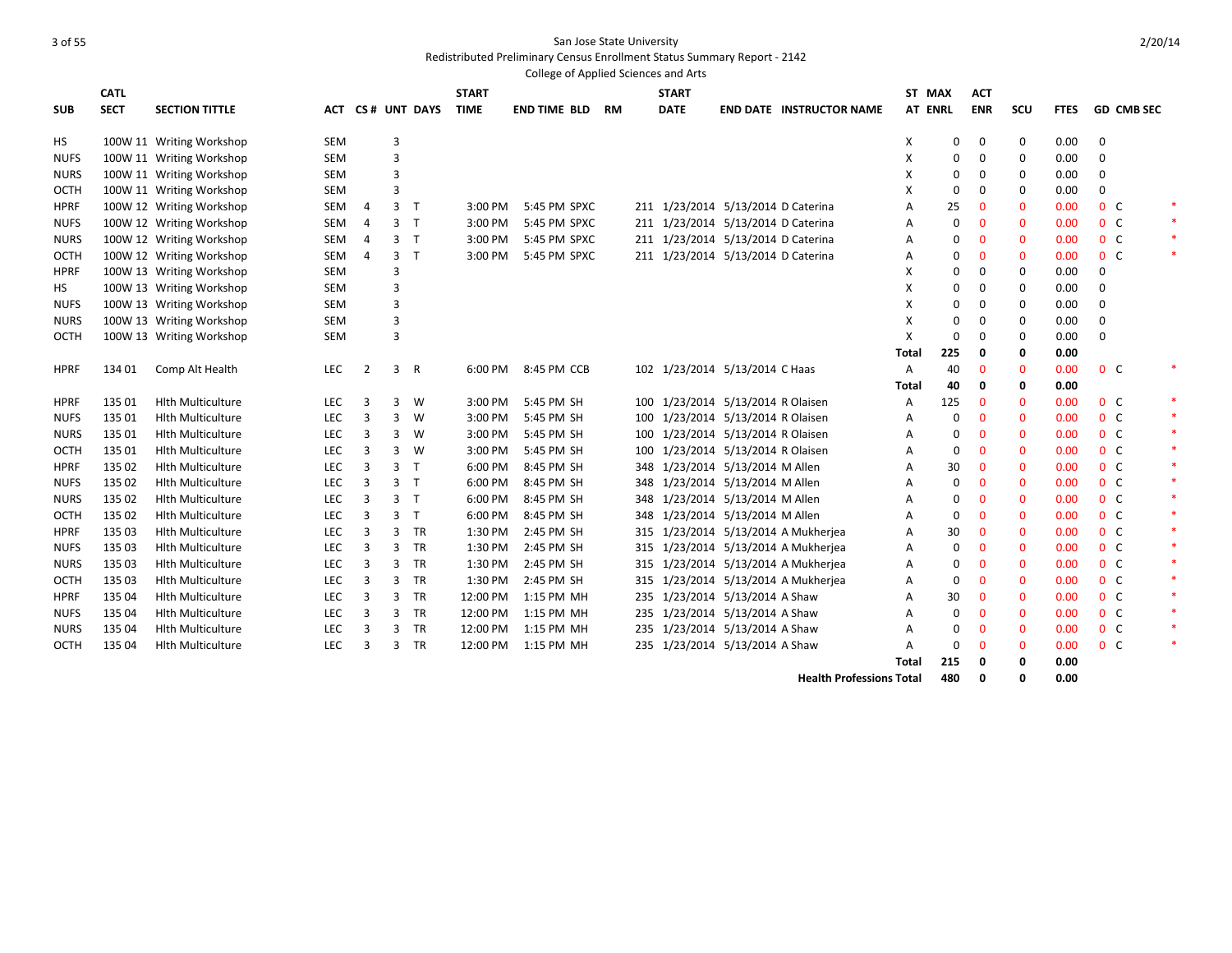San Jose State University

Redistributed Preliminary Census Enrollment Status Summary Report - 2142

College of Applied Sciences and Arts

2/20/14

| SUB | CATL SECT | SECTION TITTLE | ACT | CS # | UNT | DAYS | START TIME | END TIME | BLD | RM | START DATE | END DATE | INSTRUCTOR NAME | ST AT | MAX ENRL | ACT ENR | SCU | FTES | GD | CMB SEC | |
|---|---|---|---|---|---|---|---|---|---|---|---|---|---|---|---|---|---|---|---|---|---|
| HS | 100W 11 | Writing Workshop | SEM | | 3 | | | | | | | | | X | 0 | 0 | 0 | 0.00 | 0 | | |
| NUFS | 100W 11 | Writing Workshop | SEM | | 3 | | | | | | | | | X | 0 | 0 | 0 | 0.00 | 0 | | |
| NURS | 100W 11 | Writing Workshop | SEM | | 3 | | | | | | | | | X | 0 | 0 | 0 | 0.00 | 0 | | |
| OCTH | 100W 11 | Writing Workshop | SEM | | 3 | | | | | | | | | X | 0 | 0 | 0 | 0.00 | 0 | | |
| HPRF | 100W 12 | Writing Workshop | SEM | 4 | 3 | T | 3:00 PM | 5:45 PM | SPXC | 211 | 1/23/2014 | 5/13/2014 | D Caterina | A | 25 | 0 | 0 | 0.00 | 0 | C | * |
| NUFS | 100W 12 | Writing Workshop | SEM | 4 | 3 | T | 3:00 PM | 5:45 PM | SPXC | 211 | 1/23/2014 | 5/13/2014 | D Caterina | A | 0 | 0 | 0 | 0.00 | 0 | C | * |
| NURS | 100W 12 | Writing Workshop | SEM | 4 | 3 | T | 3:00 PM | 5:45 PM | SPXC | 211 | 1/23/2014 | 5/13/2014 | D Caterina | A | 0 | 0 | 0 | 0.00 | 0 | C | * |
| OCTH | 100W 12 | Writing Workshop | SEM | 4 | 3 | T | 3:00 PM | 5:45 PM | SPXC | 211 | 1/23/2014 | 5/13/2014 | D Caterina | A | 0 | 0 | 0 | 0.00 | 0 | C | * |
| HPRF | 100W 13 | Writing Workshop | SEM | | 3 | | | | | | | | | X | 0 | 0 | 0 | 0.00 | 0 | | |
| HS | 100W 13 | Writing Workshop | SEM | | 3 | | | | | | | | | X | 0 | 0 | 0 | 0.00 | 0 | | |
| NUFS | 100W 13 | Writing Workshop | SEM | | 3 | | | | | | | | | X | 0 | 0 | 0 | 0.00 | 0 | | |
| NURS | 100W 13 | Writing Workshop | SEM | | 3 | | | | | | | | | X | 0 | 0 | 0 | 0.00 | 0 | | |
| OCTH | 100W 13 | Writing Workshop | SEM | | 3 | | | | | | | | | X | 0 | 0 | 0 | 0.00 | 0 | | |
| | | | | | | | | | | | | | | **Total** | **225** | **0** | **0** | **0.00** | | | |
| HPRF | 134 01 | Comp Alt Health | LEC | 2 | 3 | R | 6:00 PM | 8:45 PM | CCB | 102 | 1/23/2014 | 5/13/2014 | C Haas | A | 40 | 0 | 0 | 0.00 | 0 | C | * |
| | | | | | | | | | | | | | | **Total** | **40** | **0** | **0** | **0.00** | | | |
| HPRF | 135 01 | Hlth Multiculture | LEC | 3 | 3 | W | 3:00 PM | 5:45 PM | SH | 100 | 1/23/2014 | 5/13/2014 | R Olaisen | A | 125 | 0 | 0 | 0.00 | 0 | C | * |
| NUFS | 135 01 | Hlth Multiculture | LEC | 3 | 3 | W | 3:00 PM | 5:45 PM | SH | 100 | 1/23/2014 | 5/13/2014 | R Olaisen | A | 0 | 0 | 0 | 0.00 | 0 | C | * |
| NURS | 135 01 | Hlth Multiculture | LEC | 3 | 3 | W | 3:00 PM | 5:45 PM | SH | 100 | 1/23/2014 | 5/13/2014 | R Olaisen | A | 0 | 0 | 0 | 0.00 | 0 | C | * |
| OCTH | 135 01 | Hlth Multiculture | LEC | 3 | 3 | W | 3:00 PM | 5:45 PM | SH | 100 | 1/23/2014 | 5/13/2014 | R Olaisen | A | 0 | 0 | 0 | 0.00 | 0 | C | * |
| HPRF | 135 02 | Hlth Multiculture | LEC | 3 | 3 | T | 6:00 PM | 8:45 PM | SH | 348 | 1/23/2014 | 5/13/2014 | M Allen | A | 30 | 0 | 0 | 0.00 | 0 | C | * |
| NUFS | 135 02 | Hlth Multiculture | LEC | 3 | 3 | T | 6:00 PM | 8:45 PM | SH | 348 | 1/23/2014 | 5/13/2014 | M Allen | A | 0 | 0 | 0 | 0.00 | 0 | C | * |
| NURS | 135 02 | Hlth Multiculture | LEC | 3 | 3 | T | 6:00 PM | 8:45 PM | SH | 348 | 1/23/2014 | 5/13/2014 | M Allen | A | 0 | 0 | 0 | 0.00 | 0 | C | * |
| OCTH | 135 02 | Hlth Multiculture | LEC | 3 | 3 | T | 6:00 PM | 8:45 PM | SH | 348 | 1/23/2014 | 5/13/2014 | M Allen | A | 0 | 0 | 0 | 0.00 | 0 | C | * |
| HPRF | 135 03 | Hlth Multiculture | LEC | 3 | 3 | TR | 1:30 PM | 2:45 PM | SH | 315 | 1/23/2014 | 5/13/2014 | A Mukherjea | A | 30 | 0 | 0 | 0.00 | 0 | C | * |
| NUFS | 135 03 | Hlth Multiculture | LEC | 3 | 3 | TR | 1:30 PM | 2:45 PM | SH | 315 | 1/23/2014 | 5/13/2014 | A Mukherjea | A | 0 | 0 | 0 | 0.00 | 0 | C | * |
| NURS | 135 03 | Hlth Multiculture | LEC | 3 | 3 | TR | 1:30 PM | 2:45 PM | SH | 315 | 1/23/2014 | 5/13/2014 | A Mukherjea | A | 0 | 0 | 0 | 0.00 | 0 | C | * |
| OCTH | 135 03 | Hlth Multiculture | LEC | 3 | 3 | TR | 1:30 PM | 2:45 PM | SH | 315 | 1/23/2014 | 5/13/2014 | A Mukherjea | A | 0 | 0 | 0 | 0.00 | 0 | C | * |
| HPRF | 135 04 | Hlth Multiculture | LEC | 3 | 3 | TR | 12:00 PM | 1:15 PM | MH | 235 | 1/23/2014 | 5/13/2014 | A Shaw | A | 30 | 0 | 0 | 0.00 | 0 | C | * |
| NUFS | 135 04 | Hlth Multiculture | LEC | 3 | 3 | TR | 12:00 PM | 1:15 PM | MH | 235 | 1/23/2014 | 5/13/2014 | A Shaw | A | 0 | 0 | 0 | 0.00 | 0 | C | * |
| NURS | 135 04 | Hlth Multiculture | LEC | 3 | 3 | TR | 12:00 PM | 1:15 PM | MH | 235 | 1/23/2014 | 5/13/2014 | A Shaw | A | 0 | 0 | 0 | 0.00 | 0 | C | * |
| OCTH | 135 04 | Hlth Multiculture | LEC | 3 | 3 | TR | 12:00 PM | 1:15 PM | MH | 235 | 1/23/2014 | 5/13/2014 | A Shaw | A | 0 | 0 | 0 | 0.00 | 0 | C | * |
| | | | | | | | | | | | | | | **Total** | **215** | **0** | **0** | **0.00** | | | |
| | | | | | | | | | | | | | **Health Professions Total** | | **480** | **0** | **0** | **0.00** | | | |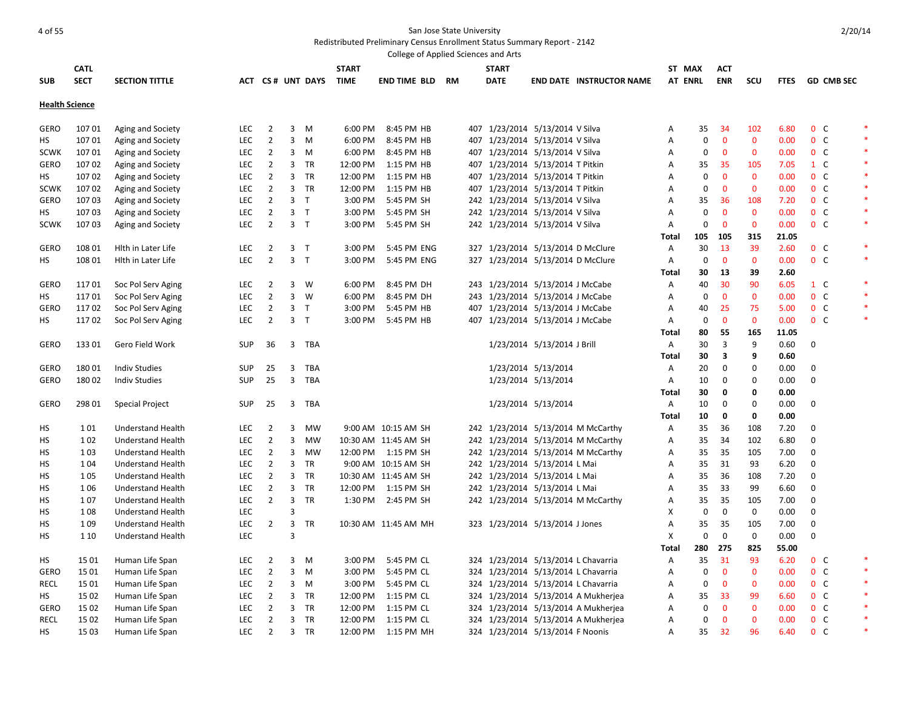San Jose State University
Redistributed Preliminary Census Enrollment Status Summary Report - 2142
College of Applied Sciences and Arts

2/20/14

| SUB | CATL SECT | SECTION TITTLE | ACT | CS # | UNT | DAYS | START TIME | END TIME | BLD | RM | START DATE | END DATE | INSTRUCTOR NAME | ST AT | MAX ENRL | ACT ENR | SCU | FTES | GD | CMB SEC | |
|---|---|---|---|---|---|---|---|---|---|---|---|---|---|---|---|---|---|---|---|---|---|
| **Health Science** | | | | | | | | | | | | | | | | | | | | | |
| GERO | 107 01 | Aging and Society | LEC | 2 | 3 | M | 6:00 PM | 8:45 PM | HB | 407 | 1/23/2014 | 5/13/2014 | V Silva | A | 35 | 34 | 102 | 6.80 | 0 | C | * |
| HS | 107 01 | Aging and Society | LEC | 2 | 3 | M | 6:00 PM | 8:45 PM | HB | 407 | 1/23/2014 | 5/13/2014 | V Silva | A | 0 | 0 | 0 | 0.00 | 0 | C | * |
| SCWK | 107 01 | Aging and Society | LEC | 2 | 3 | M | 6:00 PM | 8:45 PM | HB | 407 | 1/23/2014 | 5/13/2014 | V Silva | A | 0 | 0 | 0 | 0.00 | 0 | C | * |
| GERO | 107 02 | Aging and Society | LEC | 2 | 3 | TR | 12:00 PM | 1:15 PM | HB | 407 | 1/23/2014 | 5/13/2014 | T Pitkin | A | 35 | 35 | 105 | 7.05 | 1 | C | * |
| HS | 107 02 | Aging and Society | LEC | 2 | 3 | TR | 12:00 PM | 1:15 PM | HB | 407 | 1/23/2014 | 5/13/2014 | T Pitkin | A | 0 | 0 | 0 | 0.00 | 0 | C | * |
| SCWK | 107 02 | Aging and Society | LEC | 2 | 3 | TR | 12:00 PM | 1:15 PM | HB | 407 | 1/23/2014 | 5/13/2014 | T Pitkin | A | 0 | 0 | 0 | 0.00 | 0 | C | * |
| GERO | 107 03 | Aging and Society | LEC | 2 | 3 | T | 3:00 PM | 5:45 PM | SH | 242 | 1/23/2014 | 5/13/2014 | V Silva | A | 35 | 36 | 108 | 7.20 | 0 | C | * |
| HS | 107 03 | Aging and Society | LEC | 2 | 3 | T | 3:00 PM | 5:45 PM | SH | 242 | 1/23/2014 | 5/13/2014 | V Silva | A | 0 | 0 | 0 | 0.00 | 0 | C | * |
| SCWK | 107 03 | Aging and Society | LEC | 2 | 3 | T | 3:00 PM | 5:45 PM | SH | 242 | 1/23/2014 | 5/13/2014 | V Silva | A | 0 | 0 | 0 | 0.00 | 0 | C | * |
| | | | | | | | | | | | | | | **Total** | **105** | **105** | **315** | **21.05** | | | |
| GERO | 108 01 | Hlth in Later Life | LEC | 2 | 3 | T | 3:00 PM | 5:45 PM | ENG | 327 | 1/23/2014 | 5/13/2014 | D McClure | A | 30 | 13 | 39 | 2.60 | 0 | C | * |
| HS | 108 01 | Hlth in Later Life | LEC | 2 | 3 | T | 3:00 PM | 5:45 PM | ENG | 327 | 1/23/2014 | 5/13/2014 | D McClure | A | 0 | 0 | 0 | 0.00 | 0 | C | * |
| | | | | | | | | | | | | | | **Total** | **30** | **13** | **39** | **2.60** | | | |
| GERO | 117 01 | Soc Pol Serv Aging | LEC | 2 | 3 | W | 6:00 PM | 8:45 PM | DH | 243 | 1/23/2014 | 5/13/2014 | J McCabe | A | 40 | 30 | 90 | 6.05 | 1 | C | * |
| HS | 117 01 | Soc Pol Serv Aging | LEC | 2 | 3 | W | 6:00 PM | 8:45 PM | DH | 243 | 1/23/2014 | 5/13/2014 | J McCabe | A | 0 | 0 | 0 | 0.00 | 0 | C | * |
| GERO | 117 02 | Soc Pol Serv Aging | LEC | 2 | 3 | T | 3:00 PM | 5:45 PM | HB | 407 | 1/23/2014 | 5/13/2014 | J McCabe | A | 40 | 25 | 75 | 5.00 | 0 | C | * |
| HS | 117 02 | Soc Pol Serv Aging | LEC | 2 | 3 | T | 3:00 PM | 5:45 PM | HB | 407 | 1/23/2014 | 5/13/2014 | J McCabe | A | 0 | 0 | 0 | 0.00 | 0 | C | * |
| | | | | | | | | | | | | | | **Total** | **80** | **55** | **165** | **11.05** | | | |
| GERO | 133 01 | Gero Field Work | SUP | 36 | 3 | TBA | | | | | 1/23/2014 | 5/13/2014 | J Brill | A | 30 | 3 | 9 | 0.60 | 0 | | |
| | | | | | | | | | | | | | | **Total** | **30** | **3** | **9** | **0.60** | | | |
| GERO | 180 01 | Indiv Studies | SUP | 25 | 3 | TBA | | | | | 1/23/2014 | 5/13/2014 | | A | 20 | 0 | 0 | 0.00 | 0 | | |
| GERO | 180 02 | Indiv Studies | SUP | 25 | 3 | TBA | | | | | 1/23/2014 | 5/13/2014 | | A | 10 | 0 | 0 | 0.00 | 0 | | |
| | | | | | | | | | | | | | | **Total** | **30** | **0** | **0** | **0.00** | | | |
| GERO | 298 01 | Special Project | SUP | 25 | 3 | TBA | | | | | 1/23/2014 | 5/13/2014 | | A | 10 | 0 | 0 | 0.00 | 0 | | |
| | | | | | | | | | | | | | | **Total** | **10** | **0** | **0** | **0.00** | | | |
| HS | 1 01 | Understand Health | LEC | 2 | 3 | MW | 9:00 AM | 10:15 AM | SH | 242 | 1/23/2014 | 5/13/2014 | M McCarthy | A | 35 | 36 | 108 | 7.20 | 0 | | |
| HS | 1 02 | Understand Health | LEC | 2 | 3 | MW | 10:30 AM | 11:45 AM | SH | 242 | 1/23/2014 | 5/13/2014 | M McCarthy | A | 35 | 34 | 102 | 6.80 | 0 | | |
| HS | 1 03 | Understand Health | LEC | 2 | 3 | MW | 12:00 PM | 1:15 PM | SH | 242 | 1/23/2014 | 5/13/2014 | M McCarthy | A | 35 | 35 | 105 | 7.00 | 0 | | |
| HS | 1 04 | Understand Health | LEC | 2 | 3 | TR | 9:00 AM | 10:15 AM | SH | 242 | 1/23/2014 | 5/13/2014 | L Mai | A | 35 | 31 | 93 | 6.20 | 0 | | |
| HS | 1 05 | Understand Health | LEC | 2 | 3 | TR | 10:30 AM | 11:45 AM | SH | 242 | 1/23/2014 | 5/13/2014 | L Mai | A | 35 | 36 | 108 | 7.20 | 0 | | |
| HS | 1 06 | Understand Health | LEC | 2 | 3 | TR | 12:00 PM | 1:15 PM | SH | 242 | 1/23/2014 | 5/13/2014 | L Mai | A | 35 | 33 | 99 | 6.60 | 0 | | |
| HS | 1 07 | Understand Health | LEC | 2 | 3 | TR | 1:30 PM | 2:45 PM | SH | 242 | 1/23/2014 | 5/13/2014 | M McCarthy | A | 35 | 35 | 105 | 7.00 | 0 | | |
| HS | 1 08 | Understand Health | LEC | | 3 | | | | | | | | | X | 0 | 0 | 0 | 0.00 | 0 | | |
| HS | 1 09 | Understand Health | LEC | 2 | 3 | TR | 10:30 AM | 11:45 AM | MH | 323 | 1/23/2014 | 5/13/2014 | J Jones | A | 35 | 35 | 105 | 7.00 | 0 | | |
| HS | 1 10 | Understand Health | LEC | | 3 | | | | | | | | | X | 0 | 0 | 0 | 0.00 | 0 | | |
| | | | | | | | | | | | | | | **Total** | **280** | **275** | **825** | **55.00** | | | |
| HS | 15 01 | Human Life Span | LEC | 2 | 3 | M | 3:00 PM | 5:45 PM | CL | 324 | 1/23/2014 | 5/13/2014 | L Chavarria | A | 35 | 31 | 93 | 6.20 | 0 | C | * |
| GERO | 15 01 | Human Life Span | LEC | 2 | 3 | M | 3:00 PM | 5:45 PM | CL | 324 | 1/23/2014 | 5/13/2014 | L Chavarria | A | 0 | 0 | 0 | 0.00 | 0 | C | * |
| RECL | 15 01 | Human Life Span | LEC | 2 | 3 | M | 3:00 PM | 5:45 PM | CL | 324 | 1/23/2014 | 5/13/2014 | L Chavarria | A | 0 | 0 | 0 | 0.00 | 0 | C | * |
| HS | 15 02 | Human Life Span | LEC | 2 | 3 | TR | 12:00 PM | 1:15 PM | CL | 324 | 1/23/2014 | 5/13/2014 | A Mukherjea | A | 35 | 33 | 99 | 6.60 | 0 | C | * |
| GERO | 15 02 | Human Life Span | LEC | 2 | 3 | TR | 12:00 PM | 1:15 PM | CL | 324 | 1/23/2014 | 5/13/2014 | A Mukherjea | A | 0 | 0 | 0 | 0.00 | 0 | C | * |
| RECL | 15 02 | Human Life Span | LEC | 2 | 3 | TR | 12:00 PM | 1:15 PM | CL | 324 | 1/23/2014 | 5/13/2014 | A Mukherjea | A | 0 | 0 | 0 | 0.00 | 0 | C | * |
| HS | 15 03 | Human Life Span | LEC | 2 | 3 | TR | 12:00 PM | 1:15 PM | MH | 324 | 1/23/2014 | 5/13/2014 | F Noonis | A | 35 | 32 | 96 | 6.40 | 0 | C | * |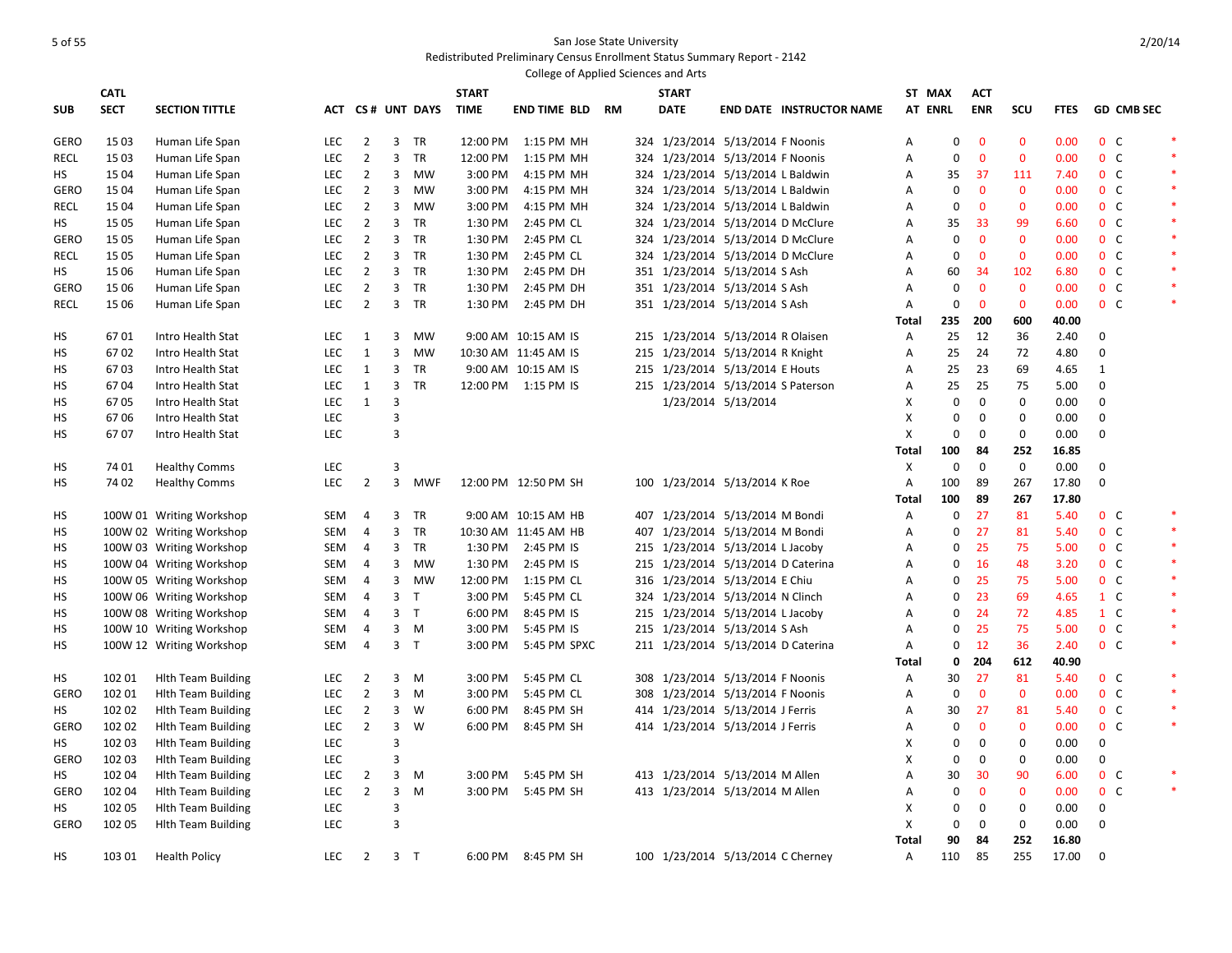San Jose State University
Redistributed Preliminary Census Enrollment Status Summary Report - 2142
College of Applied Sciences and Arts

| SUB | CATL SECT | SECTION TITTLE | ACT | CS # | UNT | DAYS | START TIME | END TIME | BLD | RM | START DATE | END DATE | INSTRUCTOR NAME | ST AT | MAX ENRL | ACT ENR | SCU | FTES | GD | CMB SEC | |
|---|---|---|---|---|---|---|---|---|---|---|---|---|---|---|---|---|---|---|---|---|---|
| GERO | 15 03 | Human Life Span | LEC | 2 | 3 | TR | 12:00 PM | 1:15 PM | MH | 324 | 1/23/2014 | 5/13/2014 | F Noonis | A | 0 | 0 | 0 | 0.00 | 0 | C | * |
| RECL | 15 03 | Human Life Span | LEC | 2 | 3 | TR | 12:00 PM | 1:15 PM | MH | 324 | 1/23/2014 | 5/13/2014 | F Noonis | A | 0 | 0 | 0 | 0.00 | 0 | C | * |
| HS | 15 04 | Human Life Span | LEC | 2 | 3 | MW | 3:00 PM | 4:15 PM | MH | 324 | 1/23/2014 | 5/13/2014 | L Baldwin | A | 35 | 37 | 111 | 7.40 | 0 | C | * |
| GERO | 15 04 | Human Life Span | LEC | 2 | 3 | MW | 3:00 PM | 4:15 PM | MH | 324 | 1/23/2014 | 5/13/2014 | L Baldwin | A | 0 | 0 | 0 | 0.00 | 0 | C | * |
| RECL | 15 04 | Human Life Span | LEC | 2 | 3 | MW | 3:00 PM | 4:15 PM | MH | 324 | 1/23/2014 | 5/13/2014 | L Baldwin | A | 0 | 0 | 0 | 0.00 | 0 | C | * |
| HS | 15 05 | Human Life Span | LEC | 2 | 3 | TR | 1:30 PM | 2:45 PM | CL | 324 | 1/23/2014 | 5/13/2014 | D McClure | A | 35 | 33 | 99 | 6.60 | 0 | C | * |
| GERO | 15 05 | Human Life Span | LEC | 2 | 3 | TR | 1:30 PM | 2:45 PM | CL | 324 | 1/23/2014 | 5/13/2014 | D McClure | A | 0 | 0 | 0 | 0.00 | 0 | C | * |
| RECL | 15 05 | Human Life Span | LEC | 2 | 3 | TR | 1:30 PM | 2:45 PM | CL | 324 | 1/23/2014 | 5/13/2014 | D McClure | A | 0 | 0 | 0 | 0.00 | 0 | C | * |
| HS | 15 06 | Human Life Span | LEC | 2 | 3 | TR | 1:30 PM | 2:45 PM | DH | 351 | 1/23/2014 | 5/13/2014 | S Ash | A | 60 | 34 | 102 | 6.80 | 0 | C | * |
| GERO | 15 06 | Human Life Span | LEC | 2 | 3 | TR | 1:30 PM | 2:45 PM | DH | 351 | 1/23/2014 | 5/13/2014 | S Ash | A | 0 | 0 | 0 | 0.00 | 0 | C | * |
| RECL | 15 06 | Human Life Span | LEC | 2 | 3 | TR | 1:30 PM | 2:45 PM | DH | 351 | 1/23/2014 | 5/13/2014 | S Ash | A | 0 | 0 | 0 | 0.00 | 0 | C | * |
| | | | | | | | | | | | | | | Total | 235 | 200 | 600 | 40.00 | | | |
| HS | 67 01 | Intro Health Stat | LEC | 1 | 3 | MW | 9:00 AM | 10:15 AM | IS | 215 | 1/23/2014 | 5/13/2014 | R Olaisen | A | 25 | 12 | 36 | 2.40 | 0 | | |
| HS | 67 02 | Intro Health Stat | LEC | 1 | 3 | MW | 10:30 AM | 11:45 AM | IS | 215 | 1/23/2014 | 5/13/2014 | R Knight | A | 25 | 24 | 72 | 4.80 | 0 | | |
| HS | 67 03 | Intro Health Stat | LEC | 1 | 3 | TR | 9:00 AM | 10:15 AM | IS | 215 | 1/23/2014 | 5/13/2014 | E Houts | A | 25 | 23 | 69 | 4.65 | 1 | | |
| HS | 67 04 | Intro Health Stat | LEC | 1 | 3 | TR | 12:00 PM | 1:15 PM | IS | 215 | 1/23/2014 | 5/13/2014 | S Paterson | A | 25 | 25 | 75 | 5.00 | 0 | | |
| HS | 67 05 | Intro Health Stat | LEC | 1 | 3 | | | | | | 1/23/2014 | 5/13/2014 | | X | 0 | 0 | 0 | 0.00 | 0 | | |
| HS | 67 06 | Intro Health Stat | LEC | | 3 | | | | | | | | | X | 0 | 0 | 0 | 0.00 | 0 | | |
| HS | 67 07 | Intro Health Stat | LEC | | 3 | | | | | | | | | X | 0 | 0 | 0 | 0.00 | 0 | | |
| | | | | | | | | | | | | | | Total | 100 | 84 | 252 | 16.85 | | | |
| HS | 74 01 | Healthy Comms | LEC | | 3 | | | | | | | | | X | 0 | 0 | 0 | 0.00 | 0 | | |
| HS | 74 02 | Healthy Comms | LEC | 2 | 3 | MWF | 12:00 PM | 12:50 PM | SH | 100 | 1/23/2014 | 5/13/2014 | K Roe | A | 100 | 89 | 267 | 17.80 | 0 | | |
| | | | | | | | | | | | | | | Total | 100 | 89 | 267 | 17.80 | | | |
| HS | 100W 01 | Writing Workshop | SEM | 4 | 3 | TR | 9:00 AM | 10:15 AM | HB | 407 | 1/23/2014 | 5/13/2014 | M Bondi | A | 0 | 27 | 81 | 5.40 | 0 | C | * |
| HS | 100W 02 | Writing Workshop | SEM | 4 | 3 | TR | 10:30 AM | 11:45 AM | HB | 407 | 1/23/2014 | 5/13/2014 | M Bondi | A | 0 | 27 | 81 | 5.40 | 0 | C | * |
| HS | 100W 03 | Writing Workshop | SEM | 4 | 3 | TR | 1:30 PM | 2:45 PM | IS | 215 | 1/23/2014 | 5/13/2014 | L Jacoby | A | 0 | 25 | 75 | 5.00 | 0 | C | * |
| HS | 100W 04 | Writing Workshop | SEM | 4 | 3 | MW | 1:30 PM | 2:45 PM | IS | 215 | 1/23/2014 | 5/13/2014 | D Caterina | A | 0 | 16 | 48 | 3.20 | 0 | C | * |
| HS | 100W 05 | Writing Workshop | SEM | 4 | 3 | MW | 12:00 PM | 1:15 PM | CL | 316 | 1/23/2014 | 5/13/2014 | E Chiu | A | 0 | 25 | 75 | 5.00 | 0 | C | * |
| HS | 100W 06 | Writing Workshop | SEM | 4 | 3 | T | 3:00 PM | 5:45 PM | CL | 324 | 1/23/2014 | 5/13/2014 | N Clinch | A | 0 | 23 | 69 | 4.65 | 1 | C | * |
| HS | 100W 08 | Writing Workshop | SEM | 4 | 3 | T | 6:00 PM | 8:45 PM | IS | 215 | 1/23/2014 | 5/13/2014 | L Jacoby | A | 0 | 24 | 72 | 4.85 | 1 | C | * |
| HS | 100W 10 | Writing Workshop | SEM | 4 | 3 | M | 3:00 PM | 5:45 PM | IS | 215 | 1/23/2014 | 5/13/2014 | S Ash | A | 0 | 25 | 75 | 5.00 | 0 | C | * |
| HS | 100W 12 | Writing Workshop | SEM | 4 | 3 | T | 3:00 PM | 5:45 PM | SPXC | 211 | 1/23/2014 | 5/13/2014 | D Caterina | A | 0 | 12 | 36 | 2.40 | 0 | C | * |
| | | | | | | | | | | | | | | Total | 0 | 204 | 612 | 40.90 | | | |
| HS | 102 01 | Hlth Team Building | LEC | 2 | 3 | M | 3:00 PM | 5:45 PM | CL | 308 | 1/23/2014 | 5/13/2014 | F Noonis | A | 30 | 27 | 81 | 5.40 | 0 | C | * |
| GERO | 102 01 | Hlth Team Building | LEC | 2 | 3 | M | 3:00 PM | 5:45 PM | CL | 308 | 1/23/2014 | 5/13/2014 | F Noonis | A | 0 | 0 | 0 | 0.00 | 0 | C | * |
| HS | 102 02 | Hlth Team Building | LEC | 2 | 3 | W | 6:00 PM | 8:45 PM | SH | 414 | 1/23/2014 | 5/13/2014 | J Ferris | A | 30 | 27 | 81 | 5.40 | 0 | C | * |
| GERO | 102 02 | Hlth Team Building | LEC | 2 | 3 | W | 6:00 PM | 8:45 PM | SH | 414 | 1/23/2014 | 5/13/2014 | J Ferris | A | 0 | 0 | 0 | 0.00 | 0 | C | * |
| HS | 102 03 | Hlth Team Building | LEC | | 3 | | | | | | | | | X | 0 | 0 | 0 | 0.00 | 0 | | |
| GERO | 102 03 | Hlth Team Building | LEC | | 3 | | | | | | | | | X | 0 | 0 | 0 | 0.00 | 0 | | |
| HS | 102 04 | Hlth Team Building | LEC | 2 | 3 | M | 3:00 PM | 5:45 PM | SH | 413 | 1/23/2014 | 5/13/2014 | M Allen | A | 30 | 30 | 90 | 6.00 | 0 | C | * |
| GERO | 102 04 | Hlth Team Building | LEC | 2 | 3 | M | 3:00 PM | 5:45 PM | SH | 413 | 1/23/2014 | 5/13/2014 | M Allen | A | 0 | 0 | 0 | 0.00 | 0 | C | * |
| HS | 102 05 | Hlth Team Building | LEC | | 3 | | | | | | | | | X | 0 | 0 | 0 | 0.00 | 0 | | |
| GERO | 102 05 | Hlth Team Building | LEC | | 3 | | | | | | | | | X | 0 | 0 | 0 | 0.00 | 0 | | |
| | | | | | | | | | | | | | | Total | 90 | 84 | 252 | 16.80 | | | |
| HS | 103 01 | Health Policy | LEC | 2 | 3 | T | 6:00 PM | 8:45 PM | SH | 100 | 1/23/2014 | 5/13/2014 | C Cherney | A | 110 | 85 | 255 | 17.00 | 0 | | |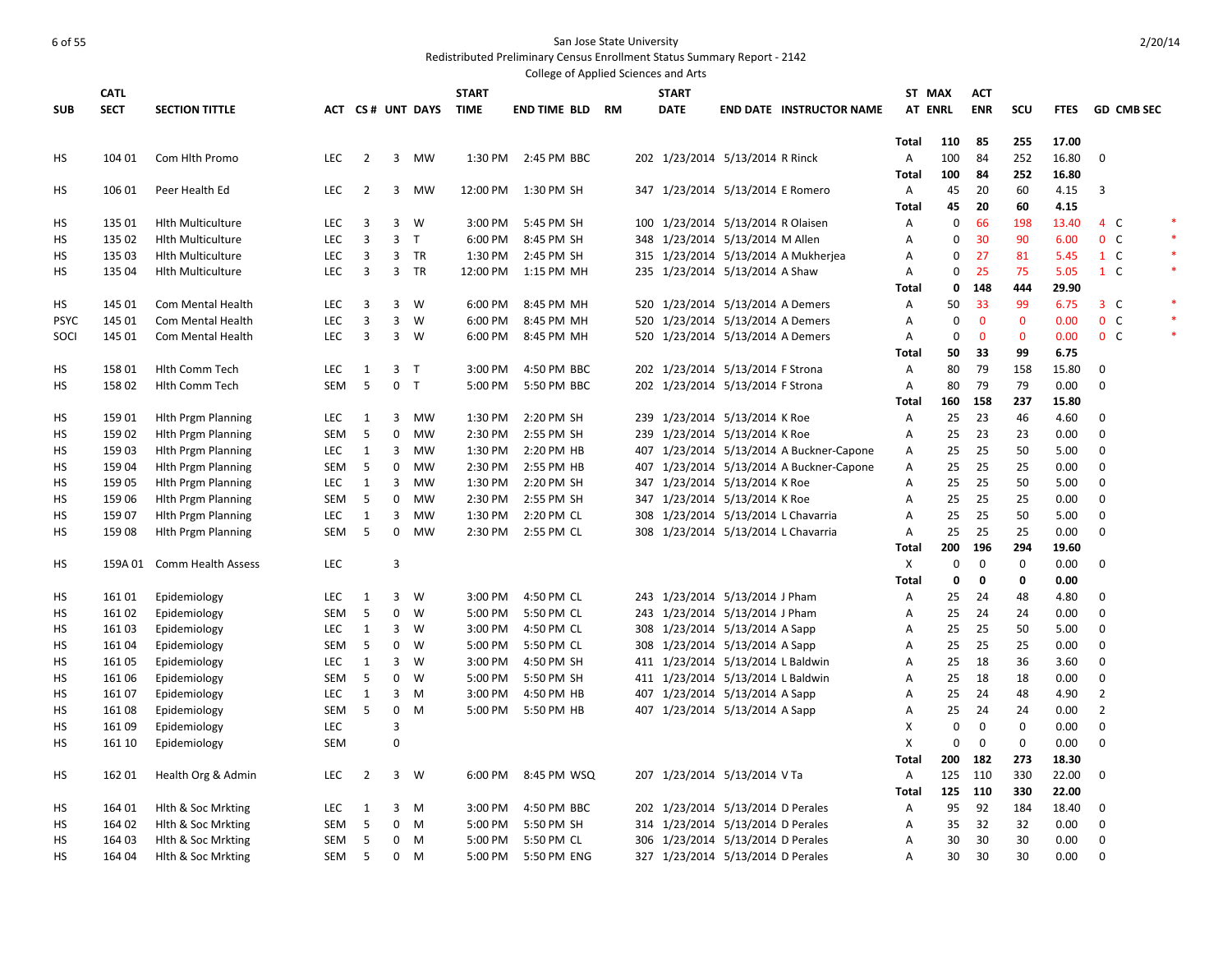San Jose State University
Redistributed Preliminary Census Enrollment Status Summary Report - 2142
College of Applied Sciences and Arts

2/20/14

| SUB | CATL SECT | SECTION TITTLE | ACT | CS # | UNT | DAYS | START TIME | END TIME | BLD | RM | START DATE | END DATE | INSTRUCTOR NAME | ST AT | MAX ENRL | ACT ENR | SCU | FTES | GD | CMB SEC | |
|---|---|---|---|---|---|---|---|---|---|---|---|---|---|---|---|---|---|---|---|---|---|
| | | | | | | | | | | | | | | Total | 110 | 85 | 255 | 17.00 | | | |
| HS | 104 01 | Com Hlth Promo | LEC | 2 | 3 | MW | 1:30 PM | 2:45 PM | BBC | 202 | 1/23/2014 | 5/13/2014 | R Rinck | A | 100 | 84 | 252 | 16.80 | 0 | | |
| | | | | | | | | | | | | | | Total | 100 | 84 | 252 | 16.80 | | | |
| HS | 106 01 | Peer Health Ed | LEC | 2 | 3 | MW | 12:00 PM | 1:30 PM | SH | 347 | 1/23/2014 | 5/13/2014 | E Romero | A | 45 | 20 | 60 | 4.15 | 3 | | |
| | | | | | | | | | | | | | | Total | 45 | 20 | 60 | 4.15 | | | |
| HS | 135 01 | Hlth Multiculture | LEC | 3 | 3 | W | 3:00 PM | 5:45 PM | SH | 100 | 1/23/2014 | 5/13/2014 | R Olaisen | A | 0 | 66 | 198 | 13.40 | 4 | C | * |
| HS | 135 02 | Hlth Multiculture | LEC | 3 | 3 | T | 6:00 PM | 8:45 PM | SH | 348 | 1/23/2014 | 5/13/2014 | M Allen | A | 0 | 30 | 90 | 6.00 | 0 | C | * |
| HS | 135 03 | Hlth Multiculture | LEC | 3 | 3 | TR | 1:30 PM | 2:45 PM | SH | 315 | 1/23/2014 | 5/13/2014 | A Mukherjea | A | 0 | 27 | 81 | 5.45 | 1 | C | * |
| HS | 135 04 | Hlth Multiculture | LEC | 3 | 3 | TR | 12:00 PM | 1:15 PM | MH | 235 | 1/23/2014 | 5/13/2014 | A Shaw | A | 0 | 25 | 75 | 5.05 | 1 | C | * |
| | | | | | | | | | | | | | | Total | 0 | 148 | 444 | 29.90 | | | |
| HS | 145 01 | Com Mental Health | LEC | 3 | 3 | W | 6:00 PM | 8:45 PM | MH | 520 | 1/23/2014 | 5/13/2014 | A Demers | A | 50 | 33 | 99 | 6.75 | 3 | C | * |
| PSYC | 145 01 | Com Mental Health | LEC | 3 | 3 | W | 6:00 PM | 8:45 PM | MH | 520 | 1/23/2014 | 5/13/2014 | A Demers | A | 0 | 0 | 0 | 0.00 | 0 | C | * |
| SOCI | 145 01 | Com Mental Health | LEC | 3 | 3 | W | 6:00 PM | 8:45 PM | MH | 520 | 1/23/2014 | 5/13/2014 | A Demers | A | 0 | 0 | 0 | 0.00 | 0 | C | * |
| | | | | | | | | | | | | | | Total | 50 | 33 | 99 | 6.75 | | | |
| HS | 158 01 | Hlth Comm Tech | LEC | 1 | 3 | T | 3:00 PM | 4:50 PM | BBC | 202 | 1/23/2014 | 5/13/2014 | F Strona | A | 80 | 79 | 158 | 15.80 | 0 | | |
| HS | 158 02 | Hlth Comm Tech | SEM | 5 | 0 | T | 5:00 PM | 5:50 PM | BBC | 202 | 1/23/2014 | 5/13/2014 | F Strona | A | 80 | 79 | 79 | 0.00 | 0 | | |
| | | | | | | | | | | | | | | Total | 160 | 158 | 237 | 15.80 | | | |
| HS | 159 01 | Hlth Prgm Planning | LEC | 1 | 3 | MW | 1:30 PM | 2:20 PM | SH | 239 | 1/23/2014 | 5/13/2014 | K Roe | A | 25 | 23 | 46 | 4.60 | 0 | | |
| HS | 159 02 | Hlth Prgm Planning | SEM | 5 | 0 | MW | 2:30 PM | 2:55 PM | SH | 239 | 1/23/2014 | 5/13/2014 | K Roe | A | 25 | 23 | 23 | 0.00 | 0 | | |
| HS | 159 03 | Hlth Prgm Planning | LEC | 1 | 3 | MW | 1:30 PM | 2:20 PM | HB | 407 | 1/23/2014 | 5/13/2014 | A Buckner-Capone | A | 25 | 25 | 50 | 5.00 | 0 | | |
| HS | 159 04 | Hlth Prgm Planning | SEM | 5 | 0 | MW | 2:30 PM | 2:55 PM | HB | 407 | 1/23/2014 | 5/13/2014 | A Buckner-Capone | A | 25 | 25 | 25 | 0.00 | 0 | | |
| HS | 159 05 | Hlth Prgm Planning | LEC | 1 | 3 | MW | 1:30 PM | 2:20 PM | SH | 347 | 1/23/2014 | 5/13/2014 | K Roe | A | 25 | 25 | 50 | 5.00 | 0 | | |
| HS | 159 06 | Hlth Prgm Planning | SEM | 5 | 0 | MW | 2:30 PM | 2:55 PM | SH | 347 | 1/23/2014 | 5/13/2014 | K Roe | A | 25 | 25 | 25 | 0.00 | 0 | | |
| HS | 159 07 | Hlth Prgm Planning | LEC | 1 | 3 | MW | 1:30 PM | 2:20 PM | CL | 308 | 1/23/2014 | 5/13/2014 | L Chavarria | A | 25 | 25 | 50 | 5.00 | 0 | | |
| HS | 159 08 | Hlth Prgm Planning | SEM | 5 | 0 | MW | 2:30 PM | 2:55 PM | CL | 308 | 1/23/2014 | 5/13/2014 | L Chavarria | A | 25 | 25 | 25 | 0.00 | 0 | | |
| | | | | | | | | | | | | | | Total | 200 | 196 | 294 | 19.60 | | | |
| HS | 159A 01 | Comm Health Assess | LEC | | 3 | | | | | | | | | X | 0 | 0 | 0 | 0.00 | 0 | | |
| | | | | | | | | | | | | | | Total | 0 | 0 | 0 | 0.00 | | | |
| HS | 161 01 | Epidemiology | LEC | 1 | 3 | W | 3:00 PM | 4:50 PM | CL | 243 | 1/23/2014 | 5/13/2014 | J Pham | A | 25 | 24 | 48 | 4.80 | 0 | | |
| HS | 161 02 | Epidemiology | SEM | 5 | 0 | W | 5:00 PM | 5:50 PM | CL | 243 | 1/23/2014 | 5/13/2014 | J Pham | A | 25 | 24 | 24 | 0.00 | 0 | | |
| HS | 161 03 | Epidemiology | LEC | 1 | 3 | W | 3:00 PM | 4:50 PM | CL | 308 | 1/23/2014 | 5/13/2014 | A Sapp | A | 25 | 25 | 50 | 5.00 | 0 | | |
| HS | 161 04 | Epidemiology | SEM | 5 | 0 | W | 5:00 PM | 5:50 PM | CL | 308 | 1/23/2014 | 5/13/2014 | A Sapp | A | 25 | 25 | 25 | 0.00 | 0 | | |
| HS | 161 05 | Epidemiology | LEC | 1 | 3 | W | 3:00 PM | 4:50 PM | SH | 411 | 1/23/2014 | 5/13/2014 | L Baldwin | A | 25 | 18 | 36 | 3.60 | 0 | | |
| HS | 161 06 | Epidemiology | SEM | 5 | 0 | W | 5:00 PM | 5:50 PM | SH | 411 | 1/23/2014 | 5/13/2014 | L Baldwin | A | 25 | 18 | 18 | 0.00 | 0 | | |
| HS | 161 07 | Epidemiology | LEC | 1 | 3 | M | 3:00 PM | 4:50 PM | HB | 407 | 1/23/2014 | 5/13/2014 | A Sapp | A | 25 | 24 | 48 | 4.90 | 2 | | |
| HS | 161 08 | Epidemiology | SEM | 5 | 0 | M | 5:00 PM | 5:50 PM | HB | 407 | 1/23/2014 | 5/13/2014 | A Sapp | A | 25 | 24 | 24 | 0.00 | 2 | | |
| HS | 161 09 | Epidemiology | LEC | | 3 | | | | | | | | | X | 0 | 0 | 0 | 0.00 | 0 | | |
| HS | 161 10 | Epidemiology | SEM | | 0 | | | | | | | | | X | 0 | 0 | 0 | 0.00 | 0 | | |
| | | | | | | | | | | | | | | Total | 200 | 182 | 273 | 18.30 | | | |
| HS | 162 01 | Health Org & Admin | LEC | 2 | 3 | W | 6:00 PM | 8:45 PM | WSQ | 207 | 1/23/2014 | 5/13/2014 | V Ta | A | 125 | 110 | 330 | 22.00 | 0 | | |
| | | | | | | | | | | | | | | Total | 125 | 110 | 330 | 22.00 | | | |
| HS | 164 01 | Hlth & Soc Mrkting | LEC | 1 | 3 | M | 3:00 PM | 4:50 PM | BBC | 202 | 1/23/2014 | 5/13/2014 | D Perales | A | 95 | 92 | 184 | 18.40 | 0 | | |
| HS | 164 02 | Hlth & Soc Mrkting | SEM | 5 | 0 | M | 5:00 PM | 5:50 PM | SH | 314 | 1/23/2014 | 5/13/2014 | D Perales | A | 35 | 32 | 32 | 0.00 | 0 | | |
| HS | 164 03 | Hlth & Soc Mrkting | SEM | 5 | 0 | M | 5:00 PM | 5:50 PM | CL | 306 | 1/23/2014 | 5/13/2014 | D Perales | A | 30 | 30 | 30 | 0.00 | 0 | | |
| HS | 164 04 | Hlth & Soc Mrkting | SEM | 5 | 0 | M | 5:00 PM | 5:50 PM | ENG | 327 | 1/23/2014 | 5/13/2014 | D Perales | A | 30 | 30 | 30 | 0.00 | 0 | | |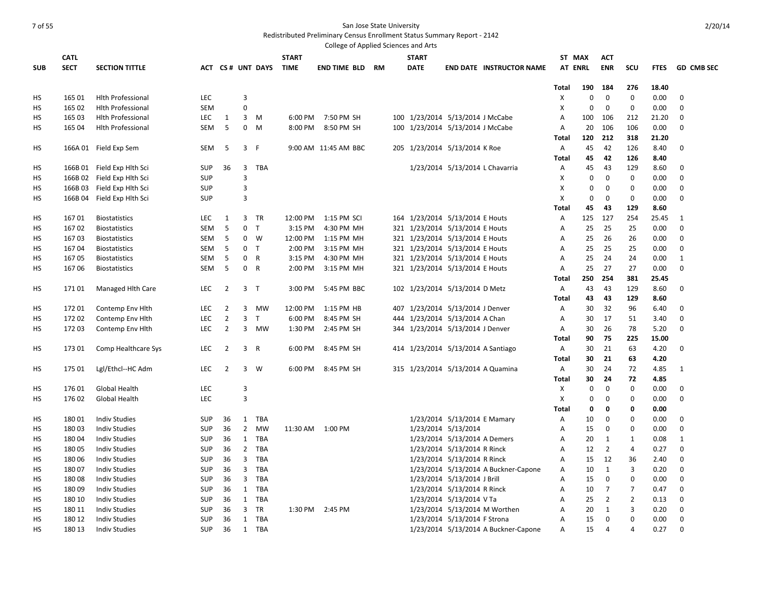San Jose State University

Redistributed Preliminary Census Enrollment Status Summary Report - 2142

College of Applied Sciences and Arts

| SUB | CATL SECT | SECTION TITTLE | ACT | CS # | UNT | DAYS | START TIME | END TIME | BLD | RM | START DATE | END DATE | INSTRUCTOR NAME | ST AT | MAX ENRL | ACT ENR | SCU | FTES | GD | CMB SEC |
|---|---|---|---|---|---|---|---|---|---|---|---|---|---|---|---|---|---|---|---|---|
| | | | | | | | | | | | | | | Total | 190 | 184 | 276 | 18.40 | | |
| HS | 165 01 | Hlth Professional | LEC | | 3 | | | | | | | | | X | 0 | 0 | 0 | 0.00 | 0 | |
| HS | 165 02 | Hlth Professional | SEM | | 0 | | | | | | | | | X | 0 | 0 | 0 | 0.00 | 0 | |
| HS | 165 03 | Hlth Professional | LEC | 1 | 3 | M | 6:00 PM | 7:50 PM | SH | 100 | 1/23/2014 | 5/13/2014 | J McCabe | A | 100 | 106 | 212 | 21.20 | 0 | |
| HS | 165 04 | Hlth Professional | SEM | 5 | 0 | M | 8:00 PM | 8:50 PM | SH | 100 | 1/23/2014 | 5/13/2014 | J McCabe | A | 20 | 106 | 106 | 0.00 | 0 | |
| | | | | | | | | | | | | | | Total | 120 | 212 | 318 | 21.20 | | |
| HS | 166A 01 | Field Exp Sem | SEM | 5 | 3 | F | 9:00 AM | 11:45 AM | BBC | 205 | 1/23/2014 | 5/13/2014 | K Roe | A | 45 | 42 | 126 | 8.40 | 0 | |
| | | | | | | | | | | | | | | Total | 45 | 42 | 126 | 8.40 | | |
| HS | 166B 01 | Field Exp Hlth Sci | SUP | 36 | 3 | TBA | | | | | 1/23/2014 | 5/13/2014 | L Chavarria | A | 45 | 43 | 129 | 8.60 | 0 | |
| HS | 166B 02 | Field Exp Hlth Sci | SUP | | 3 | | | | | | | | | X | 0 | 0 | 0 | 0.00 | 0 | |
| HS | 166B 03 | Field Exp Hlth Sci | SUP | | 3 | | | | | | | | | X | 0 | 0 | 0 | 0.00 | 0 | |
| HS | 166B 04 | Field Exp Hlth Sci | SUP | | 3 | | | | | | | | | X | 0 | 0 | 0 | 0.00 | 0 | |
| | | | | | | | | | | | | | | Total | 45 | 43 | 129 | 8.60 | | |
| HS | 167 01 | Biostatistics | LEC | 1 | 3 | TR | 12:00 PM | 1:15 PM | SCI | 164 | 1/23/2014 | 5/13/2014 | E Houts | A | 125 | 127 | 254 | 25.45 | 1 | |
| HS | 167 02 | Biostatistics | SEM | 5 | 0 | T | 3:15 PM | 4:30 PM | MH | 321 | 1/23/2014 | 5/13/2014 | E Houts | A | 25 | 25 | 25 | 0.00 | 0 | |
| HS | 167 03 | Biostatistics | SEM | 5 | 0 | W | 12:00 PM | 1:15 PM | MH | 321 | 1/23/2014 | 5/13/2014 | E Houts | A | 25 | 26 | 26 | 0.00 | 0 | |
| HS | 167 04 | Biostatistics | SEM | 5 | 0 | T | 2:00 PM | 3:15 PM | MH | 321 | 1/23/2014 | 5/13/2014 | E Houts | A | 25 | 25 | 25 | 0.00 | 0 | |
| HS | 167 05 | Biostatistics | SEM | 5 | 0 | R | 3:15 PM | 4:30 PM | MH | 321 | 1/23/2014 | 5/13/2014 | E Houts | A | 25 | 24 | 24 | 0.00 | 1 | |
| HS | 167 06 | Biostatistics | SEM | 5 | 0 | R | 2:00 PM | 3:15 PM | MH | 321 | 1/23/2014 | 5/13/2014 | E Houts | A | 25 | 27 | 27 | 0.00 | 0 | |
| | | | | | | | | | | | | | | Total | 250 | 254 | 381 | 25.45 | | |
| HS | 171 01 | Managed Hlth Care | LEC | 2 | 3 | T | 3:00 PM | 5:45 PM | BBC | 102 | 1/23/2014 | 5/13/2014 | D Metz | A | 43 | 43 | 129 | 8.60 | 0 | |
| | | | | | | | | | | | | | | Total | 43 | 43 | 129 | 8.60 | | |
| HS | 172 01 | Contemp Env Hlth | LEC | 2 | 3 | MW | 12:00 PM | 1:15 PM | HB | 407 | 1/23/2014 | 5/13/2014 | J Denver | A | 30 | 32 | 96 | 6.40 | 0 | |
| HS | 172 02 | Contemp Env Hlth | LEC | 2 | 3 | T | 6:00 PM | 8:45 PM | SH | 444 | 1/23/2014 | 5/13/2014 | A Chan | A | 30 | 17 | 51 | 3.40 | 0 | |
| HS | 172 03 | Contemp Env Hlth | LEC | 2 | 3 | MW | 1:30 PM | 2:45 PM | SH | 344 | 1/23/2014 | 5/13/2014 | J Denver | A | 30 | 26 | 78 | 5.20 | 0 | |
| | | | | | | | | | | | | | | Total | 90 | 75 | 225 | 15.00 | | |
| HS | 173 01 | Comp Healthcare Sys | LEC | 2 | 3 | R | 6:00 PM | 8:45 PM | SH | 414 | 1/23/2014 | 5/13/2014 | A Santiago | A | 30 | 21 | 63 | 4.20 | 0 | |
| | | | | | | | | | | | | | | Total | 30 | 21 | 63 | 4.20 | | |
| HS | 175 01 | Lgl/Ethcl--HC Adm | LEC | 2 | 3 | W | 6:00 PM | 8:45 PM | SH | 315 | 1/23/2014 | 5/13/2014 | A Quamina | A | 30 | 24 | 72 | 4.85 | 1 | |
| | | | | | | | | | | | | | | Total | 30 | 24 | 72 | 4.85 | | |
| HS | 176 01 | Global Health | LEC | | 3 | | | | | | | | | X | 0 | 0 | 0 | 0.00 | 0 | |
| HS | 176 02 | Global Health | LEC | | 3 | | | | | | | | | X | 0 | 0 | 0 | 0.00 | 0 | |
| | | | | | | | | | | | | | | Total | 0 | 0 | 0 | 0.00 | | |
| HS | 180 01 | Indiv Studies | SUP | 36 | 1 | TBA | | | | | 1/23/2014 | 5/13/2014 | E Mamary | A | 10 | 0 | 0 | 0.00 | 0 | |
| HS | 180 03 | Indiv Studies | SUP | 36 | 2 | MW | 11:30 AM | 1:00 PM | | | 1/23/2014 | 5/13/2014 | | A | 15 | 0 | 0 | 0.00 | 0 | |
| HS | 180 04 | Indiv Studies | SUP | 36 | 1 | TBA | | | | | 1/23/2014 | 5/13/2014 | A Demers | A | 20 | 1 | 1 | 0.08 | 1 | |
| HS | 180 05 | Indiv Studies | SUP | 36 | 2 | TBA | | | | | 1/23/2014 | 5/13/2014 | R Rinck | A | 12 | 2 | 4 | 0.27 | 0 | |
| HS | 180 06 | Indiv Studies | SUP | 36 | 3 | TBA | | | | | 1/23/2014 | 5/13/2014 | R Rinck | A | 15 | 12 | 36 | 2.40 | 0 | |
| HS | 180 07 | Indiv Studies | SUP | 36 | 3 | TBA | | | | | 1/23/2014 | 5/13/2014 | A Buckner-Capone | A | 10 | 1 | 3 | 0.20 | 0 | |
| HS | 180 08 | Indiv Studies | SUP | 36 | 3 | TBA | | | | | 1/23/2014 | 5/13/2014 | J Brill | A | 15 | 0 | 0 | 0.00 | 0 | |
| HS | 180 09 | Indiv Studies | SUP | 36 | 1 | TBA | | | | | 1/23/2014 | 5/13/2014 | R Rinck | A | 10 | 7 | 7 | 0.47 | 0 | |
| HS | 180 10 | Indiv Studies | SUP | 36 | 1 | TBA | | | | | 1/23/2014 | 5/13/2014 | V Ta | A | 25 | 2 | 2 | 0.13 | 0 | |
| HS | 180 11 | Indiv Studies | SUP | 36 | 3 | TR | 1:30 PM | 2:45 PM | | | 1/23/2014 | 5/13/2014 | M Worthen | A | 20 | 1 | 3 | 0.20 | 0 | |
| HS | 180 12 | Indiv Studies | SUP | 36 | 1 | TBA | | | | | 1/23/2014 | 5/13/2014 | F Strona | A | 15 | 0 | 0 | 0.00 | 0 | |
| HS | 180 13 | Indiv Studies | SUP | 36 | 1 | TBA | | | | | 1/23/2014 | 5/13/2014 | A Buckner-Capone | A | 15 | 4 | 4 | 0.27 | 0 | |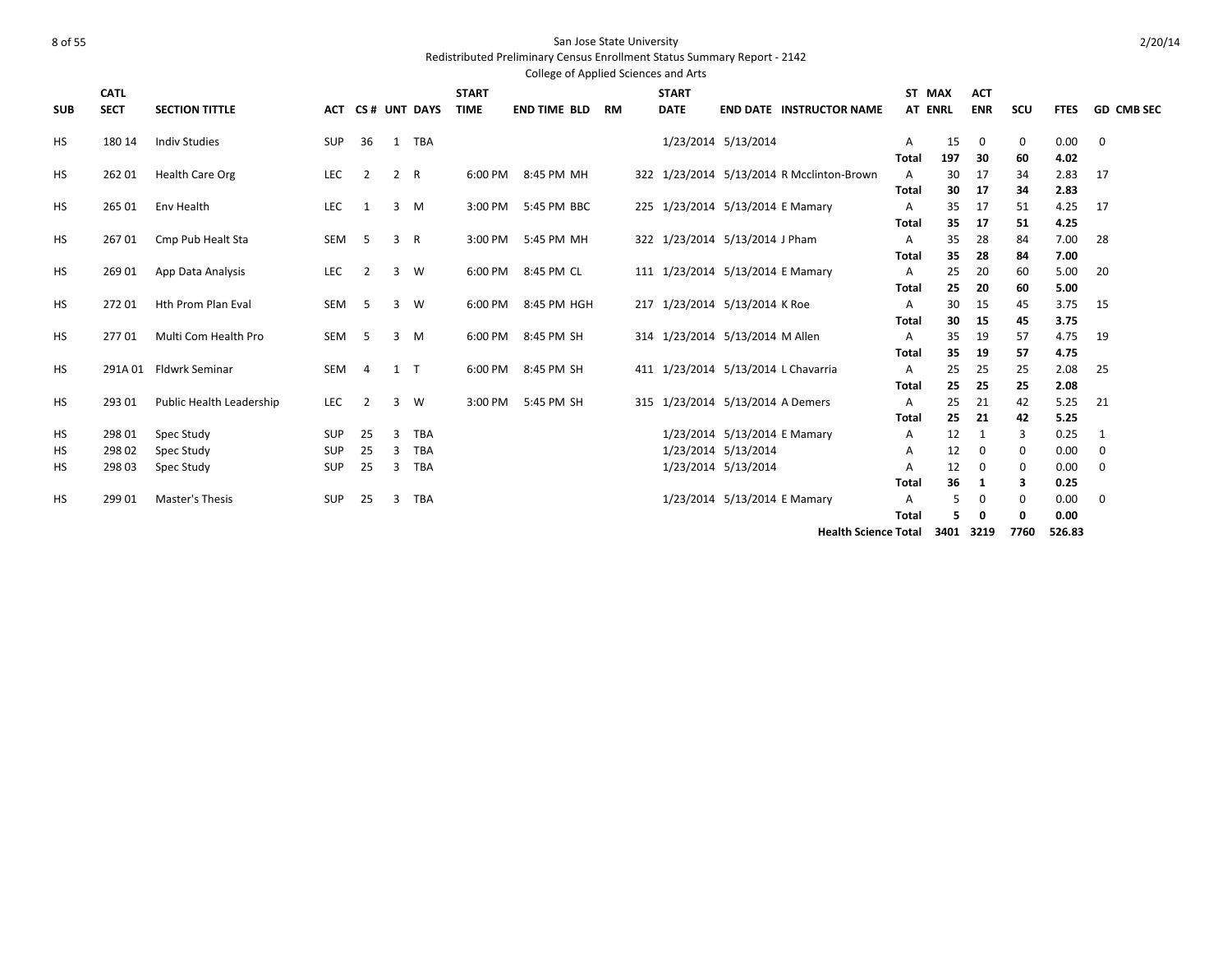San Jose State University

Redistributed Preliminary Census Enrollment Status Summary Report - 2142

College of Applied Sciences and Arts

| SUB | CATL SECT | SECTION TITTLE | ACT | CS # | UNT | DAYS | START TIME | END TIME | BLD | RM | START DATE | END DATE | INSTRUCTOR NAME | ST AT | MAX ENRL | ACT ENR | SCU | FTES | GD | CMB SEC |
|---|---|---|---|---|---|---|---|---|---|---|---|---|---|---|---|---|---|---|---|---|
| HS | 180 14 | Indiv Studies | SUP | 36 | 1 | TBA | | | | | 1/23/2014 | 5/13/2014 | | A | 15 | 0 | 0 | 0.00 | 0 | |
| | | | | | | | | | | | | | | **Total** | **197** | **30** | **60** | **4.02** | | |
| HS | 262 01 | Health Care Org | LEC | 2 | 2 | R | 6:00 PM | 8:45 PM | MH | 322 | 1/23/2014 | 5/13/2014 | R Mcclinton-Brown | A | 30 | 17 | 34 | 2.83 | 17 | |
| | | | | | | | | | | | | | | **Total** | **30** | **17** | **34** | **2.83** | | |
| HS | 265 01 | Env Health | LEC | 1 | 3 | M | 3:00 PM | 5:45 PM | BBC | 225 | 1/23/2014 | 5/13/2014 | E Mamary | A | 35 | 17 | 51 | 4.25 | 17 | |
| | | | | | | | | | | | | | | **Total** | **35** | **17** | **51** | **4.25** | | |
| HS | 267 01 | Cmp Pub Healt Sta | SEM | 5 | 3 | R | 3:00 PM | 5:45 PM | MH | 322 | 1/23/2014 | 5/13/2014 | J Pham | A | 35 | 28 | 84 | 7.00 | 28 | |
| | | | | | | | | | | | | | | **Total** | **35** | **28** | **84** | **7.00** | | |
| HS | 269 01 | App Data Analysis | LEC | 2 | 3 | W | 6:00 PM | 8:45 PM | CL | 111 | 1/23/2014 | 5/13/2014 | E Mamary | A | 25 | 20 | 60 | 5.00 | 20 | |
| | | | | | | | | | | | | | | **Total** | **25** | **20** | **60** | **5.00** | | |
| HS | 272 01 | Hth Prom Plan Eval | SEM | 5 | 3 | W | 6:00 PM | 8:45 PM | HGH | 217 | 1/23/2014 | 5/13/2014 | K Roe | A | 30 | 15 | 45 | 3.75 | 15 | |
| | | | | | | | | | | | | | | **Total** | **30** | **15** | **45** | **3.75** | | |
| HS | 277 01 | Multi Com Health Pro | SEM | 5 | 3 | M | 6:00 PM | 8:45 PM | SH | 314 | 1/23/2014 | 5/13/2014 | M Allen | A | 35 | 19 | 57 | 4.75 | 19 | |
| | | | | | | | | | | | | | | **Total** | **35** | **19** | **57** | **4.75** | | |
| HS | 291A 01 | Fldwrk Seminar | SEM | 4 | 1 | T | 6:00 PM | 8:45 PM | SH | 411 | 1/23/2014 | 5/13/2014 | L Chavarria | A | 25 | 25 | 25 | 2.08 | 25 | |
| | | | | | | | | | | | | | | **Total** | **25** | **25** | **25** | **2.08** | | |
| HS | 293 01 | Public Health Leadership | LEC | 2 | 3 | W | 3:00 PM | 5:45 PM | SH | 315 | 1/23/2014 | 5/13/2014 | A Demers | A | 25 | 21 | 42 | 5.25 | 21 | |
| | | | | | | | | | | | | | | **Total** | **25** | **21** | **42** | **5.25** | | |
| HS | 298 01 | Spec Study | SUP | 25 | 3 | TBA | | | | | 1/23/2014 | 5/13/2014 | E Mamary | A | 12 | 1 | 3 | 0.25 | 1 | |
| HS | 298 02 | Spec Study | SUP | 25 | 3 | TBA | | | | | 1/23/2014 | 5/13/2014 | | A | 12 | 0 | 0 | 0.00 | 0 | |
| HS | 298 03 | Spec Study | SUP | 25 | 3 | TBA | | | | | 1/23/2014 | 5/13/2014 | | A | 12 | 0 | 0 | 0.00 | 0 | |
| | | | | | | | | | | | | | | **Total** | **36** | **1** | **3** | **0.25** | | |
| HS | 299 01 | Master's Thesis | SUP | 25 | 3 | TBA | | | | | 1/23/2014 | 5/13/2014 | E Mamary | A | 5 | 0 | 0 | 0.00 | 0 | |
| | | | | | | | | | | | | | | **Total** | **5** | **0** | **0** | **0.00** | | |
| | | | | | | | | | | | | | | **Health Science Total** | **3401** | **3219** | **7760** | **526.83** | | |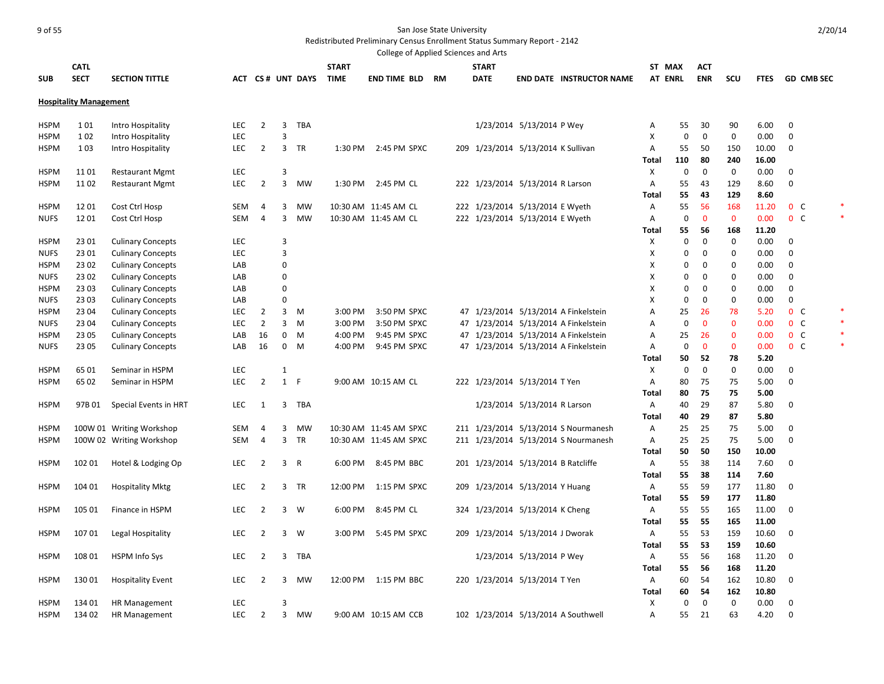San Jose State University
Redistributed Preliminary Census Enrollment Status Summary Report - 2142
College of Applied Sciences and Arts

| SUB | CATL SECT | SECTION TITTLE | ACT | CS # | UNT | DAYS | START TIME | END TIME | BLD | RM | START DATE | END DATE | INSTRUCTOR NAME | ST AT | MAX ENRL | ACT ENR | SCU | FTES | GD | CMB SEC | |
|---|---|---|---|---|---|---|---|---|---|---|---|---|---|---|---|---|---|---|---|---|---|
| **Hospitality Management** | | | | | | | | | | | | | | | | | | | | | |
| HSPM | 1 01 | Intro Hospitality | LEC | 2 | 3 | TBA | | | | | 1/23/2014 | 5/13/2014 | P Wey | A | 55 | 30 | 90 | 6.00 | 0 | | |
| HSPM | 1 02 | Intro Hospitality | LEC | | 3 | | | | | | | | | X | 0 | 0 | 0 | 0.00 | 0 | | |
| HSPM | 1 03 | Intro Hospitality | LEC | 2 | 3 | TR | 1:30 PM | 2:45 PM | SPXC | 209 | 1/23/2014 | 5/13/2014 | K Sullivan | A | 55 | 50 | 150 | 10.00 | 0 | | |
| | | | | | | | | | | | | | | **Total** | **110** | **80** | **240** | **16.00** | | | |
| HSPM | 11 01 | Restaurant Mgmt | LEC | | 3 | | | | | | | | | X | 0 | 0 | 0 | 0.00 | 0 | | |
| HSPM | 11 02 | Restaurant Mgmt | LEC | 2 | 3 | MW | 1:30 PM | 2:45 PM | CL | 222 | 1/23/2014 | 5/13/2014 | R Larson | A | 55 | 43 | 129 | 8.60 | 0 | | |
| | | | | | | | | | | | | | | **Total** | **55** | **43** | **129** | **8.60** | | | |
| HSPM | 12 01 | Cost Ctrl Hosp | SEM | 4 | 3 | MW | 10:30 AM | 11:45 AM | CL | 222 | 1/23/2014 | 5/13/2014 | E Wyeth | A | 55 | 56 | 168 | 11.20 | 0 | C | * |
| NUFS | 12 01 | Cost Ctrl Hosp | SEM | 4 | 3 | MW | 10:30 AM | 11:45 AM | CL | 222 | 1/23/2014 | 5/13/2014 | E Wyeth | A | 0 | 0 | 0 | 0.00 | 0 | C | * |
| | | | | | | | | | | | | | | **Total** | **55** | **56** | **168** | **11.20** | | | |
| HSPM | 23 01 | Culinary Concepts | LEC | | 3 | | | | | | | | | X | 0 | 0 | 0 | 0.00 | 0 | | |
| NUFS | 23 01 | Culinary Concepts | LEC | | 3 | | | | | | | | | X | 0 | 0 | 0 | 0.00 | 0 | | |
| HSPM | 23 02 | Culinary Concepts | LAB | | 0 | | | | | | | | | X | 0 | 0 | 0 | 0.00 | 0 | | |
| NUFS | 23 02 | Culinary Concepts | LAB | | 0 | | | | | | | | | X | 0 | 0 | 0 | 0.00 | 0 | | |
| HSPM | 23 03 | Culinary Concepts | LAB | | 0 | | | | | | | | | X | 0 | 0 | 0 | 0.00 | 0 | | |
| NUFS | 23 03 | Culinary Concepts | LAB | | 0 | | | | | | | | | X | 0 | 0 | 0 | 0.00 | 0 | | |
| HSPM | 23 04 | Culinary Concepts | LEC | 2 | 3 | M | 3:00 PM | 3:50 PM | SPXC | 47 | 1/23/2014 | 5/13/2014 | A Finkelstein | A | 25 | 26 | 78 | 5.20 | 0 | C | * |
| NUFS | 23 04 | Culinary Concepts | LEC | 2 | 3 | M | 3:00 PM | 3:50 PM | SPXC | 47 | 1/23/2014 | 5/13/2014 | A Finkelstein | A | 0 | 0 | 0 | 0.00 | 0 | C | * |
| HSPM | 23 05 | Culinary Concepts | LAB | 16 | 0 | M | 4:00 PM | 9:45 PM | SPXC | 47 | 1/23/2014 | 5/13/2014 | A Finkelstein | A | 25 | 26 | 0 | 0.00 | 0 | C | * |
| NUFS | 23 05 | Culinary Concepts | LAB | 16 | 0 | M | 4:00 PM | 9:45 PM | SPXC | 47 | 1/23/2014 | 5/13/2014 | A Finkelstein | A | 0 | 0 | 0 | 0.00 | 0 | C | * |
| | | | | | | | | | | | | | | **Total** | **50** | **52** | **78** | **5.20** | | | |
| HSPM | 65 01 | Seminar in HSPM | LEC | | 1 | | | | | | | | | X | 0 | 0 | 0 | 0.00 | 0 | | |
| HSPM | 65 02 | Seminar in HSPM | LEC | 2 | 1 | F | 9:00 AM | 10:15 AM | CL | 222 | 1/23/2014 | 5/13/2014 | T Yen | A | 80 | 75 | 75 | 5.00 | 0 | | |
| | | | | | | | | | | | | | | **Total** | **80** | **75** | **75** | **5.00** | | | |
| HSPM | 97B 01 | Special Events in HRT | LEC | 1 | 3 | TBA | | | | | 1/23/2014 | 5/13/2014 | R Larson | A | 40 | 29 | 87 | 5.80 | 0 | | |
| | | | | | | | | | | | | | | **Total** | **40** | **29** | **87** | **5.80** | | | |
| HSPM | 100W 01 | Writing Workshop | SEM | 4 | 3 | MW | 10:30 AM | 11:45 AM | SPXC | 211 | 1/23/2014 | 5/13/2014 | S Nourmanesh | A | 25 | 25 | 75 | 5.00 | 0 | | |
| HSPM | 100W 02 | Writing Workshop | SEM | 4 | 3 | TR | 10:30 AM | 11:45 AM | SPXC | 211 | 1/23/2014 | 5/13/2014 | S Nourmanesh | A | 25 | 25 | 75 | 5.00 | 0 | | |
| | | | | | | | | | | | | | | **Total** | **50** | **50** | **150** | **10.00** | | | |
| HSPM | 102 01 | Hotel & Lodging Op | LEC | 2 | 3 | R | 6:00 PM | 8:45 PM | BBC | 201 | 1/23/2014 | 5/13/2014 | B Ratcliffe | A | 55 | 38 | 114 | 7.60 | 0 | | |
| | | | | | | | | | | | | | | **Total** | **55** | **38** | **114** | **7.60** | | | |
| HSPM | 104 01 | Hospitality Mktg | LEC | 2 | 3 | TR | 12:00 PM | 1:15 PM | SPXC | 209 | 1/23/2014 | 5/13/2014 | Y Huang | A | 55 | 59 | 177 | 11.80 | 0 | | |
| | | | | | | | | | | | | | | **Total** | **55** | **59** | **177** | **11.80** | | | |
| HSPM | 105 01 | Finance in HSPM | LEC | 2 | 3 | W | 6:00 PM | 8:45 PM | CL | 324 | 1/23/2014 | 5/13/2014 | K Cheng | A | 55 | 55 | 165 | 11.00 | 0 | | |
| | | | | | | | | | | | | | | **Total** | **55** | **55** | **165** | **11.00** | | | |
| HSPM | 107 01 | Legal Hospitality | LEC | 2 | 3 | W | 3:00 PM | 5:45 PM | SPXC | 209 | 1/23/2014 | 5/13/2014 | J Dworak | A | 55 | 53 | 159 | 10.60 | 0 | | |
| | | | | | | | | | | | | | | **Total** | **55** | **53** | **159** | **10.60** | | | |
| HSPM | 108 01 | HSPM Info Sys | LEC | 2 | 3 | TBA | | | | | 1/23/2014 | 5/13/2014 | P Wey | A | 55 | 56 | 168 | 11.20 | 0 | | |
| | | | | | | | | | | | | | | **Total** | **55** | **56** | **168** | **11.20** | | | |
| HSPM | 130 01 | Hospitality Event | LEC | 2 | 3 | MW | 12:00 PM | 1:15 PM | BBC | 220 | 1/23/2014 | 5/13/2014 | T Yen | A | 60 | 54 | 162 | 10.80 | 0 | | |
| | | | | | | | | | | | | | | **Total** | **60** | **54** | **162** | **10.80** | | | |
| HSPM | 134 01 | HR Management | LEC | | 3 | | | | | | | | | X | 0 | 0 | 0 | 0.00 | 0 | | |
| HSPM | 134 02 | HR Management | LEC | 2 | 3 | MW | 9:00 AM | 10:15 AM | CCB | 102 | 1/23/2014 | 5/13/2014 | A Southwell | A | 55 | 21 | 63 | 4.20 | 0 | | |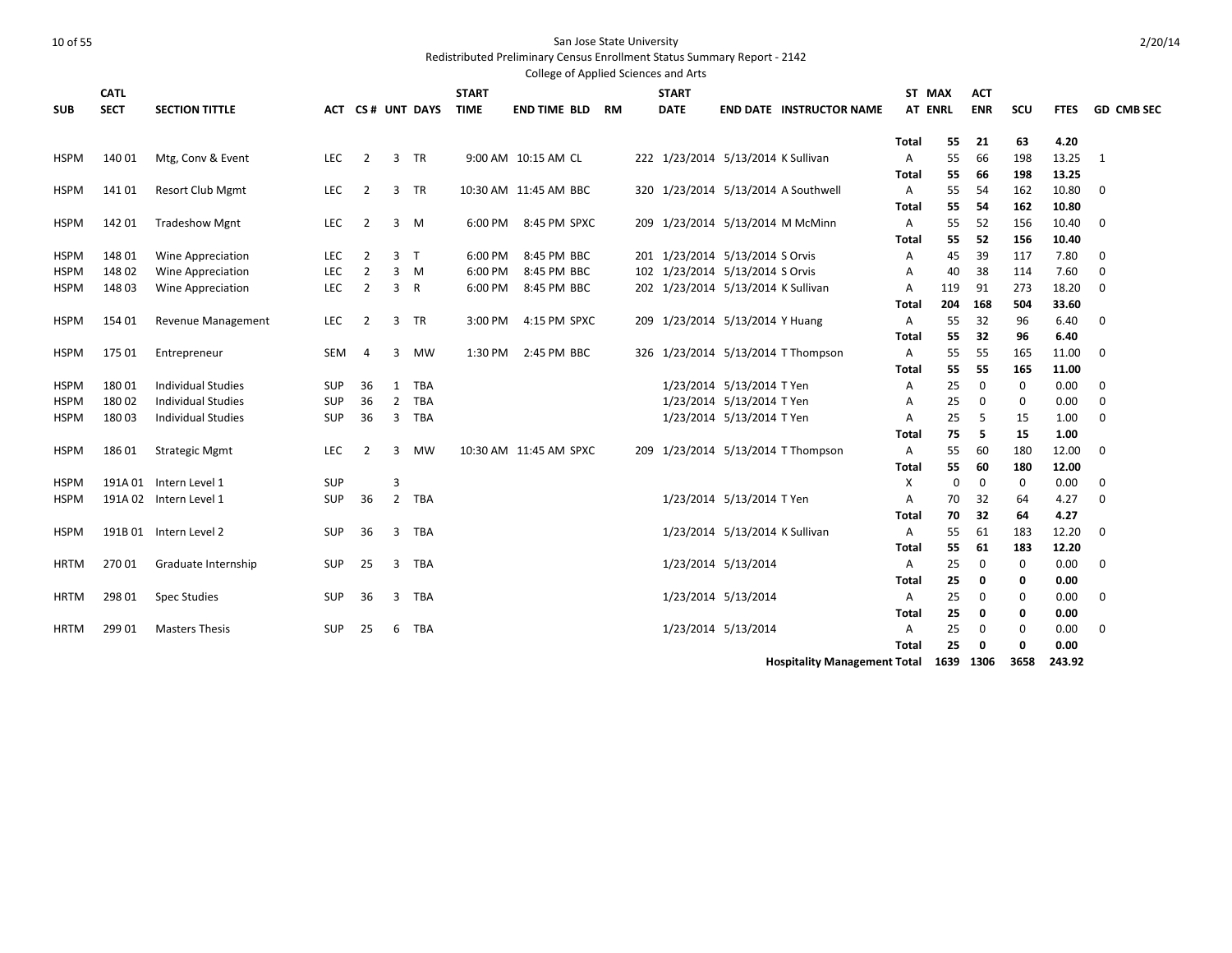San Jose State University

Redistributed Preliminary Census Enrollment Status Summary Report - 2142

College of Applied Sciences and Arts

| SUB | CATL SECT | SECTION TITTLE | ACT | CS # | UNT | DAYS | START TIME | END TIME | BLD | RM | START DATE | END DATE | INSTRUCTOR NAME | ST AT | MAX ENRL | ACT ENR | SCU | FTES | GD | CMB SEC |
|---|---|---|---|---|---|---|---|---|---|---|---|---|---|---|---|---|---|---|---|---|
| | | | | | | | | | | | | | | **Total** | **55** | **21** | **63** | **4.20** | | |
| HSPM | 140 01 | Mtg, Conv & Event | LEC | 2 | 3 | TR | 9:00 AM | 10:15 AM | CL | 222 | 1/23/2014 | 5/13/2014 | K Sullivan | A | 55 | 66 | 198 | 13.25 | 1 | |
| | | | | | | | | | | | | | | **Total** | **55** | **66** | **198** | **13.25** | | |
| HSPM | 141 01 | Resort Club Mgmt | LEC | 2 | 3 | TR | 10:30 AM | 11:45 AM | BBC | 320 | 1/23/2014 | 5/13/2014 | A Southwell | A | 55 | 54 | 162 | 10.80 | 0 | |
| | | | | | | | | | | | | | | **Total** | **55** | **54** | **162** | **10.80** | | |
| HSPM | 142 01 | Tradeshow Mgnt | LEC | 2 | 3 | M | 6:00 PM | 8:45 PM | SPXC | 209 | 1/23/2014 | 5/13/2014 | M McMinn | A | 55 | 52 | 156 | 10.40 | 0 | |
| | | | | | | | | | | | | | | **Total** | **55** | **52** | **156** | **10.40** | | |
| HSPM | 148 01 | Wine Appreciation | LEC | 2 | 3 | T | 6:00 PM | 8:45 PM | BBC | 201 | 1/23/2014 | 5/13/2014 | S Orvis | A | 45 | 39 | 117 | 7.80 | 0 | |
| HSPM | 148 02 | Wine Appreciation | LEC | 2 | 3 | M | 6:00 PM | 8:45 PM | BBC | 102 | 1/23/2014 | 5/13/2014 | S Orvis | A | 40 | 38 | 114 | 7.60 | 0 | |
| HSPM | 148 03 | Wine Appreciation | LEC | 2 | 3 | R | 6:00 PM | 8:45 PM | BBC | 202 | 1/23/2014 | 5/13/2014 | K Sullivan | A | 119 | 91 | 273 | 18.20 | 0 | |
| | | | | | | | | | | | | | | **Total** | **204** | **168** | **504** | **33.60** | | |
| HSPM | 154 01 | Revenue Management | LEC | 2 | 3 | TR | 3:00 PM | 4:15 PM | SPXC | 209 | 1/23/2014 | 5/13/2014 | Y Huang | A | 55 | 32 | 96 | 6.40 | 0 | |
| | | | | | | | | | | | | | | **Total** | **55** | **32** | **96** | **6.40** | | |
| HSPM | 175 01 | Entrepreneur | SEM | 4 | 3 | MW | 1:30 PM | 2:45 PM | BBC | 326 | 1/23/2014 | 5/13/2014 | T Thompson | A | 55 | 55 | 165 | 11.00 | 0 | |
| | | | | | | | | | | | | | | **Total** | **55** | **55** | **165** | **11.00** | | |
| HSPM | 180 01 | Individual Studies | SUP | 36 | 1 | TBA | | | | | 1/23/2014 | 5/13/2014 | T Yen | A | 25 | 0 | 0 | 0.00 | 0 | |
| HSPM | 180 02 | Individual Studies | SUP | 36 | 2 | TBA | | | | | 1/23/2014 | 5/13/2014 | T Yen | A | 25 | 0 | 0 | 0.00 | 0 | |
| HSPM | 180 03 | Individual Studies | SUP | 36 | 3 | TBA | | | | | 1/23/2014 | 5/13/2014 | T Yen | A | 25 | 5 | 15 | 1.00 | 0 | |
| | | | | | | | | | | | | | | **Total** | **75** | **5** | **15** | **1.00** | | |
| HSPM | 186 01 | Strategic Mgmt | LEC | 2 | 3 | MW | 10:30 AM | 11:45 AM | SPXC | 209 | 1/23/2014 | 5/13/2014 | T Thompson | A | 55 | 60 | 180 | 12.00 | 0 | |
| | | | | | | | | | | | | | | **Total** | **55** | **60** | **180** | **12.00** | | |
| HSPM | 191A 01 | Intern Level 1 | SUP | | 3 | | | | | | | | | X | 0 | 0 | 0 | 0.00 | 0 | |
| HSPM | 191A 02 | Intern Level 1 | SUP | 36 | 2 | TBA | | | | | 1/23/2014 | 5/13/2014 | T Yen | A | 70 | 32 | 64 | 4.27 | 0 | |
| | | | | | | | | | | | | | | **Total** | **70** | **32** | **64** | **4.27** | | |
| HSPM | 191B 01 | Intern Level 2 | SUP | 36 | 3 | TBA | | | | | 1/23/2014 | 5/13/2014 | K Sullivan | A | 55 | 61 | 183 | 12.20 | 0 | |
| | | | | | | | | | | | | | | **Total** | **55** | **61** | **183** | **12.20** | | |
| HRTM | 270 01 | Graduate Internship | SUP | 25 | 3 | TBA | | | | | 1/23/2014 | 5/13/2014 | | A | 25 | 0 | 0 | 0.00 | 0 | |
| | | | | | | | | | | | | | | **Total** | **25** | **0** | **0** | **0.00** | | |
| HRTM | 298 01 | Spec Studies | SUP | 36 | 3 | TBA | | | | | 1/23/2014 | 5/13/2014 | | A | 25 | 0 | 0 | 0.00 | 0 | |
| | | | | | | | | | | | | | | **Total** | **25** | **0** | **0** | **0.00** | | |
| HRTM | 299 01 | Masters Thesis | SUP | 25 | 6 | TBA | | | | | 1/23/2014 | 5/13/2014 | | A | 25 | 0 | 0 | 0.00 | 0 | |
| | | | | | | | | | | | | | | **Total** | **25** | **0** | **0** | **0.00** | | |
| | | | | | | | | | | | | | **Hospitality Management Total** | | **1639** | **1306** | **3658** | **243.92** | | |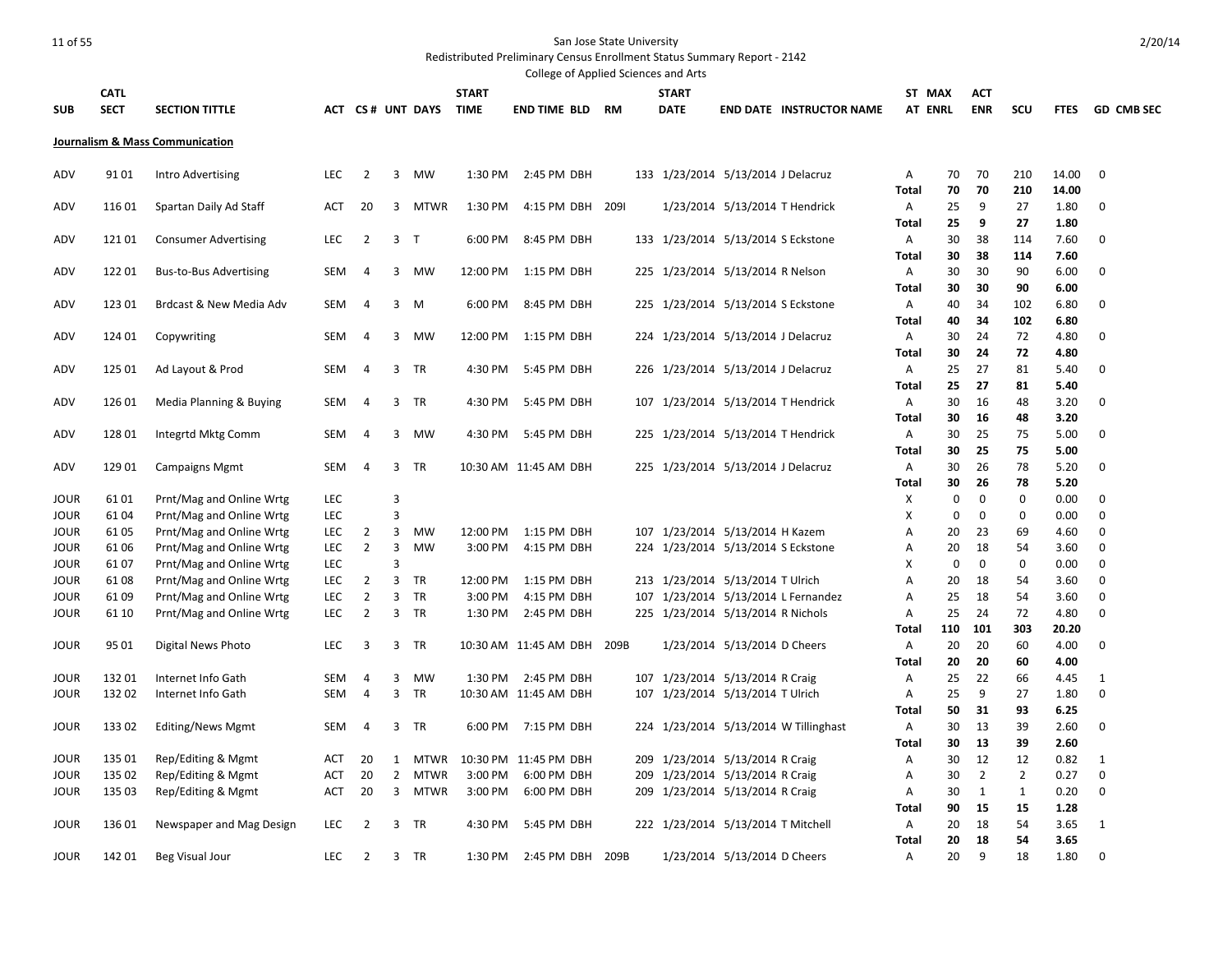San Jose State University

Redistributed Preliminary Census Enrollment Status Summary Report - 2142

College of Applied Sciences and Arts

2/20/14

| SUB | CATL SECT | SECTION TITTLE | ACT | CS # | UNT | DAYS | START TIME | END TIME | BLD | RM | START DATE | END DATE | INSTRUCTOR NAME | ST AT | MAX ENRL | ACT ENR | SCU | FTES | GD | CMB SEC |
|---|---|---|---|---|---|---|---|---|---|---|---|---|---|---|---|---|---|---|---|---|
| **Journalism & Mass Communication** | | | | | | | | | | | | | | | | | | | | |
| ADV | 91 01 | Intro Advertising | LEC | 2 | 3 | MW | 1:30 PM | 2:45 PM | DBH | 133 | 1/23/2014 | 5/13/2014 | J Delacruz | A | 70 | 70 | 210 | 14.00 | 0 | |
| | | | | | | | | | | | | | | **Total** | **70** | **70** | **210** | **14.00** | | |
| ADV | 116 01 | Spartan Daily Ad Staff | ACT | 20 | 3 | MTWR | 1:30 PM | 4:15 PM | DBH | 209I | 1/23/2014 | 5/13/2014 | T Hendrick | A | 25 | 9 | 27 | 1.80 | 0 | |
| | | | | | | | | | | | | | | **Total** | **25** | **9** | **27** | **1.80** | | |
| ADV | 121 01 | Consumer Advertising | LEC | 2 | 3 | T | 6:00 PM | 8:45 PM | DBH | 133 | 1/23/2014 | 5/13/2014 | S Eckstone | A | 30 | 38 | 114 | 7.60 | 0 | |
| | | | | | | | | | | | | | | **Total** | **30** | **38** | **114** | **7.60** | | |
| ADV | 122 01 | Bus-to-Bus Advertising | SEM | 4 | 3 | MW | 12:00 PM | 1:15 PM | DBH | 225 | 1/23/2014 | 5/13/2014 | R Nelson | A | 30 | 30 | 90 | 6.00 | 0 | |
| | | | | | | | | | | | | | | **Total** | **30** | **30** | **90** | **6.00** | | |
| ADV | 123 01 | Brdcast & New Media Adv | SEM | 4 | 3 | M | 6:00 PM | 8:45 PM | DBH | 225 | 1/23/2014 | 5/13/2014 | S Eckstone | A | 40 | 34 | 102 | 6.80 | 0 | |
| | | | | | | | | | | | | | | **Total** | **40** | **34** | **102** | **6.80** | | |
| ADV | 124 01 | Copywriting | SEM | 4 | 3 | MW | 12:00 PM | 1:15 PM | DBH | 224 | 1/23/2014 | 5/13/2014 | J Delacruz | A | 30 | 24 | 72 | 4.80 | 0 | |
| | | | | | | | | | | | | | | **Total** | **30** | **24** | **72** | **4.80** | | |
| ADV | 125 01 | Ad Layout & Prod | SEM | 4 | 3 | TR | 4:30 PM | 5:45 PM | DBH | 226 | 1/23/2014 | 5/13/2014 | J Delacruz | A | 25 | 27 | 81 | 5.40 | 0 | |
| | | | | | | | | | | | | | | **Total** | **25** | **27** | **81** | **5.40** | | |
| ADV | 126 01 | Media Planning & Buying | SEM | 4 | 3 | TR | 4:30 PM | 5:45 PM | DBH | 107 | 1/23/2014 | 5/13/2014 | T Hendrick | A | 30 | 16 | 48 | 3.20 | 0 | |
| | | | | | | | | | | | | | | **Total** | **30** | **16** | **48** | **3.20** | | |
| ADV | 128 01 | Integrtd Mktg Comm | SEM | 4 | 3 | MW | 4:30 PM | 5:45 PM | DBH | 225 | 1/23/2014 | 5/13/2014 | T Hendrick | A | 30 | 25 | 75 | 5.00 | 0 | |
| | | | | | | | | | | | | | | **Total** | **30** | **25** | **75** | **5.00** | | |
| ADV | 129 01 | Campaigns Mgmt | SEM | 4 | 3 | TR | 10:30 AM | 11:45 AM | DBH | 225 | 1/23/2014 | 5/13/2014 | J Delacruz | A | 30 | 26 | 78 | 5.20 | 0 | |
| | | | | | | | | | | | | | | **Total** | **30** | **26** | **78** | **5.20** | | |
| JOUR | 61 01 | Prnt/Mag and Online Wrtg | LEC | | 3 | | | | | | | | | X | 0 | 0 | 0 | 0.00 | 0 | |
| JOUR | 61 04 | Prnt/Mag and Online Wrtg | LEC | | 3 | | | | | | | | | X | 0 | 0 | 0 | 0.00 | 0 | |
| JOUR | 61 05 | Prnt/Mag and Online Wrtg | LEC | 2 | 3 | MW | 12:00 PM | 1:15 PM | DBH | 107 | 1/23/2014 | 5/13/2014 | H Kazem | A | 20 | 23 | 69 | 4.60 | 0 | |
| JOUR | 61 06 | Prnt/Mag and Online Wrtg | LEC | 2 | 3 | MW | 3:00 PM | 4:15 PM | DBH | 224 | 1/23/2014 | 5/13/2014 | S Eckstone | A | 20 | 18 | 54 | 3.60 | 0 | |
| JOUR | 61 07 | Prnt/Mag and Online Wrtg | LEC | | 3 | | | | | | | | | X | 0 | 0 | 0 | 0.00 | 0 | |
| JOUR | 61 08 | Prnt/Mag and Online Wrtg | LEC | 2 | 3 | TR | 12:00 PM | 1:15 PM | DBH | 213 | 1/23/2014 | 5/13/2014 | T Ulrich | A | 20 | 18 | 54 | 3.60 | 0 | |
| JOUR | 61 09 | Prnt/Mag and Online Wrtg | LEC | 2 | 3 | TR | 3:00 PM | 4:15 PM | DBH | 107 | 1/23/2014 | 5/13/2014 | L Fernandez | A | 25 | 18 | 54 | 3.60 | 0 | |
| JOUR | 61 10 | Prnt/Mag and Online Wrtg | LEC | 2 | 3 | TR | 1:30 PM | 2:45 PM | DBH | 225 | 1/23/2014 | 5/13/2014 | R Nichols | A | 25 | 24 | 72 | 4.80 | 0 | |
| | | | | | | | | | | | | | | **Total** | **110** | **101** | **303** | **20.20** | | |
| JOUR | 95 01 | Digital News Photo | LEC | 3 | 3 | TR | 10:30 AM | 11:45 AM | DBH | 209B | 1/23/2014 | 5/13/2014 | D Cheers | A | 20 | 20 | 60 | 4.00 | 0 | |
| | | | | | | | | | | | | | | **Total** | **20** | **20** | **60** | **4.00** | | |
| JOUR | 132 01 | Internet Info Gath | SEM | 4 | 3 | MW | 1:30 PM | 2:45 PM | DBH | 107 | 1/23/2014 | 5/13/2014 | R Craig | A | 25 | 22 | 66 | 4.45 | 1 | |
| JOUR | 132 02 | Internet Info Gath | SEM | 4 | 3 | TR | 10:30 AM | 11:45 AM | DBH | 107 | 1/23/2014 | 5/13/2014 | T Ulrich | A | 25 | 9 | 27 | 1.80 | 0 | |
| | | | | | | | | | | | | | | **Total** | **50** | **31** | **93** | **6.25** | | |
| JOUR | 133 02 | Editing/News Mgmt | SEM | 4 | 3 | TR | 6:00 PM | 7:15 PM | DBH | 224 | 1/23/2014 | 5/13/2014 | W Tillinghast | A | 30 | 13 | 39 | 2.60 | 0 | |
| | | | | | | | | | | | | | | **Total** | **30** | **13** | **39** | **2.60** | | |
| JOUR | 135 01 | Rep/Editing & Mgmt | ACT | 20 | 1 | MTWR | 10:30 PM | 11:45 PM | DBH | 209 | 1/23/2014 | 5/13/2014 | R Craig | A | 30 | 12 | 12 | 0.82 | 1 | |
| JOUR | 135 02 | Rep/Editing & Mgmt | ACT | 20 | 2 | MTWR | 3:00 PM | 6:00 PM | DBH | 209 | 1/23/2014 | 5/13/2014 | R Craig | A | 30 | 2 | 2 | 0.27 | 0 | |
| JOUR | 135 03 | Rep/Editing & Mgmt | ACT | 20 | 3 | MTWR | 3:00 PM | 6:00 PM | DBH | 209 | 1/23/2014 | 5/13/2014 | R Craig | A | 30 | 1 | 1 | 0.20 | 0 | |
| | | | | | | | | | | | | | | **Total** | **90** | **15** | **15** | **1.28** | | |
| JOUR | 136 01 | Newspaper and Mag Design | LEC | 2 | 3 | TR | 4:30 PM | 5:45 PM | DBH | 222 | 1/23/2014 | 5/13/2014 | T Mitchell | A | 20 | 18 | 54 | 3.65 | 1 | |
| | | | | | | | | | | | | | | **Total** | **20** | **18** | **54** | **3.65** | | |
| JOUR | 142 01 | Beg Visual Jour | LEC | 2 | 3 | TR | 1:30 PM | 2:45 PM | DBH | 209B | 1/23/2014 | 5/13/2014 | D Cheers | A | 20 | 9 | 18 | 1.80 | 0 | |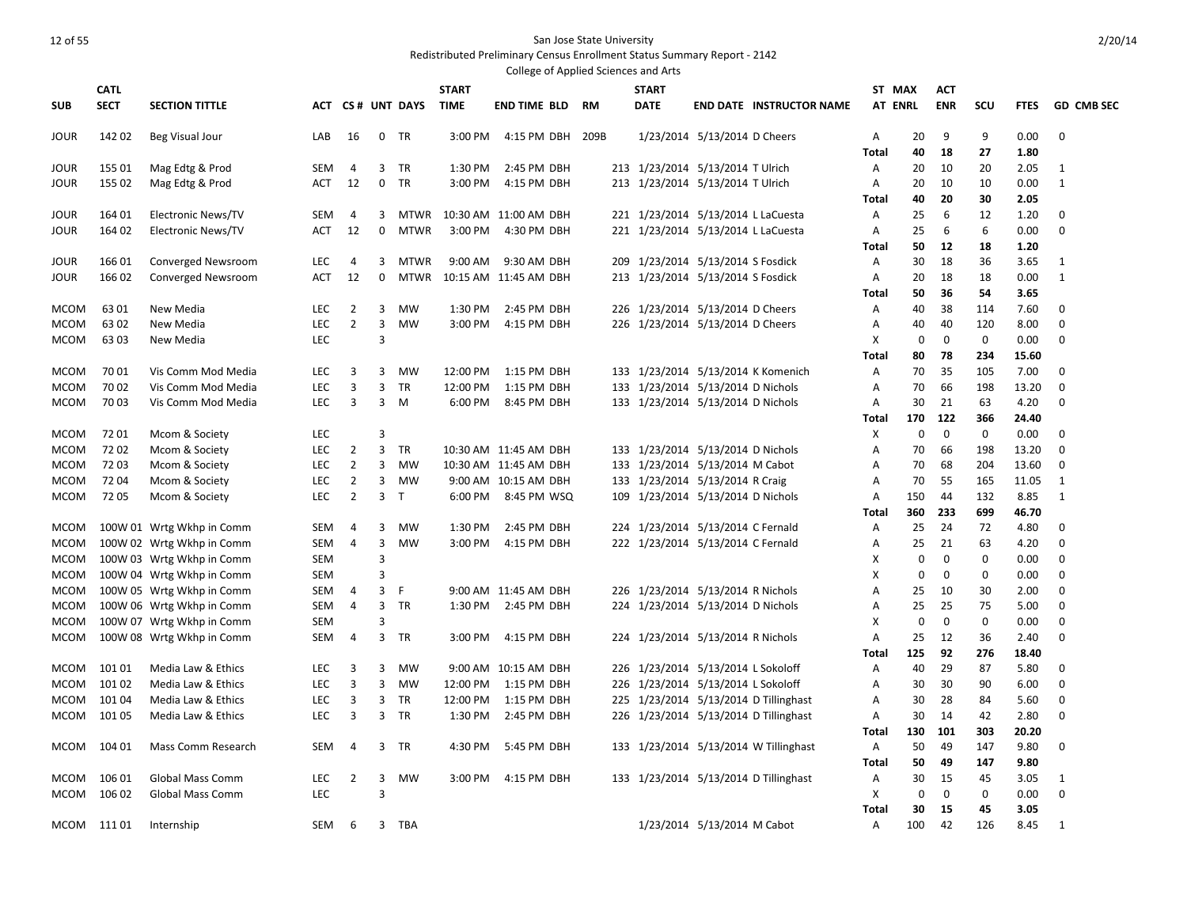San Jose State University

Redistributed Preliminary Census Enrollment Status Summary Report - 2142

College of Applied Sciences and Arts

| SUB | CATL SECT | SECTION TITTLE | ACT | CS # | UNT | DAYS | START TIME | END TIME | BLD | RM | START DATE | END DATE | INSTRUCTOR NAME | ST AT | MAX ENRL | ACT ENR | SCU | FTES | GD | CMB SEC |
|---|---|---|---|---|---|---|---|---|---|---|---|---|---|---|---|---|---|---|---|---|
| JOUR | 142 02 | Beg Visual Jour | LAB | 16 | 0 | TR | 3:00 PM | 4:15 PM | DBH | 209B | 1/23/2014 | 5/13/2014 | D Cheers | A | 20 | 9 | 9 | 0.00 | 0 | |
| | | | | | | | | | | | | | | Total | 40 | 18 | 27 | 1.80 | | |
| JOUR | 155 01 | Mag Edtg & Prod | SEM | 4 | 3 | TR | 1:30 PM | 2:45 PM | DBH | 213 | 1/23/2014 | 5/13/2014 | T Ulrich | A | 20 | 10 | 20 | 2.05 | 1 | |
| JOUR | 155 02 | Mag Edtg & Prod | ACT | 12 | 0 | TR | 3:00 PM | 4:15 PM | DBH | 213 | 1/23/2014 | 5/13/2014 | T Ulrich | A | 20 | 10 | 10 | 0.00 | 1 | |
| | | | | | | | | | | | | | | Total | 40 | 20 | 30 | 2.05 | | |
| JOUR | 164 01 | Electronic News/TV | SEM | 4 | 3 | MTWR | 10:30 AM | 11:00 AM | DBH | 221 | 1/23/2014 | 5/13/2014 | L LaCuesta | A | 25 | 6 | 12 | 1.20 | 0 | |
| JOUR | 164 02 | Electronic News/TV | ACT | 12 | 0 | MTWR | 3:00 PM | 4:30 PM | DBH | 221 | 1/23/2014 | 5/13/2014 | L LaCuesta | A | 25 | 6 | 6 | 0.00 | 0 | |
| | | | | | | | | | | | | | | Total | 50 | 12 | 18 | 1.20 | | |
| JOUR | 166 01 | Converged Newsroom | LEC | 4 | 3 | MTWR | 9:00 AM | 9:30 AM | DBH | 209 | 1/23/2014 | 5/13/2014 | S Fosdick | A | 30 | 18 | 36 | 3.65 | 1 | |
| JOUR | 166 02 | Converged Newsroom | ACT | 12 | 0 | MTWR | 10:15 AM | 11:45 AM | DBH | 213 | 1/23/2014 | 5/13/2014 | S Fosdick | A | 20 | 18 | 18 | 0.00 | 1 | |
| | | | | | | | | | | | | | | Total | 50 | 36 | 54 | 3.65 | | |
| MCOM | 63 01 | New Media | LEC | 2 | 3 | MW | 1:30 PM | 2:45 PM | DBH | 226 | 1/23/2014 | 5/13/2014 | D Cheers | A | 40 | 38 | 114 | 7.60 | 0 | |
| MCOM | 63 02 | New Media | LEC | 2 | 3 | MW | 3:00 PM | 4:15 PM | DBH | 226 | 1/23/2014 | 5/13/2014 | D Cheers | A | 40 | 40 | 120 | 8.00 | 0 | |
| MCOM | 63 03 | New Media | LEC | | 3 | | | | | | | | | X | 0 | 0 | 0 | 0.00 | 0 | |
| | | | | | | | | | | | | | | Total | 80 | 78 | 234 | 15.60 | | |
| MCOM | 70 01 | Vis Comm Mod Media | LEC | 3 | 3 | MW | 12:00 PM | 1:15 PM | DBH | 133 | 1/23/2014 | 5/13/2014 | K Komenich | A | 70 | 35 | 105 | 7.00 | 0 | |
| MCOM | 70 02 | Vis Comm Mod Media | LEC | 3 | 3 | TR | 12:00 PM | 1:15 PM | DBH | 133 | 1/23/2014 | 5/13/2014 | D Nichols | A | 70 | 66 | 198 | 13.20 | 0 | |
| MCOM | 70 03 | Vis Comm Mod Media | LEC | 3 | 3 | M | 6:00 PM | 8:45 PM | DBH | 133 | 1/23/2014 | 5/13/2014 | D Nichols | A | 30 | 21 | 63 | 4.20 | 0 | |
| | | | | | | | | | | | | | | Total | 170 | 122 | 366 | 24.40 | | |
| MCOM | 72 01 | Mcom & Society | LEC | | 3 | | | | | | | | | X | 0 | 0 | 0 | 0.00 | 0 | |
| MCOM | 72 02 | Mcom & Society | LEC | 2 | 3 | TR | 10:30 AM | 11:45 AM | DBH | 133 | 1/23/2014 | 5/13/2014 | D Nichols | A | 70 | 66 | 198 | 13.20 | 0 | |
| MCOM | 72 03 | Mcom & Society | LEC | 2 | 3 | MW | 10:30 AM | 11:45 AM | DBH | 133 | 1/23/2014 | 5/13/2014 | M Cabot | A | 70 | 68 | 204 | 13.60 | 0 | |
| MCOM | 72 04 | Mcom & Society | LEC | 2 | 3 | MW | 9:00 AM | 10:15 AM | DBH | 133 | 1/23/2014 | 5/13/2014 | R Craig | A | 70 | 55 | 165 | 11.05 | 1 | |
| MCOM | 72 05 | Mcom & Society | LEC | 2 | 3 | T | 6:00 PM | 8:45 PM | WSQ | 109 | 1/23/2014 | 5/13/2014 | D Nichols | A | 150 | 44 | 132 | 8.85 | 1 | |
| | | | | | | | | | | | | | | Total | 360 | 233 | 699 | 46.70 | | |
| MCOM | 100W 01 | Wrtg Wkhp in Comm | SEM | 4 | 3 | MW | 1:30 PM | 2:45 PM | DBH | 224 | 1/23/2014 | 5/13/2014 | C Fernald | A | 25 | 24 | 72 | 4.80 | 0 | |
| MCOM | 100W 02 | Wrtg Wkhp in Comm | SEM | 4 | 3 | MW | 3:00 PM | 4:15 PM | DBH | 222 | 1/23/2014 | 5/13/2014 | C Fernald | A | 25 | 21 | 63 | 4.20 | 0 | |
| MCOM | 100W 03 | Wrtg Wkhp in Comm | SEM | | 3 | | | | | | | | | X | 0 | 0 | 0 | 0.00 | 0 | |
| MCOM | 100W 04 | Wrtg Wkhp in Comm | SEM | | 3 | | | | | | | | | X | 0 | 0 | 0 | 0.00 | 0 | |
| MCOM | 100W 05 | Wrtg Wkhp in Comm | SEM | 4 | 3 | F | 9:00 AM | 11:45 AM | DBH | 226 | 1/23/2014 | 5/13/2014 | R Nichols | A | 25 | 10 | 30 | 2.00 | 0 | |
| MCOM | 100W 06 | Wrtg Wkhp in Comm | SEM | 4 | 3 | TR | 1:30 PM | 2:45 PM | DBH | 224 | 1/23/2014 | 5/13/2014 | D Nichols | A | 25 | 25 | 75 | 5.00 | 0 | |
| MCOM | 100W 07 | Wrtg Wkhp in Comm | SEM | | 3 | | | | | | | | | X | 0 | 0 | 0 | 0.00 | 0 | |
| MCOM | 100W 08 | Wrtg Wkhp in Comm | SEM | 4 | 3 | TR | 3:00 PM | 4:15 PM | DBH | 224 | 1/23/2014 | 5/13/2014 | R Nichols | A | 25 | 12 | 36 | 2.40 | 0 | |
| | | | | | | | | | | | | | | Total | 125 | 92 | 276 | 18.40 | | |
| MCOM | 101 01 | Media Law & Ethics | LEC | 3 | 3 | MW | 9:00 AM | 10:15 AM | DBH | 226 | 1/23/2014 | 5/13/2014 | L Sokoloff | A | 40 | 29 | 87 | 5.80 | 0 | |
| MCOM | 101 02 | Media Law & Ethics | LEC | 3 | 3 | MW | 12:00 PM | 1:15 PM | DBH | 226 | 1/23/2014 | 5/13/2014 | L Sokoloff | A | 30 | 30 | 90 | 6.00 | 0 | |
| MCOM | 101 04 | Media Law & Ethics | LEC | 3 | 3 | TR | 12:00 PM | 1:15 PM | DBH | 225 | 1/23/2014 | 5/13/2014 | D Tillinghast | A | 30 | 28 | 84 | 5.60 | 0 | |
| MCOM | 101 05 | Media Law & Ethics | LEC | 3 | 3 | TR | 1:30 PM | 2:45 PM | DBH | 226 | 1/23/2014 | 5/13/2014 | D Tillinghast | A | 30 | 14 | 42 | 2.80 | 0 | |
| | | | | | | | | | | | | | | Total | 130 | 101 | 303 | 20.20 | | |
| MCOM | 104 01 | Mass Comm Research | SEM | 4 | 3 | TR | 4:30 PM | 5:45 PM | DBH | 133 | 1/23/2014 | 5/13/2014 | W Tillinghast | A | 50 | 49 | 147 | 9.80 | 0 | |
| | | | | | | | | | | | | | | Total | 50 | 49 | 147 | 9.80 | | |
| MCOM | 106 01 | Global Mass Comm | LEC | 2 | 3 | MW | 3:00 PM | 4:15 PM | DBH | 133 | 1/23/2014 | 5/13/2014 | D Tillinghast | A | 30 | 15 | 45 | 3.05 | 1 | |
| MCOM | 106 02 | Global Mass Comm | LEC | | 3 | | | | | | | | | X | 0 | 0 | 0 | 0.00 | 0 | |
| | | | | | | | | | | | | | | Total | 30 | 15 | 45 | 3.05 | | |
| MCOM | 111 01 | Internship | SEM | 6 | 3 | TBA | | | | | 1/23/2014 | 5/13/2014 | M Cabot | A | 100 | 42 | 126 | 8.45 | 1 | |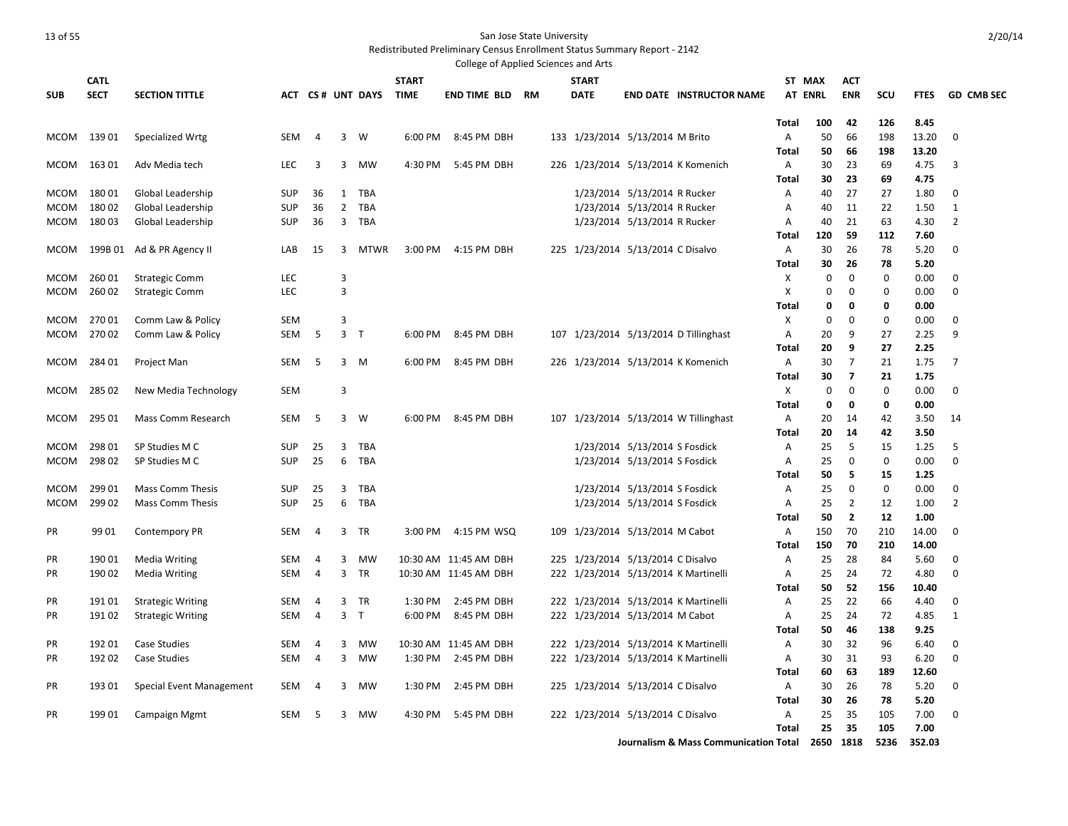San Jose State University

Redistributed Preliminary Census Enrollment Status Summary Report - 2142

College of Applied Sciences and Arts

| SUB | CATL SECT | SECTION TITTLE | ACT | CS # | UNT | DAYS | START TIME | END TIME | BLD | RM | START DATE | END DATE | INSTRUCTOR NAME | ST AT | MAX ENRL | ACT ENR | SCU | FTES | GD | CMB SEC |
|---|---|---|---|---|---|---|---|---|---|---|---|---|---|---|---|---|---|---|---|---|
| | | | | | | | | | | | | | | **Total** | **100** | **42** | **126** | **8.45** | | |
| MCOM | 139 01 | Specialized Wrtg | SEM | 4 | 3 | W | 6:00 PM | 8:45 PM | DBH | 133 | 1/23/2014 | 5/13/2014 | M Brito | A | 50 | 66 | 198 | 13.20 | | 0 |
| | | | | | | | | | | | | | | **Total** | **50** | **66** | **198** | **13.20** | | |
| MCOM | 163 01 | Adv Media tech | LEC | 3 | 3 | MW | 4:30 PM | 5:45 PM | DBH | 226 | 1/23/2014 | 5/13/2014 | K Komenich | A | 30 | 23 | 69 | 4.75 | | 3 |
| | | | | | | | | | | | | | | **Total** | **30** | **23** | **69** | **4.75** | | |
| MCOM | 180 01 | Global Leadership | SUP | 36 | 1 | TBA | | | | | 1/23/2014 | 5/13/2014 | R Rucker | A | 40 | 27 | 27 | 1.80 | | 0 |
| MCOM | 180 02 | Global Leadership | SUP | 36 | 2 | TBA | | | | | 1/23/2014 | 5/13/2014 | R Rucker | A | 40 | 11 | 22 | 1.50 | | 1 |
| MCOM | 180 03 | Global Leadership | SUP | 36 | 3 | TBA | | | | | 1/23/2014 | 5/13/2014 | R Rucker | A | 40 | 21 | 63 | 4.30 | | 2 |
| | | | | | | | | | | | | | | **Total** | **120** | **59** | **112** | **7.60** | | |
| MCOM | 199B 01 | Ad & PR Agency II | LAB | 15 | 3 | MTWR | 3:00 PM | 4:15 PM | DBH | 225 | 1/23/2014 | 5/13/2014 | C Disalvo | A | 30 | 26 | 78 | 5.20 | | 0 |
| | | | | | | | | | | | | | | **Total** | **30** | **26** | **78** | **5.20** | | |
| MCOM | 260 01 | Strategic Comm | LEC | | 3 | | | | | | | | | X | 0 | 0 | 0 | 0.00 | | 0 |
| MCOM | 260 02 | Strategic Comm | LEC | | 3 | | | | | | | | | X | 0 | 0 | 0 | 0.00 | | 0 |
| | | | | | | | | | | | | | | **Total** | **0** | **0** | **0** | **0.00** | | |
| MCOM | 270 01 | Comm Law & Policy | SEM | | 3 | | | | | | | | | X | 0 | 0 | 0 | 0.00 | | 0 |
| MCOM | 270 02 | Comm Law & Policy | SEM | 5 | 3 | T | 6:00 PM | 8:45 PM | DBH | 107 | 1/23/2014 | 5/13/2014 | D Tillinghast | A | 20 | 9 | 27 | 2.25 | | 9 |
| | | | | | | | | | | | | | | **Total** | **20** | **9** | **27** | **2.25** | | |
| MCOM | 284 01 | Project Man | SEM | 5 | 3 | M | 6:00 PM | 8:45 PM | DBH | 226 | 1/23/2014 | 5/13/2014 | K Komenich | A | 30 | 7 | 21 | 1.75 | | 7 |
| | | | | | | | | | | | | | | **Total** | **30** | **7** | **21** | **1.75** | | |
| MCOM | 285 02 | New Media Technology | SEM | | 3 | | | | | | | | | X | 0 | 0 | 0 | 0.00 | | 0 |
| | | | | | | | | | | | | | | **Total** | **0** | **0** | **0** | **0.00** | | |
| MCOM | 295 01 | Mass Comm Research | SEM | 5 | 3 | W | 6:00 PM | 8:45 PM | DBH | 107 | 1/23/2014 | 5/13/2014 | W Tillinghast | A | 20 | 14 | 42 | 3.50 | | 14 |
| | | | | | | | | | | | | | | **Total** | **20** | **14** | **42** | **3.50** | | |
| MCOM | 298 01 | SP Studies M C | SUP | 25 | 3 | TBA | | | | | 1/23/2014 | 5/13/2014 | S Fosdick | A | 25 | 5 | 15 | 1.25 | | 5 |
| MCOM | 298 02 | SP Studies M C | SUP | 25 | 6 | TBA | | | | | 1/23/2014 | 5/13/2014 | S Fosdick | A | 25 | 0 | 0 | 0.00 | | 0 |
| | | | | | | | | | | | | | | **Total** | **50** | **5** | **15** | **1.25** | | |
| MCOM | 299 01 | Mass Comm Thesis | SUP | 25 | 3 | TBA | | | | | 1/23/2014 | 5/13/2014 | S Fosdick | A | 25 | 0 | 0 | 0.00 | | 0 |
| MCOM | 299 02 | Mass Comm Thesis | SUP | 25 | 6 | TBA | | | | | 1/23/2014 | 5/13/2014 | S Fosdick | A | 25 | 2 | 12 | 1.00 | | 2 |
| | | | | | | | | | | | | | | **Total** | **50** | **2** | **12** | **1.00** | | |
| PR | 99 01 | Contempory PR | SEM | 4 | 3 | TR | 3:00 PM | 4:15 PM | WSQ | 109 | 1/23/2014 | 5/13/2014 | M Cabot | A | 150 | 70 | 210 | 14.00 | | 0 |
| | | | | | | | | | | | | | | **Total** | **150** | **70** | **210** | **14.00** | | |
| PR | 190 01 | Media Writing | SEM | 4 | 3 | MW | 10:30 AM | 11:45 AM | DBH | 225 | 1/23/2014 | 5/13/2014 | C Disalvo | A | 25 | 28 | 84 | 5.60 | | 0 |
| PR | 190 02 | Media Writing | SEM | 4 | 3 | TR | 10:30 AM | 11:45 AM | DBH | 222 | 1/23/2014 | 5/13/2014 | K Martinelli | A | 25 | 24 | 72 | 4.80 | | 0 |
| | | | | | | | | | | | | | | **Total** | **50** | **52** | **156** | **10.40** | | |
| PR | 191 01 | Strategic Writing | SEM | 4 | 3 | TR | 1:30 PM | 2:45 PM | DBH | 222 | 1/23/2014 | 5/13/2014 | K Martinelli | A | 25 | 22 | 66 | 4.40 | | 0 |
| PR | 191 02 | Strategic Writing | SEM | 4 | 3 | T | 6:00 PM | 8:45 PM | DBH | 222 | 1/23/2014 | 5/13/2014 | M Cabot | A | 25 | 24 | 72 | 4.85 | | 1 |
| | | | | | | | | | | | | | | **Total** | **50** | **46** | **138** | **9.25** | | |
| PR | 192 01 | Case Studies | SEM | 4 | 3 | MW | 10:30 AM | 11:45 AM | DBH | 222 | 1/23/2014 | 5/13/2014 | K Martinelli | A | 30 | 32 | 96 | 6.40 | | 0 |
| PR | 192 02 | Case Studies | SEM | 4 | 3 | MW | 1:30 PM | 2:45 PM | DBH | 222 | 1/23/2014 | 5/13/2014 | K Martinelli | A | 30 | 31 | 93 | 6.20 | | 0 |
| | | | | | | | | | | | | | | **Total** | **60** | **63** | **189** | **12.60** | | |
| PR | 193 01 | Special Event Management | SEM | 4 | 3 | MW | 1:30 PM | 2:45 PM | DBH | 225 | 1/23/2014 | 5/13/2014 | C Disalvo | A | 30 | 26 | 78 | 5.20 | | 0 |
| | | | | | | | | | | | | | | **Total** | **30** | **26** | **78** | **5.20** | | |
| PR | 199 01 | Campaign Mgmt | SEM | 5 | 3 | MW | 4:30 PM | 5:45 PM | DBH | 222 | 1/23/2014 | 5/13/2014 | C Disalvo | A | 25 | 35 | 105 | 7.00 | | 0 |
| | | | | | | | | | | | | | | **Total** | **25** | **35** | **105** | **7.00** | | |
| | | | | | | | | | | | | | **Journalism & Mass Communication Total** | | **2650** | **1818** | **5236** | **352.03** | | |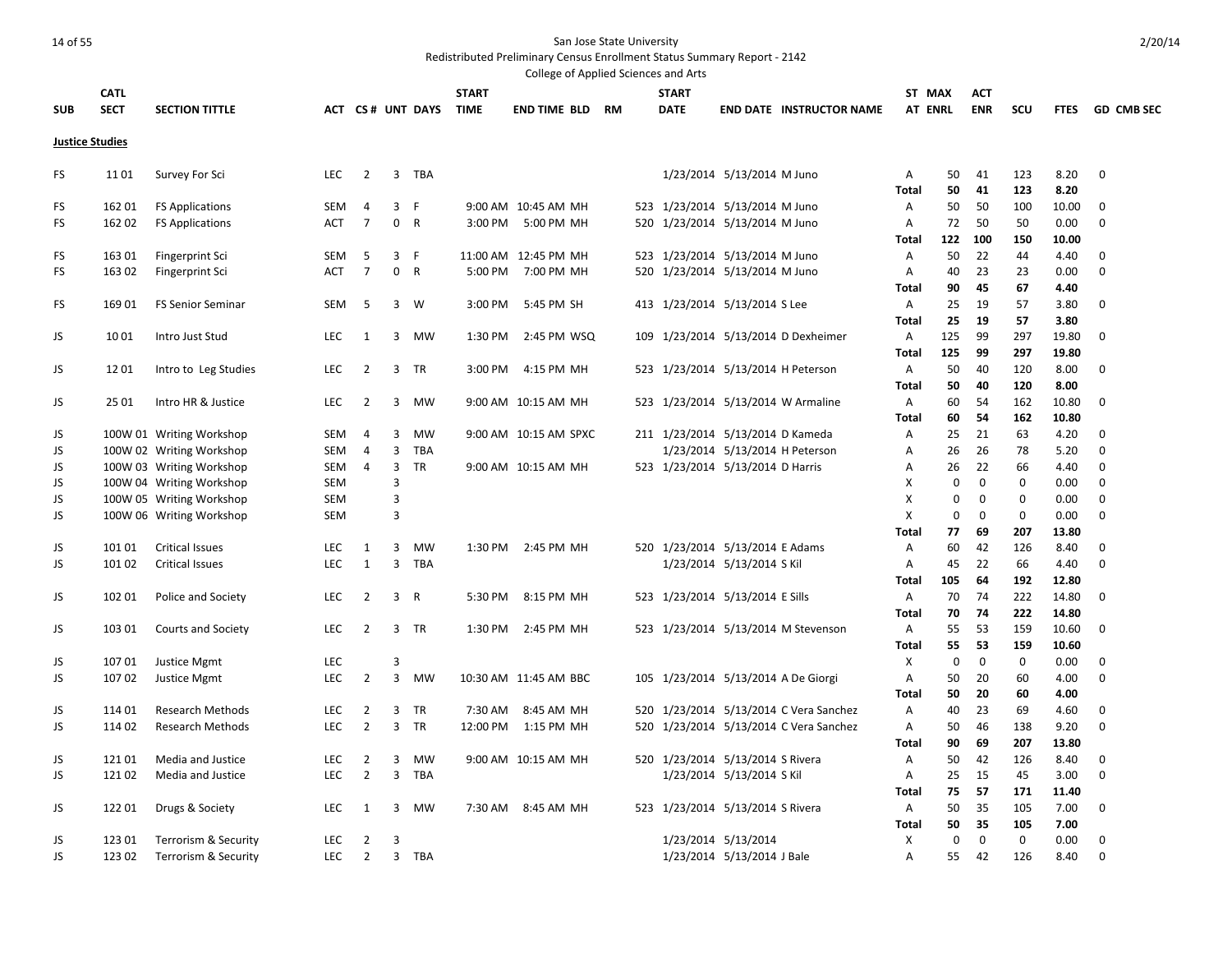San Jose State University

Redistributed Preliminary Census Enrollment Status Summary Report - 2142

College of Applied Sciences and Arts

2/20/14

**Justice Studies**

| SUB | CATL SECT | SECTION TITTLE | ACT | CS # | UNT | DAYS | START TIME | END TIME | BLD | RM | START DATE | END DATE | INSTRUCTOR NAME | ST AT | MAX ENRL | ACT ENR | SCU | FTES | GD | CMB SEC |
|---|---|---|---|---|---|---|---|---|---|---|---|---|---|---|---|---|---|---|---|---|
| FS | 11 01 | Survey For Sci | LEC | 2 | 3 | TBA | | | | | 1/23/2014 | 5/13/2014 | M Juno | A | 50 | 41 | 123 | 8.20 | 0 | |
| | | | | | | | | | | | | | | **Total** | **50** | **41** | **123** | **8.20** | | |
| FS | 162 01 | FS Applications | SEM | 4 | 3 | F | 9:00 AM | 10:45 AM | MH | 523 | 1/23/2014 | 5/13/2014 | M Juno | A | 50 | 50 | 100 | 10.00 | 0 | |
| FS | 162 02 | FS Applications | ACT | 7 | 0 | R | 3:00 PM | 5:00 PM | MH | 520 | 1/23/2014 | 5/13/2014 | M Juno | A | 72 | 50 | 50 | 0.00 | 0 | |
| | | | | | | | | | | | | | | **Total** | **122** | **100** | **150** | **10.00** | | |
| FS | 163 01 | Fingerprint Sci | SEM | 5 | 3 | F | 11:00 AM | 12:45 PM | MH | 523 | 1/23/2014 | 5/13/2014 | M Juno | A | 50 | 22 | 44 | 4.40 | 0 | |
| FS | 163 02 | Fingerprint Sci | ACT | 7 | 0 | R | 5:00 PM | 7:00 PM | MH | 520 | 1/23/2014 | 5/13/2014 | M Juno | A | 40 | 23 | 23 | 0.00 | 0 | |
| | | | | | | | | | | | | | | **Total** | **90** | **45** | **67** | **4.40** | | |
| FS | 169 01 | FS Senior Seminar | SEM | 5 | 3 | W | 3:00 PM | 5:45 PM | SH | 413 | 1/23/2014 | 5/13/2014 | S Lee | A | 25 | 19 | 57 | 3.80 | 0 | |
| | | | | | | | | | | | | | | **Total** | **25** | **19** | **57** | **3.80** | | |
| JS | 10 01 | Intro Just Stud | LEC | 1 | 3 | MW | 1:30 PM | 2:45 PM | WSQ | 109 | 1/23/2014 | 5/13/2014 | D Dexheimer | A | 125 | 99 | 297 | 19.80 | 0 | |
| | | | | | | | | | | | | | | **Total** | **125** | **99** | **297** | **19.80** | | |
| JS | 12 01 | Intro to Leg Studies | LEC | 2 | 3 | TR | 3:00 PM | 4:15 PM | MH | 523 | 1/23/2014 | 5/13/2014 | H Peterson | A | 50 | 40 | 120 | 8.00 | 0 | |
| | | | | | | | | | | | | | | **Total** | **50** | **40** | **120** | **8.00** | | |
| JS | 25 01 | Intro HR & Justice | LEC | 2 | 3 | MW | 9:00 AM | 10:15 AM | MH | 523 | 1/23/2014 | 5/13/2014 | W Armaline | A | 60 | 54 | 162 | 10.80 | 0 | |
| | | | | | | | | | | | | | | **Total** | **60** | **54** | **162** | **10.80** | | |
| JS | 100W 01 | Writing Workshop | SEM | 4 | 3 | MW | 9:00 AM | 10:15 AM | SPXC | 211 | 1/23/2014 | 5/13/2014 | D Kameda | A | 25 | 21 | 63 | 4.20 | 0 | |
| JS | 100W 02 | Writing Workshop | SEM | 4 | 3 | TBA | | | | | 1/23/2014 | 5/13/2014 | H Peterson | A | 26 | 26 | 78 | 5.20 | 0 | |
| JS | 100W 03 | Writing Workshop | SEM | 4 | 3 | TR | 9:00 AM | 10:15 AM | MH | 523 | 1/23/2014 | 5/13/2014 | D Harris | A | 26 | 22 | 66 | 4.40 | 0 | |
| JS | 100W 04 | Writing Workshop | SEM | | 3 | | | | | | | | | X | 0 | 0 | 0 | 0.00 | 0 | |
| JS | 100W 05 | Writing Workshop | SEM | | 3 | | | | | | | | | X | 0 | 0 | 0 | 0.00 | 0 | |
| JS | 100W 06 | Writing Workshop | SEM | | 3 | | | | | | | | | X | 0 | 0 | 0 | 0.00 | 0 | |
| | | | | | | | | | | | | | | **Total** | **77** | **69** | **207** | **13.80** | | |
| JS | 101 01 | Critical Issues | LEC | 1 | 3 | MW | 1:30 PM | 2:45 PM | MH | 520 | 1/23/2014 | 5/13/2014 | E Adams | A | 60 | 42 | 126 | 8.40 | 0 | |
| JS | 101 02 | Critical Issues | LEC | 1 | 3 | TBA | | | | | 1/23/2014 | 5/13/2014 | S Kil | A | 45 | 22 | 66 | 4.40 | 0 | |
| | | | | | | | | | | | | | | **Total** | **105** | **64** | **192** | **12.80** | | |
| JS | 102 01 | Police and Society | LEC | 2 | 3 | R | 5:30 PM | 8:15 PM | MH | 523 | 1/23/2014 | 5/13/2014 | E Sills | A | 70 | 74 | 222 | 14.80 | 0 | |
| | | | | | | | | | | | | | | **Total** | **70** | **74** | **222** | **14.80** | | |
| JS | 103 01 | Courts and Society | LEC | 2 | 3 | TR | 1:30 PM | 2:45 PM | MH | 523 | 1/23/2014 | 5/13/2014 | M Stevenson | A | 55 | 53 | 159 | 10.60 | 0 | |
| | | | | | | | | | | | | | | **Total** | **55** | **53** | **159** | **10.60** | | |
| JS | 107 01 | Justice Mgmt | LEC | | 3 | | | | | | | | | X | 0 | 0 | 0 | 0.00 | 0 | |
| JS | 107 02 | Justice Mgmt | LEC | 2 | 3 | MW | 10:30 AM | 11:45 AM | BBC | 105 | 1/23/2014 | 5/13/2014 | A De Giorgi | A | 50 | 20 | 60 | 4.00 | 0 | |
| | | | | | | | | | | | | | | **Total** | **50** | **20** | **60** | **4.00** | | |
| JS | 114 01 | Research Methods | LEC | 2 | 3 | TR | 7:30 AM | 8:45 AM | MH | 520 | 1/23/2014 | 5/13/2014 | C Vera Sanchez | A | 40 | 23 | 69 | 4.60 | 0 | |
| JS | 114 02 | Research Methods | LEC | 2 | 3 | TR | 12:00 PM | 1:15 PM | MH | 520 | 1/23/2014 | 5/13/2014 | C Vera Sanchez | A | 50 | 46 | 138 | 9.20 | 0 | |
| | | | | | | | | | | | | | | **Total** | **90** | **69** | **207** | **13.80** | | |
| JS | 121 01 | Media and Justice | LEC | 2 | 3 | MW | 9:00 AM | 10:15 AM | MH | 520 | 1/23/2014 | 5/13/2014 | S Rivera | A | 50 | 42 | 126 | 8.40 | 0 | |
| JS | 121 02 | Media and Justice | LEC | 2 | 3 | TBA | | | | | 1/23/2014 | 5/13/2014 | S Kil | A | 25 | 15 | 45 | 3.00 | 0 | |
| | | | | | | | | | | | | | | **Total** | **75** | **57** | **171** | **11.40** | | |
| JS | 122 01 | Drugs & Society | LEC | 1 | 3 | MW | 7:30 AM | 8:45 AM | MH | 523 | 1/23/2014 | 5/13/2014 | S Rivera | A | 50 | 35 | 105 | 7.00 | 0 | |
| | | | | | | | | | | | | | | **Total** | **50** | **35** | **105** | **7.00** | | |
| JS | 123 01 | Terrorism & Security | LEC | 2 | 3 | | | | | | 1/23/2014 | 5/13/2014 | | X | 0 | 0 | 0 | 0.00 | 0 | |
| JS | 123 02 | Terrorism & Security | LEC | 2 | 3 | TBA | | | | | 1/23/2014 | 5/13/2014 | J Bale | A | 55 | 42 | 126 | 8.40 | 0 | |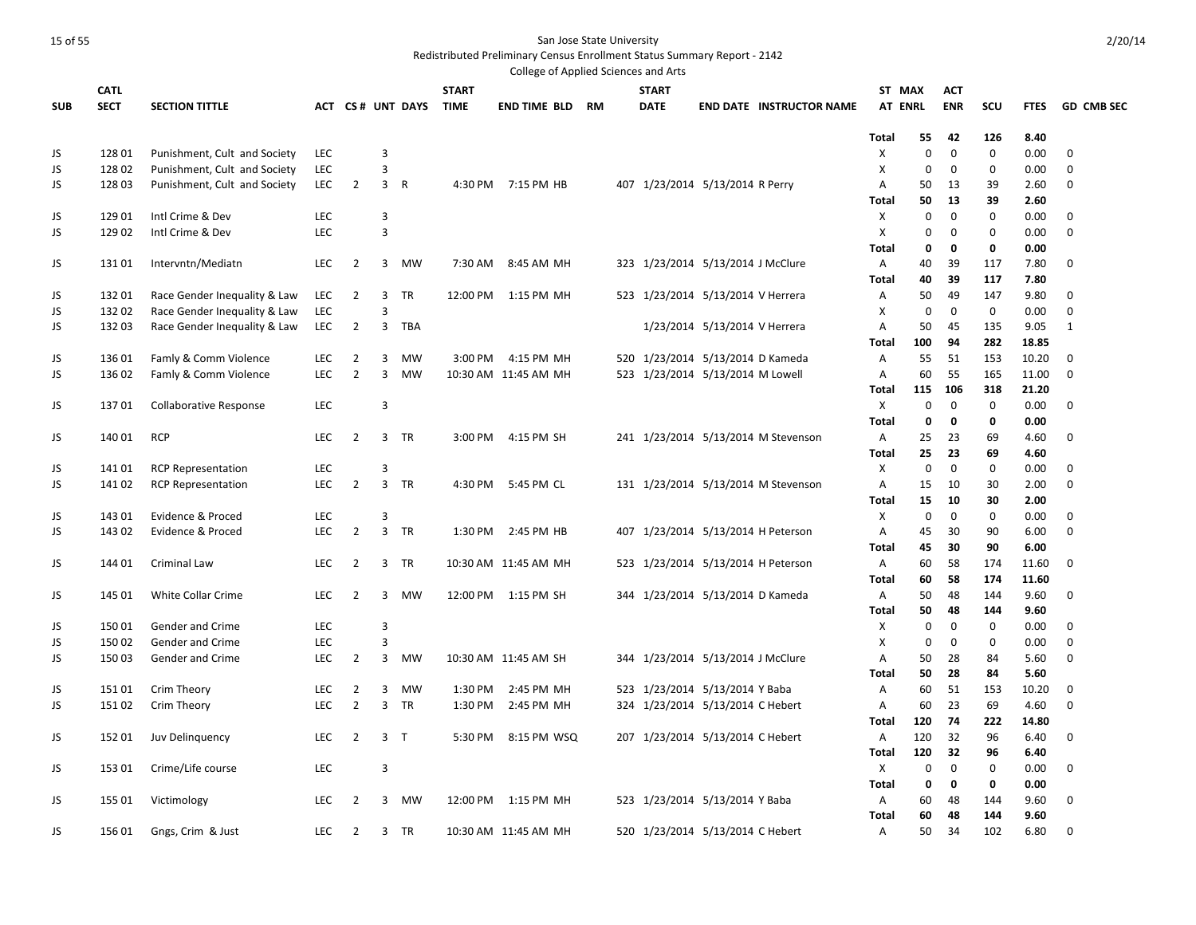San Jose State University

Redistributed Preliminary Census Enrollment Status Summary Report - 2142

College of Applied Sciences and Arts

| SUB | CATL SECT | SECTION TITTLE | ACT | CS # | UNT | DAYS | START TIME | END TIME | BLD | RM | START DATE | END DATE | INSTRUCTOR NAME | ST AT | MAX ENRL | ACT ENR | SCU | FTES | GD | CMB SEC |
|---|---|---|---|---|---|---|---|---|---|---|---|---|---|---|---|---|---|---|---|---|
| | | | | | | | | | | | | | | **Total** | **55** | **42** | **126** | **8.40** | | |
| JS | 128 01 | Punishment, Cult and Society | LEC | | 3 | | | | | | | | | X | 0 | 0 | 0 | 0.00 | 0 | |
| JS | 128 02 | Punishment, Cult and Society | LEC | | 3 | | | | | | | | | X | 0 | 0 | 0 | 0.00 | 0 | |
| JS | 128 03 | Punishment, Cult and Society | LEC | 2 | 3 | R | 4:30 PM | 7:15 PM | HB | 407 | 1/23/2014 | 5/13/2014 | R Perry | A | 50 | 13 | 39 | 2.60 | 0 | |
| | | | | | | | | | | | | | | **Total** | **50** | **13** | **39** | **2.60** | | |
| JS | 129 01 | Intl Crime & Dev | LEC | | 3 | | | | | | | | | X | 0 | 0 | 0 | 0.00 | 0 | |
| JS | 129 02 | Intl Crime & Dev | LEC | | 3 | | | | | | | | | X | 0 | 0 | 0 | 0.00 | 0 | |
| | | | | | | | | | | | | | | **Total** | **0** | **0** | **0** | **0.00** | | |
| JS | 131 01 | Intervntn/Mediatn | LEC | 2 | 3 | MW | 7:30 AM | 8:45 AM | MH | 323 | 1/23/2014 | 5/13/2014 | J McClure | A | 40 | 39 | 117 | 7.80 | 0 | |
| | | | | | | | | | | | | | | **Total** | **40** | **39** | **117** | **7.80** | | |
| JS | 132 01 | Race Gender Inequality & Law | LEC | 2 | 3 | TR | 12:00 PM | 1:15 PM | MH | 523 | 1/23/2014 | 5/13/2014 | V Herrera | A | 50 | 49 | 147 | 9.80 | 0 | |
| JS | 132 02 | Race Gender Inequality & Law | LEC | | 3 | | | | | | | | | X | 0 | 0 | 0 | 0.00 | 0 | |
| JS | 132 03 | Race Gender Inequality & Law | LEC | 2 | 3 | TBA | | | | | 1/23/2014 | 5/13/2014 | V Herrera | A | 50 | 45 | 135 | 9.05 | 1 | |
| | | | | | | | | | | | | | | **Total** | **100** | **94** | **282** | **18.85** | | |
| JS | 136 01 | Famly & Comm Violence | LEC | 2 | 3 | MW | 3:00 PM | 4:15 PM | MH | 520 | 1/23/2014 | 5/13/2014 | D Kameda | A | 55 | 51 | 153 | 10.20 | 0 | |
| JS | 136 02 | Famly & Comm Violence | LEC | 2 | 3 | MW | 10:30 AM | 11:45 AM | MH | 523 | 1/23/2014 | 5/13/2014 | M Lowell | A | 60 | 55 | 165 | 11.00 | 0 | |
| | | | | | | | | | | | | | | **Total** | **115** | **106** | **318** | **21.20** | | |
| JS | 137 01 | Collaborative Response | LEC | | 3 | | | | | | | | | X | 0 | 0 | 0 | 0.00 | 0 | |
| | | | | | | | | | | | | | | **Total** | **0** | **0** | **0** | **0.00** | | |
| JS | 140 01 | RCP | LEC | 2 | 3 | TR | 3:00 PM | 4:15 PM | SH | 241 | 1/23/2014 | 5/13/2014 | M Stevenson | A | 25 | 23 | 69 | 4.60 | 0 | |
| | | | | | | | | | | | | | | **Total** | **25** | **23** | **69** | **4.60** | | |
| JS | 141 01 | RCP Representation | LEC | | 3 | | | | | | | | | X | 0 | 0 | 0 | 0.00 | 0 | |
| JS | 141 02 | RCP Representation | LEC | 2 | 3 | TR | 4:30 PM | 5:45 PM | CL | 131 | 1/23/2014 | 5/13/2014 | M Stevenson | A | 15 | 10 | 30 | 2.00 | 0 | |
| | | | | | | | | | | | | | | **Total** | **15** | **10** | **30** | **2.00** | | |
| JS | 143 01 | Evidence & Proced | LEC | | 3 | | | | | | | | | X | 0 | 0 | 0 | 0.00 | 0 | |
| JS | 143 02 | Evidence & Proced | LEC | 2 | 3 | TR | 1:30 PM | 2:45 PM | HB | 407 | 1/23/2014 | 5/13/2014 | H Peterson | A | 45 | 30 | 90 | 6.00 | 0 | |
| | | | | | | | | | | | | | | **Total** | **45** | **30** | **90** | **6.00** | | |
| JS | 144 01 | Criminal Law | LEC | 2 | 3 | TR | 10:30 AM | 11:45 AM | MH | 523 | 1/23/2014 | 5/13/2014 | H Peterson | A | 60 | 58 | 174 | 11.60 | 0 | |
| | | | | | | | | | | | | | | **Total** | **60** | **58** | **174** | **11.60** | | |
| JS | 145 01 | White Collar Crime | LEC | 2 | 3 | MW | 12:00 PM | 1:15 PM | SH | 344 | 1/23/2014 | 5/13/2014 | D Kameda | A | 50 | 48 | 144 | 9.60 | 0 | |
| | | | | | | | | | | | | | | **Total** | **50** | **48** | **144** | **9.60** | | |
| JS | 150 01 | Gender and Crime | LEC | | 3 | | | | | | | | | X | 0 | 0 | 0 | 0.00 | 0 | |
| JS | 150 02 | Gender and Crime | LEC | | 3 | | | | | | | | | X | 0 | 0 | 0 | 0.00 | 0 | |
| JS | 150 03 | Gender and Crime | LEC | 2 | 3 | MW | 10:30 AM | 11:45 AM | SH | 344 | 1/23/2014 | 5/13/2014 | J McClure | A | 50 | 28 | 84 | 5.60 | 0 | |
| | | | | | | | | | | | | | | **Total** | **50** | **28** | **84** | **5.60** | | |
| JS | 151 01 | Crim Theory | LEC | 2 | 3 | MW | 1:30 PM | 2:45 PM | MH | 523 | 1/23/2014 | 5/13/2014 | Y Baba | A | 60 | 51 | 153 | 10.20 | 0 | |
| JS | 151 02 | Crim Theory | LEC | 2 | 3 | TR | 1:30 PM | 2:45 PM | MH | 324 | 1/23/2014 | 5/13/2014 | C Hebert | A | 60 | 23 | 69 | 4.60 | 0 | |
| | | | | | | | | | | | | | | **Total** | **120** | **74** | **222** | **14.80** | | |
| JS | 152 01 | Juv Delinquency | LEC | 2 | 3 | T | 5:30 PM | 8:15 PM | WSQ | 207 | 1/23/2014 | 5/13/2014 | C Hebert | A | 120 | 32 | 96 | 6.40 | 0 | |
| | | | | | | | | | | | | | | **Total** | **120** | **32** | **96** | **6.40** | | |
| JS | 153 01 | Crime/Life course | LEC | | 3 | | | | | | | | | X | 0 | 0 | 0 | 0.00 | 0 | |
| | | | | | | | | | | | | | | **Total** | **0** | **0** | **0** | **0.00** | | |
| JS | 155 01 | Victimology | LEC | 2 | 3 | MW | 12:00 PM | 1:15 PM | MH | 523 | 1/23/2014 | 5/13/2014 | Y Baba | A | 60 | 48 | 144 | 9.60 | 0 | |
| | | | | | | | | | | | | | | **Total** | **60** | **48** | **144** | **9.60** | | |
| JS | 156 01 | Gngs, Crim & Just | LEC | 2 | 3 | TR | 10:30 AM | 11:45 AM | MH | 520 | 1/23/2014 | 5/13/2014 | C Hebert | A | 50 | 34 | 102 | 6.80 | 0 | |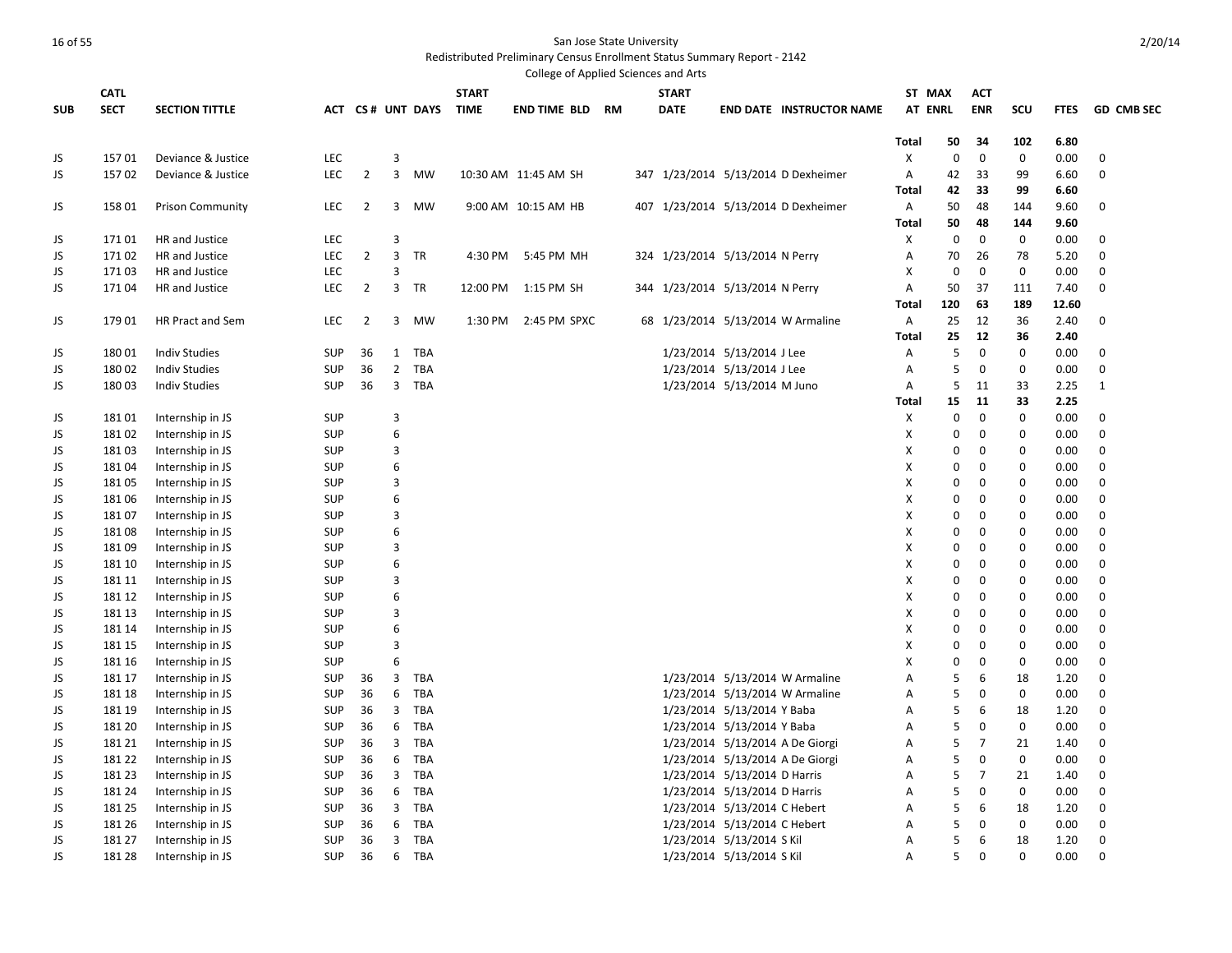San Jose State University

Redistributed Preliminary Census Enrollment Status Summary Report - 2142

College of Applied Sciences and Arts

| SUB | CATL SECT | SECTION TITTLE | ACT | CS # | UNT | DAYS | START TIME | END TIME | BLD | RM | START DATE | END DATE | INSTRUCTOR NAME | ST AT | MAX ENRL | ACT ENR | SCU | FTES | GD | CMB SEC |
|---|---|---|---|---|---|---|---|---|---|---|---|---|---|---|---|---|---|---|---|---|
| | | | | | | | | | | | | | | **Total** | **50** | **34** | **102** | **6.80** | | |
| JS | 157 01 | Deviance & Justice | LEC | | 3 | | | | | | | | | X | 0 | 0 | 0 | 0.00 | 0 | |
| JS | 157 02 | Deviance & Justice | LEC | 2 | 3 | MW | 10:30 AM | 11:45 AM | SH | 347 | 1/23/2014 | 5/13/2014 | D Dexheimer | A | 42 | 33 | 99 | 6.60 | 0 | |
| | | | | | | | | | | | | | | **Total** | **42** | **33** | **99** | **6.60** | | |
| JS | 158 01 | Prison Community | LEC | 2 | 3 | MW | 9:00 AM | 10:15 AM | HB | 407 | 1/23/2014 | 5/13/2014 | D Dexheimer | A | 50 | 48 | 144 | 9.60 | 0 | |
| | | | | | | | | | | | | | | **Total** | **50** | **48** | **144** | **9.60** | | |
| JS | 171 01 | HR and Justice | LEC | | 3 | | | | | | | | | X | 0 | 0 | 0 | 0.00 | 0 | |
| JS | 171 02 | HR and Justice | LEC | 2 | 3 | TR | 4:30 PM | 5:45 PM | MH | 324 | 1/23/2014 | 5/13/2014 | N Perry | A | 70 | 26 | 78 | 5.20 | 0 | |
| JS | 171 03 | HR and Justice | LEC | | 3 | | | | | | | | | X | 0 | 0 | 0 | 0.00 | 0 | |
| JS | 171 04 | HR and Justice | LEC | 2 | 3 | TR | 12:00 PM | 1:15 PM | SH | 344 | 1/23/2014 | 5/13/2014 | N Perry | A | 50 | 37 | 111 | 7.40 | 0 | |
| | | | | | | | | | | | | | | **Total** | **120** | **63** | **189** | **12.60** | | |
| JS | 179 01 | HR Pract and Sem | LEC | 2 | 3 | MW | 1:30 PM | 2:45 PM | SPXC | 68 | 1/23/2014 | 5/13/2014 | W Armaline | A | 25 | 12 | 36 | 2.40 | 0 | |
| | | | | | | | | | | | | | | **Total** | **25** | **12** | **36** | **2.40** | | |
| JS | 180 01 | Indiv Studies | SUP | 36 | 1 | TBA | | | | | 1/23/2014 | 5/13/2014 | J Lee | A | 5 | 0 | 0 | 0.00 | 0 | |
| JS | 180 02 | Indiv Studies | SUP | 36 | 2 | TBA | | | | | 1/23/2014 | 5/13/2014 | J Lee | A | 5 | 0 | 0 | 0.00 | 0 | |
| JS | 180 03 | Indiv Studies | SUP | 36 | 3 | TBA | | | | | 1/23/2014 | 5/13/2014 | M Juno | A | 5 | 11 | 33 | 2.25 | 1 | |
| | | | | | | | | | | | | | | **Total** | **15** | **11** | **33** | **2.25** | | |
| JS | 181 01 | Internship in JS | SUP | | 3 | | | | | | | | | X | 0 | 0 | 0 | 0.00 | 0 | |
| JS | 181 02 | Internship in JS | SUP | | 6 | | | | | | | | | X | 0 | 0 | 0 | 0.00 | 0 | |
| JS | 181 03 | Internship in JS | SUP | | 3 | | | | | | | | | X | 0 | 0 | 0 | 0.00 | 0 | |
| JS | 181 04 | Internship in JS | SUP | | 6 | | | | | | | | | X | 0 | 0 | 0 | 0.00 | 0 | |
| JS | 181 05 | Internship in JS | SUP | | 3 | | | | | | | | | X | 0 | 0 | 0 | 0.00 | 0 | |
| JS | 181 06 | Internship in JS | SUP | | 6 | | | | | | | | | X | 0 | 0 | 0 | 0.00 | 0 | |
| JS | 181 07 | Internship in JS | SUP | | 3 | | | | | | | | | X | 0 | 0 | 0 | 0.00 | 0 | |
| JS | 181 08 | Internship in JS | SUP | | 6 | | | | | | | | | X | 0 | 0 | 0 | 0.00 | 0 | |
| JS | 181 09 | Internship in JS | SUP | | 3 | | | | | | | | | X | 0 | 0 | 0 | 0.00 | 0 | |
| JS | 181 10 | Internship in JS | SUP | | 6 | | | | | | | | | X | 0 | 0 | 0 | 0.00 | 0 | |
| JS | 181 11 | Internship in JS | SUP | | 3 | | | | | | | | | X | 0 | 0 | 0 | 0.00 | 0 | |
| JS | 181 12 | Internship in JS | SUP | | 6 | | | | | | | | | X | 0 | 0 | 0 | 0.00 | 0 | |
| JS | 181 13 | Internship in JS | SUP | | 3 | | | | | | | | | X | 0 | 0 | 0 | 0.00 | 0 | |
| JS | 181 14 | Internship in JS | SUP | | 6 | | | | | | | | | X | 0 | 0 | 0 | 0.00 | 0 | |
| JS | 181 15 | Internship in JS | SUP | | 3 | | | | | | | | | X | 0 | 0 | 0 | 0.00 | 0 | |
| JS | 181 16 | Internship in JS | SUP | | 6 | | | | | | | | | X | 0 | 0 | 0 | 0.00 | 0 | |
| JS | 181 17 | Internship in JS | SUP | 36 | 3 | TBA | | | | | 1/23/2014 | 5/13/2014 | W Armaline | A | 5 | 6 | 18 | 1.20 | 0 | |
| JS | 181 18 | Internship in JS | SUP | 36 | 6 | TBA | | | | | 1/23/2014 | 5/13/2014 | W Armaline | A | 5 | 0 | 0 | 0.00 | 0 | |
| JS | 181 19 | Internship in JS | SUP | 36 | 3 | TBA | | | | | 1/23/2014 | 5/13/2014 | Y Baba | A | 5 | 6 | 18 | 1.20 | 0 | |
| JS | 181 20 | Internship in JS | SUP | 36 | 6 | TBA | | | | | 1/23/2014 | 5/13/2014 | Y Baba | A | 5 | 0 | 0 | 0.00 | 0 | |
| JS | 181 21 | Internship in JS | SUP | 36 | 3 | TBA | | | | | 1/23/2014 | 5/13/2014 | A De Giorgi | A | 5 | 7 | 21 | 1.40 | 0 | |
| JS | 181 22 | Internship in JS | SUP | 36 | 6 | TBA | | | | | 1/23/2014 | 5/13/2014 | A De Giorgi | A | 5 | 0 | 0 | 0.00 | 0 | |
| JS | 181 23 | Internship in JS | SUP | 36 | 3 | TBA | | | | | 1/23/2014 | 5/13/2014 | D Harris | A | 5 | 7 | 21 | 1.40 | 0 | |
| JS | 181 24 | Internship in JS | SUP | 36 | 6 | TBA | | | | | 1/23/2014 | 5/13/2014 | D Harris | A | 5 | 0 | 0 | 0.00 | 0 | |
| JS | 181 25 | Internship in JS | SUP | 36 | 3 | TBA | | | | | 1/23/2014 | 5/13/2014 | C Hebert | A | 5 | 6 | 18 | 1.20 | 0 | |
| JS | 181 26 | Internship in JS | SUP | 36 | 6 | TBA | | | | | 1/23/2014 | 5/13/2014 | C Hebert | A | 5 | 0 | 0 | 0.00 | 0 | |
| JS | 181 27 | Internship in JS | SUP | 36 | 3 | TBA | | | | | 1/23/2014 | 5/13/2014 | S Kil | A | 5 | 6 | 18 | 1.20 | 0 | |
| JS | 181 28 | Internship in JS | SUP | 36 | 6 | TBA | | | | | 1/23/2014 | 5/13/2014 | S Kil | A | 5 | 0 | 0 | 0.00 | 0 | |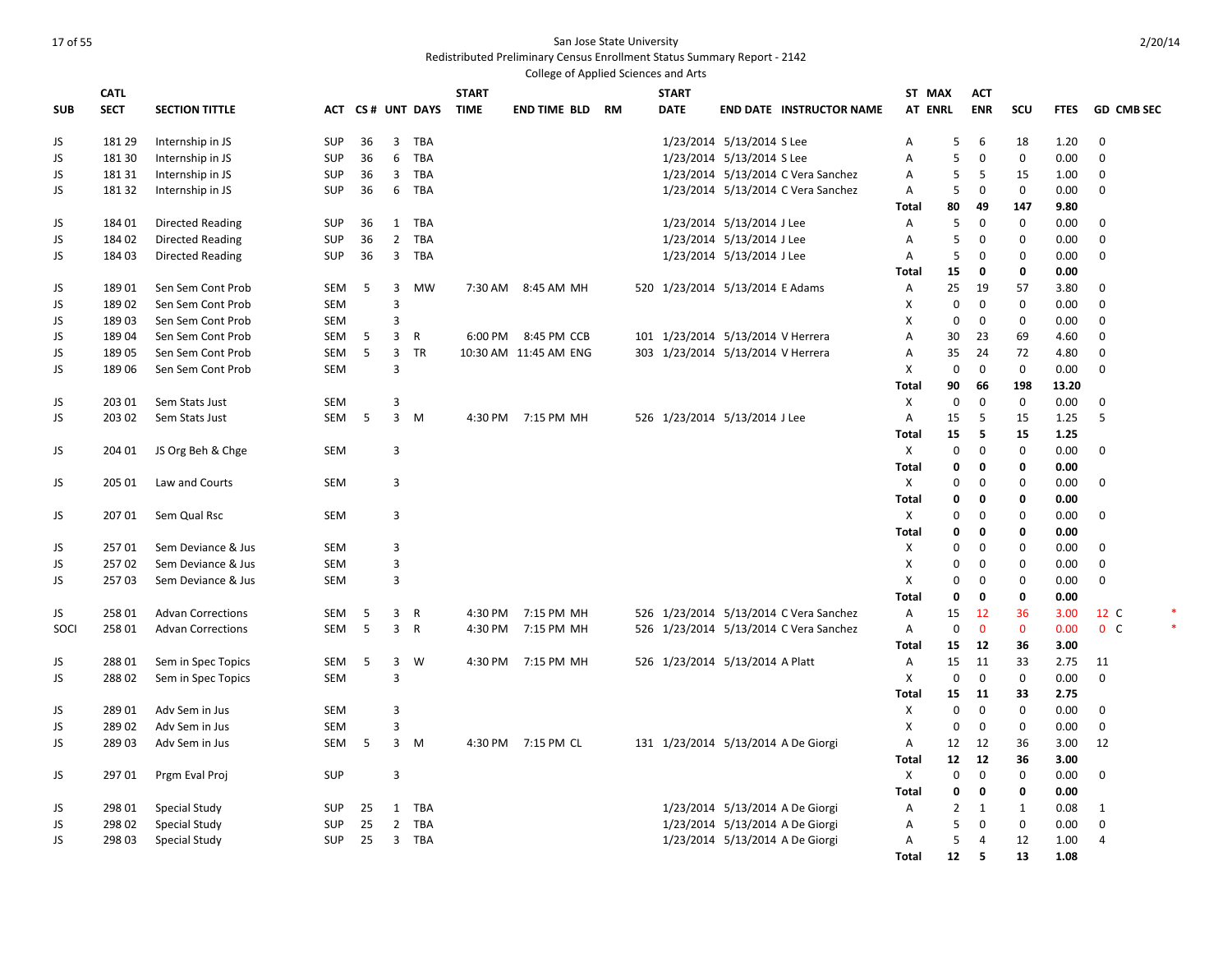San Jose State University
Redistributed Preliminary Census Enrollment Status Summary Report - 2142
College of Applied Sciences and Arts

2/20/14

| SUB | CATL SECT | SECTION TITTLE | ACT | CS # | UNT | DAYS | START TIME | END TIME | BLD | RM | START DATE | END DATE | INSTRUCTOR NAME | ST AT | MAX ENRL | ACT ENR | SCU | FTES | GD | CMB SEC | |
|---|---|---|---|---|---|---|---|---|---|---|---|---|---|---|---|---|---|---|---|---|---|
| JS | 181 29 | Internship in JS | SUP | 36 | 3 | TBA | | | | | 1/23/2014 | 5/13/2014 | S Lee | A | 5 | 6 | 18 | 1.20 | 0 | | |
| JS | 181 30 | Internship in JS | SUP | 36 | 6 | TBA | | | | | 1/23/2014 | 5/13/2014 | S Lee | A | 5 | 0 | 0 | 0.00 | 0 | | |
| JS | 181 31 | Internship in JS | SUP | 36 | 3 | TBA | | | | | 1/23/2014 | 5/13/2014 | C Vera Sanchez | A | 5 | 5 | 15 | 1.00 | 0 | | |
| JS | 181 32 | Internship in JS | SUP | 36 | 6 | TBA | | | | | 1/23/2014 | 5/13/2014 | C Vera Sanchez | A | 5 | 0 | 0 | 0.00 | 0 | | |
| | | | | | | | | | | | | | | **Total** | **80** | **49** | **147** | **9.80** | | | |
| JS | 184 01 | Directed Reading | SUP | 36 | 1 | TBA | | | | | 1/23/2014 | 5/13/2014 | J Lee | A | 5 | 0 | 0 | 0.00 | 0 | | |
| JS | 184 02 | Directed Reading | SUP | 36 | 2 | TBA | | | | | 1/23/2014 | 5/13/2014 | J Lee | A | 5 | 0 | 0 | 0.00 | 0 | | |
| JS | 184 03 | Directed Reading | SUP | 36 | 3 | TBA | | | | | 1/23/2014 | 5/13/2014 | J Lee | A | 5 | 0 | 0 | 0.00 | 0 | | |
| | | | | | | | | | | | | | | **Total** | **15** | **0** | **0** | **0.00** | | | |
| JS | 189 01 | Sen Sem Cont Prob | SEM | 5 | 3 | MW | 7:30 AM | 8:45 AM | MH | 520 | 1/23/2014 | 5/13/2014 | E Adams | A | 25 | 19 | 57 | 3.80 | 0 | | |
| JS | 189 02 | Sen Sem Cont Prob | SEM | | 3 | | | | | | | | | X | 0 | 0 | 0 | 0.00 | 0 | | |
| JS | 189 03 | Sen Sem Cont Prob | SEM | | 3 | | | | | | | | | X | 0 | 0 | 0 | 0.00 | 0 | | |
| JS | 189 04 | Sen Sem Cont Prob | SEM | 5 | 3 | R | 6:00 PM | 8:45 PM | CCB | 101 | 1/23/2014 | 5/13/2014 | V Herrera | A | 30 | 23 | 69 | 4.60 | 0 | | |
| JS | 189 05 | Sen Sem Cont Prob | SEM | 5 | 3 | TR | 10:30 AM | 11:45 AM | ENG | 303 | 1/23/2014 | 5/13/2014 | V Herrera | A | 35 | 24 | 72 | 4.80 | 0 | | |
| JS | 189 06 | Sen Sem Cont Prob | SEM | | 3 | | | | | | | | | X | 0 | 0 | 0 | 0.00 | 0 | | |
| | | | | | | | | | | | | | | **Total** | **90** | **66** | **198** | **13.20** | | | |
| JS | 203 01 | Sem Stats Just | SEM | | 3 | | | | | | | | | X | 0 | 0 | 0 | 0.00 | 0 | | |
| JS | 203 02 | Sem Stats Just | SEM | 5 | 3 | M | 4:30 PM | 7:15 PM | MH | 526 | 1/23/2014 | 5/13/2014 | J Lee | A | 15 | 5 | 15 | 1.25 | 5 | | |
| | | | | | | | | | | | | | | **Total** | **15** | **5** | **15** | **1.25** | | | |
| JS | 204 01 | JS Org Beh & Chge | SEM | | 3 | | | | | | | | | X | 0 | 0 | 0 | 0.00 | 0 | | |
| | | | | | | | | | | | | | | **Total** | **0** | **0** | **0** | **0.00** | | | |
| JS | 205 01 | Law and Courts | SEM | | 3 | | | | | | | | | X | 0 | 0 | 0 | 0.00 | 0 | | |
| | | | | | | | | | | | | | | **Total** | **0** | **0** | **0** | **0.00** | | | |
| JS | 207 01 | Sem Qual Rsc | SEM | | 3 | | | | | | | | | X | 0 | 0 | 0 | 0.00 | 0 | | |
| | | | | | | | | | | | | | | **Total** | **0** | **0** | **0** | **0.00** | | | |
| JS | 257 01 | Sem Deviance & Jus | SEM | | 3 | | | | | | | | | X | 0 | 0 | 0 | 0.00 | 0 | | |
| JS | 257 02 | Sem Deviance & Jus | SEM | | 3 | | | | | | | | | X | 0 | 0 | 0 | 0.00 | 0 | | |
| JS | 257 03 | Sem Deviance & Jus | SEM | | 3 | | | | | | | | | X | 0 | 0 | 0 | 0.00 | 0 | | |
| | | | | | | | | | | | | | | **Total** | **0** | **0** | **0** | **0.00** | | | |
| JS | 258 01 | Advan Corrections | SEM | 5 | 3 | R | 4:30 PM | 7:15 PM | MH | 526 | 1/23/2014 | 5/13/2014 | C Vera Sanchez | A | 15 | 12 | 36 | 3.00 | 12 | C | * |
| SOCI | 258 01 | Advan Corrections | SEM | 5 | 3 | R | 4:30 PM | 7:15 PM | MH | 526 | 1/23/2014 | 5/13/2014 | C Vera Sanchez | A | 0 | 0 | 0 | 0.00 | 0 | C | * |
| | | | | | | | | | | | | | | **Total** | **15** | **12** | **36** | **3.00** | | | |
| JS | 288 01 | Sem in Spec Topics | SEM | 5 | 3 | W | 4:30 PM | 7:15 PM | MH | 526 | 1/23/2014 | 5/13/2014 | A Platt | A | 15 | 11 | 33 | 2.75 | 11 | | |
| JS | 288 02 | Sem in Spec Topics | SEM | | 3 | | | | | | | | | X | 0 | 0 | 0 | 0.00 | 0 | | |
| | | | | | | | | | | | | | | **Total** | **15** | **11** | **33** | **2.75** | | | |
| JS | 289 01 | Adv Sem in Jus | SEM | | 3 | | | | | | | | | X | 0 | 0 | 0 | 0.00 | 0 | | |
| JS | 289 02 | Adv Sem in Jus | SEM | | 3 | | | | | | | | | X | 0 | 0 | 0 | 0.00 | 0 | | |
| JS | 289 03 | Adv Sem in Jus | SEM | 5 | 3 | M | 4:30 PM | 7:15 PM | CL | 131 | 1/23/2014 | 5/13/2014 | A De Giorgi | A | 12 | 12 | 36 | 3.00 | 12 | | |
| | | | | | | | | | | | | | | **Total** | **12** | **12** | **36** | **3.00** | | | |
| JS | 297 01 | Prgm Eval Proj | SUP | | 3 | | | | | | | | | X | 0 | 0 | 0 | 0.00 | 0 | | |
| | | | | | | | | | | | | | | **Total** | **0** | **0** | **0** | **0.00** | | | |
| JS | 298 01 | Special Study | SUP | 25 | 1 | TBA | | | | | 1/23/2014 | 5/13/2014 | A De Giorgi | A | 2 | 1 | 1 | 0.08 | 1 | | |
| JS | 298 02 | Special Study | SUP | 25 | 2 | TBA | | | | | 1/23/2014 | 5/13/2014 | A De Giorgi | A | 5 | 0 | 0 | 0.00 | 0 | | |
| JS | 298 03 | Special Study | SUP | 25 | 3 | TBA | | | | | 1/23/2014 | 5/13/2014 | A De Giorgi | A | 5 | 4 | 12 | 1.00 | 4 | | |
| | | | | | | | | | | | | | | **Total** | **12** | **5** | **13** | **1.08** | | | |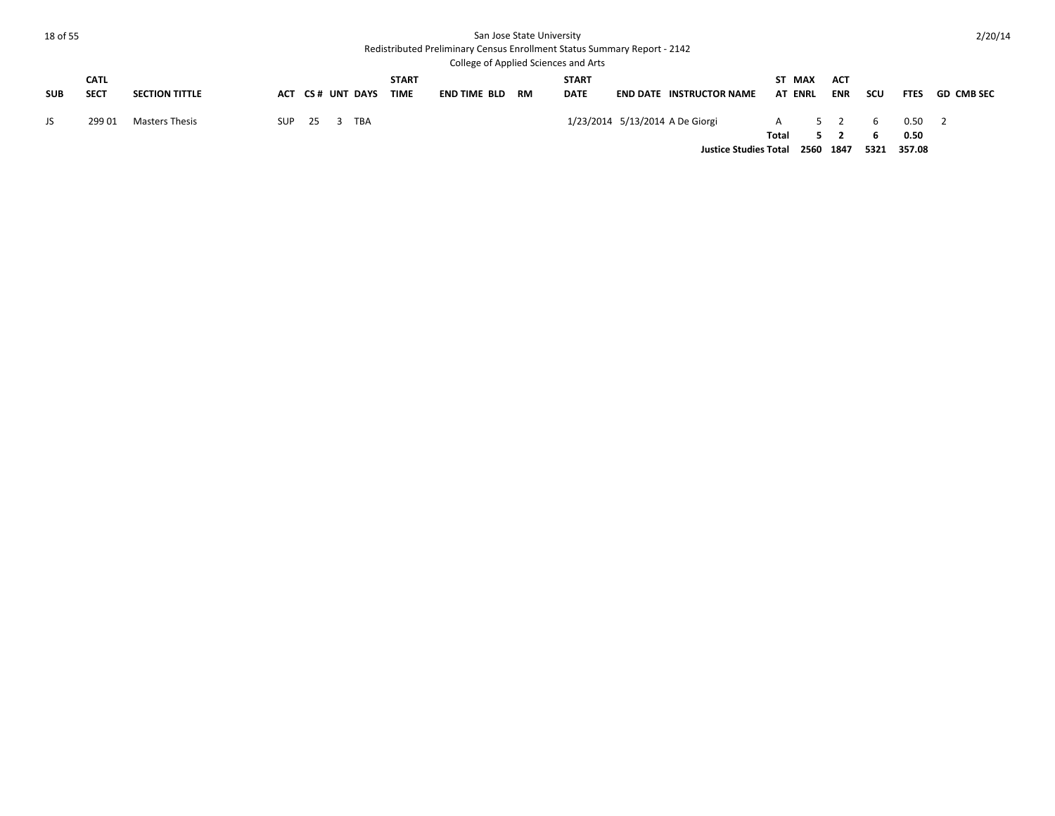San Jose State University

Redistributed Preliminary Census Enrollment Status Summary Report - 2142

College of Applied Sciences and Arts

| SUB | CATL SECT | SECTION TITTLE | ACT | CS # | UNT | DAYS | START TIME | END TIME | BLD | RM | START DATE | END DATE | INSTRUCTOR NAME | ST AT | MAX ENRL | ACT ENR | SCU | FTES | GD | CMB SEC |
|---|---|---|---|---|---|---|---|---|---|---|---|---|---|---|---|---|---|---|---|---|
| JS | 299 01 | Masters Thesis | SUP | 25 | 3 | TBA | | | | | 1/23/2014 | 5/13/2014 | A De Giorgi | A | 5 | 2 | 6 | 0.50 | 2 | |
| | | | | | | | | | | | | | | **Total** | **5** | **2** | **6** | **0.50** | | |
| | | | | | | | | | | | | | **Justice Studies Total** | | **2560** | **1847** | **5321** | **357.08** | | |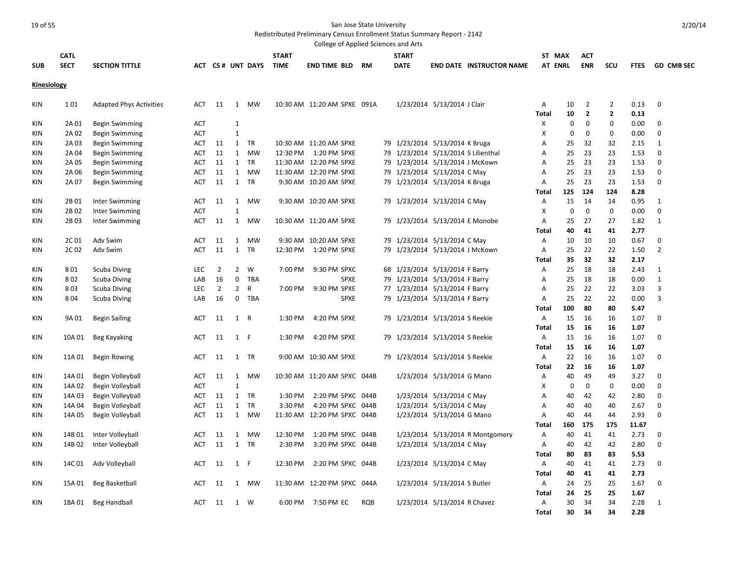San Jose State University

Redistributed Preliminary Census Enrollment Status Summary Report - 2142

College of Applied Sciences and Arts

2/20/14

| SUB | CATL SECT | SECTION TITTLE | ACT | CS # | UNT | DAYS | START TIME | END TIME | BLD | RM | START DATE | END DATE | INSTRUCTOR NAME | ST AT | MAX ENRL | ACT ENR | SCU | FTES | GD | CMB SEC |
|---|---|---|---|---|---|---|---|---|---|---|---|---|---|---|---|---|---|---|---|---|
| **Kinesiology** | | | | | | | | | | | | | | | | | | | | |
| KIN | 1 01 | Adapted Phys Activities | ACT | 11 | 1 | MW | 10:30 AM | 11:20 AM | SPXE | 091A | 1/23/2014 | 5/13/2014 | J Clair | A | 10 | 2 | 2 | 0.13 | 0 | |
| | | | | | | | | | | | | | | **Total** | **10** | **2** | **2** | **0.13** | | |
| KIN | 2A 01 | Begin Swimming | ACT | | 1 | | | | | | | | | X | 0 | 0 | 0 | 0.00 | 0 | |
| KIN | 2A 02 | Begin Swimming | ACT | | 1 | | | | | | | | | X | 0 | 0 | 0 | 0.00 | 0 | |
| KIN | 2A 03 | Begin Swimming | ACT | 11 | 1 | TR | 10:30 AM | 11:20 AM | SPXE | 79 | 1/23/2014 | 5/13/2014 | K Bruga | A | 25 | 32 | 32 | 2.15 | 1 | |
| KIN | 2A 04 | Begin Swimming | ACT | 11 | 1 | MW | 12:30 PM | 1:20 PM | SPXE | 79 | 1/23/2014 | 5/13/2014 | S Lilienthal | A | 25 | 23 | 23 | 1.53 | 0 | |
| KIN | 2A 05 | Begin Swimming | ACT | 11 | 1 | TR | 11:30 AM | 12:20 PM | SPXE | 79 | 1/23/2014 | 5/13/2014 | J McKown | A | 25 | 23 | 23 | 1.53 | 0 | |
| KIN | 2A 06 | Begin Swimming | ACT | 11 | 1 | MW | 11:30 AM | 12:20 PM | SPXE | 79 | 1/23/2014 | 5/13/2014 | C May | A | 25 | 23 | 23 | 1.53 | 0 | |
| KIN | 2A 07 | Begin Swimming | ACT | 11 | 1 | TR | 9:30 AM | 10:20 AM | SPXE | 79 | 1/23/2014 | 5/13/2014 | K Bruga | A | 25 | 23 | 23 | 1.53 | 0 | |
| | | | | | | | | | | | | | | **Total** | **125** | **124** | **124** | **8.28** | | |
| KIN | 2B 01 | Inter Swimming | ACT | 11 | 1 | MW | 9:30 AM | 10:20 AM | SPXE | 79 | 1/23/2014 | 5/13/2014 | C May | A | 15 | 14 | 14 | 0.95 | 1 | |
| KIN | 2B 02 | Inter Swimming | ACT | | 1 | | | | | | | | | X | 0 | 0 | 0 | 0.00 | 0 | |
| KIN | 2B 03 | Inter Swimming | ACT | 11 | 1 | MW | 10:30 AM | 11:20 AM | SPXE | 79 | 1/23/2014 | 5/13/2014 | E Monobe | A | 25 | 27 | 27 | 1.82 | 1 | |
| | | | | | | | | | | | | | | **Total** | **40** | **41** | **41** | **2.77** | | |
| KIN | 2C 01 | Adv Swim | ACT | 11 | 1 | MW | 9:30 AM | 10:20 AM | SPXE | 79 | 1/23/2014 | 5/13/2014 | C May | A | 10 | 10 | 10 | 0.67 | 0 | |
| KIN | 2C 02 | Adv Swim | ACT | 11 | 1 | TR | 12:30 PM | 1:20 PM | SPXE | 79 | 1/23/2014 | 5/13/2014 | J McKown | A | 25 | 22 | 22 | 1.50 | 2 | |
| | | | | | | | | | | | | | | **Total** | **35** | **32** | **32** | **2.17** | | |
| KIN | 8 01 | Scuba Diving | LEC | 2 | 2 | W | 7:00 PM | 9:30 PM | SPXC | 68 | 1/23/2014 | 5/13/2014 | F Barry | A | 25 | 18 | 18 | 2.43 | 1 | |
| KIN | 8 02 | Scuba Diving | LAB | 16 | 0 | TBA | | | SPXE | 79 | 1/23/2014 | 5/13/2014 | F Barry | A | 25 | 18 | 18 | 0.00 | 1 | |
| KIN | 8 03 | Scuba Diving | LEC | 2 | 2 | R | 7:00 PM | 9:30 PM | SPXE | 77 | 1/23/2014 | 5/13/2014 | F Barry | A | 25 | 22 | 22 | 3.03 | 3 | |
| KIN | 8 04 | Scuba Diving | LAB | 16 | 0 | TBA | | | SPXE | 79 | 1/23/2014 | 5/13/2014 | F Barry | A | 25 | 22 | 22 | 0.00 | 3 | |
| | | | | | | | | | | | | | | **Total** | **100** | **80** | **80** | **5.47** | | |
| KIN | 9A 01 | Begin Sailing | ACT | 11 | 1 | R | 1:30 PM | 4:20 PM | SPXE | 79 | 1/23/2014 | 5/13/2014 | S Reekie | A | 15 | 16 | 16 | 1.07 | 0 | |
| | | | | | | | | | | | | | | **Total** | **15** | **16** | **16** | **1.07** | | |
| KIN | 10A 01 | Beg Kayaking | ACT | 11 | 1 | F | 1:30 PM | 4:20 PM | SPXE | 79 | 1/23/2014 | 5/13/2014 | S Reekie | A | 15 | 16 | 16 | 1.07 | 0 | |
| | | | | | | | | | | | | | | **Total** | **15** | **16** | **16** | **1.07** | | |
| KIN | 11A 01 | Begin Rowing | ACT | 11 | 1 | TR | 9:00 AM | 10:30 AM | SPXE | 79 | 1/23/2014 | 5/13/2014 | S Reekie | A | 22 | 16 | 16 | 1.07 | 0 | |
| | | | | | | | | | | | | | | **Total** | **22** | **16** | **16** | **1.07** | | |
| KIN | 14A 01 | Begin Volleyball | ACT | 11 | 1 | MW | 10:30 AM | 11:20 AM | SPXC | 044B | 1/23/2014 | 5/13/2014 | G Mano | A | 40 | 49 | 49 | 3.27 | 0 | |
| KIN | 14A 02 | Begin Volleyball | ACT | | 1 | | | | | | | | | X | 0 | 0 | 0 | 0.00 | 0 | |
| KIN | 14A 03 | Begin Volleyball | ACT | 11 | 1 | TR | 1:30 PM | 2:20 PM | SPXC | 044B | 1/23/2014 | 5/13/2014 | C May | A | 40 | 42 | 42 | 2.80 | 0 | |
| KIN | 14A 04 | Begin Volleyball | ACT | 11 | 1 | TR | 3:30 PM | 4:20 PM | SPXC | 044B | 1/23/2014 | 5/13/2014 | C May | A | 40 | 40 | 40 | 2.67 | 0 | |
| KIN | 14A 05 | Begin Volleyball | ACT | 11 | 1 | MW | 11:30 AM | 12:20 PM | SPXC | 044B | 1/23/2014 | 5/13/2014 | G Mano | A | 40 | 44 | 44 | 2.93 | 0 | |
| | | | | | | | | | | | | | | **Total** | **160** | **175** | **175** | **11.67** | | |
| KIN | 14B 01 | Inter Volleyball | ACT | 11 | 1 | MW | 12:30 PM | 1:20 PM | SPXC | 044B | 1/23/2014 | 5/13/2014 | R Montgomery | A | 40 | 41 | 41 | 2.73 | 0 | |
| KIN | 14B 02 | Inter Volleyball | ACT | 11 | 1 | TR | 2:30 PM | 3:20 PM | SPXC | 044B | 1/23/2014 | 5/13/2014 | C May | A | 40 | 42 | 42 | 2.80 | 0 | |
| | | | | | | | | | | | | | | **Total** | **80** | **83** | **83** | **5.53** | | |
| KIN | 14C 01 | Adv Volleyball | ACT | 11 | 1 | F | 12:30 PM | 2:20 PM | SPXC | 044B | 1/23/2014 | 5/13/2014 | C May | A | 40 | 41 | 41 | 2.73 | 0 | |
| | | | | | | | | | | | | | | **Total** | **40** | **41** | **41** | **2.73** | | |
| KIN | 15A 01 | Beg Basketball | ACT | 11 | 1 | MW | 11:30 AM | 12:20 PM | SPXC | 044A | 1/23/2014 | 5/13/2014 | S Butler | A | 24 | 25 | 25 | 1.67 | 0 | |
| | | | | | | | | | | | | | | **Total** | **24** | **25** | **25** | **1.67** | | |
| KIN | 18A 01 | Beg Handball | ACT | 11 | 1 | W | 6:00 PM | 7:50 PM | EC | RQB | 1/23/2014 | 5/13/2014 | R Chavez | A | 30 | 34 | 34 | 2.28 | 1 | |
| | | | | | | | | | | | | | | **Total** | **30** | **34** | **34** | **2.28** | | |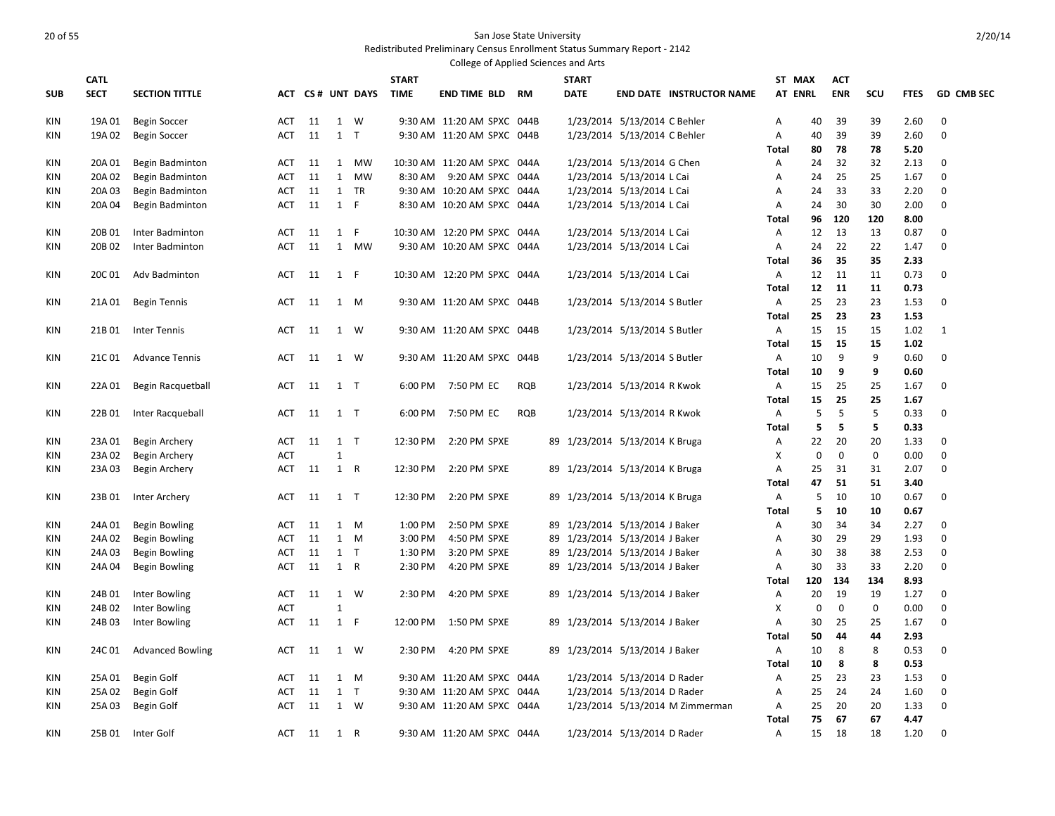San Jose State University

Redistributed Preliminary Census Enrollment Status Summary Report - 2142

College of Applied Sciences and Arts

2/20/14

| SUB | CATL SECT | SECTION TITTLE | ACT | CS # | UNT | DAYS | START TIME | END TIME | BLD | RM | START DATE | END DATE | INSTRUCTOR NAME | ST AT | MAX ENRL | ACT ENR | SCU | FTES | GD | CMB SEC |
|---|---|---|---|---|---|---|---|---|---|---|---|---|---|---|---|---|---|---|---|---|
| KIN | 19A 01 | Begin Soccer | ACT | 11 | 1 | W | 9:30 AM | 11:20 AM | SPXC | 044B | 1/23/2014 | 5/13/2014 | C Behler | A | 40 | 39 | 39 | 2.60 | 0 | |
| KIN | 19A 02 | Begin Soccer | ACT | 11 | 1 | T | 9:30 AM | 11:20 AM | SPXC | 044B | 1/23/2014 | 5/13/2014 | C Behler | A | 40 | 39 | 39 | 2.60 | 0 | |
| | | | | | | | | | | | | | | **Total** | **80** | **78** | **78** | **5.20** | | |
| KIN | 20A 01 | Begin Badminton | ACT | 11 | 1 | MW | 10:30 AM | 11:20 AM | SPXC | 044A | 1/23/2014 | 5/13/2014 | G Chen | A | 24 | 32 | 32 | 2.13 | 0 | |
| KIN | 20A 02 | Begin Badminton | ACT | 11 | 1 | MW | 8:30 AM | 9:20 AM | SPXC | 044A | 1/23/2014 | 5/13/2014 | L Cai | A | 24 | 25 | 25 | 1.67 | 0 | |
| KIN | 20A 03 | Begin Badminton | ACT | 11 | 1 | TR | 9:30 AM | 10:20 AM | SPXC | 044A | 1/23/2014 | 5/13/2014 | L Cai | A | 24 | 33 | 33 | 2.20 | 0 | |
| KIN | 20A 04 | Begin Badminton | ACT | 11 | 1 | F | 8:30 AM | 10:20 AM | SPXC | 044A | 1/23/2014 | 5/13/2014 | L Cai | A | 24 | 30 | 30 | 2.00 | 0 | |
| | | | | | | | | | | | | | | **Total** | **96** | **120** | **120** | **8.00** | | |
| KIN | 20B 01 | Inter Badminton | ACT | 11 | 1 | F | 10:30 AM | 12:20 PM | SPXC | 044A | 1/23/2014 | 5/13/2014 | L Cai | A | 12 | 13 | 13 | 0.87 | 0 | |
| KIN | 20B 02 | Inter Badminton | ACT | 11 | 1 | MW | 9:30 AM | 10:20 AM | SPXC | 044A | 1/23/2014 | 5/13/2014 | L Cai | A | 24 | 22 | 22 | 1.47 | 0 | |
| | | | | | | | | | | | | | | **Total** | **36** | **35** | **35** | **2.33** | | |
| KIN | 20C 01 | Adv Badminton | ACT | 11 | 1 | F | 10:30 AM | 12:20 PM | SPXC | 044A | 1/23/2014 | 5/13/2014 | L Cai | A | 12 | 11 | 11 | 0.73 | 0 | |
| | | | | | | | | | | | | | | **Total** | **12** | **11** | **11** | **0.73** | | |
| KIN | 21A 01 | Begin Tennis | ACT | 11 | 1 | M | 9:30 AM | 11:20 AM | SPXC | 044B | 1/23/2014 | 5/13/2014 | S Butler | A | 25 | 23 | 23 | 1.53 | 0 | |
| | | | | | | | | | | | | | | **Total** | **25** | **23** | **23** | **1.53** | | |
| KIN | 21B 01 | Inter Tennis | ACT | 11 | 1 | W | 9:30 AM | 11:20 AM | SPXC | 044B | 1/23/2014 | 5/13/2014 | S Butler | A | 15 | 15 | 15 | 1.02 | 1 | |
| | | | | | | | | | | | | | | **Total** | **15** | **15** | **15** | **1.02** | | |
| KIN | 21C 01 | Advance Tennis | ACT | 11 | 1 | W | 9:30 AM | 11:20 AM | SPXC | 044B | 1/23/2014 | 5/13/2014 | S Butler | A | 10 | 9 | 9 | 0.60 | 0 | |
| | | | | | | | | | | | | | | **Total** | **10** | **9** | **9** | **0.60** | | |
| KIN | 22A 01 | Begin Racquetball | ACT | 11 | 1 | T | 6:00 PM | 7:50 PM | EC | RQB | 1/23/2014 | 5/13/2014 | R Kwok | A | 15 | 25 | 25 | 1.67 | 0 | |
| | | | | | | | | | | | | | | **Total** | **15** | **25** | **25** | **1.67** | | |
| KIN | 22B 01 | Inter Racqueball | ACT | 11 | 1 | T | 6:00 PM | 7:50 PM | EC | RQB | 1/23/2014 | 5/13/2014 | R Kwok | A | 5 | 5 | 5 | 0.33 | 0 | |
| | | | | | | | | | | | | | | **Total** | **5** | **5** | **5** | **0.33** | | |
| KIN | 23A 01 | Begin Archery | ACT | 11 | 1 | T | 12:30 PM | 2:20 PM | SPXE | 89 | 1/23/2014 | 5/13/2014 | K Bruga | A | 22 | 20 | 20 | 1.33 | 0 | |
| KIN | 23A 02 | Begin Archery | ACT | | 1 | | | | | | | | | X | 0 | 0 | 0 | 0.00 | 0 | |
| KIN | 23A 03 | Begin Archery | ACT | 11 | 1 | R | 12:30 PM | 2:20 PM | SPXE | 89 | 1/23/2014 | 5/13/2014 | K Bruga | A | 25 | 31 | 31 | 2.07 | 0 | |
| | | | | | | | | | | | | | | **Total** | **47** | **51** | **51** | **3.40** | | |
| KIN | 23B 01 | Inter Archery | ACT | 11 | 1 | T | 12:30 PM | 2:20 PM | SPXE | 89 | 1/23/2014 | 5/13/2014 | K Bruga | A | 5 | 10 | 10 | 0.67 | 0 | |
| | | | | | | | | | | | | | | **Total** | **5** | **10** | **10** | **0.67** | | |
| KIN | 24A 01 | Begin Bowling | ACT | 11 | 1 | M | 1:00 PM | 2:50 PM | SPXE | 89 | 1/23/2014 | 5/13/2014 | J Baker | A | 30 | 34 | 34 | 2.27 | 0 | |
| KIN | 24A 02 | Begin Bowling | ACT | 11 | 1 | M | 3:00 PM | 4:50 PM | SPXE | 89 | 1/23/2014 | 5/13/2014 | J Baker | A | 30 | 29 | 29 | 1.93 | 0 | |
| KIN | 24A 03 | Begin Bowling | ACT | 11 | 1 | T | 1:30 PM | 3:20 PM | SPXE | 89 | 1/23/2014 | 5/13/2014 | J Baker | A | 30 | 38 | 38 | 2.53 | 0 | |
| KIN | 24A 04 | Begin Bowling | ACT | 11 | 1 | R | 2:30 PM | 4:20 PM | SPXE | 89 | 1/23/2014 | 5/13/2014 | J Baker | A | 30 | 33 | 33 | 2.20 | 0 | |
| | | | | | | | | | | | | | | **Total** | **120** | **134** | **134** | **8.93** | | |
| KIN | 24B 01 | Inter Bowling | ACT | 11 | 1 | W | 2:30 PM | 4:20 PM | SPXE | 89 | 1/23/2014 | 5/13/2014 | J Baker | A | 20 | 19 | 19 | 1.27 | 0 | |
| KIN | 24B 02 | Inter Bowling | ACT | | 1 | | | | | | | | | X | 0 | 0 | 0 | 0.00 | 0 | |
| KIN | 24B 03 | Inter Bowling | ACT | 11 | 1 | F | 12:00 PM | 1:50 PM | SPXE | 89 | 1/23/2014 | 5/13/2014 | J Baker | A | 30 | 25 | 25 | 1.67 | 0 | |
| | | | | | | | | | | | | | | **Total** | **50** | **44** | **44** | **2.93** | | |
| KIN | 24C 01 | Advanced Bowling | ACT | 11 | 1 | W | 2:30 PM | 4:20 PM | SPXE | 89 | 1/23/2014 | 5/13/2014 | J Baker | A | 10 | 8 | 8 | 0.53 | 0 | |
| | | | | | | | | | | | | | | **Total** | **10** | **8** | **8** | **0.53** | | |
| KIN | 25A 01 | Begin Golf | ACT | 11 | 1 | M | 9:30 AM | 11:20 AM | SPXC | 044A | 1/23/2014 | 5/13/2014 | D Rader | A | 25 | 23 | 23 | 1.53 | 0 | |
| KIN | 25A 02 | Begin Golf | ACT | 11 | 1 | T | 9:30 AM | 11:20 AM | SPXC | 044A | 1/23/2014 | 5/13/2014 | D Rader | A | 25 | 24 | 24 | 1.60 | 0 | |
| KIN | 25A 03 | Begin Golf | ACT | 11 | 1 | W | 9:30 AM | 11:20 AM | SPXC | 044A | 1/23/2014 | 5/13/2014 | M Zimmerman | A | 25 | 20 | 20 | 1.33 | 0 | |
| | | | | | | | | | | | | | | **Total** | **75** | **67** | **67** | **4.47** | | |
| KIN | 25B 01 | Inter Golf | ACT | 11 | 1 | R | 9:30 AM | 11:20 AM | SPXC | 044A | 1/23/2014 | 5/13/2014 | D Rader | A | 15 | 18 | 18 | 1.20 | 0 | |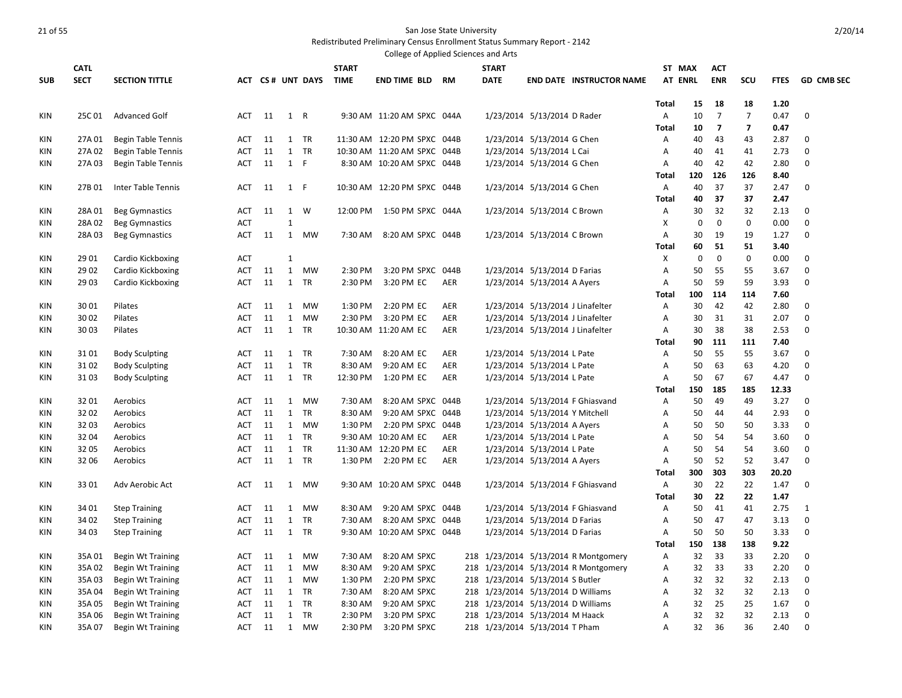San Jose State University

Redistributed Preliminary Census Enrollment Status Summary Report - 2142

College of Applied Sciences and Arts

| SUB | CATL SECT | SECTION TITTLE | ACT | CS # | UNT | DAYS | START TIME | END TIME | BLD | RM | START DATE | END DATE | INSTRUCTOR NAME | ST AT | MAX ENRL | ACT ENR | SCU | FTES | GD | CMB SEC |
|---|---|---|---|---|---|---|---|---|---|---|---|---|---|---|---|---|---|---|---|---|
| | | | | | | | | | | | | | | Total | 15 | 18 | 18 | 1.20 | | |
| KIN | 25C 01 | Advanced Golf | ACT | 11 | 1 | R | 9:30 AM | 11:20 AM | SPXC | 044A | 1/23/2014 | 5/13/2014 | D Rader | A | 10 | 7 | 7 | 0.47 | 0 | |
| | | | | | | | | | | | | | | Total | 10 | 7 | 7 | 0.47 | | |
| KIN | 27A 01 | Begin Table Tennis | ACT | 11 | 1 | TR | 11:30 AM | 12:20 PM | SPXC | 044B | 1/23/2014 | 5/13/2014 | G Chen | A | 40 | 43 | 43 | 2.87 | 0 | |
| KIN | 27A 02 | Begin Table Tennis | ACT | 11 | 1 | TR | 10:30 AM | 11:20 AM | SPXC | 044B | 1/23/2014 | 5/13/2014 | L Cai | A | 40 | 41 | 41 | 2.73 | 0 | |
| KIN | 27A 03 | Begin Table Tennis | ACT | 11 | 1 | F | 8:30 AM | 10:20 AM | SPXC | 044B | 1/23/2014 | 5/13/2014 | G Chen | A | 40 | 42 | 42 | 2.80 | 0 | |
| | | | | | | | | | | | | | | Total | 120 | 126 | 126 | 8.40 | | |
| KIN | 27B 01 | Inter Table Tennis | ACT | 11 | 1 | F | 10:30 AM | 12:20 PM | SPXC | 044B | 1/23/2014 | 5/13/2014 | G Chen | A | 40 | 37 | 37 | 2.47 | 0 | |
| | | | | | | | | | | | | | | Total | 40 | 37 | 37 | 2.47 | | |
| KIN | 28A 01 | Beg Gymnastics | ACT | 11 | 1 | W | 12:00 PM | 1:50 PM | SPXC | 044A | 1/23/2014 | 5/13/2014 | C Brown | A | 30 | 32 | 32 | 2.13 | 0 | |
| KIN | 28A 02 | Beg Gymnastics | ACT | | 1 | | | | | | | | | X | 0 | 0 | 0 | 0.00 | 0 | |
| KIN | 28A 03 | Beg Gymnastics | ACT | 11 | 1 | MW | 7:30 AM | 8:20 AM | SPXC | 044B | 1/23/2014 | 5/13/2014 | C Brown | A | 30 | 19 | 19 | 1.27 | 0 | |
| | | | | | | | | | | | | | | Total | 60 | 51 | 51 | 3.40 | | |
| KIN | 29 01 | Cardio Kickboxing | ACT | | 1 | | | | | | | | | X | 0 | 0 | 0 | 0.00 | 0 | |
| KIN | 29 02 | Cardio Kickboxing | ACT | 11 | 1 | MW | 2:30 PM | 3:20 PM | SPXC | 044B | 1/23/2014 | 5/13/2014 | D Farias | A | 50 | 55 | 55 | 3.67 | 0 | |
| KIN | 29 03 | Cardio Kickboxing | ACT | 11 | 1 | TR | 2:30 PM | 3:20 PM | EC | AER | 1/23/2014 | 5/13/2014 | A Ayers | A | 50 | 59 | 59 | 3.93 | 0 | |
| | | | | | | | | | | | | | | Total | 100 | 114 | 114 | 7.60 | | |
| KIN | 30 01 | Pilates | ACT | 11 | 1 | MW | 1:30 PM | 2:20 PM | EC | AER | 1/23/2014 | 5/13/2014 | J Linafelter | A | 30 | 42 | 42 | 2.80 | 0 | |
| KIN | 30 02 | Pilates | ACT | 11 | 1 | MW | 2:30 PM | 3:20 PM | EC | AER | 1/23/2014 | 5/13/2014 | J Linafelter | A | 30 | 31 | 31 | 2.07 | 0 | |
| KIN | 30 03 | Pilates | ACT | 11 | 1 | TR | 10:30 AM | 11:20 AM | EC | AER | 1/23/2014 | 5/13/2014 | J Linafelter | A | 30 | 38 | 38 | 2.53 | 0 | |
| | | | | | | | | | | | | | | Total | 90 | 111 | 111 | 7.40 | | |
| KIN | 31 01 | Body Sculpting | ACT | 11 | 1 | TR | 7:30 AM | 8:20 AM | EC | AER | 1/23/2014 | 5/13/2014 | L Pate | A | 50 | 55 | 55 | 3.67 | 0 | |
| KIN | 31 02 | Body Sculpting | ACT | 11 | 1 | TR | 8:30 AM | 9:20 AM | EC | AER | 1/23/2014 | 5/13/2014 | L Pate | A | 50 | 63 | 63 | 4.20 | 0 | |
| KIN | 31 03 | Body Sculpting | ACT | 11 | 1 | TR | 12:30 PM | 1:20 PM | EC | AER | 1/23/2014 | 5/13/2014 | L Pate | A | 50 | 67 | 67 | 4.47 | 0 | |
| | | | | | | | | | | | | | | Total | 150 | 185 | 185 | 12.33 | | |
| KIN | 32 01 | Aerobics | ACT | 11 | 1 | MW | 7:30 AM | 8:20 AM | SPXC | 044B | 1/23/2014 | 5/13/2014 | F Ghiasvand | A | 50 | 49 | 49 | 3.27 | 0 | |
| KIN | 32 02 | Aerobics | ACT | 11 | 1 | TR | 8:30 AM | 9:20 AM | SPXC | 044B | 1/23/2014 | 5/13/2014 | Y Mitchell | A | 50 | 44 | 44 | 2.93 | 0 | |
| KIN | 32 03 | Aerobics | ACT | 11 | 1 | MW | 1:30 PM | 2:20 PM | SPXC | 044B | 1/23/2014 | 5/13/2014 | A Ayers | A | 50 | 50 | 50 | 3.33 | 0 | |
| KIN | 32 04 | Aerobics | ACT | 11 | 1 | TR | 9:30 AM | 10:20 AM | EC | AER | 1/23/2014 | 5/13/2014 | L Pate | A | 50 | 54 | 54 | 3.60 | 0 | |
| KIN | 32 05 | Aerobics | ACT | 11 | 1 | TR | 11:30 AM | 12:20 PM | EC | AER | 1/23/2014 | 5/13/2014 | L Pate | A | 50 | 54 | 54 | 3.60 | 0 | |
| KIN | 32 06 | Aerobics | ACT | 11 | 1 | TR | 1:30 PM | 2:20 PM | EC | AER | 1/23/2014 | 5/13/2014 | A Ayers | A | 50 | 52 | 52 | 3.47 | 0 | |
| | | | | | | | | | | | | | | Total | 300 | 303 | 303 | 20.20 | | |
| KIN | 33 01 | Adv Aerobic Act | ACT | 11 | 1 | MW | 9:30 AM | 10:20 AM | SPXC | 044B | 1/23/2014 | 5/13/2014 | F Ghiasvand | A | 30 | 22 | 22 | 1.47 | 0 | |
| | | | | | | | | | | | | | | Total | 30 | 22 | 22 | 1.47 | | |
| KIN | 34 01 | Step Training | ACT | 11 | 1 | MW | 8:30 AM | 9:20 AM | SPXC | 044B | 1/23/2014 | 5/13/2014 | F Ghiasvand | A | 50 | 41 | 41 | 2.75 | 1 | |
| KIN | 34 02 | Step Training | ACT | 11 | 1 | TR | 7:30 AM | 8:20 AM | SPXC | 044B | 1/23/2014 | 5/13/2014 | D Farias | A | 50 | 47 | 47 | 3.13 | 0 | |
| KIN | 34 03 | Step Training | ACT | 11 | 1 | TR | 9:30 AM | 10:20 AM | SPXC | 044B | 1/23/2014 | 5/13/2014 | D Farias | A | 50 | 50 | 50 | 3.33 | 0 | |
| | | | | | | | | | | | | | | Total | 150 | 138 | 138 | 9.22 | | |
| KIN | 35A 01 | Begin Wt Training | ACT | 11 | 1 | MW | 7:30 AM | 8:20 AM | SPXC | 218 | 1/23/2014 | 5/13/2014 | R Montgomery | A | 32 | 33 | 33 | 2.20 | 0 | |
| KIN | 35A 02 | Begin Wt Training | ACT | 11 | 1 | MW | 8:30 AM | 9:20 AM | SPXC | 218 | 1/23/2014 | 5/13/2014 | R Montgomery | A | 32 | 33 | 33 | 2.20 | 0 | |
| KIN | 35A 03 | Begin Wt Training | ACT | 11 | 1 | MW | 1:30 PM | 2:20 PM | SPXC | 218 | 1/23/2014 | 5/13/2014 | S Butler | A | 32 | 32 | 32 | 2.13 | 0 | |
| KIN | 35A 04 | Begin Wt Training | ACT | 11 | 1 | TR | 7:30 AM | 8:20 AM | SPXC | 218 | 1/23/2014 | 5/13/2014 | D Williams | A | 32 | 32 | 32 | 2.13 | 0 | |
| KIN | 35A 05 | Begin Wt Training | ACT | 11 | 1 | TR | 8:30 AM | 9:20 AM | SPXC | 218 | 1/23/2014 | 5/13/2014 | D Williams | A | 32 | 25 | 25 | 1.67 | 0 | |
| KIN | 35A 06 | Begin Wt Training | ACT | 11 | 1 | TR | 2:30 PM | 3:20 PM | SPXC | 218 | 1/23/2014 | 5/13/2014 | M Haack | A | 32 | 32 | 32 | 2.13 | 0 | |
| KIN | 35A 07 | Begin Wt Training | ACT | 11 | 1 | MW | 2:30 PM | 3:20 PM | SPXC | 218 | 1/23/2014 | 5/13/2014 | T Pham | A | 32 | 36 | 36 | 2.40 | 0 | |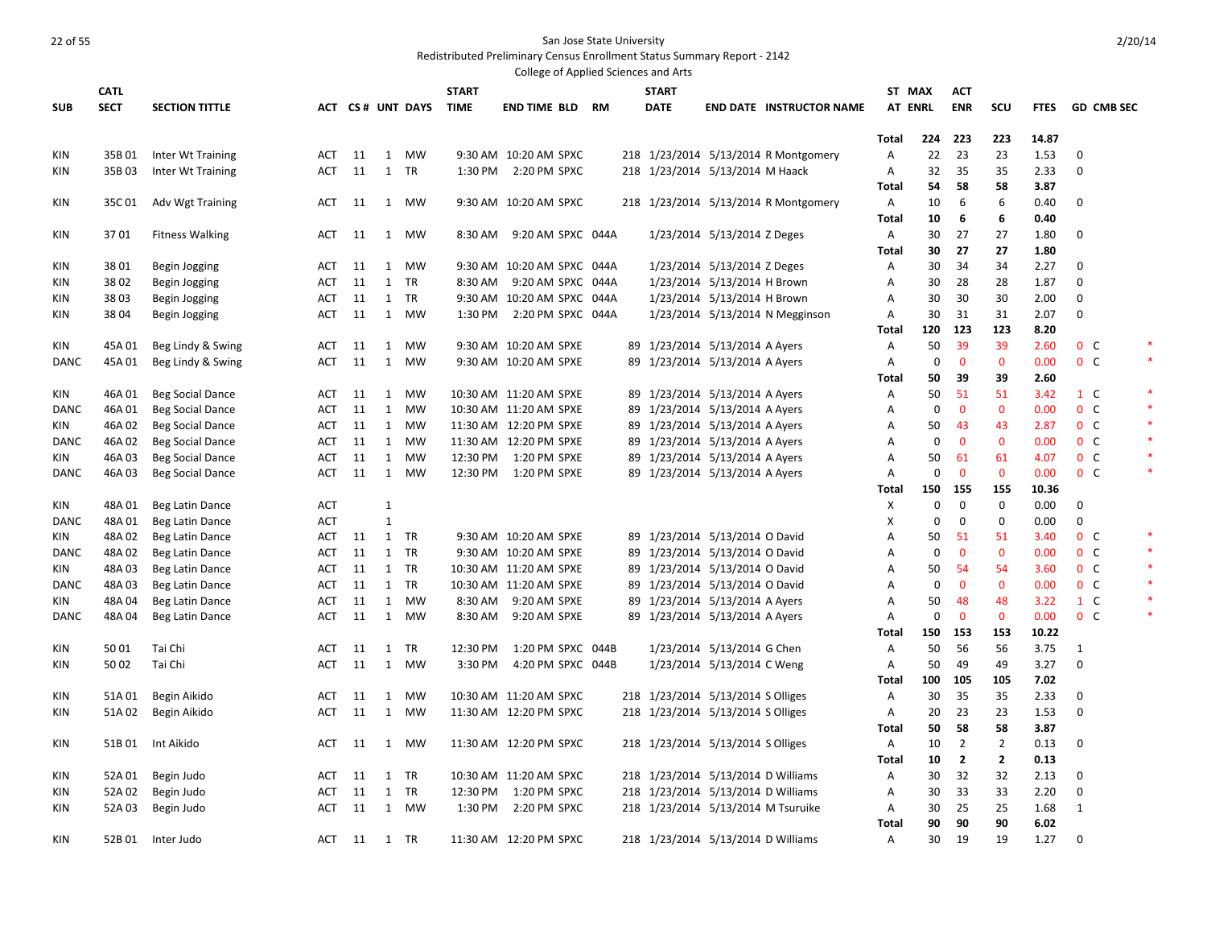San Jose State University
Redistributed Preliminary Census Enrollment Status Summary Report - 2142
College of Applied Sciences and Arts

| SUB | CATL SECT | SECTION TITTLE | ACT | CS # | UNT | DAYS | START TIME | END TIME | BLD | RM | START DATE | END DATE | INSTRUCTOR NAME | ST AT | MAX ENRL | ACT ENR | SCU | FTES | GD | CMB SEC | |
|---|---|---|---|---|---|---|---|---|---|---|---|---|---|---|---|---|---|---|---|---|---|
| | | | | | | | | | | | | | | **Total** | **224** | **223** | **223** | **14.87** | | | |
| KIN | 35B 01 | Inter Wt Training | ACT | 11 | 1 | MW | 9:30 AM | 10:20 AM | SPXC | 218 | 1/23/2014 | 5/13/2014 | R Montgomery | A | 22 | 23 | 23 | 1.53 | 0 | | |
| KIN | 35B 03 | Inter Wt Training | ACT | 11 | 1 | TR | 1:30 PM | 2:20 PM | SPXC | 218 | 1/23/2014 | 5/13/2014 | M Haack | A | 32 | 35 | 35 | 2.33 | 0 | | |
| | | | | | | | | | | | | | | **Total** | **54** | **58** | **58** | **3.87** | | | |
| KIN | 35C 01 | Adv Wgt Training | ACT | 11 | 1 | MW | 9:30 AM | 10:20 AM | SPXC | 218 | 1/23/2014 | 5/13/2014 | R Montgomery | A | 10 | 6 | 6 | 0.40 | 0 | | |
| | | | | | | | | | | | | | | **Total** | **10** | **6** | **6** | **0.40** | | | |
| KIN | 37 01 | Fitness Walking | ACT | 11 | 1 | MW | 8:30 AM | 9:20 AM | SPXC | 044A | 1/23/2014 | 5/13/2014 | Z Deges | A | 30 | 27 | 27 | 1.80 | 0 | | |
| | | | | | | | | | | | | | | **Total** | **30** | **27** | **27** | **1.80** | | | |
| KIN | 38 01 | Begin Jogging | ACT | 11 | 1 | MW | 9:30 AM | 10:20 AM | SPXC | 044A | 1/23/2014 | 5/13/2014 | Z Deges | A | 30 | 34 | 34 | 2.27 | 0 | | |
| KIN | 38 02 | Begin Jogging | ACT | 11 | 1 | TR | 8:30 AM | 9:20 AM | SPXC | 044A | 1/23/2014 | 5/13/2014 | H Brown | A | 30 | 28 | 28 | 1.87 | 0 | | |
| KIN | 38 03 | Begin Jogging | ACT | 11 | 1 | TR | 9:30 AM | 10:20 AM | SPXC | 044A | 1/23/2014 | 5/13/2014 | H Brown | A | 30 | 30 | 30 | 2.00 | 0 | | |
| KIN | 38 04 | Begin Jogging | ACT | 11 | 1 | MW | 1:30 PM | 2:20 PM | SPXC | 044A | 1/23/2014 | 5/13/2014 | N Megginson | A | 30 | 31 | 31 | 2.07 | 0 | | |
| | | | | | | | | | | | | | | **Total** | **120** | **123** | **123** | **8.20** | | | |
| KIN | 45A 01 | Beg Lindy & Swing | ACT | 11 | 1 | MW | 9:30 AM | 10:20 AM | SPXE | 89 | 1/23/2014 | 5/13/2014 | A Ayers | A | 50 | 39 | 39 | 2.60 | 0 | C | * |
| DANC | 45A 01 | Beg Lindy & Swing | ACT | 11 | 1 | MW | 9:30 AM | 10:20 AM | SPXE | 89 | 1/23/2014 | 5/13/2014 | A Ayers | A | 0 | 0 | 0 | 0.00 | 0 | C | * |
| | | | | | | | | | | | | | | **Total** | **50** | **39** | **39** | **2.60** | | | |
| KIN | 46A 01 | Beg Social Dance | ACT | 11 | 1 | MW | 10:30 AM | 11:20 AM | SPXE | 89 | 1/23/2014 | 5/13/2014 | A Ayers | A | 50 | 51 | 51 | 3.42 | 1 | C | * |
| DANC | 46A 01 | Beg Social Dance | ACT | 11 | 1 | MW | 10:30 AM | 11:20 AM | SPXE | 89 | 1/23/2014 | 5/13/2014 | A Ayers | A | 0 | 0 | 0 | 0.00 | 0 | C | * |
| KIN | 46A 02 | Beg Social Dance | ACT | 11 | 1 | MW | 11:30 AM | 12:20 PM | SPXE | 89 | 1/23/2014 | 5/13/2014 | A Ayers | A | 50 | 43 | 43 | 2.87 | 0 | C | * |
| DANC | 46A 02 | Beg Social Dance | ACT | 11 | 1 | MW | 11:30 AM | 12:20 PM | SPXE | 89 | 1/23/2014 | 5/13/2014 | A Ayers | A | 0 | 0 | 0 | 0.00 | 0 | C | * |
| KIN | 46A 03 | Beg Social Dance | ACT | 11 | 1 | MW | 12:30 PM | 1:20 PM | SPXE | 89 | 1/23/2014 | 5/13/2014 | A Ayers | A | 50 | 61 | 61 | 4.07 | 0 | C | * |
| DANC | 46A 03 | Beg Social Dance | ACT | 11 | 1 | MW | 12:30 PM | 1:20 PM | SPXE | 89 | 1/23/2014 | 5/13/2014 | A Ayers | A | 0 | 0 | 0 | 0.00 | 0 | C | * |
| | | | | | | | | | | | | | | **Total** | **150** | **155** | **155** | **10.36** | | | |
| KIN | 48A 01 | Beg Latin Dance | ACT | | 1 | | | | | | | | | X | 0 | 0 | 0 | 0.00 | 0 | | |
| DANC | 48A 01 | Beg Latin Dance | ACT | | 1 | | | | | | | | | X | 0 | 0 | 0 | 0.00 | 0 | | |
| KIN | 48A 02 | Beg Latin Dance | ACT | 11 | 1 | TR | 9:30 AM | 10:20 AM | SPXE | 89 | 1/23/2014 | 5/13/2014 | O David | A | 50 | 51 | 51 | 3.40 | 0 | C | * |
| DANC | 48A 02 | Beg Latin Dance | ACT | 11 | 1 | TR | 9:30 AM | 10:20 AM | SPXE | 89 | 1/23/2014 | 5/13/2014 | O David | A | 0 | 0 | 0 | 0.00 | 0 | C | * |
| KIN | 48A 03 | Beg Latin Dance | ACT | 11 | 1 | TR | 10:30 AM | 11:20 AM | SPXE | 89 | 1/23/2014 | 5/13/2014 | O David | A | 50 | 54 | 54 | 3.60 | 0 | C | * |
| DANC | 48A 03 | Beg Latin Dance | ACT | 11 | 1 | TR | 10:30 AM | 11:20 AM | SPXE | 89 | 1/23/2014 | 5/13/2014 | O David | A | 0 | 0 | 0 | 0.00 | 0 | C | * |
| KIN | 48A 04 | Beg Latin Dance | ACT | 11 | 1 | MW | 8:30 AM | 9:20 AM | SPXE | 89 | 1/23/2014 | 5/13/2014 | A Ayers | A | 50 | 48 | 48 | 3.22 | 1 | C | * |
| DANC | 48A 04 | Beg Latin Dance | ACT | 11 | 1 | MW | 8:30 AM | 9:20 AM | SPXE | 89 | 1/23/2014 | 5/13/2014 | A Ayers | A | 0 | 0 | 0 | 0.00 | 0 | C | * |
| | | | | | | | | | | | | | | **Total** | **150** | **153** | **153** | **10.22** | | | |
| KIN | 50 01 | Tai Chi | ACT | 11 | 1 | TR | 12:30 PM | 1:20 PM | SPXC | 044B | 1/23/2014 | 5/13/2014 | G Chen | A | 50 | 56 | 56 | 3.75 | 1 | | |
| KIN | 50 02 | Tai Chi | ACT | 11 | 1 | MW | 3:30 PM | 4:20 PM | SPXC | 044B | 1/23/2014 | 5/13/2014 | C Weng | A | 50 | 49 | 49 | 3.27 | 0 | | |
| | | | | | | | | | | | | | | **Total** | **100** | **105** | **105** | **7.02** | | | |
| KIN | 51A 01 | Begin Aikido | ACT | 11 | 1 | MW | 10:30 AM | 11:20 AM | SPXC | 218 | 1/23/2014 | 5/13/2014 | S Olliges | A | 30 | 35 | 35 | 2.33 | 0 | | |
| KIN | 51A 02 | Begin Aikido | ACT | 11 | 1 | MW | 11:30 AM | 12:20 PM | SPXC | 218 | 1/23/2014 | 5/13/2014 | S Olliges | A | 20 | 23 | 23 | 1.53 | 0 | | |
| | | | | | | | | | | | | | | **Total** | **50** | **58** | **58** | **3.87** | | | |
| KIN | 51B 01 | Int Aikido | ACT | 11 | 1 | MW | 11:30 AM | 12:20 PM | SPXC | 218 | 1/23/2014 | 5/13/2014 | S Olliges | A | 10 | 2 | 2 | 0.13 | 0 | | |
| | | | | | | | | | | | | | | **Total** | **10** | **2** | **2** | **0.13** | | | |
| KIN | 52A 01 | Begin Judo | ACT | 11 | 1 | TR | 10:30 AM | 11:20 AM | SPXC | 218 | 1/23/2014 | 5/13/2014 | D Williams | A | 30 | 32 | 32 | 2.13 | 0 | | |
| KIN | 52A 02 | Begin Judo | ACT | 11 | 1 | TR | 12:30 PM | 1:20 PM | SPXC | 218 | 1/23/2014 | 5/13/2014 | D Williams | A | 30 | 33 | 33 | 2.20 | 0 | | |
| KIN | 52A 03 | Begin Judo | ACT | 11 | 1 | MW | 1:30 PM | 2:20 PM | SPXC | 218 | 1/23/2014 | 5/13/2014 | M Tsuruike | A | 30 | 25 | 25 | 1.68 | 1 | | |
| | | | | | | | | | | | | | | **Total** | **90** | **90** | **90** | **6.02** | | | |
| KIN | 52B 01 | Inter Judo | ACT | 11 | 1 | TR | 11:30 AM | 12:20 PM | SPXC | 218 | 1/23/2014 | 5/13/2014 | D Williams | A | 30 | 19 | 19 | 1.27 | 0 | | |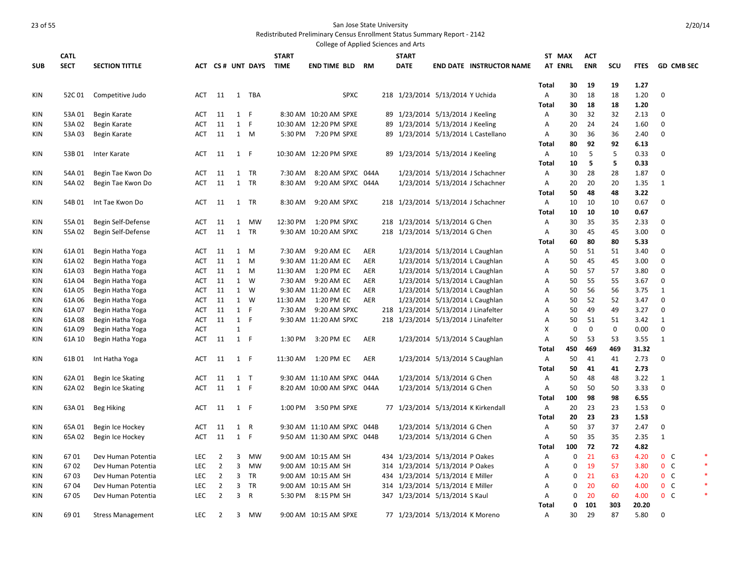San Jose State University

Redistributed Preliminary Census Enrollment Status Summary Report - 2142

College of Applied Sciences and Arts

| SUB | CATL SECT | SECTION TITTLE | ACT | CS # | UNT | DAYS | START TIME | END TIME | BLD | RM | START DATE | END DATE | INSTRUCTOR NAME | ST AT | MAX ENRL | ACT ENR | SCU | FTES | GD | CMB SEC | |
|---|---|---|---|---|---|---|---|---|---|---|---|---|---|---|---|---|---|---|---|---|---|
| | | | | | | | | | | | | | | Total | 30 | 19 | 19 | 1.27 | | | |
| KIN | 52C 01 | Competitive Judo | ACT | 11 | 1 | TBA | | | SPXC | 218 | 1/23/2014 | 5/13/2014 | Y Uchida | A | 30 | 18 | 18 | 1.20 | 0 | | |
| | | | | | | | | | | | | | | Total | 30 | 18 | 18 | 1.20 | | | |
| KIN | 53A 01 | Begin Karate | ACT | 11 | 1 | F | 8:30 AM | 10:20 AM | SPXE | 89 | 1/23/2014 | 5/13/2014 | J Keeling | A | 30 | 32 | 32 | 2.13 | 0 | | |
| KIN | 53A 02 | Begin Karate | ACT | 11 | 1 | F | 10:30 AM | 12:20 PM | SPXE | 89 | 1/23/2014 | 5/13/2014 | J Keeling | A | 20 | 24 | 24 | 1.60 | 0 | | |
| KIN | 53A 03 | Begin Karate | ACT | 11 | 1 | M | 5:30 PM | 7:20 PM | SPXE | 89 | 1/23/2014 | 5/13/2014 | L Castellano | A | 30 | 36 | 36 | 2.40 | 0 | | |
| | | | | | | | | | | | | | | Total | 80 | 92 | 92 | 6.13 | | | |
| KIN | 53B 01 | Inter Karate | ACT | 11 | 1 | F | 10:30 AM | 12:20 PM | SPXE | 89 | 1/23/2014 | 5/13/2014 | J Keeling | A | 10 | 5 | 5 | 0.33 | 0 | | |
| | | | | | | | | | | | | | | Total | 10 | 5 | 5 | 0.33 | | | |
| KIN | 54A 01 | Begin Tae Kwon Do | ACT | 11 | 1 | TR | 7:30 AM | 8:20 AM | SPXC | 044A | 1/23/2014 | 5/13/2014 | J Schachner | A | 30 | 28 | 28 | 1.87 | 0 | | |
| KIN | 54A 02 | Begin Tae Kwon Do | ACT | 11 | 1 | TR | 8:30 AM | 9:20 AM | SPXC | 044A | 1/23/2014 | 5/13/2014 | J Schachner | A | 20 | 20 | 20 | 1.35 | 1 | | |
| | | | | | | | | | | | | | | Total | 50 | 48 | 48 | 3.22 | | | |
| KIN | 54B 01 | Int Tae Kwon Do | ACT | 11 | 1 | TR | 8:30 AM | 9:20 AM | SPXC | 218 | 1/23/2014 | 5/13/2014 | J Schachner | A | 10 | 10 | 10 | 0.67 | 0 | | |
| | | | | | | | | | | | | | | Total | 10 | 10 | 10 | 0.67 | | | |
| KIN | 55A 01 | Begin Self-Defense | ACT | 11 | 1 | MW | 12:30 PM | 1:20 PM | SPXC | 218 | 1/23/2014 | 5/13/2014 | G Chen | A | 30 | 35 | 35 | 2.33 | 0 | | |
| KIN | 55A 02 | Begin Self-Defense | ACT | 11 | 1 | TR | 9:30 AM | 10:20 AM | SPXC | 218 | 1/23/2014 | 5/13/2014 | G Chen | A | 30 | 45 | 45 | 3.00 | 0 | | |
| | | | | | | | | | | | | | | Total | 60 | 80 | 80 | 5.33 | | | |
| KIN | 61A 01 | Begin Hatha Yoga | ACT | 11 | 1 | M | 7:30 AM | 9:20 AM | EC | AER | 1/23/2014 | 5/13/2014 | L Caughlan | A | 50 | 51 | 51 | 3.40 | 0 | | |
| KIN | 61A 02 | Begin Hatha Yoga | ACT | 11 | 1 | M | 9:30 AM | 11:20 AM | EC | AER | 1/23/2014 | 5/13/2014 | L Caughlan | A | 50 | 45 | 45 | 3.00 | 0 | | |
| KIN | 61A 03 | Begin Hatha Yoga | ACT | 11 | 1 | M | 11:30 AM | 1:20 PM | EC | AER | 1/23/2014 | 5/13/2014 | L Caughlan | A | 50 | 57 | 57 | 3.80 | 0 | | |
| KIN | 61A 04 | Begin Hatha Yoga | ACT | 11 | 1 | W | 7:30 AM | 9:20 AM | EC | AER | 1/23/2014 | 5/13/2014 | L Caughlan | A | 50 | 55 | 55 | 3.67 | 0 | | |
| KIN | 61A 05 | Begin Hatha Yoga | ACT | 11 | 1 | W | 9:30 AM | 11:20 AM | EC | AER | 1/23/2014 | 5/13/2014 | L Caughlan | A | 50 | 56 | 56 | 3.75 | 1 | | |
| KIN | 61A 06 | Begin Hatha Yoga | ACT | 11 | 1 | W | 11:30 AM | 1:20 PM | EC | AER | 1/23/2014 | 5/13/2014 | L Caughlan | A | 50 | 52 | 52 | 3.47 | 0 | | |
| KIN | 61A 07 | Begin Hatha Yoga | ACT | 11 | 1 | F | 7:30 AM | 9:20 AM | SPXC | 218 | 1/23/2014 | 5/13/2014 | J Linafelter | A | 50 | 49 | 49 | 3.27 | 0 | | |
| KIN | 61A 08 | Begin Hatha Yoga | ACT | 11 | 1 | F | 9:30 AM | 11:20 AM | SPXC | 218 | 1/23/2014 | 5/13/2014 | J Linafelter | A | 50 | 51 | 51 | 3.42 | 1 | | |
| KIN | 61A 09 | Begin Hatha Yoga | ACT | | 1 | | | | | | | | | X | 0 | 0 | 0 | 0.00 | 0 | | |
| KIN | 61A 10 | Begin Hatha Yoga | ACT | 11 | 1 | F | 1:30 PM | 3:20 PM | EC | AER | 1/23/2014 | 5/13/2014 | S Caughlan | A | 50 | 53 | 53 | 3.55 | 1 | | |
| | | | | | | | | | | | | | | Total | 450 | 469 | 469 | 31.32 | | | |
| KIN | 61B 01 | Int Hatha Yoga | ACT | 11 | 1 | F | 11:30 AM | 1:20 PM | EC | AER | 1/23/2014 | 5/13/2014 | S Caughlan | A | 50 | 41 | 41 | 2.73 | 0 | | |
| | | | | | | | | | | | | | | Total | 50 | 41 | 41 | 2.73 | | | |
| KIN | 62A 01 | Begin Ice Skating | ACT | 11 | 1 | T | 9:30 AM | 11:10 AM | SPXC | 044A | 1/23/2014 | 5/13/2014 | G Chen | A | 50 | 48 | 48 | 3.22 | 1 | | |
| KIN | 62A 02 | Begin Ice Skating | ACT | 11 | 1 | F | 8:20 AM | 10:00 AM | SPXC | 044A | 1/23/2014 | 5/13/2014 | G Chen | A | 50 | 50 | 50 | 3.33 | 0 | | |
| | | | | | | | | | | | | | | Total | 100 | 98 | 98 | 6.55 | | | |
| KIN | 63A 01 | Beg Hiking | ACT | 11 | 1 | F | 1:00 PM | 3:50 PM | SPXE | 77 | 1/23/2014 | 5/13/2014 | K Kirkendall | A | 20 | 23 | 23 | 1.53 | 0 | | |
| | | | | | | | | | | | | | | Total | 20 | 23 | 23 | 1.53 | | | |
| KIN | 65A 01 | Begin Ice Hockey | ACT | 11 | 1 | R | 9:30 AM | 11:10 AM | SPXC | 044B | 1/23/2014 | 5/13/2014 | G Chen | A | 50 | 37 | 37 | 2.47 | 0 | | |
| KIN | 65A 02 | Begin Ice Hockey | ACT | 11 | 1 | F | 9:50 AM | 11:30 AM | SPXC | 044B | 1/23/2014 | 5/13/2014 | G Chen | A | 50 | 35 | 35 | 2.35 | 1 | | |
| | | | | | | | | | | | | | | Total | 100 | 72 | 72 | 4.82 | | | |
| KIN | 67 01 | Dev Human Potentia | LEC | 2 | 3 | MW | 9:00 AM | 10:15 AM | SH | 434 | 1/23/2014 | 5/13/2014 | P Oakes | A | 0 | 21 | 63 | 4.20 | 0 | C | * |
| KIN | 67 02 | Dev Human Potentia | LEC | 2 | 3 | MW | 9:00 AM | 10:15 AM | SH | 314 | 1/23/2014 | 5/13/2014 | P Oakes | A | 0 | 19 | 57 | 3.80 | 0 | C | * |
| KIN | 67 03 | Dev Human Potentia | LEC | 2 | 3 | TR | 9:00 AM | 10:15 AM | SH | 434 | 1/23/2014 | 5/13/2014 | E Miller | A | 0 | 21 | 63 | 4.20 | 0 | C | * |
| KIN | 67 04 | Dev Human Potentia | LEC | 2 | 3 | TR | 9:00 AM | 10:15 AM | SH | 314 | 1/23/2014 | 5/13/2014 | E Miller | A | 0 | 20 | 60 | 4.00 | 0 | C | * |
| KIN | 67 05 | Dev Human Potentia | LEC | 2 | 3 | R | 5:30 PM | 8:15 PM | SH | 347 | 1/23/2014 | 5/13/2014 | S Kaul | A | 0 | 20 | 60 | 4.00 | 0 | C | * |
| | | | | | | | | | | | | | | Total | 0 | 101 | 303 | 20.20 | | | |
| KIN | 69 01 | Stress Management | LEC | 2 | 3 | MW | 9:00 AM | 10:15 AM | SPXE | 77 | 1/23/2014 | 5/13/2014 | K Moreno | A | 30 | 29 | 87 | 5.80 | 0 | | |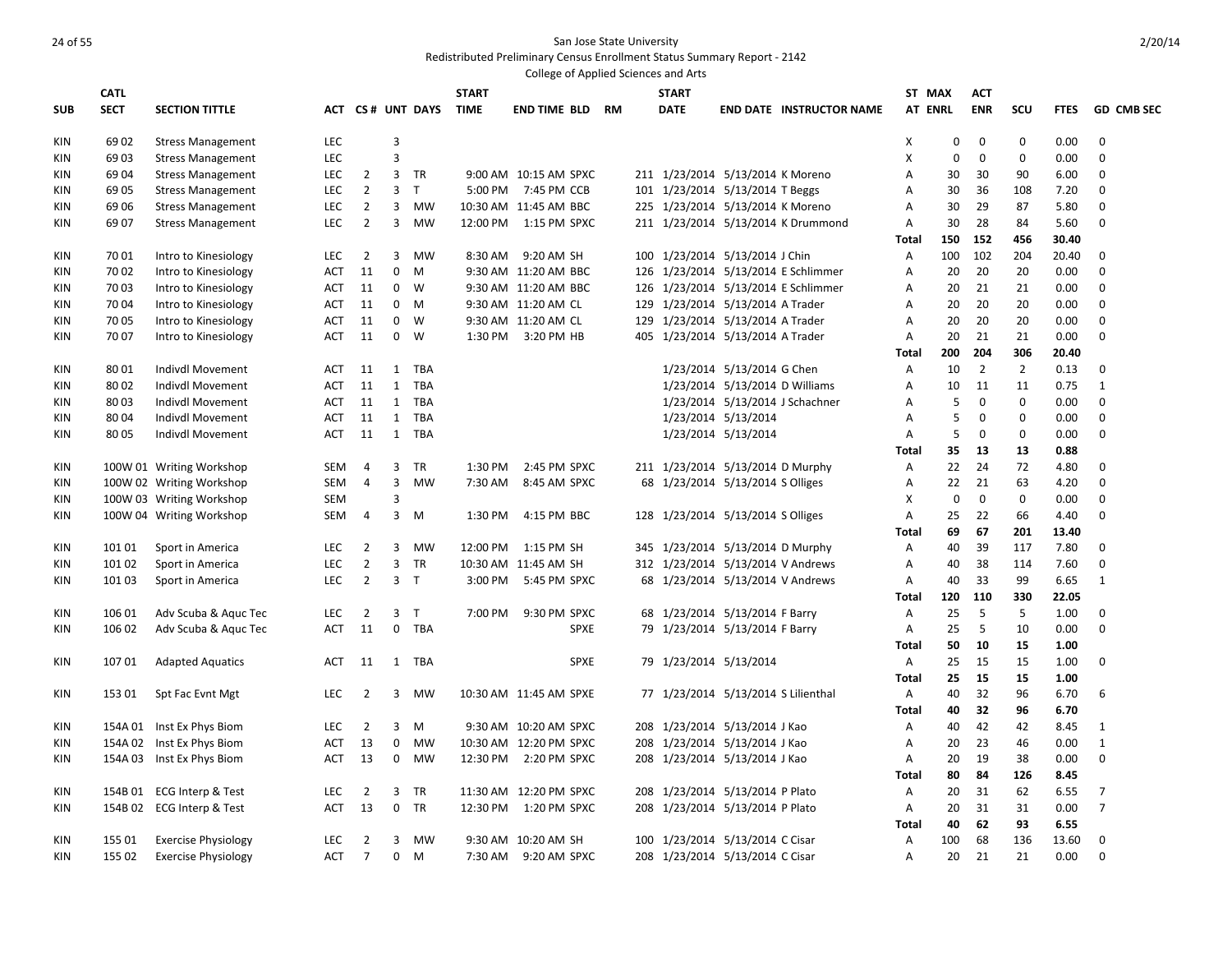San Jose State University
Redistributed Preliminary Census Enrollment Status Summary Report - 2142
College of Applied Sciences and Arts

| SUB | CATL SECT | SECTION TITTLE | ACT | CS # | UNT | DAYS | START TIME | END TIME | BLD | RM | START DATE | END DATE | INSTRUCTOR NAME | ST AT | MAX ENRL | ACT ENR | SCU | FTES | GD | CMB SEC |
|---|---|---|---|---|---|---|---|---|---|---|---|---|---|---|---|---|---|---|---|---|
| KIN | 69 02 | Stress Management | LEC | | 3 | | | | | | | | | X | 0 | 0 | 0 | 0.00 | 0 | |
| KIN | 69 03 | Stress Management | LEC | | 3 | | | | | | | | | X | 0 | 0 | 0 | 0.00 | 0 | |
| KIN | 69 04 | Stress Management | LEC | 2 | 3 | TR | 9:00 AM | 10:15 AM | SPXC | 211 | 1/23/2014 | 5/13/2014 | K Moreno | A | 30 | 30 | 90 | 6.00 | 0 | |
| KIN | 69 05 | Stress Management | LEC | 2 | 3 | T | 5:00 PM | 7:45 PM | CCB | 101 | 1/23/2014 | 5/13/2014 | T Beggs | A | 30 | 36 | 108 | 7.20 | 0 | |
| KIN | 69 06 | Stress Management | LEC | 2 | 3 | MW | 10:30 AM | 11:45 AM | BBC | 225 | 1/23/2014 | 5/13/2014 | K Moreno | A | 30 | 29 | 87 | 5.80 | 0 | |
| KIN | 69 07 | Stress Management | LEC | 2 | 3 | MW | 12:00 PM | 1:15 PM | SPXC | 211 | 1/23/2014 | 5/13/2014 | K Drummond | A | 30 | 28 | 84 | 5.60 | 0 | |
| | | | | | | | | | | | | | | **Total** | **150** | **152** | **456** | **30.40** | | |
| KIN | 70 01 | Intro to Kinesiology | LEC | 2 | 3 | MW | 8:30 AM | 9:20 AM | SH | 100 | 1/23/2014 | 5/13/2014 | J Chin | A | 100 | 102 | 204 | 20.40 | 0 | |
| KIN | 70 02 | Intro to Kinesiology | ACT | 11 | 0 | M | 9:30 AM | 11:20 AM | BBC | 126 | 1/23/2014 | 5/13/2014 | E Schlimmer | A | 20 | 20 | 20 | 0.00 | 0 | |
| KIN | 70 03 | Intro to Kinesiology | ACT | 11 | 0 | W | 9:30 AM | 11:20 AM | BBC | 126 | 1/23/2014 | 5/13/2014 | E Schlimmer | A | 20 | 21 | 21 | 0.00 | 0 | |
| KIN | 70 04 | Intro to Kinesiology | ACT | 11 | 0 | M | 9:30 AM | 11:20 AM | CL | 129 | 1/23/2014 | 5/13/2014 | A Trader | A | 20 | 20 | 20 | 0.00 | 0 | |
| KIN | 70 05 | Intro to Kinesiology | ACT | 11 | 0 | W | 9:30 AM | 11:20 AM | CL | 129 | 1/23/2014 | 5/13/2014 | A Trader | A | 20 | 20 | 20 | 0.00 | 0 | |
| KIN | 70 07 | Intro to Kinesiology | ACT | 11 | 0 | W | 1:30 PM | 3:20 PM | HB | 405 | 1/23/2014 | 5/13/2014 | A Trader | A | 20 | 21 | 21 | 0.00 | 0 | |
| | | | | | | | | | | | | | | **Total** | **200** | **204** | **306** | **20.40** | | |
| KIN | 80 01 | Indivdl Movement | ACT | 11 | 1 | TBA | | | | | 1/23/2014 | 5/13/2014 | G Chen | A | 10 | 2 | 2 | 0.13 | 0 | |
| KIN | 80 02 | Indivdl Movement | ACT | 11 | 1 | TBA | | | | | 1/23/2014 | 5/13/2014 | D Williams | A | 10 | 11 | 11 | 0.75 | 1 | |
| KIN | 80 03 | Indivdl Movement | ACT | 11 | 1 | TBA | | | | | 1/23/2014 | 5/13/2014 | J Schachner | A | 5 | 0 | 0 | 0.00 | 0 | |
| KIN | 80 04 | Indivdl Movement | ACT | 11 | 1 | TBA | | | | | 1/23/2014 | 5/13/2014 | | A | 5 | 0 | 0 | 0.00 | 0 | |
| KIN | 80 05 | Indivdl Movement | ACT | 11 | 1 | TBA | | | | | 1/23/2014 | 5/13/2014 | | A | 5 | 0 | 0 | 0.00 | 0 | |
| | | | | | | | | | | | | | | **Total** | **35** | **13** | **13** | **0.88** | | |
| KIN | 100W 01 | Writing Workshop | SEM | 4 | 3 | TR | 1:30 PM | 2:45 PM | SPXC | 211 | 1/23/2014 | 5/13/2014 | D Murphy | A | 22 | 24 | 72 | 4.80 | 0 | |
| KIN | 100W 02 | Writing Workshop | SEM | 4 | 3 | MW | 7:30 AM | 8:45 AM | SPXC | 68 | 1/23/2014 | 5/13/2014 | S Olliges | A | 22 | 21 | 63 | 4.20 | 0 | |
| KIN | 100W 03 | Writing Workshop | SEM | | 3 | | | | | | | | | X | 0 | 0 | 0 | 0.00 | 0 | |
| KIN | 100W 04 | Writing Workshop | SEM | 4 | 3 | M | 1:30 PM | 4:15 PM | BBC | 128 | 1/23/2014 | 5/13/2014 | S Olliges | A | 25 | 22 | 66 | 4.40 | 0 | |
| | | | | | | | | | | | | | | **Total** | **69** | **67** | **201** | **13.40** | | |
| KIN | 101 01 | Sport in America | LEC | 2 | 3 | MW | 12:00 PM | 1:15 PM | SH | 345 | 1/23/2014 | 5/13/2014 | D Murphy | A | 40 | 39 | 117 | 7.80 | 0 | |
| KIN | 101 02 | Sport in America | LEC | 2 | 3 | TR | 10:30 AM | 11:45 AM | SH | 312 | 1/23/2014 | 5/13/2014 | V Andrews | A | 40 | 38 | 114 | 7.60 | 0 | |
| KIN | 101 03 | Sport in America | LEC | 2 | 3 | T | 3:00 PM | 5:45 PM | SPXC | 68 | 1/23/2014 | 5/13/2014 | V Andrews | A | 40 | 33 | 99 | 6.65 | 1 | |
| | | | | | | | | | | | | | | **Total** | **120** | **110** | **330** | **22.05** | | |
| KIN | 106 01 | Adv Scuba & Aquc Tec | LEC | 2 | 3 | T | 7:00 PM | 9:30 PM | SPXC | 68 | 1/23/2014 | 5/13/2014 | F Barry | A | 25 | 5 | 5 | 1.00 | 0 | |
| KIN | 106 02 | Adv Scuba & Aquc Tec | ACT | 11 | 0 | TBA | | | SPXE | 79 | 1/23/2014 | 5/13/2014 | F Barry | A | 25 | 5 | 10 | 0.00 | 0 | |
| | | | | | | | | | | | | | | **Total** | **50** | **10** | **15** | **1.00** | | |
| KIN | 107 01 | Adapted Aquatics | ACT | 11 | 1 | TBA | | | SPXE | 79 | 1/23/2014 | 5/13/2014 | | A | 25 | 15 | 15 | 1.00 | 0 | |
| | | | | | | | | | | | | | | **Total** | **25** | **15** | **15** | **1.00** | | |
| KIN | 153 01 | Spt Fac Evnt Mgt | LEC | 2 | 3 | MW | 10:30 AM | 11:45 AM | SPXE | 77 | 1/23/2014 | 5/13/2014 | S Lilienthal | A | 40 | 32 | 96 | 6.70 | 6 | |
| | | | | | | | | | | | | | | **Total** | **40** | **32** | **96** | **6.70** | | |
| KIN | 154A 01 | Inst Ex Phys Biom | LEC | 2 | 3 | M | 9:30 AM | 10:20 AM | SPXC | 208 | 1/23/2014 | 5/13/2014 | J Kao | A | 40 | 42 | 42 | 8.45 | 1 | |
| KIN | 154A 02 | Inst Ex Phys Biom | ACT | 13 | 0 | MW | 10:30 AM | 12:20 PM | SPXC | 208 | 1/23/2014 | 5/13/2014 | J Kao | A | 20 | 23 | 46 | 0.00 | 1 | |
| KIN | 154A 03 | Inst Ex Phys Biom | ACT | 13 | 0 | MW | 12:30 PM | 2:20 PM | SPXC | 208 | 1/23/2014 | 5/13/2014 | J Kao | A | 20 | 19 | 38 | 0.00 | 0 | |
| | | | | | | | | | | | | | | **Total** | **80** | **84** | **126** | **8.45** | | |
| KIN | 154B 01 | ECG Interp & Test | LEC | 2 | 3 | TR | 11:30 AM | 12:20 PM | SPXC | 208 | 1/23/2014 | 5/13/2014 | P Plato | A | 20 | 31 | 62 | 6.55 | 7 | |
| KIN | 154B 02 | ECG Interp & Test | ACT | 13 | 0 | TR | 12:30 PM | 1:20 PM | SPXC | 208 | 1/23/2014 | 5/13/2014 | P Plato | A | 20 | 31 | 31 | 0.00 | 7 | |
| | | | | | | | | | | | | | | **Total** | **40** | **62** | **93** | **6.55** | | |
| KIN | 155 01 | Exercise Physiology | LEC | 2 | 3 | MW | 9:30 AM | 10:20 AM | SH | 100 | 1/23/2014 | 5/13/2014 | C Cisar | A | 100 | 68 | 136 | 13.60 | 0 | |
| KIN | 155 02 | Exercise Physiology | ACT | 7 | 0 | M | 7:30 AM | 9:20 AM | SPXC | 208 | 1/23/2014 | 5/13/2014 | C Cisar | A | 20 | 21 | 21 | 0.00 | 0 | |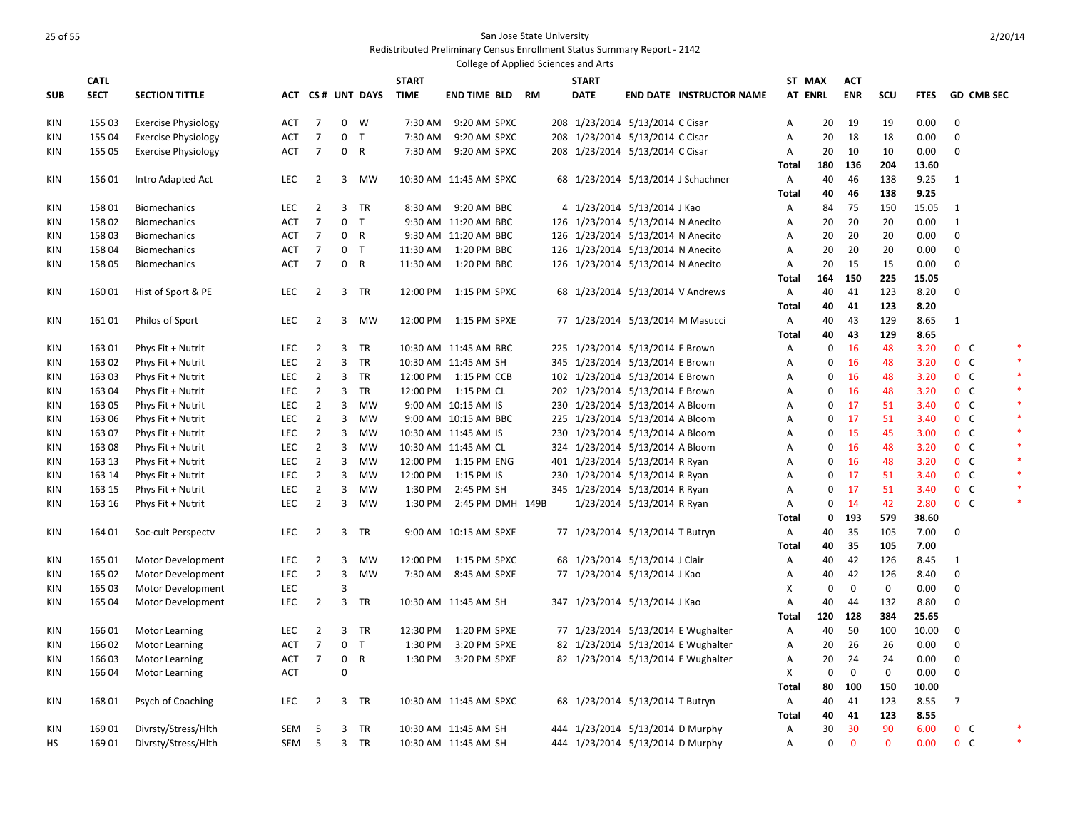San Jose State University
Redistributed Preliminary Census Enrollment Status Summary Report - 2142
College of Applied Sciences and Arts

| SUB | CATL SECT | SECTION TITTLE | ACT | CS # | UNT | DAYS | START TIME | END TIME | BLD | RM | START DATE | END DATE | INSTRUCTOR NAME | ST AT | MAX ENRL | ACT ENR | SCU | FTES | GD | CMB SEC | |
|---|---|---|---|---|---|---|---|---|---|---|---|---|---|---|---|---|---|---|---|---|---|
| KIN | 155 03 | Exercise Physiology | ACT | 7 | 0 | W | 7:30 AM | 9:20 AM | SPXC | 208 | 1/23/2014 | 5/13/2014 | C Cisar | A | 20 | 19 | 19 | 0.00 | 0 | | |
| KIN | 155 04 | Exercise Physiology | ACT | 7 | 0 | T | 7:30 AM | 9:20 AM | SPXC | 208 | 1/23/2014 | 5/13/2014 | C Cisar | A | 20 | 18 | 18 | 0.00 | 0 | | |
| KIN | 155 05 | Exercise Physiology | ACT | 7 | 0 | R | 7:30 AM | 9:20 AM | SPXC | 208 | 1/23/2014 | 5/13/2014 | C Cisar | A | 20 | 10 | 10 | 0.00 | 0 | | |
| | | | | | | | | | | | | | | **Total** | **180** | **136** | **204** | **13.60** | | | |
| KIN | 156 01 | Intro Adapted Act | LEC | 2 | 3 | MW | 10:30 AM | 11:45 AM | SPXC | 68 | 1/23/2014 | 5/13/2014 | J Schachner | A | 40 | 46 | 138 | 9.25 | 1 | | |
| | | | | | | | | | | | | | | **Total** | **40** | **46** | **138** | **9.25** | | | |
| KIN | 158 01 | Biomechanics | LEC | 2 | 3 | TR | 8:30 AM | 9:20 AM | BBC | 4 | 1/23/2014 | 5/13/2014 | J Kao | A | 84 | 75 | 150 | 15.05 | 1 | | |
| KIN | 158 02 | Biomechanics | ACT | 7 | 0 | T | 9:30 AM | 11:20 AM | BBC | 126 | 1/23/2014 | 5/13/2014 | N Anecito | A | 20 | 20 | 20 | 0.00 | 1 | | |
| KIN | 158 03 | Biomechanics | ACT | 7 | 0 | R | 9:30 AM | 11:20 AM | BBC | 126 | 1/23/2014 | 5/13/2014 | N Anecito | A | 20 | 20 | 20 | 0.00 | 0 | | |
| KIN | 158 04 | Biomechanics | ACT | 7 | 0 | T | 11:30 AM | 1:20 PM | BBC | 126 | 1/23/2014 | 5/13/2014 | N Anecito | A | 20 | 20 | 20 | 0.00 | 0 | | |
| KIN | 158 05 | Biomechanics | ACT | 7 | 0 | R | 11:30 AM | 1:20 PM | BBC | 126 | 1/23/2014 | 5/13/2014 | N Anecito | A | 20 | 15 | 15 | 0.00 | 0 | | |
| | | | | | | | | | | | | | | **Total** | **164** | **150** | **225** | **15.05** | | | |
| KIN | 160 01 | Hist of Sport & PE | LEC | 2 | 3 | TR | 12:00 PM | 1:15 PM | SPXC | 68 | 1/23/2014 | 5/13/2014 | V Andrews | A | 40 | 41 | 123 | 8.20 | 0 | | |
| | | | | | | | | | | | | | | **Total** | **40** | **41** | **123** | **8.20** | | | |
| KIN | 161 01 | Philos of Sport | LEC | 2 | 3 | MW | 12:00 PM | 1:15 PM | SPXE | 77 | 1/23/2014 | 5/13/2014 | M Masucci | A | 40 | 43 | 129 | 8.65 | 1 | | |
| | | | | | | | | | | | | | | **Total** | **40** | **43** | **129** | **8.65** | | | |
| KIN | 163 01 | Phys Fit + Nutrit | LEC | 2 | 3 | TR | 10:30 AM | 11:45 AM | BBC | 225 | 1/23/2014 | 5/13/2014 | E Brown | A | 0 | 16 | 48 | 3.20 | 0 | C | * |
| KIN | 163 02 | Phys Fit + Nutrit | LEC | 2 | 3 | TR | 10:30 AM | 11:45 AM | SH | 345 | 1/23/2014 | 5/13/2014 | E Brown | A | 0 | 16 | 48 | 3.20 | 0 | C | * |
| KIN | 163 03 | Phys Fit + Nutrit | LEC | 2 | 3 | TR | 12:00 PM | 1:15 PM | CCB | 102 | 1/23/2014 | 5/13/2014 | E Brown | A | 0 | 16 | 48 | 3.20 | 0 | C | * |
| KIN | 163 04 | Phys Fit + Nutrit | LEC | 2 | 3 | TR | 12:00 PM | 1:15 PM | CL | 202 | 1/23/2014 | 5/13/2014 | E Brown | A | 0 | 16 | 48 | 3.20 | 0 | C | * |
| KIN | 163 05 | Phys Fit + Nutrit | LEC | 2 | 3 | MW | 9:00 AM | 10:15 AM | IS | 230 | 1/23/2014 | 5/13/2014 | A Bloom | A | 0 | 17 | 51 | 3.40 | 0 | C | * |
| KIN | 163 06 | Phys Fit + Nutrit | LEC | 2 | 3 | MW | 9:00 AM | 10:15 AM | BBC | 225 | 1/23/2014 | 5/13/2014 | A Bloom | A | 0 | 17 | 51 | 3.40 | 0 | C | * |
| KIN | 163 07 | Phys Fit + Nutrit | LEC | 2 | 3 | MW | 10:30 AM | 11:45 AM | IS | 230 | 1/23/2014 | 5/13/2014 | A Bloom | A | 0 | 15 | 45 | 3.00 | 0 | C | * |
| KIN | 163 08 | Phys Fit + Nutrit | LEC | 2 | 3 | MW | 10:30 AM | 11:45 AM | CL | 324 | 1/23/2014 | 5/13/2014 | A Bloom | A | 0 | 16 | 48 | 3.20 | 0 | C | * |
| KIN | 163 13 | Phys Fit + Nutrit | LEC | 2 | 3 | MW | 12:00 PM | 1:15 PM | ENG | 401 | 1/23/2014 | 5/13/2014 | R Ryan | A | 0 | 16 | 48 | 3.20 | 0 | C | * |
| KIN | 163 14 | Phys Fit + Nutrit | LEC | 2 | 3 | MW | 12:00 PM | 1:15 PM | IS | 230 | 1/23/2014 | 5/13/2014 | R Ryan | A | 0 | 17 | 51 | 3.40 | 0 | C | * |
| KIN | 163 15 | Phys Fit + Nutrit | LEC | 2 | 3 | MW | 1:30 PM | 2:45 PM | SH | 345 | 1/23/2014 | 5/13/2014 | R Ryan | A | 0 | 17 | 51 | 3.40 | 0 | C | * |
| KIN | 163 16 | Phys Fit + Nutrit | LEC | 2 | 3 | MW | 1:30 PM | 2:45 PM | DMH | 149B | 1/23/2014 | 5/13/2014 | R Ryan | A | 0 | 14 | 42 | 2.80 | 0 | C | * |
| | | | | | | | | | | | | | | **Total** | **0** | **193** | **579** | **38.60** | | | |
| KIN | 164 01 | Soc-cult Perspectv | LEC | 2 | 3 | TR | 9:00 AM | 10:15 AM | SPXE | 77 | 1/23/2014 | 5/13/2014 | T Butryn | A | 40 | 35 | 105 | 7.00 | 0 | | |
| | | | | | | | | | | | | | | **Total** | **40** | **35** | **105** | **7.00** | | | |
| KIN | 165 01 | Motor Development | LEC | 2 | 3 | MW | 12:00 PM | 1:15 PM | SPXC | 68 | 1/23/2014 | 5/13/2014 | J Clair | A | 40 | 42 | 126 | 8.45 | 1 | | |
| KIN | 165 02 | Motor Development | LEC | 2 | 3 | MW | 7:30 AM | 8:45 AM | SPXE | 77 | 1/23/2014 | 5/13/2014 | J Kao | A | 40 | 42 | 126 | 8.40 | 0 | | |
| KIN | 165 03 | Motor Development | LEC | | 3 | | | | | | | | | X | 0 | 0 | 0 | 0.00 | 0 | | |
| KIN | 165 04 | Motor Development | LEC | 2 | 3 | TR | 10:30 AM | 11:45 AM | SH | 347 | 1/23/2014 | 5/13/2014 | J Kao | A | 40 | 44 | 132 | 8.80 | 0 | | |
| | | | | | | | | | | | | | | **Total** | **120** | **128** | **384** | **25.65** | | | |
| KIN | 166 01 | Motor Learning | LEC | 2 | 3 | TR | 12:30 PM | 1:20 PM | SPXE | 77 | 1/23/2014 | 5/13/2014 | E Wughalter | A | 40 | 50 | 100 | 10.00 | 0 | | |
| KIN | 166 02 | Motor Learning | ACT | 7 | 0 | T | 1:30 PM | 3:20 PM | SPXE | 82 | 1/23/2014 | 5/13/2014 | E Wughalter | A | 20 | 26 | 26 | 0.00 | 0 | | |
| KIN | 166 03 | Motor Learning | ACT | 7 | 0 | R | 1:30 PM | 3:20 PM | SPXE | 82 | 1/23/2014 | 5/13/2014 | E Wughalter | A | 20 | 24 | 24 | 0.00 | 0 | | |
| KIN | 166 04 | Motor Learning | ACT | | 0 | | | | | | | | | X | 0 | 0 | 0 | 0.00 | 0 | | |
| | | | | | | | | | | | | | | **Total** | **80** | **100** | **150** | **10.00** | | | |
| KIN | 168 01 | Psych of Coaching | LEC | 2 | 3 | TR | 10:30 AM | 11:45 AM | SPXC | 68 | 1/23/2014 | 5/13/2014 | T Butryn | A | 40 | 41 | 123 | 8.55 | 7 | | |
| | | | | | | | | | | | | | | **Total** | **40** | **41** | **123** | **8.55** | | | |
| KIN | 169 01 | Divrsty/Stress/Hlth | SEM | 5 | 3 | TR | 10:30 AM | 11:45 AM | SH | 444 | 1/23/2014 | 5/13/2014 | D Murphy | A | 30 | 30 | 90 | 6.00 | 0 | C | * |
| HS | 169 01 | Divrsty/Stress/Hlth | SEM | 5 | 3 | TR | 10:30 AM | 11:45 AM | SH | 444 | 1/23/2014 | 5/13/2014 | D Murphy | A | 0 | 0 | 0 | 0.00 | 0 | C | * |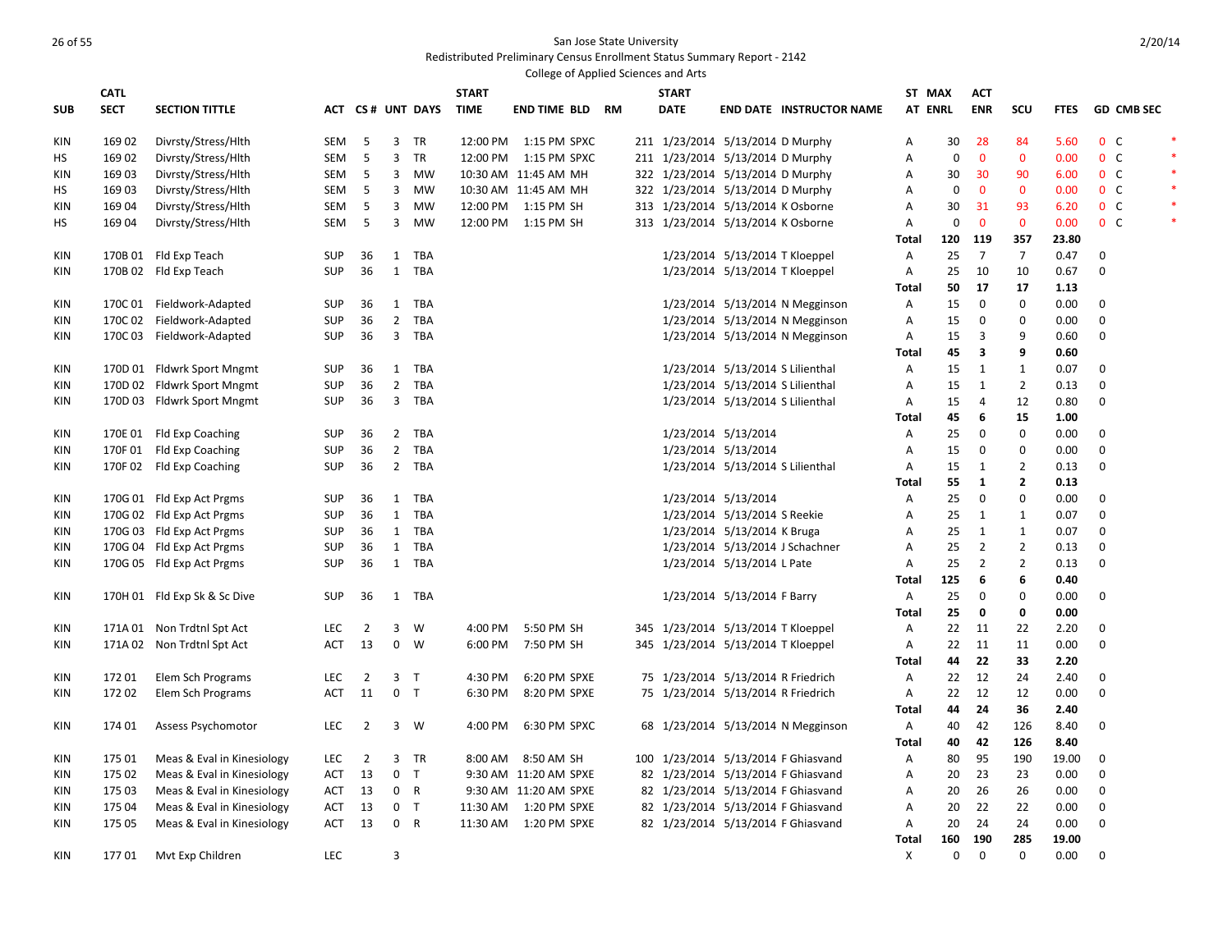San Jose State University

Redistributed Preliminary Census Enrollment Status Summary Report - 2142

College of Applied Sciences and Arts

| SUB | CATL SECT | SECTION TITTLE | ACT | CS # | UNT | DAYS | START TIME | END TIME | BLD | RM | START DATE | END DATE | INSTRUCTOR NAME | ST AT | MAX ENRL | ACT ENR | SCU | FTES | GD | CMB SEC |
|---|---|---|---|---|---|---|---|---|---|---|---|---|---|---|---|---|---|---|---|---|
| KIN | 169 02 | Divrsty/Stress/Hlth | SEM | 5 | 3 | TR | 12:00 PM | 1:15 PM | SPXC | 211 | 1/23/2014 | 5/13/2014 | D Murphy | A | 30 | 28 | 84 | 5.60 | 0 | C | * |
| HS | 169 02 | Divrsty/Stress/Hlth | SEM | 5 | 3 | TR | 12:00 PM | 1:15 PM | SPXC | 211 | 1/23/2014 | 5/13/2014 | D Murphy | A | 0 | 0 | 0 | 0.00 | 0 | C | * |
| KIN | 169 03 | Divrsty/Stress/Hlth | SEM | 5 | 3 | MW | 10:30 AM | 11:45 AM | MH | 322 | 1/23/2014 | 5/13/2014 | D Murphy | A | 30 | 30 | 90 | 6.00 | 0 | C | * |
| HS | 169 03 | Divrsty/Stress/Hlth | SEM | 5 | 3 | MW | 10:30 AM | 11:45 AM | MH | 322 | 1/23/2014 | 5/13/2014 | D Murphy | A | 0 | 0 | 0 | 0.00 | 0 | C | * |
| KIN | 169 04 | Divrsty/Stress/Hlth | SEM | 5 | 3 | MW | 12:00 PM | 1:15 PM | SH | 313 | 1/23/2014 | 5/13/2014 | K Osborne | A | 30 | 31 | 93 | 6.20 | 0 | C | * |
| HS | 169 04 | Divrsty/Stress/Hlth | SEM | 5 | 3 | MW | 12:00 PM | 1:15 PM | SH | 313 | 1/23/2014 | 5/13/2014 | K Osborne | A | 0 | 0 | 0 | 0.00 | 0 | C | * |
| | | | | | | | | | | | | | | **Total** | **120** | **119** | **357** | **23.80** | | |
| KIN | 170B 01 | Fld Exp Teach | SUP | 36 | 1 | TBA | | | | | 1/23/2014 | 5/13/2014 | T Kloeppel | A | 25 | 7 | 7 | 0.47 | 0 | |
| KIN | 170B 02 | Fld Exp Teach | SUP | 36 | 1 | TBA | | | | | 1/23/2014 | 5/13/2014 | T Kloeppel | A | 25 | 10 | 10 | 0.67 | 0 | |
| | | | | | | | | | | | | | | **Total** | **50** | **17** | **17** | **1.13** | | |
| KIN | 170C 01 | Fieldwork-Adapted | SUP | 36 | 1 | TBA | | | | | 1/23/2014 | 5/13/2014 | N Megginson | A | 15 | 0 | 0 | 0.00 | 0 | |
| KIN | 170C 02 | Fieldwork-Adapted | SUP | 36 | 2 | TBA | | | | | 1/23/2014 | 5/13/2014 | N Megginson | A | 15 | 0 | 0 | 0.00 | 0 | |
| KIN | 170C 03 | Fieldwork-Adapted | SUP | 36 | 3 | TBA | | | | | 1/23/2014 | 5/13/2014 | N Megginson | A | 15 | 3 | 9 | 0.60 | 0 | |
| | | | | | | | | | | | | | | **Total** | **45** | **3** | **9** | **0.60** | | |
| KIN | 170D 01 | Fldwrk Sport Mngmt | SUP | 36 | 1 | TBA | | | | | 1/23/2014 | 5/13/2014 | S Lilienthal | A | 15 | 1 | 1 | 0.07 | 0 | |
| KIN | 170D 02 | Fldwrk Sport Mngmt | SUP | 36 | 2 | TBA | | | | | 1/23/2014 | 5/13/2014 | S Lilienthal | A | 15 | 1 | 2 | 0.13 | 0 | |
| KIN | 170D 03 | Fldwrk Sport Mngmt | SUP | 36 | 3 | TBA | | | | | 1/23/2014 | 5/13/2014 | S Lilienthal | A | 15 | 4 | 12 | 0.80 | 0 | |
| | | | | | | | | | | | | | | **Total** | **45** | **6** | **15** | **1.00** | | |
| KIN | 170E 01 | Fld Exp Coaching | SUP | 36 | 2 | TBA | | | | | 1/23/2014 | 5/13/2014 | | A | 25 | 0 | 0 | 0.00 | 0 | |
| KIN | 170F 01 | Fld Exp Coaching | SUP | 36 | 2 | TBA | | | | | 1/23/2014 | 5/13/2014 | | A | 15 | 0 | 0 | 0.00 | 0 | |
| KIN | 170F 02 | Fld Exp Coaching | SUP | 36 | 2 | TBA | | | | | 1/23/2014 | 5/13/2014 | S Lilienthal | A | 15 | 1 | 2 | 0.13 | 0 | |
| | | | | | | | | | | | | | | **Total** | **55** | **1** | **2** | **0.13** | | |
| KIN | 170G 01 | Fld Exp Act Prgms | SUP | 36 | 1 | TBA | | | | | 1/23/2014 | 5/13/2014 | | A | 25 | 0 | 0 | 0.00 | 0 | |
| KIN | 170G 02 | Fld Exp Act Prgms | SUP | 36 | 1 | TBA | | | | | 1/23/2014 | 5/13/2014 | S Reekie | A | 25 | 1 | 1 | 0.07 | 0 | |
| KIN | 170G 03 | Fld Exp Act Prgms | SUP | 36 | 1 | TBA | | | | | 1/23/2014 | 5/13/2014 | K Bruga | A | 25 | 1 | 1 | 0.07 | 0 | |
| KIN | 170G 04 | Fld Exp Act Prgms | SUP | 36 | 1 | TBA | | | | | 1/23/2014 | 5/13/2014 | J Schachner | A | 25 | 2 | 2 | 0.13 | 0 | |
| KIN | 170G 05 | Fld Exp Act Prgms | SUP | 36 | 1 | TBA | | | | | 1/23/2014 | 5/13/2014 | L Pate | A | 25 | 2 | 2 | 0.13 | 0 | |
| | | | | | | | | | | | | | | **Total** | **125** | **6** | **6** | **0.40** | | |
| KIN | 170H 01 | Fld Exp Sk & Sc Dive | SUP | 36 | 1 | TBA | | | | | 1/23/2014 | 5/13/2014 | F Barry | A | 25 | 0 | 0 | 0.00 | 0 | |
| | | | | | | | | | | | | | | **Total** | **25** | **0** | **0** | **0.00** | | |
| KIN | 171A 01 | Non Trdtnl Spt Act | LEC | 2 | 3 | W | 4:00 PM | 5:50 PM | SH | 345 | 1/23/2014 | 5/13/2014 | T Kloeppel | A | 22 | 11 | 22 | 2.20 | 0 | |
| KIN | 171A 02 | Non Trdtnl Spt Act | ACT | 13 | 0 | W | 6:00 PM | 7:50 PM | SH | 345 | 1/23/2014 | 5/13/2014 | T Kloeppel | A | 22 | 11 | 11 | 0.00 | 0 | |
| | | | | | | | | | | | | | | **Total** | **44** | **22** | **33** | **2.20** | | |
| KIN | 172 01 | Elem Sch Programs | LEC | 2 | 3 | T | 4:30 PM | 6:20 PM | SPXE | 75 | 1/23/2014 | 5/13/2014 | R Friedrich | A | 22 | 12 | 24 | 2.40 | 0 | |
| KIN | 172 02 | Elem Sch Programs | ACT | 11 | 0 | T | 6:30 PM | 8:20 PM | SPXE | 75 | 1/23/2014 | 5/13/2014 | R Friedrich | A | 22 | 12 | 12 | 0.00 | 0 | |
| | | | | | | | | | | | | | | **Total** | **44** | **24** | **36** | **2.40** | | |
| KIN | 174 01 | Assess Psychomotor | LEC | 2 | 3 | W | 4:00 PM | 6:30 PM | SPXC | 68 | 1/23/2014 | 5/13/2014 | N Megginson | A | 40 | 42 | 126 | 8.40 | 0 | |
| | | | | | | | | | | | | | | **Total** | **40** | **42** | **126** | **8.40** | | |
| KIN | 175 01 | Meas & Eval in Kinesiology | LEC | 2 | 3 | TR | 8:00 AM | 8:50 AM | SH | 100 | 1/23/2014 | 5/13/2014 | F Ghiasvand | A | 80 | 95 | 190 | 19.00 | 0 | |
| KIN | 175 02 | Meas & Eval in Kinesiology | ACT | 13 | 0 | T | 9:30 AM | 11:20 AM | SPXE | 82 | 1/23/2014 | 5/13/2014 | F Ghiasvand | A | 20 | 23 | 23 | 0.00 | 0 | |
| KIN | 175 03 | Meas & Eval in Kinesiology | ACT | 13 | 0 | R | 9:30 AM | 11:20 AM | SPXE | 82 | 1/23/2014 | 5/13/2014 | F Ghiasvand | A | 20 | 26 | 26 | 0.00 | 0 | |
| KIN | 175 04 | Meas & Eval in Kinesiology | ACT | 13 | 0 | T | 11:30 AM | 1:20 PM | SPXE | 82 | 1/23/2014 | 5/13/2014 | F Ghiasvand | A | 20 | 22 | 22 | 0.00 | 0 | |
| KIN | 175 05 | Meas & Eval in Kinesiology | ACT | 13 | 0 | R | 11:30 AM | 1:20 PM | SPXE | 82 | 1/23/2014 | 5/13/2014 | F Ghiasvand | A | 20 | 24 | 24 | 0.00 | 0 | |
| | | | | | | | | | | | | | | **Total** | **160** | **190** | **285** | **19.00** | | |
| KIN | 177 01 | Mvt Exp Children | LEC | | 3 | | | | | | | | | X | 0 | 0 | 0 | 0.00 | 0 | |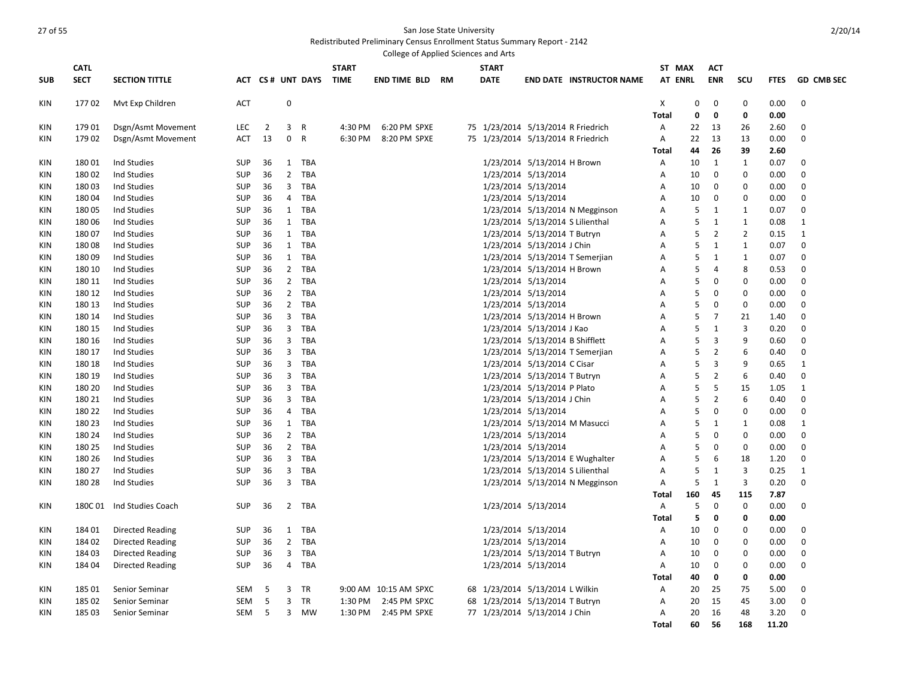San Jose State University

Redistributed Preliminary Census Enrollment Status Summary Report - 2142

College of Applied Sciences and Arts

| SUB | CATL SECT | SECTION TITTLE | ACT | CS # | UNT | DAYS | START TIME | END TIME | BLD | RM | START DATE | END DATE | INSTRUCTOR NAME | ST AT | MAX ENRL | ACT ENR | SCU | FTES | GD | CMB SEC |
|---|---|---|---|---|---|---|---|---|---|---|---|---|---|---|---|---|---|---|---|---|
| KIN | 177 02 | Mvt Exp Children | ACT | | 0 | | | | | | | | | X | 0 | 0 | 0 | 0.00 | 0 | |
| | | | | | | | | | | | | | | Total | 0 | 0 | 0 | 0.00 | | |
| KIN | 179 01 | Dsgn/Asmt Movement | LEC | 2 | 3 | R | 4:30 PM | 6:20 PM | SPXE | 75 | 1/23/2014 | 5/13/2014 | R Friedrich | A | 22 | 13 | 26 | 2.60 | 0 | |
| KIN | 179 02 | Dsgn/Asmt Movement | ACT | 13 | 0 | R | 6:30 PM | 8:20 PM | SPXE | 75 | 1/23/2014 | 5/13/2014 | R Friedrich | A | 22 | 13 | 13 | 0.00 | 0 | |
| | | | | | | | | | | | | | | Total | 44 | 26 | 39 | 2.60 | | |
| KIN | 180 01 | Ind Studies | SUP | 36 | 1 | TBA | | | | | 1/23/2014 | 5/13/2014 | H Brown | A | 10 | 1 | 1 | 0.07 | 0 | |
| KIN | 180 02 | Ind Studies | SUP | 36 | 2 | TBA | | | | | 1/23/2014 | 5/13/2014 | | A | 10 | 0 | 0 | 0.00 | 0 | |
| KIN | 180 03 | Ind Studies | SUP | 36 | 3 | TBA | | | | | 1/23/2014 | 5/13/2014 | | A | 10 | 0 | 0 | 0.00 | 0 | |
| KIN | 180 04 | Ind Studies | SUP | 36 | 4 | TBA | | | | | 1/23/2014 | 5/13/2014 | | A | 10 | 0 | 0 | 0.00 | 0 | |
| KIN | 180 05 | Ind Studies | SUP | 36 | 1 | TBA | | | | | 1/23/2014 | 5/13/2014 | N Megginson | A | 5 | 1 | 1 | 0.07 | 0 | |
| KIN | 180 06 | Ind Studies | SUP | 36 | 1 | TBA | | | | | 1/23/2014 | 5/13/2014 | S Lilienthal | A | 5 | 1 | 1 | 0.08 | 1 | |
| KIN | 180 07 | Ind Studies | SUP | 36 | 1 | TBA | | | | | 1/23/2014 | 5/13/2014 | T Butryn | A | 5 | 2 | 2 | 0.15 | 1 | |
| KIN | 180 08 | Ind Studies | SUP | 36 | 1 | TBA | | | | | 1/23/2014 | 5/13/2014 | J Chin | A | 5 | 1 | 1 | 0.07 | 0 | |
| KIN | 180 09 | Ind Studies | SUP | 36 | 1 | TBA | | | | | 1/23/2014 | 5/13/2014 | T Semerjian | A | 5 | 1 | 1 | 0.07 | 0 | |
| KIN | 180 10 | Ind Studies | SUP | 36 | 2 | TBA | | | | | 1/23/2014 | 5/13/2014 | H Brown | A | 5 | 4 | 8 | 0.53 | 0 | |
| KIN | 180 11 | Ind Studies | SUP | 36 | 2 | TBA | | | | | 1/23/2014 | 5/13/2014 | | A | 5 | 0 | 0 | 0.00 | 0 | |
| KIN | 180 12 | Ind Studies | SUP | 36 | 2 | TBA | | | | | 1/23/2014 | 5/13/2014 | | A | 5 | 0 | 0 | 0.00 | 0 | |
| KIN | 180 13 | Ind Studies | SUP | 36 | 2 | TBA | | | | | 1/23/2014 | 5/13/2014 | | A | 5 | 0 | 0 | 0.00 | 0 | |
| KIN | 180 14 | Ind Studies | SUP | 36 | 3 | TBA | | | | | 1/23/2014 | 5/13/2014 | H Brown | A | 5 | 7 | 21 | 1.40 | 0 | |
| KIN | 180 15 | Ind Studies | SUP | 36 | 3 | TBA | | | | | 1/23/2014 | 5/13/2014 | J Kao | A | 5 | 1 | 3 | 0.20 | 0 | |
| KIN | 180 16 | Ind Studies | SUP | 36 | 3 | TBA | | | | | 1/23/2014 | 5/13/2014 | B Shifflett | A | 5 | 3 | 9 | 0.60 | 0 | |
| KIN | 180 17 | Ind Studies | SUP | 36 | 3 | TBA | | | | | 1/23/2014 | 5/13/2014 | T Semerjian | A | 5 | 2 | 6 | 0.40 | 0 | |
| KIN | 180 18 | Ind Studies | SUP | 36 | 3 | TBA | | | | | 1/23/2014 | 5/13/2014 | C Cisar | A | 5 | 3 | 9 | 0.65 | 1 | |
| KIN | 180 19 | Ind Studies | SUP | 36 | 3 | TBA | | | | | 1/23/2014 | 5/13/2014 | T Butryn | A | 5 | 2 | 6 | 0.40 | 0 | |
| KIN | 180 20 | Ind Studies | SUP | 36 | 3 | TBA | | | | | 1/23/2014 | 5/13/2014 | P Plato | A | 5 | 5 | 15 | 1.05 | 1 | |
| KIN | 180 21 | Ind Studies | SUP | 36 | 3 | TBA | | | | | 1/23/2014 | 5/13/2014 | J Chin | A | 5 | 2 | 6 | 0.40 | 0 | |
| KIN | 180 22 | Ind Studies | SUP | 36 | 4 | TBA | | | | | 1/23/2014 | 5/13/2014 | | A | 5 | 0 | 0 | 0.00 | 0 | |
| KIN | 180 23 | Ind Studies | SUP | 36 | 1 | TBA | | | | | 1/23/2014 | 5/13/2014 | M Masucci | A | 5 | 1 | 1 | 0.08 | 1 | |
| KIN | 180 24 | Ind Studies | SUP | 36 | 2 | TBA | | | | | 1/23/2014 | 5/13/2014 | | A | 5 | 0 | 0 | 0.00 | 0 | |
| KIN | 180 25 | Ind Studies | SUP | 36 | 2 | TBA | | | | | 1/23/2014 | 5/13/2014 | | A | 5 | 0 | 0 | 0.00 | 0 | |
| KIN | 180 26 | Ind Studies | SUP | 36 | 3 | TBA | | | | | 1/23/2014 | 5/13/2014 | E Wughalter | A | 5 | 6 | 18 | 1.20 | 0 | |
| KIN | 180 27 | Ind Studies | SUP | 36 | 3 | TBA | | | | | 1/23/2014 | 5/13/2014 | S Lilienthal | A | 5 | 1 | 3 | 0.25 | 1 | |
| KIN | 180 28 | Ind Studies | SUP | 36 | 3 | TBA | | | | | 1/23/2014 | 5/13/2014 | N Megginson | A | 5 | 1 | 3 | 0.20 | 0 | |
| | | | | | | | | | | | | | | Total | 160 | 45 | 115 | 7.87 | | |
| KIN | 180C 01 | Ind Studies Coach | SUP | 36 | 2 | TBA | | | | | 1/23/2014 | 5/13/2014 | | A | 5 | 0 | 0 | 0.00 | 0 | |
| | | | | | | | | | | | | | | Total | 5 | 0 | 0 | 0.00 | | |
| KIN | 184 01 | Directed Reading | SUP | 36 | 1 | TBA | | | | | 1/23/2014 | 5/13/2014 | | A | 10 | 0 | 0 | 0.00 | 0 | |
| KIN | 184 02 | Directed Reading | SUP | 36 | 2 | TBA | | | | | 1/23/2014 | 5/13/2014 | | A | 10 | 0 | 0 | 0.00 | 0 | |
| KIN | 184 03 | Directed Reading | SUP | 36 | 3 | TBA | | | | | 1/23/2014 | 5/13/2014 | T Butryn | A | 10 | 0 | 0 | 0.00 | 0 | |
| KIN | 184 04 | Directed Reading | SUP | 36 | 4 | TBA | | | | | 1/23/2014 | 5/13/2014 | | A | 10 | 0 | 0 | 0.00 | 0 | |
| | | | | | | | | | | | | | | Total | 40 | 0 | 0 | 0.00 | | |
| KIN | 185 01 | Senior Seminar | SEM | 5 | 3 | TR | 9:00 AM | 10:15 AM | SPXC | 68 | 1/23/2014 | 5/13/2014 | L Wilkin | A | 20 | 25 | 75 | 5.00 | 0 | |
| KIN | 185 02 | Senior Seminar | SEM | 5 | 3 | TR | 1:30 PM | 2:45 PM | SPXC | 68 | 1/23/2014 | 5/13/2014 | T Butryn | A | 20 | 15 | 45 | 3.00 | 0 | |
| KIN | 185 03 | Senior Seminar | SEM | 5 | 3 | MW | 1:30 PM | 2:45 PM | SPXE | 77 | 1/23/2014 | 5/13/2014 | J Chin | A | 20 | 16 | 48 | 3.20 | 0 | |
| | | | | | | | | | | | | | | Total | 60 | 56 | 168 | 11.20 | | |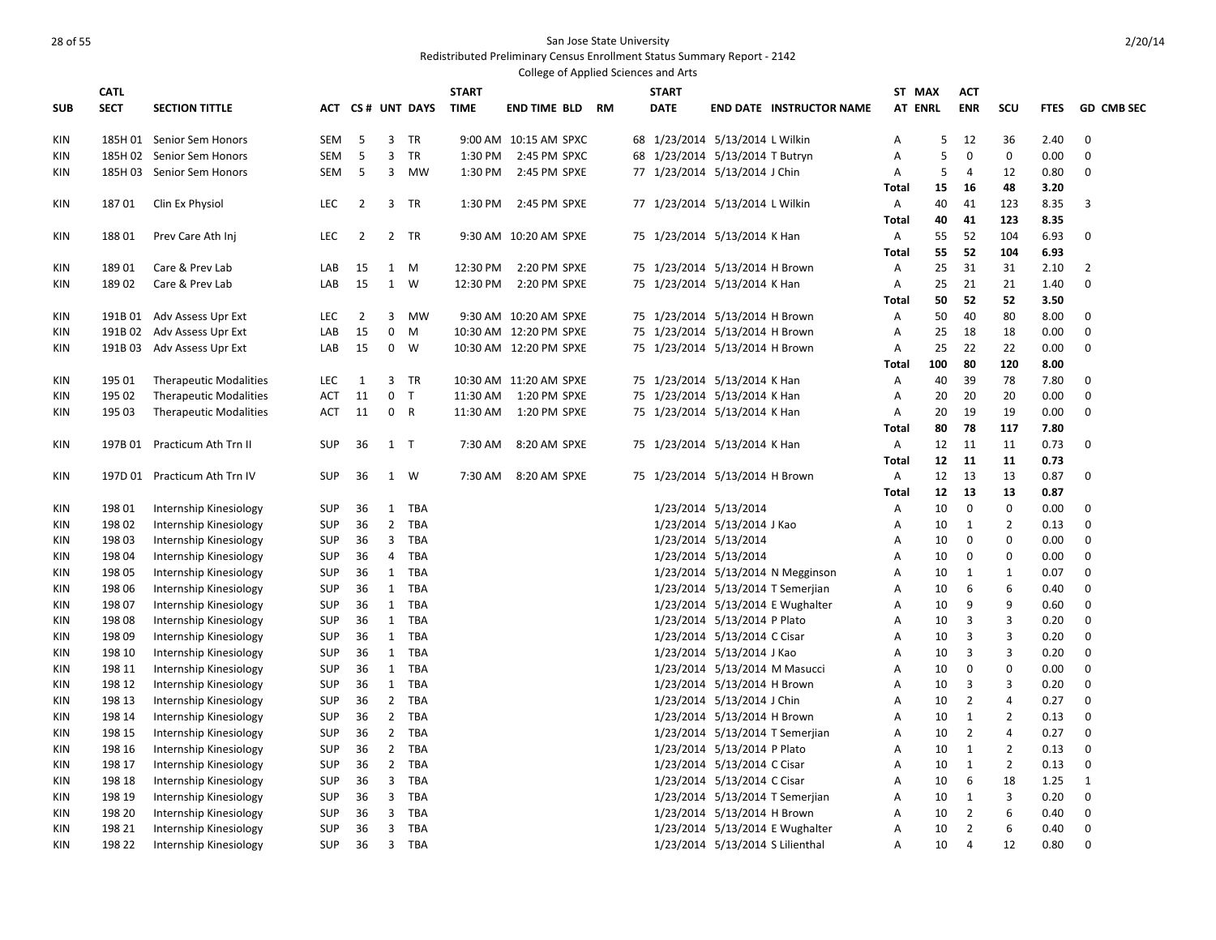San Jose State University

Redistributed Preliminary Census Enrollment Status Summary Report - 2142

College of Applied Sciences and Arts

| SUB | CATL SECT | SECTION TITTLE | ACT | CS # | UNT | DAYS | START TIME | END TIME | BLD | RM | START DATE | END DATE | INSTRUCTOR NAME | ST AT | MAX ENRL | ACT ENR | SCU | FTES | GD | CMB SEC |
|---|---|---|---|---|---|---|---|---|---|---|---|---|---|---|---|---|---|---|---|---|
| KIN | 185H 01 | Senior Sem Honors | SEM | 5 | 3 | TR | 9:00 AM | 10:15 AM | SPXC | 68 | 1/23/2014 | 5/13/2014 | L Wilkin | A | 5 | 12 | 36 | 2.40 | 0 | |
| KIN | 185H 02 | Senior Sem Honors | SEM | 5 | 3 | TR | 1:30 PM | 2:45 PM | SPXC | 68 | 1/23/2014 | 5/13/2014 | T Butryn | A | 5 | 0 | 0 | 0.00 | 0 | |
| KIN | 185H 03 | Senior Sem Honors | SEM | 5 | 3 | MW | 1:30 PM | 2:45 PM | SPXE | 77 | 1/23/2014 | 5/13/2014 | J Chin | A | 5 | 4 | 12 | 0.80 | 0 | |
| | | | | | | | | | | | | | | **Total** | **15** | **16** | **48** | **3.20** | | |
| KIN | 187 01 | Clin Ex Physiol | LEC | 2 | 3 | TR | 1:30 PM | 2:45 PM | SPXE | 77 | 1/23/2014 | 5/13/2014 | L Wilkin | A | 40 | 41 | 123 | 8.35 | 3 | |
| | | | | | | | | | | | | | | **Total** | **40** | **41** | **123** | **8.35** | | |
| KIN | 188 01 | Prev Care Ath Inj | LEC | 2 | 2 | TR | 9:30 AM | 10:20 AM | SPXE | 75 | 1/23/2014 | 5/13/2014 | K Han | A | 55 | 52 | 104 | 6.93 | 0 | |
| | | | | | | | | | | | | | | **Total** | **55** | **52** | **104** | **6.93** | | |
| KIN | 189 01 | Care & Prev Lab | LAB | 15 | 1 | M | 12:30 PM | 2:20 PM | SPXE | 75 | 1/23/2014 | 5/13/2014 | H Brown | A | 25 | 31 | 31 | 2.10 | 2 | |
| KIN | 189 02 | Care & Prev Lab | LAB | 15 | 1 | W | 12:30 PM | 2:20 PM | SPXE | 75 | 1/23/2014 | 5/13/2014 | K Han | A | 25 | 21 | 21 | 1.40 | 0 | |
| | | | | | | | | | | | | | | **Total** | **50** | **52** | **52** | **3.50** | | |
| KIN | 191B 01 | Adv Assess Upr Ext | LEC | 2 | 3 | MW | 9:30 AM | 10:20 AM | SPXE | 75 | 1/23/2014 | 5/13/2014 | H Brown | A | 50 | 40 | 80 | 8.00 | 0 | |
| KIN | 191B 02 | Adv Assess Upr Ext | LAB | 15 | 0 | M | 10:30 AM | 12:20 PM | SPXE | 75 | 1/23/2014 | 5/13/2014 | H Brown | A | 25 | 18 | 18 | 0.00 | 0 | |
| KIN | 191B 03 | Adv Assess Upr Ext | LAB | 15 | 0 | W | 10:30 AM | 12:20 PM | SPXE | 75 | 1/23/2014 | 5/13/2014 | H Brown | A | 25 | 22 | 22 | 0.00 | 0 | |
| | | | | | | | | | | | | | | **Total** | **100** | **80** | **120** | **8.00** | | |
| KIN | 195 01 | Therapeutic Modalities | LEC | 1 | 3 | TR | 10:30 AM | 11:20 AM | SPXE | 75 | 1/23/2014 | 5/13/2014 | K Han | A | 40 | 39 | 78 | 7.80 | 0 | |
| KIN | 195 02 | Therapeutic Modalities | ACT | 11 | 0 | T | 11:30 AM | 1:20 PM | SPXE | 75 | 1/23/2014 | 5/13/2014 | K Han | A | 20 | 20 | 20 | 0.00 | 0 | |
| KIN | 195 03 | Therapeutic Modalities | ACT | 11 | 0 | R | 11:30 AM | 1:20 PM | SPXE | 75 | 1/23/2014 | 5/13/2014 | K Han | A | 20 | 19 | 19 | 0.00 | 0 | |
| | | | | | | | | | | | | | | **Total** | **80** | **78** | **117** | **7.80** | | |
| KIN | 197B 01 | Practicum Ath Trn II | SUP | 36 | 1 | T | 7:30 AM | 8:20 AM | SPXE | 75 | 1/23/2014 | 5/13/2014 | K Han | A | 12 | 11 | 11 | 0.73 | 0 | |
| | | | | | | | | | | | | | | **Total** | **12** | **11** | **11** | **0.73** | | |
| KIN | 197D 01 | Practicum Ath Trn IV | SUP | 36 | 1 | W | 7:30 AM | 8:20 AM | SPXE | 75 | 1/23/2014 | 5/13/2014 | H Brown | A | 12 | 13 | 13 | 0.87 | 0 | |
| | | | | | | | | | | | | | | **Total** | **12** | **13** | **13** | **0.87** | | |
| KIN | 198 01 | Internship Kinesiology | SUP | 36 | 1 | TBA | | | | | 1/23/2014 | 5/13/2014 | | A | 10 | 0 | 0 | 0.00 | 0 | |
| KIN | 198 02 | Internship Kinesiology | SUP | 36 | 2 | TBA | | | | | 1/23/2014 | 5/13/2014 | J Kao | A | 10 | 1 | 2 | 0.13 | 0 | |
| KIN | 198 03 | Internship Kinesiology | SUP | 36 | 3 | TBA | | | | | 1/23/2014 | 5/13/2014 | | A | 10 | 0 | 0 | 0.00 | 0 | |
| KIN | 198 04 | Internship Kinesiology | SUP | 36 | 4 | TBA | | | | | 1/23/2014 | 5/13/2014 | | A | 10 | 0 | 0 | 0.00 | 0 | |
| KIN | 198 05 | Internship Kinesiology | SUP | 36 | 1 | TBA | | | | | 1/23/2014 | 5/13/2014 | N Megginson | A | 10 | 1 | 1 | 0.07 | 0 | |
| KIN | 198 06 | Internship Kinesiology | SUP | 36 | 1 | TBA | | | | | 1/23/2014 | 5/13/2014 | T Semerjian | A | 10 | 6 | 6 | 0.40 | 0 | |
| KIN | 198 07 | Internship Kinesiology | SUP | 36 | 1 | TBA | | | | | 1/23/2014 | 5/13/2014 | E Wughalter | A | 10 | 9 | 9 | 0.60 | 0 | |
| KIN | 198 08 | Internship Kinesiology | SUP | 36 | 1 | TBA | | | | | 1/23/2014 | 5/13/2014 | P Plato | A | 10 | 3 | 3 | 0.20 | 0 | |
| KIN | 198 09 | Internship Kinesiology | SUP | 36 | 1 | TBA | | | | | 1/23/2014 | 5/13/2014 | C Cisar | A | 10 | 3 | 3 | 0.20 | 0 | |
| KIN | 198 10 | Internship Kinesiology | SUP | 36 | 1 | TBA | | | | | 1/23/2014 | 5/13/2014 | J Kao | A | 10 | 3 | 3 | 0.20 | 0 | |
| KIN | 198 11 | Internship Kinesiology | SUP | 36 | 1 | TBA | | | | | 1/23/2014 | 5/13/2014 | M Masucci | A | 10 | 0 | 0 | 0.00 | 0 | |
| KIN | 198 12 | Internship Kinesiology | SUP | 36 | 1 | TBA | | | | | 1/23/2014 | 5/13/2014 | H Brown | A | 10 | 3 | 3 | 0.20 | 0 | |
| KIN | 198 13 | Internship Kinesiology | SUP | 36 | 2 | TBA | | | | | 1/23/2014 | 5/13/2014 | J Chin | A | 10 | 2 | 4 | 0.27 | 0 | |
| KIN | 198 14 | Internship Kinesiology | SUP | 36 | 2 | TBA | | | | | 1/23/2014 | 5/13/2014 | H Brown | A | 10 | 1 | 2 | 0.13 | 0 | |
| KIN | 198 15 | Internship Kinesiology | SUP | 36 | 2 | TBA | | | | | 1/23/2014 | 5/13/2014 | T Semerjian | A | 10 | 2 | 4 | 0.27 | 0 | |
| KIN | 198 16 | Internship Kinesiology | SUP | 36 | 2 | TBA | | | | | 1/23/2014 | 5/13/2014 | P Plato | A | 10 | 1 | 2 | 0.13 | 0 | |
| KIN | 198 17 | Internship Kinesiology | SUP | 36 | 2 | TBA | | | | | 1/23/2014 | 5/13/2014 | C Cisar | A | 10 | 1 | 2 | 0.13 | 0 | |
| KIN | 198 18 | Internship Kinesiology | SUP | 36 | 3 | TBA | | | | | 1/23/2014 | 5/13/2014 | C Cisar | A | 10 | 6 | 18 | 1.25 | 1 | |
| KIN | 198 19 | Internship Kinesiology | SUP | 36 | 3 | TBA | | | | | 1/23/2014 | 5/13/2014 | T Semerjian | A | 10 | 1 | 3 | 0.20 | 0 | |
| KIN | 198 20 | Internship Kinesiology | SUP | 36 | 3 | TBA | | | | | 1/23/2014 | 5/13/2014 | H Brown | A | 10 | 2 | 6 | 0.40 | 0 | |
| KIN | 198 21 | Internship Kinesiology | SUP | 36 | 3 | TBA | | | | | 1/23/2014 | 5/13/2014 | E Wughalter | A | 10 | 2 | 6 | 0.40 | 0 | |
| KIN | 198 22 | Internship Kinesiology | SUP | 36 | 3 | TBA | | | | | 1/23/2014 | 5/13/2014 | S Lilienthal | A | 10 | 4 | 12 | 0.80 | 0 | |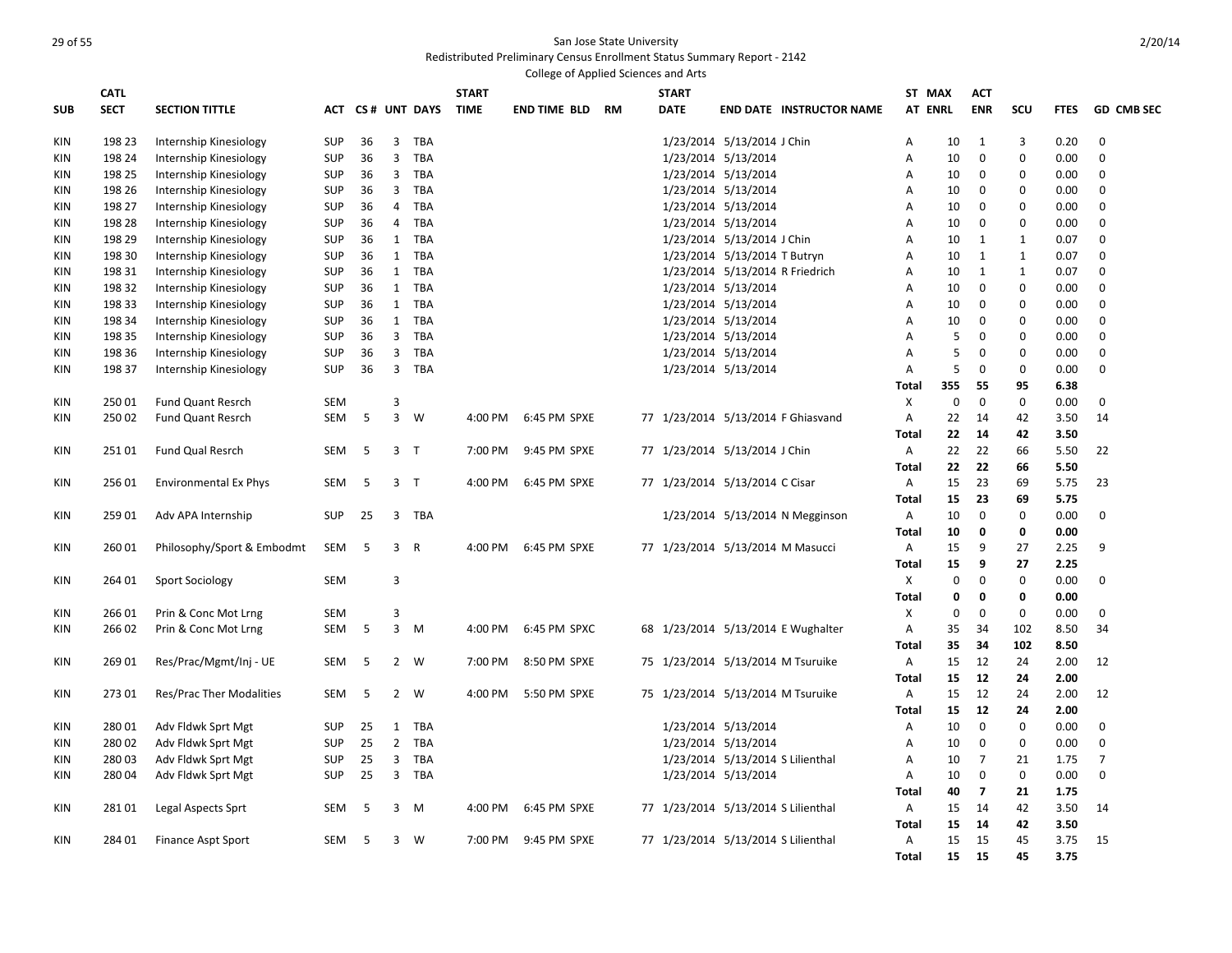San Jose State University

Redistributed Preliminary Census Enrollment Status Summary Report - 2142

College of Applied Sciences and Arts

| SUB | CATL SECT | SECTION TITTLE | ACT | CS # | UNT | DAYS | START TIME | END TIME | BLD | RM | START DATE | END DATE | INSTRUCTOR NAME | ST AT | MAX ENRL | ACT ENR | SCU | FTES | GD | CMB SEC |
|---|---|---|---|---|---|---|---|---|---|---|---|---|---|---|---|---|---|---|---|---|
| KIN | 198 23 | Internship Kinesiology | SUP | 36 | 3 | TBA | | | | | 1/23/2014 | 5/13/2014 | J Chin | A | 10 | 1 | 3 | 0.20 | 0 | |
| KIN | 198 24 | Internship Kinesiology | SUP | 36 | 3 | TBA | | | | | 1/23/2014 | 5/13/2014 | | A | 10 | 0 | 0 | 0.00 | 0 | |
| KIN | 198 25 | Internship Kinesiology | SUP | 36 | 3 | TBA | | | | | 1/23/2014 | 5/13/2014 | | A | 10 | 0 | 0 | 0.00 | 0 | |
| KIN | 198 26 | Internship Kinesiology | SUP | 36 | 3 | TBA | | | | | 1/23/2014 | 5/13/2014 | | A | 10 | 0 | 0 | 0.00 | 0 | |
| KIN | 198 27 | Internship Kinesiology | SUP | 36 | 4 | TBA | | | | | 1/23/2014 | 5/13/2014 | | A | 10 | 0 | 0 | 0.00 | 0 | |
| KIN | 198 28 | Internship Kinesiology | SUP | 36 | 4 | TBA | | | | | 1/23/2014 | 5/13/2014 | | A | 10 | 0 | 0 | 0.00 | 0 | |
| KIN | 198 29 | Internship Kinesiology | SUP | 36 | 1 | TBA | | | | | 1/23/2014 | 5/13/2014 | J Chin | A | 10 | 1 | 1 | 0.07 | 0 | |
| KIN | 198 30 | Internship Kinesiology | SUP | 36 | 1 | TBA | | | | | 1/23/2014 | 5/13/2014 | T Butryn | A | 10 | 1 | 1 | 0.07 | 0 | |
| KIN | 198 31 | Internship Kinesiology | SUP | 36 | 1 | TBA | | | | | 1/23/2014 | 5/13/2014 | R Friedrich | A | 10 | 1 | 1 | 0.07 | 0 | |
| KIN | 198 32 | Internship Kinesiology | SUP | 36 | 1 | TBA | | | | | 1/23/2014 | 5/13/2014 | | A | 10 | 0 | 0 | 0.00 | 0 | |
| KIN | 198 33 | Internship Kinesiology | SUP | 36 | 1 | TBA | | | | | 1/23/2014 | 5/13/2014 | | A | 10 | 0 | 0 | 0.00 | 0 | |
| KIN | 198 34 | Internship Kinesiology | SUP | 36 | 1 | TBA | | | | | 1/23/2014 | 5/13/2014 | | A | 10 | 0 | 0 | 0.00 | 0 | |
| KIN | 198 35 | Internship Kinesiology | SUP | 36 | 3 | TBA | | | | | 1/23/2014 | 5/13/2014 | | A | 5 | 0 | 0 | 0.00 | 0 | |
| KIN | 198 36 | Internship Kinesiology | SUP | 36 | 3 | TBA | | | | | 1/23/2014 | 5/13/2014 | | A | 5 | 0 | 0 | 0.00 | 0 | |
| KIN | 198 37 | Internship Kinesiology | SUP | 36 | 3 | TBA | | | | | 1/23/2014 | 5/13/2014 | | A | 5 | 0 | 0 | 0.00 | 0 | |
| | | | | | | | | | | | | | | **Total** | **355** | **55** | **95** | **6.38** | | |
| KIN | 250 01 | Fund Quant Resrch | SEM | | 3 | | | | | | | | | X | 0 | 0 | 0 | 0.00 | 0 | |
| KIN | 250 02 | Fund Quant Resrch | SEM | 5 | 3 | W | 4:00 PM | 6:45 PM | SPXE | 77 | 1/23/2014 | 5/13/2014 | F Ghiasvand | A | 22 | 14 | 42 | 3.50 | 14 | |
| | | | | | | | | | | | | | | **Total** | **22** | **14** | **42** | **3.50** | | |
| KIN | 251 01 | Fund Qual Resrch | SEM | 5 | 3 | T | 7:00 PM | 9:45 PM | SPXE | 77 | 1/23/2014 | 5/13/2014 | J Chin | A | 22 | 22 | 66 | 5.50 | 22 | |
| | | | | | | | | | | | | | | **Total** | **22** | **22** | **66** | **5.50** | | |
| KIN | 256 01 | Environmental Ex Phys | SEM | 5 | 3 | T | 4:00 PM | 6:45 PM | SPXE | 77 | 1/23/2014 | 5/13/2014 | C Cisar | A | 15 | 23 | 69 | 5.75 | 23 | |
| | | | | | | | | | | | | | | **Total** | **15** | **23** | **69** | **5.75** | | |
| KIN | 259 01 | Adv APA Internship | SUP | 25 | 3 | TBA | | | | | 1/23/2014 | 5/13/2014 | N Megginson | A | 10 | 0 | 0 | 0.00 | 0 | |
| | | | | | | | | | | | | | | **Total** | **10** | **0** | **0** | **0.00** | | |
| KIN | 260 01 | Philosophy/Sport & Embodmt | SEM | 5 | 3 | R | 4:00 PM | 6:45 PM | SPXE | 77 | 1/23/2014 | 5/13/2014 | M Masucci | A | 15 | 9 | 27 | 2.25 | 9 | |
| | | | | | | | | | | | | | | **Total** | **15** | **9** | **27** | **2.25** | | |
| KIN | 264 01 | Sport Sociology | SEM | | 3 | | | | | | | | | X | 0 | 0 | 0 | 0.00 | 0 | |
| | | | | | | | | | | | | | | **Total** | **0** | **0** | **0** | **0.00** | | |
| KIN | 266 01 | Prin & Conc Mot Lrng | SEM | | 3 | | | | | | | | | X | 0 | 0 | 0 | 0.00 | 0 | |
| KIN | 266 02 | Prin & Conc Mot Lrng | SEM | 5 | 3 | M | 4:00 PM | 6:45 PM | SPXC | 68 | 1/23/2014 | 5/13/2014 | E Wughalter | A | 35 | 34 | 102 | 8.50 | 34 | |
| | | | | | | | | | | | | | | **Total** | **35** | **34** | **102** | **8.50** | | |
| KIN | 269 01 | Res/Prac/Mgmt/Inj - UE | SEM | 5 | 2 | W | 7:00 PM | 8:50 PM | SPXE | 75 | 1/23/2014 | 5/13/2014 | M Tsuruike | A | 15 | 12 | 24 | 2.00 | 12 | |
| | | | | | | | | | | | | | | **Total** | **15** | **12** | **24** | **2.00** | | |
| KIN | 273 01 | Res/Prac Ther Modalities | SEM | 5 | 2 | W | 4:00 PM | 5:50 PM | SPXE | 75 | 1/23/2014 | 5/13/2014 | M Tsuruike | A | 15 | 12 | 24 | 2.00 | 12 | |
| | | | | | | | | | | | | | | **Total** | **15** | **12** | **24** | **2.00** | | |
| KIN | 280 01 | Adv Fldwk Sprt Mgt | SUP | 25 | 1 | TBA | | | | | 1/23/2014 | 5/13/2014 | | A | 10 | 0 | 0 | 0.00 | 0 | |
| KIN | 280 02 | Adv Fldwk Sprt Mgt | SUP | 25 | 2 | TBA | | | | | 1/23/2014 | 5/13/2014 | | A | 10 | 0 | 0 | 0.00 | 0 | |
| KIN | 280 03 | Adv Fldwk Sprt Mgt | SUP | 25 | 3 | TBA | | | | | 1/23/2014 | 5/13/2014 | S Lilienthal | A | 10 | 7 | 21 | 1.75 | 7 | |
| KIN | 280 04 | Adv Fldwk Sprt Mgt | SUP | 25 | 3 | TBA | | | | | 1/23/2014 | 5/13/2014 | | A | 10 | 0 | 0 | 0.00 | 0 | |
| | | | | | | | | | | | | | | **Total** | **40** | **7** | **21** | **1.75** | | |
| KIN | 281 01 | Legal Aspects Sprt | SEM | 5 | 3 | M | 4:00 PM | 6:45 PM | SPXE | 77 | 1/23/2014 | 5/13/2014 | S Lilienthal | A | 15 | 14 | 42 | 3.50 | 14 | |
| | | | | | | | | | | | | | | **Total** | **15** | **14** | **42** | **3.50** | | |
| KIN | 284 01 | Finance Aspt Sport | SEM | 5 | 3 | W | 7:00 PM | 9:45 PM | SPXE | 77 | 1/23/2014 | 5/13/2014 | S Lilienthal | A | 15 | 15 | 45 | 3.75 | 15 | |
| | | | | | | | | | | | | | | **Total** | **15** | **15** | **45** | **3.75** | | |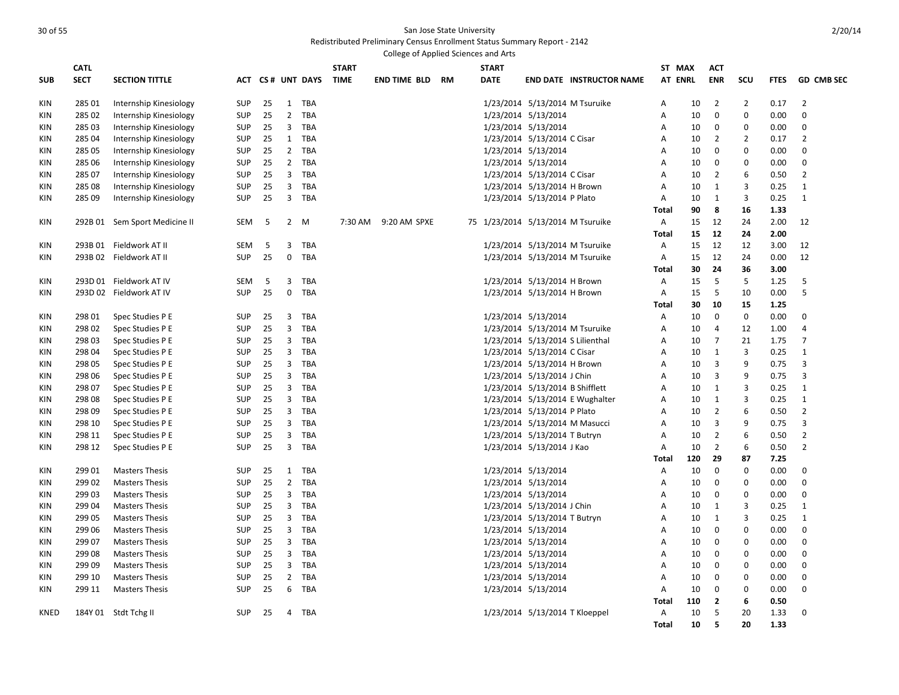San Jose State University

Redistributed Preliminary Census Enrollment Status Summary Report - 2142

College of Applied Sciences and Arts

| SUB | CATL SECT | SECTION TITTLE | ACT | CS # | UNT | DAYS | START TIME | END TIME | BLD | RM | START DATE | END DATE | INSTRUCTOR NAME | ST AT | MAX ENRL | ACT ENR | SCU | FTES | GD | CMB SEC |
|---|---|---|---|---|---|---|---|---|---|---|---|---|---|---|---|---|---|---|---|---|
| KIN | 285 01 | Internship Kinesiology | SUP | 25 | 1 | TBA | | | | | 1/23/2014 | 5/13/2014 | M Tsuruike | A | 10 | 2 | 2 | 0.17 | 2 | |
| KIN | 285 02 | Internship Kinesiology | SUP | 25 | 2 | TBA | | | | | 1/23/2014 | 5/13/2014 | | A | 10 | 0 | 0 | 0.00 | 0 | |
| KIN | 285 03 | Internship Kinesiology | SUP | 25 | 3 | TBA | | | | | 1/23/2014 | 5/13/2014 | | A | 10 | 0 | 0 | 0.00 | 0 | |
| KIN | 285 04 | Internship Kinesiology | SUP | 25 | 1 | TBA | | | | | 1/23/2014 | 5/13/2014 | C Cisar | A | 10 | 2 | 2 | 0.17 | 2 | |
| KIN | 285 05 | Internship Kinesiology | SUP | 25 | 2 | TBA | | | | | 1/23/2014 | 5/13/2014 | | A | 10 | 0 | 0 | 0.00 | 0 | |
| KIN | 285 06 | Internship Kinesiology | SUP | 25 | 2 | TBA | | | | | 1/23/2014 | 5/13/2014 | | A | 10 | 0 | 0 | 0.00 | 0 | |
| KIN | 285 07 | Internship Kinesiology | SUP | 25 | 3 | TBA | | | | | 1/23/2014 | 5/13/2014 | C Cisar | A | 10 | 2 | 6 | 0.50 | 2 | |
| KIN | 285 08 | Internship Kinesiology | SUP | 25 | 3 | TBA | | | | | 1/23/2014 | 5/13/2014 | H Brown | A | 10 | 1 | 3 | 0.25 | 1 | |
| KIN | 285 09 | Internship Kinesiology | SUP | 25 | 3 | TBA | | | | | 1/23/2014 | 5/13/2014 | P Plato | A | 10 | 1 | 3 | 0.25 | 1 | |
| | | | | | | | | | | | | | | Total | 90 | 8 | 16 | 1.33 | | |
| KIN | 292B 01 | Sem Sport Medicine II | SEM | 5 | 2 | M | 7:30 AM | 9:20 AM | SPXE | 75 | 1/23/2014 | 5/13/2014 | M Tsuruike | A | 15 | 12 | 24 | 2.00 | 12 | |
| | | | | | | | | | | | | | | Total | 15 | 12 | 24 | 2.00 | | |
| KIN | 293B 01 | Fieldwork AT II | SEM | 5 | 3 | TBA | | | | | 1/23/2014 | 5/13/2014 | M Tsuruike | A | 15 | 12 | 12 | 3.00 | 12 | |
| KIN | 293B 02 | Fieldwork AT II | SUP | 25 | 0 | TBA | | | | | 1/23/2014 | 5/13/2014 | M Tsuruike | A | 15 | 12 | 24 | 0.00 | 12 | |
| | | | | | | | | | | | | | | Total | 30 | 24 | 36 | 3.00 | | |
| KIN | 293D 01 | Fieldwork AT IV | SEM | 5 | 3 | TBA | | | | | 1/23/2014 | 5/13/2014 | H Brown | A | 15 | 5 | 5 | 1.25 | 5 | |
| KIN | 293D 02 | Fieldwork AT IV | SUP | 25 | 0 | TBA | | | | | 1/23/2014 | 5/13/2014 | H Brown | A | 15 | 5 | 10 | 0.00 | 5 | |
| | | | | | | | | | | | | | | Total | 30 | 10 | 15 | 1.25 | | |
| KIN | 298 01 | Spec Studies P E | SUP | 25 | 3 | TBA | | | | | 1/23/2014 | 5/13/2014 | | A | 10 | 0 | 0 | 0.00 | 0 | |
| KIN | 298 02 | Spec Studies P E | SUP | 25 | 3 | TBA | | | | | 1/23/2014 | 5/13/2014 | M Tsuruike | A | 10 | 4 | 12 | 1.00 | 4 | |
| KIN | 298 03 | Spec Studies P E | SUP | 25 | 3 | TBA | | | | | 1/23/2014 | 5/13/2014 | S Lilienthal | A | 10 | 7 | 21 | 1.75 | 7 | |
| KIN | 298 04 | Spec Studies P E | SUP | 25 | 3 | TBA | | | | | 1/23/2014 | 5/13/2014 | C Cisar | A | 10 | 1 | 3 | 0.25 | 1 | |
| KIN | 298 05 | Spec Studies P E | SUP | 25 | 3 | TBA | | | | | 1/23/2014 | 5/13/2014 | H Brown | A | 10 | 3 | 9 | 0.75 | 3 | |
| KIN | 298 06 | Spec Studies P E | SUP | 25 | 3 | TBA | | | | | 1/23/2014 | 5/13/2014 | J Chin | A | 10 | 3 | 9 | 0.75 | 3 | |
| KIN | 298 07 | Spec Studies P E | SUP | 25 | 3 | TBA | | | | | 1/23/2014 | 5/13/2014 | B Shifflett | A | 10 | 1 | 3 | 0.25 | 1 | |
| KIN | 298 08 | Spec Studies P E | SUP | 25 | 3 | TBA | | | | | 1/23/2014 | 5/13/2014 | E Wughalter | A | 10 | 1 | 3 | 0.25 | 1 | |
| KIN | 298 09 | Spec Studies P E | SUP | 25 | 3 | TBA | | | | | 1/23/2014 | 5/13/2014 | P Plato | A | 10 | 2 | 6 | 0.50 | 2 | |
| KIN | 298 10 | Spec Studies P E | SUP | 25 | 3 | TBA | | | | | 1/23/2014 | 5/13/2014 | M Masucci | A | 10 | 3 | 9 | 0.75 | 3 | |
| KIN | 298 11 | Spec Studies P E | SUP | 25 | 3 | TBA | | | | | 1/23/2014 | 5/13/2014 | T Butryn | A | 10 | 2 | 6 | 0.50 | 2 | |
| KIN | 298 12 | Spec Studies P E | SUP | 25 | 3 | TBA | | | | | 1/23/2014 | 5/13/2014 | J Kao | A | 10 | 2 | 6 | 0.50 | 2 | |
| | | | | | | | | | | | | | | Total | 120 | 29 | 87 | 7.25 | | |
| KIN | 299 01 | Masters Thesis | SUP | 25 | 1 | TBA | | | | | 1/23/2014 | 5/13/2014 | | A | 10 | 0 | 0 | 0.00 | 0 | |
| KIN | 299 02 | Masters Thesis | SUP | 25 | 2 | TBA | | | | | 1/23/2014 | 5/13/2014 | | A | 10 | 0 | 0 | 0.00 | 0 | |
| KIN | 299 03 | Masters Thesis | SUP | 25 | 3 | TBA | | | | | 1/23/2014 | 5/13/2014 | | A | 10 | 0 | 0 | 0.00 | 0 | |
| KIN | 299 04 | Masters Thesis | SUP | 25 | 3 | TBA | | | | | 1/23/2014 | 5/13/2014 | J Chin | A | 10 | 1 | 3 | 0.25 | 1 | |
| KIN | 299 05 | Masters Thesis | SUP | 25 | 3 | TBA | | | | | 1/23/2014 | 5/13/2014 | T Butryn | A | 10 | 1 | 3 | 0.25 | 1 | |
| KIN | 299 06 | Masters Thesis | SUP | 25 | 3 | TBA | | | | | 1/23/2014 | 5/13/2014 | | A | 10 | 0 | 0 | 0.00 | 0 | |
| KIN | 299 07 | Masters Thesis | SUP | 25 | 3 | TBA | | | | | 1/23/2014 | 5/13/2014 | | A | 10 | 0 | 0 | 0.00 | 0 | |
| KIN | 299 08 | Masters Thesis | SUP | 25 | 3 | TBA | | | | | 1/23/2014 | 5/13/2014 | | A | 10 | 0 | 0 | 0.00 | 0 | |
| KIN | 299 09 | Masters Thesis | SUP | 25 | 3 | TBA | | | | | 1/23/2014 | 5/13/2014 | | A | 10 | 0 | 0 | 0.00 | 0 | |
| KIN | 299 10 | Masters Thesis | SUP | 25 | 2 | TBA | | | | | 1/23/2014 | 5/13/2014 | | A | 10 | 0 | 0 | 0.00 | 0 | |
| KIN | 299 11 | Masters Thesis | SUP | 25 | 6 | TBA | | | | | 1/23/2014 | 5/13/2014 | | A | 10 | 0 | 0 | 0.00 | 0 | |
| | | | | | | | | | | | | | | Total | 110 | 2 | 6 | 0.50 | | |
| KNED | 184Y 01 | Stdt Tchg II | SUP | 25 | 4 | TBA | | | | | 1/23/2014 | 5/13/2014 | T Kloeppel | A | 10 | 5 | 20 | 1.33 | 0 | |
| | | | | | | | | | | | | | | Total | 10 | 5 | 20 | 1.33 | | |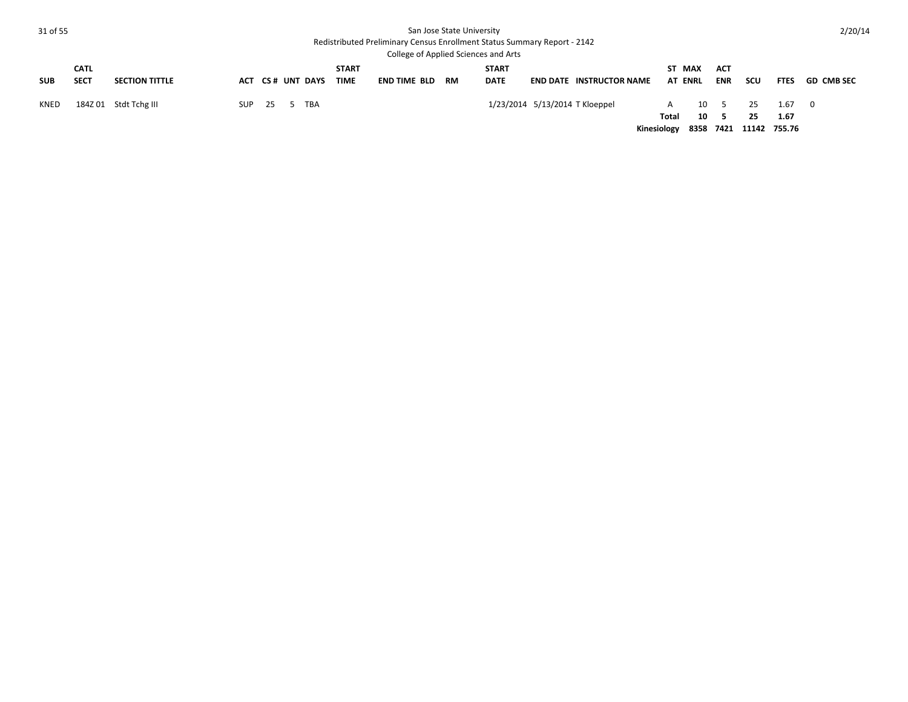San Jose State University

Redistributed Preliminary Census Enrollment Status Summary Report - 2142

College of Applied Sciences and Arts

| SUB | CATL SECT | SECTION TITTLE | ACT | CS # | UNT | DAYS | START TIME | END TIME | BLD | RM | START DATE | END DATE | INSTRUCTOR NAME | ST AT | MAX ENRL | ACT ENR | SCU | FTES | GD | CMB SEC |
|---|---|---|---|---|---|---|---|---|---|---|---|---|---|---|---|---|---|---|---|---|
| KNED | 184Z 01 | Stdt Tchg III | SUP | 25 | 5 | TBA | | | | | 1/23/2014 | 5/13/2014 | T Kloeppel | A | 10 | 5 | 25 | 1.67 | 0 | |
| | | | | | | | | | | | | | | **Total** | **10** | **5** | **25** | **1.67** | | |
| | | | | | | | | | | | | | | **Kinesiology** | **8358** | **7421** | **11142** | **755.76** | | |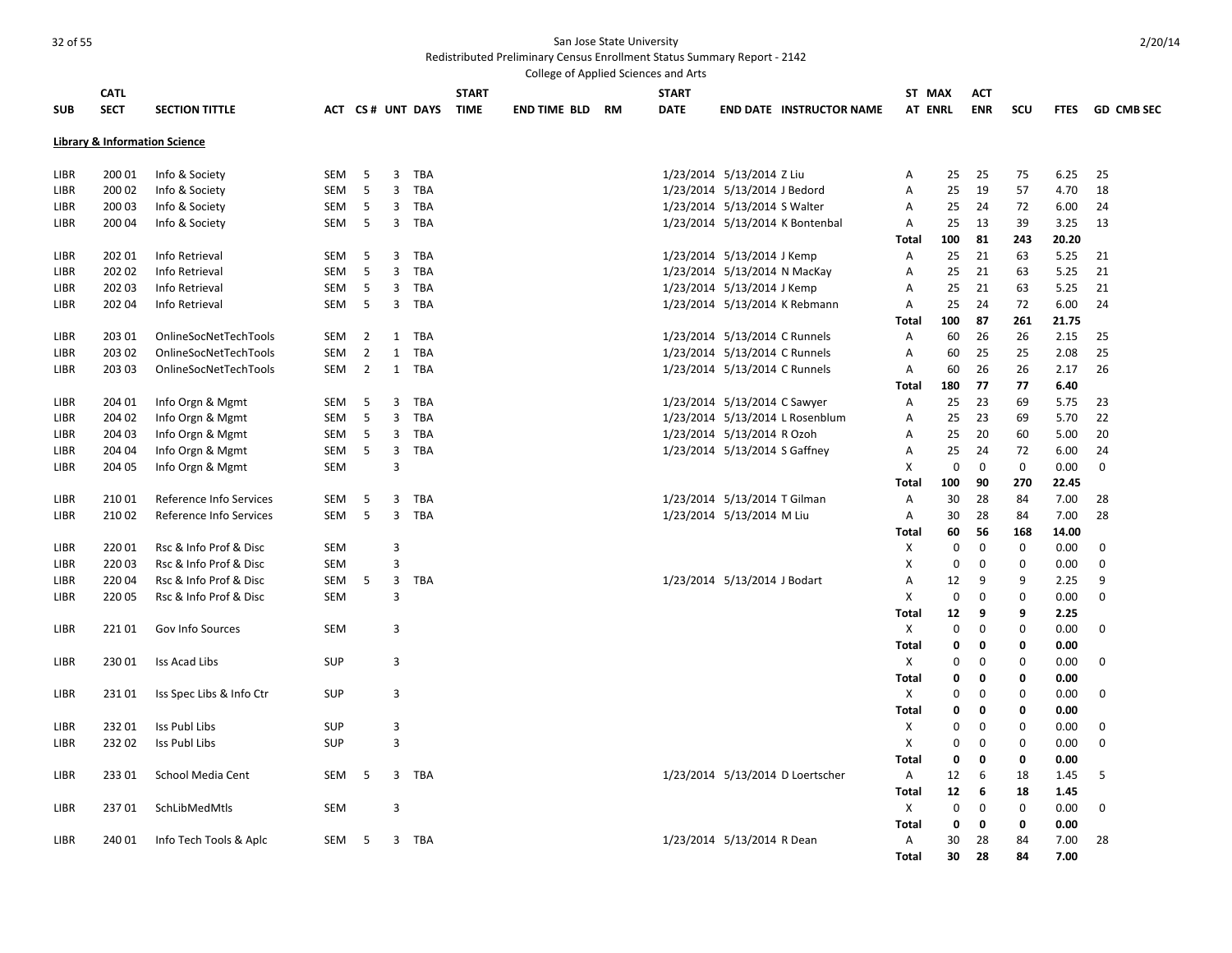San Jose State University

Redistributed Preliminary Census Enrollment Status Summary Report - 2142

College of Applied Sciences and Arts

**Library & Information Science**

| SUB | CATL SECT | SECTION TITTLE | ACT | CS # | UNT | DAYS | START TIME | END TIME | BLD | RM | START DATE | END DATE | INSTRUCTOR NAME | ST AT | MAX ENRL | ACT ENR | SCU | FTES | GD | CMB SEC |
|---|---|---|---|---|---|---|---|---|---|---|---|---|---|---|---|---|---|---|---|---|
| LIBR | 200 01 | Info & Society | SEM | 5 | 3 | TBA | | | | | 1/23/2014 | 5/13/2014 | Z Liu | A | 25 | 25 | 75 | 6.25 | 25 | |
| LIBR | 200 02 | Info & Society | SEM | 5 | 3 | TBA | | | | | 1/23/2014 | 5/13/2014 | J Bedord | A | 25 | 19 | 57 | 4.70 | 18 | |
| LIBR | 200 03 | Info & Society | SEM | 5 | 3 | TBA | | | | | 1/23/2014 | 5/13/2014 | S Walter | A | 25 | 24 | 72 | 6.00 | 24 | |
| LIBR | 200 04 | Info & Society | SEM | 5 | 3 | TBA | | | | | 1/23/2014 | 5/13/2014 | K Bontenbal | A | 25 | 13 | 39 | 3.25 | 13 | |
| | | | | | | | | | | | | | | **Total** | **100** | **81** | **243** | **20.20** | | |
| LIBR | 202 01 | Info Retrieval | SEM | 5 | 3 | TBA | | | | | 1/23/2014 | 5/13/2014 | J Kemp | A | 25 | 21 | 63 | 5.25 | 21 | |
| LIBR | 202 02 | Info Retrieval | SEM | 5 | 3 | TBA | | | | | 1/23/2014 | 5/13/2014 | N MacKay | A | 25 | 21 | 63 | 5.25 | 21 | |
| LIBR | 202 03 | Info Retrieval | SEM | 5 | 3 | TBA | | | | | 1/23/2014 | 5/13/2014 | J Kemp | A | 25 | 21 | 63 | 5.25 | 21 | |
| LIBR | 202 04 | Info Retrieval | SEM | 5 | 3 | TBA | | | | | 1/23/2014 | 5/13/2014 | K Rebmann | A | 25 | 24 | 72 | 6.00 | 24 | |
| | | | | | | | | | | | | | | **Total** | **100** | **87** | **261** | **21.75** | | |
| LIBR | 203 01 | OnlineSocNetTechTools | SEM | 2 | 1 | TBA | | | | | 1/23/2014 | 5/13/2014 | C Runnels | A | 60 | 26 | 26 | 2.15 | 25 | |
| LIBR | 203 02 | OnlineSocNetTechTools | SEM | 2 | 1 | TBA | | | | | 1/23/2014 | 5/13/2014 | C Runnels | A | 60 | 25 | 25 | 2.08 | 25 | |
| LIBR | 203 03 | OnlineSocNetTechTools | SEM | 2 | 1 | TBA | | | | | 1/23/2014 | 5/13/2014 | C Runnels | A | 60 | 26 | 26 | 2.17 | 26 | |
| | | | | | | | | | | | | | | **Total** | **180** | **77** | **77** | **6.40** | | |
| LIBR | 204 01 | Info Orgn & Mgmt | SEM | 5 | 3 | TBA | | | | | 1/23/2014 | 5/13/2014 | C Sawyer | A | 25 | 23 | 69 | 5.75 | 23 | |
| LIBR | 204 02 | Info Orgn & Mgmt | SEM | 5 | 3 | TBA | | | | | 1/23/2014 | 5/13/2014 | L Rosenblum | A | 25 | 23 | 69 | 5.70 | 22 | |
| LIBR | 204 03 | Info Orgn & Mgmt | SEM | 5 | 3 | TBA | | | | | 1/23/2014 | 5/13/2014 | R Ozoh | A | 25 | 20 | 60 | 5.00 | 20 | |
| LIBR | 204 04 | Info Orgn & Mgmt | SEM | 5 | 3 | TBA | | | | | 1/23/2014 | 5/13/2014 | S Gaffney | A | 25 | 24 | 72 | 6.00 | 24 | |
| LIBR | 204 05 | Info Orgn & Mgmt | SEM | | 3 | | | | | | | | | X | 0 | 0 | 0 | 0.00 | 0 | |
| | | | | | | | | | | | | | | **Total** | **100** | **90** | **270** | **22.45** | | |
| LIBR | 210 01 | Reference Info Services | SEM | 5 | 3 | TBA | | | | | 1/23/2014 | 5/13/2014 | T Gilman | A | 30 | 28 | 84 | 7.00 | 28 | |
| LIBR | 210 02 | Reference Info Services | SEM | 5 | 3 | TBA | | | | | 1/23/2014 | 5/13/2014 | M Liu | A | 30 | 28 | 84 | 7.00 | 28 | |
| | | | | | | | | | | | | | | **Total** | **60** | **56** | **168** | **14.00** | | |
| LIBR | 220 01 | Rsc & Info Prof & Disc | SEM | | 3 | | | | | | | | | X | 0 | 0 | 0 | 0.00 | 0 | |
| LIBR | 220 03 | Rsc & Info Prof & Disc | SEM | | 3 | | | | | | | | | X | 0 | 0 | 0 | 0.00 | 0 | |
| LIBR | 220 04 | Rsc & Info Prof & Disc | SEM | 5 | 3 | TBA | | | | | 1/23/2014 | 5/13/2014 | J Bodart | A | 12 | 9 | 9 | 2.25 | 9 | |
| LIBR | 220 05 | Rsc & Info Prof & Disc | SEM | | 3 | | | | | | | | | X | 0 | 0 | 0 | 0.00 | 0 | |
| | | | | | | | | | | | | | | **Total** | **12** | **9** | **9** | **2.25** | | |
| LIBR | 221 01 | Gov Info Sources | SEM | | 3 | | | | | | | | | X | 0 | 0 | 0 | 0.00 | 0 | |
| | | | | | | | | | | | | | | **Total** | **0** | **0** | **0** | **0.00** | | |
| LIBR | 230 01 | Iss Acad Libs | SUP | | 3 | | | | | | | | | X | 0 | 0 | 0 | 0.00 | 0 | |
| | | | | | | | | | | | | | | **Total** | **0** | **0** | **0** | **0.00** | | |
| LIBR | 231 01 | Iss Spec Libs & Info Ctr | SUP | | 3 | | | | | | | | | X | 0 | 0 | 0 | 0.00 | 0 | |
| | | | | | | | | | | | | | | **Total** | **0** | **0** | **0** | **0.00** | | |
| LIBR | 232 01 | Iss Publ Libs | SUP | | 3 | | | | | | | | | X | 0 | 0 | 0 | 0.00 | 0 | |
| LIBR | 232 02 | Iss Publ Libs | SUP | | 3 | | | | | | | | | X | 0 | 0 | 0 | 0.00 | 0 | |
| | | | | | | | | | | | | | | **Total** | **0** | **0** | **0** | **0.00** | | |
| LIBR | 233 01 | School Media Cent | SEM | 5 | 3 | TBA | | | | | 1/23/2014 | 5/13/2014 | D Loertscher | A | 12 | 6 | 18 | 1.45 | 5 | |
| | | | | | | | | | | | | | | **Total** | **12** | **6** | **18** | **1.45** | | |
| LIBR | 237 01 | SchLibMedMtls | SEM | | 3 | | | | | | | | | X | 0 | 0 | 0 | 0.00 | 0 | |
| | | | | | | | | | | | | | | **Total** | **0** | **0** | **0** | **0.00** | | |
| LIBR | 240 01 | Info Tech Tools & Aplc | SEM | 5 | 3 | TBA | | | | | 1/23/2014 | 5/13/2014 | R Dean | A | 30 | 28 | 84 | 7.00 | 28 | |
| | | | | | | | | | | | | | | **Total** | **30** | **28** | **84** | **7.00** | | |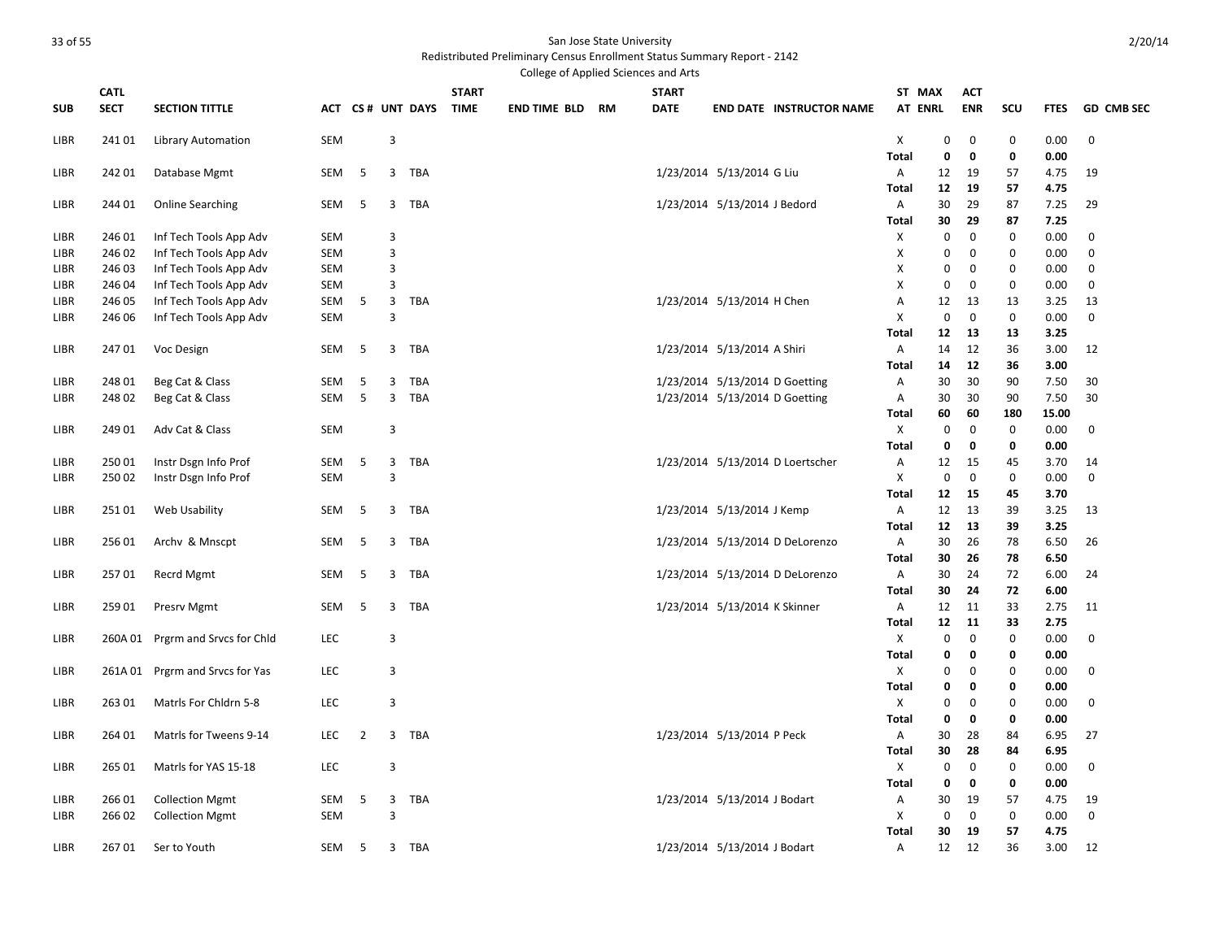San Jose State University

Redistributed Preliminary Census Enrollment Status Summary Report - 2142

College of Applied Sciences and Arts

| SUB | CATL SECT | SECTION TITTLE | ACT | CS # | UNT | DAYS | START TIME | END TIME | BLD | RM | START DATE | END DATE | INSTRUCTOR NAME | ST AT | MAX ENRL | ACT ENR | SCU | FTES | GD | CMB SEC |
|---|---|---|---|---|---|---|---|---|---|---|---|---|---|---|---|---|---|---|---|---|
| LIBR | 241 01 | Library Automation | SEM | | 3 | | | | | | | | | X | 0 | 0 | 0 | 0.00 | 0 | |
| | | | | | | | | | | | | | | **Total** | **0** | **0** | **0** | **0.00** | | |
| LIBR | 242 01 | Database Mgmt | SEM | 5 | 3 | TBA | | | | | 1/23/2014 | 5/13/2014 | G Liu | A | 12 | 19 | 57 | 4.75 | 19 | |
| | | | | | | | | | | | | | | **Total** | **12** | **19** | **57** | **4.75** | | |
| LIBR | 244 01 | Online Searching | SEM | 5 | 3 | TBA | | | | | 1/23/2014 | 5/13/2014 | J Bedord | A | 30 | 29 | 87 | 7.25 | 29 | |
| | | | | | | | | | | | | | | **Total** | **30** | **29** | **87** | **7.25** | | |
| LIBR | 246 01 | Inf Tech Tools App Adv | SEM | | 3 | | | | | | | | | X | 0 | 0 | 0 | 0.00 | 0 | |
| LIBR | 246 02 | Inf Tech Tools App Adv | SEM | | 3 | | | | | | | | | X | 0 | 0 | 0 | 0.00 | 0 | |
| LIBR | 246 03 | Inf Tech Tools App Adv | SEM | | 3 | | | | | | | | | X | 0 | 0 | 0 | 0.00 | 0 | |
| LIBR | 246 04 | Inf Tech Tools App Adv | SEM | | 3 | | | | | | | | | X | 0 | 0 | 0 | 0.00 | 0 | |
| LIBR | 246 05 | Inf Tech Tools App Adv | SEM | 5 | 3 | TBA | | | | | 1/23/2014 | 5/13/2014 | H Chen | A | 12 | 13 | 13 | 3.25 | 13 | |
| LIBR | 246 06 | Inf Tech Tools App Adv | SEM | | 3 | | | | | | | | | X | 0 | 0 | 0 | 0.00 | 0 | |
| | | | | | | | | | | | | | | **Total** | **12** | **13** | **13** | **3.25** | | |
| LIBR | 247 01 | Voc Design | SEM | 5 | 3 | TBA | | | | | 1/23/2014 | 5/13/2014 | A Shiri | A | 14 | 12 | 36 | 3.00 | 12 | |
| | | | | | | | | | | | | | | **Total** | **14** | **12** | **36** | **3.00** | | |
| LIBR | 248 01 | Beg Cat & Class | SEM | 5 | 3 | TBA | | | | | 1/23/2014 | 5/13/2014 | D Goetting | A | 30 | 30 | 90 | 7.50 | 30 | |
| LIBR | 248 02 | Beg Cat & Class | SEM | 5 | 3 | TBA | | | | | 1/23/2014 | 5/13/2014 | D Goetting | A | 30 | 30 | 90 | 7.50 | 30 | |
| | | | | | | | | | | | | | | **Total** | **60** | **60** | **180** | **15.00** | | |
| LIBR | 249 01 | Adv Cat & Class | SEM | | 3 | | | | | | | | | X | 0 | 0 | 0 | 0.00 | 0 | |
| | | | | | | | | | | | | | | **Total** | **0** | **0** | **0** | **0.00** | | |
| LIBR | 250 01 | Instr Dsgn Info Prof | SEM | 5 | 3 | TBA | | | | | 1/23/2014 | 5/13/2014 | D Loertscher | A | 12 | 15 | 45 | 3.70 | 14 | |
| LIBR | 250 02 | Instr Dsgn Info Prof | SEM | | 3 | | | | | | | | | X | 0 | 0 | 0 | 0.00 | 0 | |
| | | | | | | | | | | | | | | **Total** | **12** | **15** | **45** | **3.70** | | |
| LIBR | 251 01 | Web Usability | SEM | 5 | 3 | TBA | | | | | 1/23/2014 | 5/13/2014 | J Kemp | A | 12 | 13 | 39 | 3.25 | 13 | |
| | | | | | | | | | | | | | | **Total** | **12** | **13** | **39** | **3.25** | | |
| LIBR | 256 01 | Archv & Mnscpt | SEM | 5 | 3 | TBA | | | | | 1/23/2014 | 5/13/2014 | D DeLorenzo | A | 30 | 26 | 78 | 6.50 | 26 | |
| | | | | | | | | | | | | | | **Total** | **30** | **26** | **78** | **6.50** | | |
| LIBR | 257 01 | Recrd Mgmt | SEM | 5 | 3 | TBA | | | | | 1/23/2014 | 5/13/2014 | D DeLorenzo | A | 30 | 24 | 72 | 6.00 | 24 | |
| | | | | | | | | | | | | | | **Total** | **30** | **24** | **72** | **6.00** | | |
| LIBR | 259 01 | Presrv Mgmt | SEM | 5 | 3 | TBA | | | | | 1/23/2014 | 5/13/2014 | K Skinner | A | 12 | 11 | 33 | 2.75 | 11 | |
| | | | | | | | | | | | | | | **Total** | **12** | **11** | **33** | **2.75** | | |
| LIBR | 260A 01 | Prgrm and Srvcs for Chld | LEC | | 3 | | | | | | | | | X | 0 | 0 | 0 | 0.00 | 0 | |
| | | | | | | | | | | | | | | **Total** | **0** | **0** | **0** | **0.00** | | |
| LIBR | 261A 01 | Prgrm and Srvcs for Yas | LEC | | 3 | | | | | | | | | X | 0 | 0 | 0 | 0.00 | 0 | |
| | | | | | | | | | | | | | | **Total** | **0** | **0** | **0** | **0.00** | | |
| LIBR | 263 01 | Matrls For Chldrn 5-8 | LEC | | 3 | | | | | | | | | X | 0 | 0 | 0 | 0.00 | 0 | |
| | | | | | | | | | | | | | | **Total** | **0** | **0** | **0** | **0.00** | | |
| LIBR | 264 01 | Matrls for Tweens 9-14 | LEC | 2 | 3 | TBA | | | | | 1/23/2014 | 5/13/2014 | P Peck | A | 30 | 28 | 84 | 6.95 | 27 | |
| | | | | | | | | | | | | | | **Total** | **30** | **28** | **84** | **6.95** | | |
| LIBR | 265 01 | Matrls for YAS 15-18 | LEC | | 3 | | | | | | | | | X | 0 | 0 | 0 | 0.00 | 0 | |
| | | | | | | | | | | | | | | **Total** | **0** | **0** | **0** | **0.00** | | |
| LIBR | 266 01 | Collection Mgmt | SEM | 5 | 3 | TBA | | | | | 1/23/2014 | 5/13/2014 | J Bodart | A | 30 | 19 | 57 | 4.75 | 19 | |
| LIBR | 266 02 | Collection Mgmt | SEM | | 3 | | | | | | | | | X | 0 | 0 | 0 | 0.00 | 0 | |
| | | | | | | | | | | | | | | **Total** | **30** | **19** | **57** | **4.75** | | |
| LIBR | 267 01 | Ser to Youth | SEM | 5 | 3 | TBA | | | | | 1/23/2014 | 5/13/2014 | J Bodart | A | 12 | 12 | 36 | 3.00 | 12 | |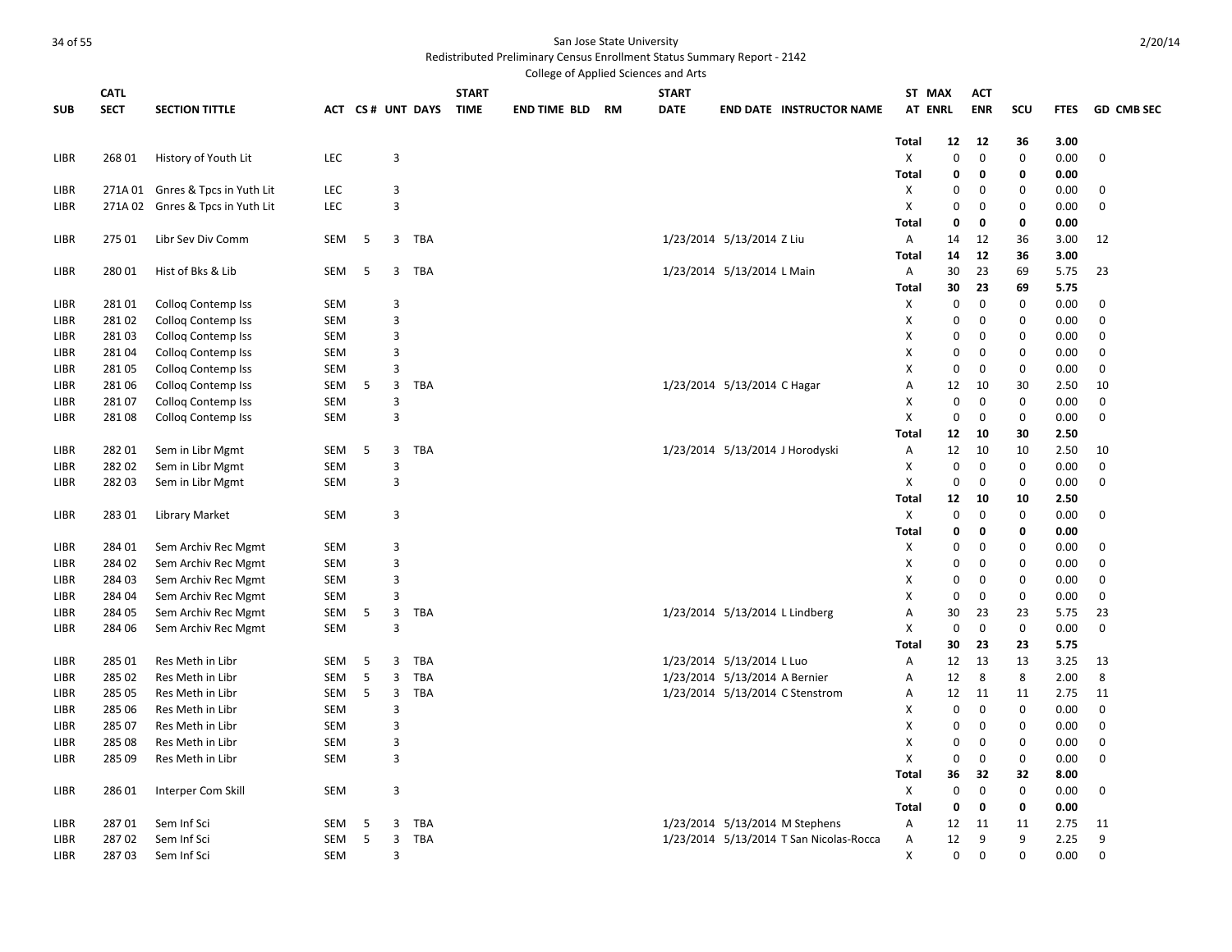San Jose State University

Redistributed Preliminary Census Enrollment Status Summary Report - 2142

College of Applied Sciences and Arts

| SUB | CATL SECT | SECTION TITTLE | ACT | CS # | UNT | DAYS | START TIME | END TIME | BLD | RM | START DATE | END DATE | INSTRUCTOR NAME | ST AT | MAX ENRL | ACT ENR | SCU | FTES | GD | CMB SEC |
|---|---|---|---|---|---|---|---|---|---|---|---|---|---|---|---|---|---|---|---|---|
| | | | | | | | | | | | | | | Total | 12 | 12 | 36 | 3.00 | | |
| LIBR | 268 01 | History of Youth Lit | LEC | | 3 | | | | | | | | | X | 0 | 0 | 0 | 0.00 | 0 | |
| | | | | | | | | | | | | | | Total | 0 | 0 | 0 | 0.00 | | |
| LIBR | 271A 01 | Gnres & Tpcs in Yuth Lit | LEC | | 3 | | | | | | | | | X | 0 | 0 | 0 | 0.00 | 0 | |
| LIBR | 271A 02 | Gnres & Tpcs in Yuth Lit | LEC | | 3 | | | | | | | | | X | 0 | 0 | 0 | 0.00 | 0 | |
| | | | | | | | | | | | | | | Total | 0 | 0 | 0 | 0.00 | | |
| LIBR | 275 01 | Libr Sev Div Comm | SEM | 5 | 3 | TBA | | | | | 1/23/2014 | 5/13/2014 | Z Liu | A | 14 | 12 | 36 | 3.00 | 12 | |
| | | | | | | | | | | | | | | Total | 14 | 12 | 36 | 3.00 | | |
| LIBR | 280 01 | Hist of Bks & Lib | SEM | 5 | 3 | TBA | | | | | 1/23/2014 | 5/13/2014 | L Main | A | 30 | 23 | 69 | 5.75 | 23 | |
| | | | | | | | | | | | | | | Total | 30 | 23 | 69 | 5.75 | | |
| LIBR | 281 01 | Colloq Contemp Iss | SEM | | 3 | | | | | | | | | X | 0 | 0 | 0 | 0.00 | 0 | |
| LIBR | 281 02 | Colloq Contemp Iss | SEM | | 3 | | | | | | | | | X | 0 | 0 | 0 | 0.00 | 0 | |
| LIBR | 281 03 | Colloq Contemp Iss | SEM | | 3 | | | | | | | | | X | 0 | 0 | 0 | 0.00 | 0 | |
| LIBR | 281 04 | Colloq Contemp Iss | SEM | | 3 | | | | | | | | | X | 0 | 0 | 0 | 0.00 | 0 | |
| LIBR | 281 05 | Colloq Contemp Iss | SEM | | 3 | | | | | | | | | X | 0 | 0 | 0 | 0.00 | 0 | |
| LIBR | 281 06 | Colloq Contemp Iss | SEM | 5 | 3 | TBA | | | | | 1/23/2014 | 5/13/2014 | C Hagar | A | 12 | 10 | 30 | 2.50 | 10 | |
| LIBR | 281 07 | Colloq Contemp Iss | SEM | | 3 | | | | | | | | | X | 0 | 0 | 0 | 0.00 | 0 | |
| LIBR | 281 08 | Colloq Contemp Iss | SEM | | 3 | | | | | | | | | X | 0 | 0 | 0 | 0.00 | 0 | |
| | | | | | | | | | | | | | | Total | 12 | 10 | 30 | 2.50 | | |
| LIBR | 282 01 | Sem in Libr Mgmt | SEM | 5 | 3 | TBA | | | | | 1/23/2014 | 5/13/2014 | J Horodyski | A | 12 | 10 | 10 | 2.50 | 10 | |
| LIBR | 282 02 | Sem in Libr Mgmt | SEM | | 3 | | | | | | | | | X | 0 | 0 | 0 | 0.00 | 0 | |
| LIBR | 282 03 | Sem in Libr Mgmt | SEM | | 3 | | | | | | | | | X | 0 | 0 | 0 | 0.00 | 0 | |
| | | | | | | | | | | | | | | Total | 12 | 10 | 10 | 2.50 | | |
| LIBR | 283 01 | Library Market | SEM | | 3 | | | | | | | | | X | 0 | 0 | 0 | 0.00 | 0 | |
| | | | | | | | | | | | | | | Total | 0 | 0 | 0 | 0.00 | | |
| LIBR | 284 01 | Sem Archiv Rec Mgmt | SEM | | 3 | | | | | | | | | X | 0 | 0 | 0 | 0.00 | 0 | |
| LIBR | 284 02 | Sem Archiv Rec Mgmt | SEM | | 3 | | | | | | | | | X | 0 | 0 | 0 | 0.00 | 0 | |
| LIBR | 284 03 | Sem Archiv Rec Mgmt | SEM | | 3 | | | | | | | | | X | 0 | 0 | 0 | 0.00 | 0 | |
| LIBR | 284 04 | Sem Archiv Rec Mgmt | SEM | | 3 | | | | | | | | | X | 0 | 0 | 0 | 0.00 | 0 | |
| LIBR | 284 05 | Sem Archiv Rec Mgmt | SEM | 5 | 3 | TBA | | | | | 1/23/2014 | 5/13/2014 | L Lindberg | A | 30 | 23 | 23 | 5.75 | 23 | |
| LIBR | 284 06 | Sem Archiv Rec Mgmt | SEM | | 3 | | | | | | | | | X | 0 | 0 | 0 | 0.00 | 0 | |
| | | | | | | | | | | | | | | Total | 30 | 23 | 23 | 5.75 | | |
| LIBR | 285 01 | Res Meth in Libr | SEM | 5 | 3 | TBA | | | | | 1/23/2014 | 5/13/2014 | L Luo | A | 12 | 13 | 13 | 3.25 | 13 | |
| LIBR | 285 02 | Res Meth in Libr | SEM | 5 | 3 | TBA | | | | | 1/23/2014 | 5/13/2014 | A Bernier | A | 12 | 8 | 8 | 2.00 | 8 | |
| LIBR | 285 05 | Res Meth in Libr | SEM | 5 | 3 | TBA | | | | | 1/23/2014 | 5/13/2014 | C Stenstrom | A | 12 | 11 | 11 | 2.75 | 11 | |
| LIBR | 285 06 | Res Meth in Libr | SEM | | 3 | | | | | | | | | X | 0 | 0 | 0 | 0.00 | 0 | |
| LIBR | 285 07 | Res Meth in Libr | SEM | | 3 | | | | | | | | | X | 0 | 0 | 0 | 0.00 | 0 | |
| LIBR | 285 08 | Res Meth in Libr | SEM | | 3 | | | | | | | | | X | 0 | 0 | 0 | 0.00 | 0 | |
| LIBR | 285 09 | Res Meth in Libr | SEM | | 3 | | | | | | | | | X | 0 | 0 | 0 | 0.00 | 0 | |
| | | | | | | | | | | | | | | Total | 36 | 32 | 32 | 8.00 | | |
| LIBR | 286 01 | Interper Com Skill | SEM | | 3 | | | | | | | | | X | 0 | 0 | 0 | 0.00 | 0 | |
| | | | | | | | | | | | | | | Total | 0 | 0 | 0 | 0.00 | | |
| LIBR | 287 01 | Sem Inf Sci | SEM | 5 | 3 | TBA | | | | | 1/23/2014 | 5/13/2014 | M Stephens | A | 12 | 11 | 11 | 2.75 | 11 | |
| LIBR | 287 02 | Sem Inf Sci | SEM | 5 | 3 | TBA | | | | | 1/23/2014 | 5/13/2014 | T San Nicolas-Rocca | A | 12 | 9 | 9 | 2.25 | 9 | |
| LIBR | 287 03 | Sem Inf Sci | SEM | | 3 | | | | | | | | | X | 0 | 0 | 0 | 0.00 | 0 | |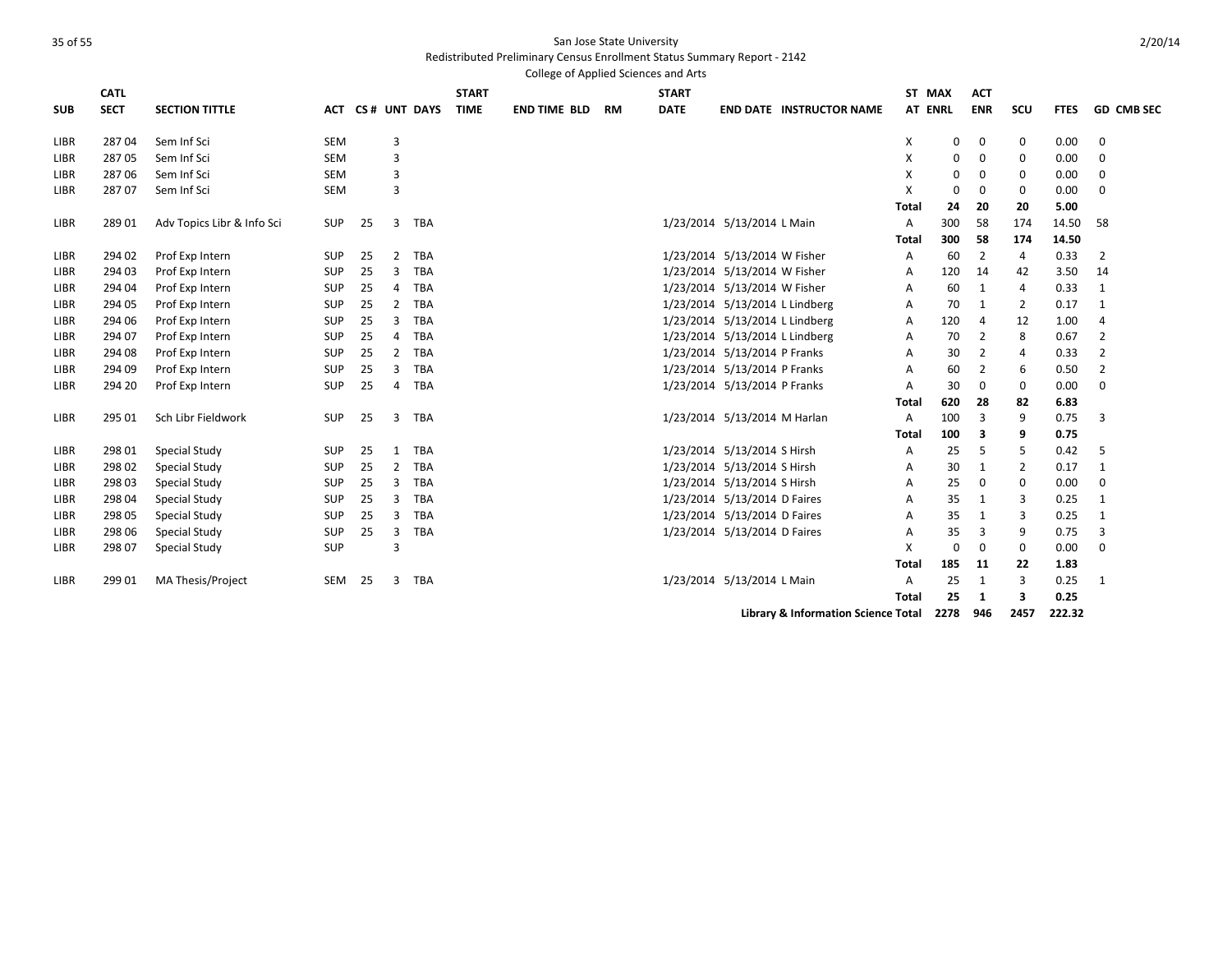San Jose State University

Redistributed Preliminary Census Enrollment Status Summary Report - 2142

College of Applied Sciences and Arts

| SUB | CATL SECT | SECTION TITTLE | ACT | CS # | UNT | DAYS | START TIME | END TIME | BLD | RM | START DATE | END DATE | INSTRUCTOR NAME | ST AT | MAX ENRL | ACT ENR | SCU | FTES | GD | CMB SEC |
|---|---|---|---|---|---|---|---|---|---|---|---|---|---|---|---|---|---|---|---|---|
| LIBR | 287 04 | Sem Inf Sci | SEM | | 3 | | | | | | | | | X | 0 | 0 | 0 | 0.00 | 0 | |
| LIBR | 287 05 | Sem Inf Sci | SEM | | 3 | | | | | | | | | X | 0 | 0 | 0 | 0.00 | 0 | |
| LIBR | 287 06 | Sem Inf Sci | SEM | | 3 | | | | | | | | | X | 0 | 0 | 0 | 0.00 | 0 | |
| LIBR | 287 07 | Sem Inf Sci | SEM | | 3 | | | | | | | | | X | 0 | 0 | 0 | 0.00 | 0 | |
| | | | | | | | | | | | | | | **Total** | **24** | **20** | **20** | **5.00** | | |
| LIBR | 289 01 | Adv Topics Libr & Info Sci | SUP | 25 | 3 | TBA | | | | | 1/23/2014 | 5/13/2014 | L Main | A | 300 | 58 | 174 | 14.50 | 58 | |
| | | | | | | | | | | | | | | **Total** | **300** | **58** | **174** | **14.50** | | |
| LIBR | 294 02 | Prof Exp Intern | SUP | 25 | 2 | TBA | | | | | 1/23/2014 | 5/13/2014 | W Fisher | A | 60 | 2 | 4 | 0.33 | 2 | |
| LIBR | 294 03 | Prof Exp Intern | SUP | 25 | 3 | TBA | | | | | 1/23/2014 | 5/13/2014 | W Fisher | A | 120 | 14 | 42 | 3.50 | 14 | |
| LIBR | 294 04 | Prof Exp Intern | SUP | 25 | 4 | TBA | | | | | 1/23/2014 | 5/13/2014 | W Fisher | A | 60 | 1 | 4 | 0.33 | 1 | |
| LIBR | 294 05 | Prof Exp Intern | SUP | 25 | 2 | TBA | | | | | 1/23/2014 | 5/13/2014 | L Lindberg | A | 70 | 1 | 2 | 0.17 | 1 | |
| LIBR | 294 06 | Prof Exp Intern | SUP | 25 | 3 | TBA | | | | | 1/23/2014 | 5/13/2014 | L Lindberg | A | 120 | 4 | 12 | 1.00 | 4 | |
| LIBR | 294 07 | Prof Exp Intern | SUP | 25 | 4 | TBA | | | | | 1/23/2014 | 5/13/2014 | L Lindberg | A | 70 | 2 | 8 | 0.67 | 2 | |
| LIBR | 294 08 | Prof Exp Intern | SUP | 25 | 2 | TBA | | | | | 1/23/2014 | 5/13/2014 | P Franks | A | 30 | 2 | 4 | 0.33 | 2 | |
| LIBR | 294 09 | Prof Exp Intern | SUP | 25 | 3 | TBA | | | | | 1/23/2014 | 5/13/2014 | P Franks | A | 60 | 2 | 6 | 0.50 | 2 | |
| LIBR | 294 20 | Prof Exp Intern | SUP | 25 | 4 | TBA | | | | | 1/23/2014 | 5/13/2014 | P Franks | A | 30 | 0 | 0 | 0.00 | 0 | |
| | | | | | | | | | | | | | | **Total** | **620** | **28** | **82** | **6.83** | | |
| LIBR | 295 01 | Sch Libr Fieldwork | SUP | 25 | 3 | TBA | | | | | 1/23/2014 | 5/13/2014 | M Harlan | A | 100 | 3 | 9 | 0.75 | 3 | |
| | | | | | | | | | | | | | | **Total** | **100** | **3** | **9** | **0.75** | | |
| LIBR | 298 01 | Special Study | SUP | 25 | 1 | TBA | | | | | 1/23/2014 | 5/13/2014 | S Hirsh | A | 25 | 5 | 5 | 0.42 | 5 | |
| LIBR | 298 02 | Special Study | SUP | 25 | 2 | TBA | | | | | 1/23/2014 | 5/13/2014 | S Hirsh | A | 30 | 1 | 2 | 0.17 | 1 | |
| LIBR | 298 03 | Special Study | SUP | 25 | 3 | TBA | | | | | 1/23/2014 | 5/13/2014 | S Hirsh | A | 25 | 0 | 0 | 0.00 | 0 | |
| LIBR | 298 04 | Special Study | SUP | 25 | 3 | TBA | | | | | 1/23/2014 | 5/13/2014 | D Faires | A | 35 | 1 | 3 | 0.25 | 1 | |
| LIBR | 298 05 | Special Study | SUP | 25 | 3 | TBA | | | | | 1/23/2014 | 5/13/2014 | D Faires | A | 35 | 1 | 3 | 0.25 | 1 | |
| LIBR | 298 06 | Special Study | SUP | 25 | 3 | TBA | | | | | 1/23/2014 | 5/13/2014 | D Faires | A | 35 | 3 | 9 | 0.75 | 3 | |
| LIBR | 298 07 | Special Study | SUP | | 3 | | | | | | | | | X | 0 | 0 | 0 | 0.00 | 0 | |
| | | | | | | | | | | | | | | **Total** | **185** | **11** | **22** | **1.83** | | |
| LIBR | 299 01 | MA Thesis/Project | SEM | 25 | 3 | TBA | | | | | 1/23/2014 | 5/13/2014 | L Main | A | 25 | 1 | 3 | 0.25 | 1 | |
| | | | | | | | | | | | | | | **Total** | **25** | **1** | **3** | **0.25** | | |
| | | | | | | | | | | | | | **Library & Information Science Total** | | **2278** | **946** | **2457** | **222.32** | | |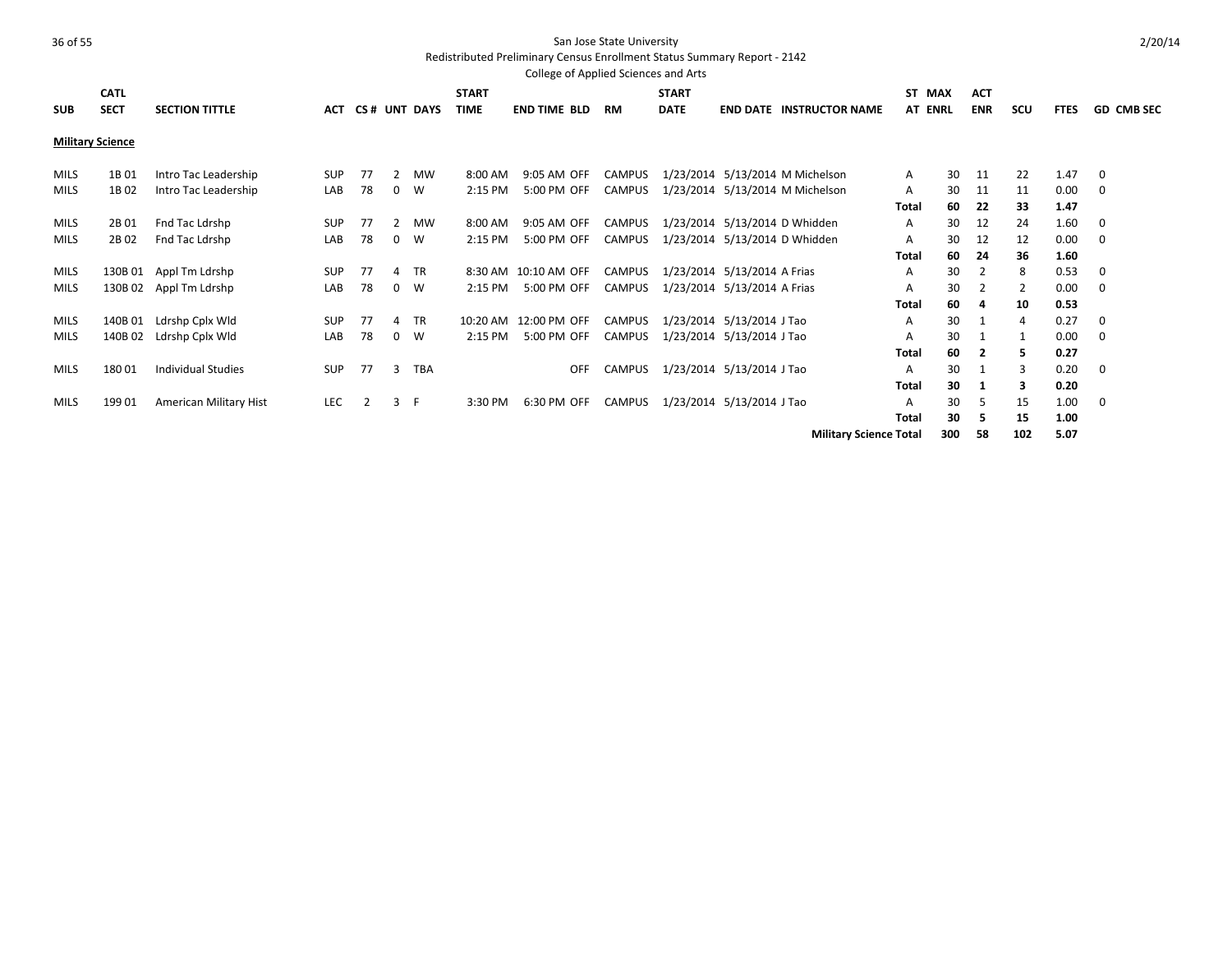San Jose State University

Redistributed Preliminary Census Enrollment Status Summary Report - 2142

College of Applied Sciences and Arts

| SUB | CATL SECT | SECTION TITTLE | ACT | CS # | UNT | DAYS | START TIME | END TIME | BLD | RM | START DATE | END DATE | INSTRUCTOR NAME | ST AT | MAX ENRL | ACT ENR | SCU | FTES | GD | CMB SEC |
|---|---|---|---|---|---|---|---|---|---|---|---|---|---|---|---|---|---|---|---|---|
| **Military Science** | | | | | | | | | | | | | | | | | | | | |
| MILS | 1B 01 | Intro Tac Leadership | SUP | 77 | 2 | MW | 8:00 AM | 9:05 AM | OFF | CAMPUS | 1/23/2014 | 5/13/2014 | M Michelson | A | 30 | 11 | 22 | 1.47 | 0 | |
| MILS | 1B 02 | Intro Tac Leadership | LAB | 78 | 0 | W | 2:15 PM | 5:00 PM | OFF | CAMPUS | 1/23/2014 | 5/13/2014 | M Michelson | A | 30 | 11 | 11 | 0.00 | 0 | |
| | | | | | | | | | | | | | | **Total** | **60** | **22** | **33** | **1.47** | | |
| MILS | 2B 01 | Fnd Tac Ldrshp | SUP | 77 | 2 | MW | 8:00 AM | 9:05 AM | OFF | CAMPUS | 1/23/2014 | 5/13/2014 | D Whidden | A | 30 | 12 | 24 | 1.60 | 0 | |
| MILS | 2B 02 | Fnd Tac Ldrshp | LAB | 78 | 0 | W | 2:15 PM | 5:00 PM | OFF | CAMPUS | 1/23/2014 | 5/13/2014 | D Whidden | A | 30 | 12 | 12 | 0.00 | 0 | |
| | | | | | | | | | | | | | | **Total** | **60** | **24** | **36** | **1.60** | | |
| MILS | 130B 01 | Appl Tm Ldrshp | SUP | 77 | 4 | TR | 8:30 AM | 10:10 AM | OFF | CAMPUS | 1/23/2014 | 5/13/2014 | A Frias | A | 30 | 2 | 8 | 0.53 | 0 | |
| MILS | 130B 02 | Appl Tm Ldrshp | LAB | 78 | 0 | W | 2:15 PM | 5:00 PM | OFF | CAMPUS | 1/23/2014 | 5/13/2014 | A Frias | A | 30 | 2 | 2 | 0.00 | 0 | |
| | | | | | | | | | | | | | | **Total** | **60** | **4** | **10** | **0.53** | | |
| MILS | 140B 01 | Ldrshp Cplx Wld | SUP | 77 | 4 | TR | 10:20 AM | 12:00 PM | OFF | CAMPUS | 1/23/2014 | 5/13/2014 | J Tao | A | 30 | 1 | 4 | 0.27 | 0 | |
| MILS | 140B 02 | Ldrshp Cplx Wld | LAB | 78 | 0 | W | 2:15 PM | 5:00 PM | OFF | CAMPUS | 1/23/2014 | 5/13/2014 | J Tao | A | 30 | 1 | 1 | 0.00 | 0 | |
| | | | | | | | | | | | | | | **Total** | **60** | **2** | **5** | **0.27** | | |
| MILS | 180 01 | Individual Studies | SUP | 77 | 3 | TBA | | | OFF | CAMPUS | 1/23/2014 | 5/13/2014 | J Tao | A | 30 | 1 | 3 | 0.20 | 0 | |
| | | | | | | | | | | | | | | **Total** | **30** | **1** | **3** | **0.20** | | |
| MILS | 199 01 | American Military Hist | LEC | 2 | 3 | F | 3:30 PM | 6:30 PM | OFF | CAMPUS | 1/23/2014 | 5/13/2014 | J Tao | A | 30 | 5 | 15 | 1.00 | 0 | |
| | | | | | | | | | | | | | | **Total** | **30** | **5** | **15** | **1.00** | | |
| | | | | | | | | | | | | | **Military Science Total** | | **300** | **58** | **102** | **5.07** | | |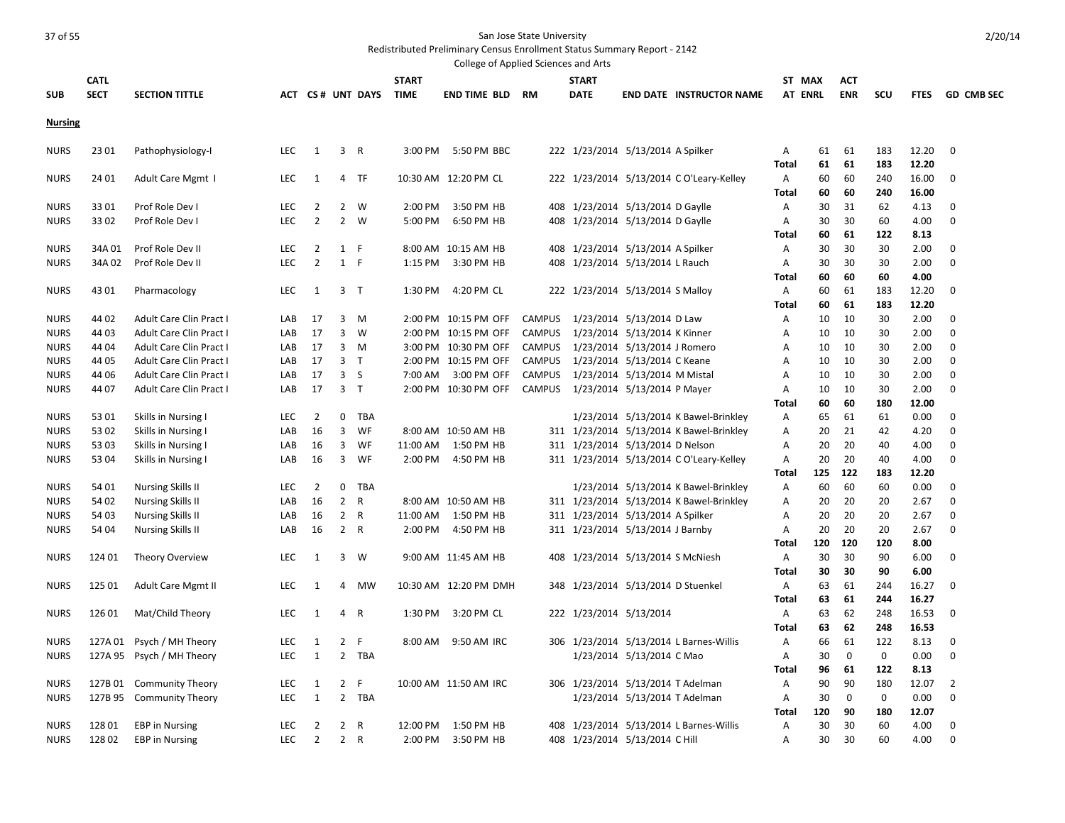San Jose State University

Redistributed Preliminary Census Enrollment Status Summary Report - 2142

College of Applied Sciences and Arts

| SUB | CATL SECT | SECTION TITTLE | ACT | CS # | UNT | DAYS | START TIME | END TIME | BLD | RM | START DATE | END DATE | INSTRUCTOR NAME | ST AT | MAX ENRL | ACT ENR | SCU | FTES | GD | CMB SEC |
|---|---|---|---|---|---|---|---|---|---|---|---|---|---|---|---|---|---|---|---|---|
| **Nursing** | | | | | | | | | | | | | | | | | | | | |
| NURS | 23 01 | Pathophysiology-I | LEC | 1 | 3 | R | 3:00 PM | 5:50 PM | BBC | 222 | 1/23/2014 | 5/13/2014 | A Spilker | A | 61 | 61 | 183 | 12.20 | 0 | |
| | | | | | | | | | | | | | | **Total** | **61** | **61** | **183** | **12.20** | | |
| NURS | 24 01 | Adult Care Mgmt I | LEC | 1 | 4 | TF | 10:30 AM | 12:20 PM | CL | 222 | 1/23/2014 | 5/13/2014 | C O'Leary-Kelley | A | 60 | 60 | 240 | 16.00 | 0 | |
| | | | | | | | | | | | | | | **Total** | **60** | **60** | **240** | **16.00** | | |
| NURS | 33 01 | Prof Role Dev I | LEC | 2 | 2 | W | 2:00 PM | 3:50 PM | HB | 408 | 1/23/2014 | 5/13/2014 | D Gaylle | A | 30 | 31 | 62 | 4.13 | 0 | |
| NURS | 33 02 | Prof Role Dev I | LEC | 2 | 2 | W | 5:00 PM | 6:50 PM | HB | 408 | 1/23/2014 | 5/13/2014 | D Gaylle | A | 30 | 30 | 60 | 4.00 | 0 | |
| | | | | | | | | | | | | | | **Total** | **60** | **61** | **122** | **8.13** | | |
| NURS | 34A 01 | Prof Role Dev II | LEC | 2 | 1 | F | 8:00 AM | 10:15 AM | HB | 408 | 1/23/2014 | 5/13/2014 | A Spilker | A | 30 | 30 | 30 | 2.00 | 0 | |
| NURS | 34A 02 | Prof Role Dev II | LEC | 2 | 1 | F | 1:15 PM | 3:30 PM | HB | 408 | 1/23/2014 | 5/13/2014 | L Rauch | A | 30 | 30 | 30 | 2.00 | 0 | |
| | | | | | | | | | | | | | | **Total** | **60** | **60** | **60** | **4.00** | | |
| NURS | 43 01 | Pharmacology | LEC | 1 | 3 | T | 1:30 PM | 4:20 PM | CL | 222 | 1/23/2014 | 5/13/2014 | S Malloy | A | 60 | 61 | 183 | 12.20 | 0 | |
| | | | | | | | | | | | | | | **Total** | **60** | **61** | **183** | **12.20** | | |
| NURS | 44 02 | Adult Care Clin Pract I | LAB | 17 | 3 | M | 2:00 PM | 10:15 PM | OFF | CAMPUS | 1/23/2014 | 5/13/2014 | D Law | A | 10 | 10 | 30 | 2.00 | 0 | |
| NURS | 44 03 | Adult Care Clin Pract I | LAB | 17 | 3 | W | 2:00 PM | 10:15 PM | OFF | CAMPUS | 1/23/2014 | 5/13/2014 | K Kinner | A | 10 | 10 | 30 | 2.00 | 0 | |
| NURS | 44 04 | Adult Care Clin Pract I | LAB | 17 | 3 | M | 3:00 PM | 10:30 PM | OFF | CAMPUS | 1/23/2014 | 5/13/2014 | J Romero | A | 10 | 10 | 30 | 2.00 | 0 | |
| NURS | 44 05 | Adult Care Clin Pract I | LAB | 17 | 3 | T | 2:00 PM | 10:15 PM | OFF | CAMPUS | 1/23/2014 | 5/13/2014 | C Keane | A | 10 | 10 | 30 | 2.00 | 0 | |
| NURS | 44 06 | Adult Care Clin Pract I | LAB | 17 | 3 | S | 7:00 AM | 3:00 PM | OFF | CAMPUS | 1/23/2014 | 5/13/2014 | M Mistal | A | 10 | 10 | 30 | 2.00 | 0 | |
| NURS | 44 07 | Adult Care Clin Pract I | LAB | 17 | 3 | T | 2:00 PM | 10:30 PM | OFF | CAMPUS | 1/23/2014 | 5/13/2014 | P Mayer | A | 10 | 10 | 30 | 2.00 | 0 | |
| | | | | | | | | | | | | | | **Total** | **60** | **60** | **180** | **12.00** | | |
| NURS | 53 01 | Skills in Nursing I | LEC | 2 | 0 | TBA | | | | | 1/23/2014 | 5/13/2014 | K Bawel-Brinkley | A | 65 | 61 | 61 | 0.00 | 0 | |
| NURS | 53 02 | Skills in Nursing I | LAB | 16 | 3 | WF | 8:00 AM | 10:50 AM | HB | 311 | 1/23/2014 | 5/13/2014 | K Bawel-Brinkley | A | 20 | 21 | 42 | 4.20 | 0 | |
| NURS | 53 03 | Skills in Nursing I | LAB | 16 | 3 | WF | 11:00 AM | 1:50 PM | HB | 311 | 1/23/2014 | 5/13/2014 | D Nelson | A | 20 | 20 | 40 | 4.00 | 0 | |
| NURS | 53 04 | Skills in Nursing I | LAB | 16 | 3 | WF | 2:00 PM | 4:50 PM | HB | 311 | 1/23/2014 | 5/13/2014 | C O'Leary-Kelley | A | 20 | 20 | 40 | 4.00 | 0 | |
| | | | | | | | | | | | | | | **Total** | **125** | **122** | **183** | **12.20** | | |
| NURS | 54 01 | Nursing Skills II | LEC | 2 | 0 | TBA | | | | | 1/23/2014 | 5/13/2014 | K Bawel-Brinkley | A | 60 | 60 | 60 | 0.00 | 0 | |
| NURS | 54 02 | Nursing Skills II | LAB | 16 | 2 | R | 8:00 AM | 10:50 AM | HB | 311 | 1/23/2014 | 5/13/2014 | K Bawel-Brinkley | A | 20 | 20 | 20 | 2.67 | 0 | |
| NURS | 54 03 | Nursing Skills II | LAB | 16 | 2 | R | 11:00 AM | 1:50 PM | HB | 311 | 1/23/2014 | 5/13/2014 | A Spilker | A | 20 | 20 | 20 | 2.67 | 0 | |
| NURS | 54 04 | Nursing Skills II | LAB | 16 | 2 | R | 2:00 PM | 4:50 PM | HB | 311 | 1/23/2014 | 5/13/2014 | J Barnby | A | 20 | 20 | 20 | 2.67 | 0 | |
| | | | | | | | | | | | | | | **Total** | **120** | **120** | **120** | **8.00** | | |
| NURS | 124 01 | Theory Overview | LEC | 1 | 3 | W | 9:00 AM | 11:45 AM | HB | 408 | 1/23/2014 | 5/13/2014 | S McNiesh | A | 30 | 30 | 90 | 6.00 | 0 | |
| | | | | | | | | | | | | | | **Total** | **30** | **30** | **90** | **6.00** | | |
| NURS | 125 01 | Adult Care Mgmt II | LEC | 1 | 4 | MW | 10:30 AM | 12:20 PM | DMH | 348 | 1/23/2014 | 5/13/2014 | D Stuenkel | A | 63 | 61 | 244 | 16.27 | 0 | |
| | | | | | | | | | | | | | | **Total** | **63** | **61** | **244** | **16.27** | | |
| NURS | 126 01 | Mat/Child Theory | LEC | 1 | 4 | R | 1:30 PM | 3:20 PM | CL | 222 | 1/23/2014 | 5/13/2014 | | A | 63 | 62 | 248 | 16.53 | 0 | |
| | | | | | | | | | | | | | | **Total** | **63** | **62** | **248** | **16.53** | | |
| NURS | 127A 01 | Psych / MH Theory | LEC | 1 | 2 | F | 8:00 AM | 9:50 AM | IRC | 306 | 1/23/2014 | 5/13/2014 | L Barnes-Willis | A | 66 | 61 | 122 | 8.13 | 0 | |
| NURS | 127A 95 | Psych / MH Theory | LEC | 1 | 2 | TBA | | | | | 1/23/2014 | 5/13/2014 | C Mao | A | 30 | 0 | 0 | 0.00 | 0 | |
| | | | | | | | | | | | | | | **Total** | **96** | **61** | **122** | **8.13** | | |
| NURS | 127B 01 | Community Theory | LEC | 1 | 2 | F | 10:00 AM | 11:50 AM | IRC | 306 | 1/23/2014 | 5/13/2014 | T Adelman | A | 90 | 90 | 180 | 12.07 | 2 | |
| NURS | 127B 95 | Community Theory | LEC | 1 | 2 | TBA | | | | | 1/23/2014 | 5/13/2014 | T Adelman | A | 30 | 0 | 0 | 0.00 | 0 | |
| | | | | | | | | | | | | | | **Total** | **120** | **90** | **180** | **12.07** | | |
| NURS | 128 01 | EBP in Nursing | LEC | 2 | 2 | R | 12:00 PM | 1:50 PM | HB | 408 | 1/23/2014 | 5/13/2014 | L Barnes-Willis | A | 30 | 30 | 60 | 4.00 | 0 | |
| NURS | 128 02 | EBP in Nursing | LEC | 2 | 2 | R | 2:00 PM | 3:50 PM | HB | 408 | 1/23/2014 | 5/13/2014 | C Hill | A | 30 | 30 | 60 | 4.00 | 0 | |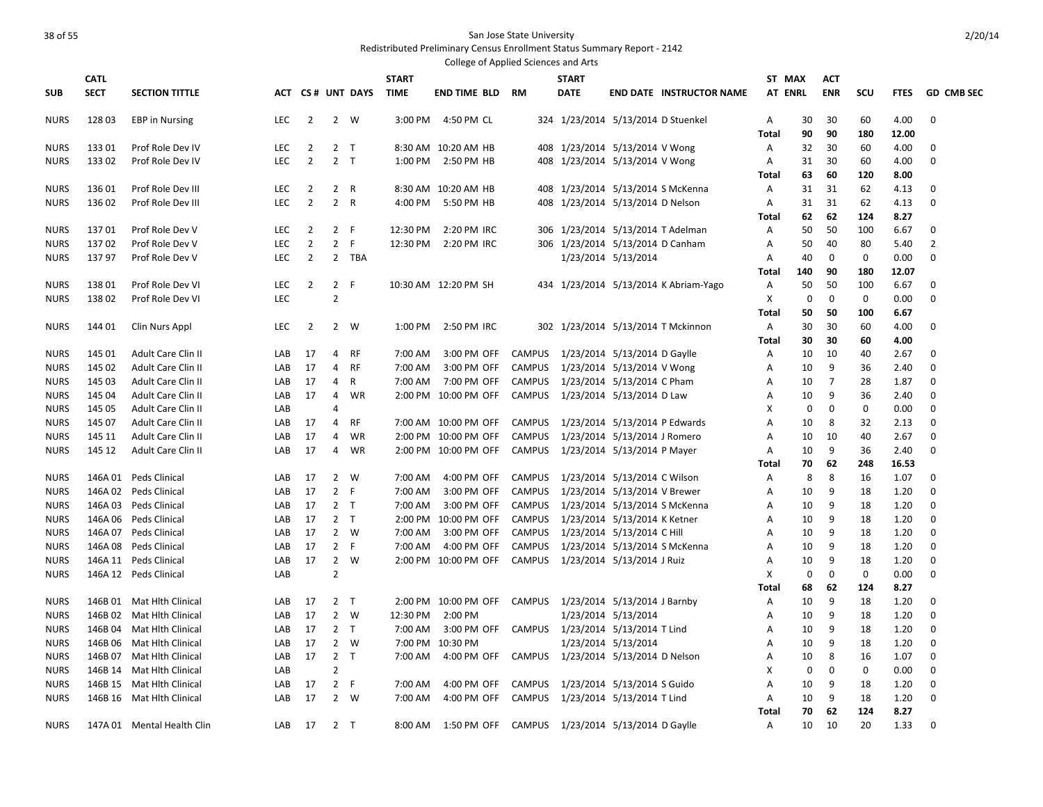San Jose State University

Redistributed Preliminary Census Enrollment Status Summary Report - 2142

College of Applied Sciences and Arts

| SUB | CATL SECT | SECTION TITTLE | ACT | CS # | UNT | DAYS | START TIME | END TIME | BLD | RM | START DATE | END DATE | INSTRUCTOR NAME | ST AT | MAX ENRL | ACT ENR | SCU | FTES | GD | CMB SEC |
|---|---|---|---|---|---|---|---|---|---|---|---|---|---|---|---|---|---|---|---|---|
| NURS | 128 03 | EBP in Nursing | LEC | 2 | 2 | W | 3:00 PM | 4:50 PM | CL | 324 | 1/23/2014 | 5/13/2014 | D Stuenkel | A | 30 | 30 | 60 | 4.00 | 0 | |
| | | | | | | | | | | | | | | **Total** | **90** | **90** | **180** | **12.00** | | |
| NURS | 133 01 | Prof Role Dev IV | LEC | 2 | 2 | T | 8:30 AM | 10:20 AM | HB | 408 | 1/23/2014 | 5/13/2014 | V Wong | A | 32 | 30 | 60 | 4.00 | 0 | |
| NURS | 133 02 | Prof Role Dev IV | LEC | 2 | 2 | T | 1:00 PM | 2:50 PM | HB | 408 | 1/23/2014 | 5/13/2014 | V Wong | A | 31 | 30 | 60 | 4.00 | 0 | |
| | | | | | | | | | | | | | | **Total** | **63** | **60** | **120** | **8.00** | | |
| NURS | 136 01 | Prof Role Dev III | LEC | 2 | 2 | R | 8:30 AM | 10:20 AM | HB | 408 | 1/23/2014 | 5/13/2014 | S McKenna | A | 31 | 31 | 62 | 4.13 | 0 | |
| NURS | 136 02 | Prof Role Dev III | LEC | 2 | 2 | R | 4:00 PM | 5:50 PM | HB | 408 | 1/23/2014 | 5/13/2014 | D Nelson | A | 31 | 31 | 62 | 4.13 | 0 | |
| | | | | | | | | | | | | | | **Total** | **62** | **62** | **124** | **8.27** | | |
| NURS | 137 01 | Prof Role Dev V | LEC | 2 | 2 | F | 12:30 PM | 2:20 PM | IRC | 306 | 1/23/2014 | 5/13/2014 | T Adelman | A | 50 | 50 | 100 | 6.67 | 0 | |
| NURS | 137 02 | Prof Role Dev V | LEC | 2 | 2 | F | 12:30 PM | 2:20 PM | IRC | 306 | 1/23/2014 | 5/13/2014 | D Canham | A | 50 | 40 | 80 | 5.40 | 2 | |
| NURS | 137 97 | Prof Role Dev V | LEC | 2 | 2 | TBA | | | | | 1/23/2014 | 5/13/2014 | | A | 40 | 0 | 0 | 0.00 | 0 | |
| | | | | | | | | | | | | | | **Total** | **140** | **90** | **180** | **12.07** | | |
| NURS | 138 01 | Prof Role Dev VI | LEC | 2 | 2 | F | 10:30 AM | 12:20 PM | SH | 434 | 1/23/2014 | 5/13/2014 | K Abriam-Yago | A | 50 | 50 | 100 | 6.67 | 0 | |
| NURS | 138 02 | Prof Role Dev VI | LEC | | 2 | | | | | | | | | X | 0 | 0 | 0 | 0.00 | 0 | |
| | | | | | | | | | | | | | | **Total** | **50** | **50** | **100** | **6.67** | | |
| NURS | 144 01 | Clin Nurs Appl | LEC | 2 | 2 | W | 1:00 PM | 2:50 PM | IRC | 302 | 1/23/2014 | 5/13/2014 | T Mckinnon | A | 30 | 30 | 60 | 4.00 | 0 | |
| | | | | | | | | | | | | | | **Total** | **30** | **30** | **60** | **4.00** | | |
| NURS | 145 01 | Adult Care Clin II | LAB | 17 | 4 | RF | 7:00 AM | 3:00 PM | OFF | CAMPUS | 1/23/2014 | 5/13/2014 | D Gaylle | A | 10 | 10 | 40 | 2.67 | 0 | |
| NURS | 145 02 | Adult Care Clin II | LAB | 17 | 4 | RF | 7:00 AM | 3:00 PM | OFF | CAMPUS | 1/23/2014 | 5/13/2014 | V Wong | A | 10 | 9 | 36 | 2.40 | 0 | |
| NURS | 145 03 | Adult Care Clin II | LAB | 17 | 4 | R | 7:00 AM | 7:00 PM | OFF | CAMPUS | 1/23/2014 | 5/13/2014 | C Pham | A | 10 | 7 | 28 | 1.87 | 0 | |
| NURS | 145 04 | Adult Care Clin II | LAB | 17 | 4 | WR | 2:00 PM | 10:00 PM | OFF | CAMPUS | 1/23/2014 | 5/13/2014 | D Law | A | 10 | 9 | 36 | 2.40 | 0 | |
| NURS | 145 05 | Adult Care Clin II | LAB | | 4 | | | | | | | | | X | 0 | 0 | 0 | 0.00 | 0 | |
| NURS | 145 07 | Adult Care Clin II | LAB | 17 | 4 | RF | 7:00 AM | 10:00 PM | OFF | CAMPUS | 1/23/2014 | 5/13/2014 | P Edwards | A | 10 | 8 | 32 | 2.13 | 0 | |
| NURS | 145 11 | Adult Care Clin II | LAB | 17 | 4 | WR | 2:00 PM | 10:00 PM | OFF | CAMPUS | 1/23/2014 | 5/13/2014 | J Romero | A | 10 | 10 | 40 | 2.67 | 0 | |
| NURS | 145 12 | Adult Care Clin II | LAB | 17 | 4 | WR | 2:00 PM | 10:00 PM | OFF | CAMPUS | 1/23/2014 | 5/13/2014 | P Mayer | A | 10 | 9 | 36 | 2.40 | 0 | |
| | | | | | | | | | | | | | | **Total** | **70** | **62** | **248** | **16.53** | | |
| NURS | 146A 01 | Peds Clinical | LAB | 17 | 2 | W | 7:00 AM | 4:00 PM | OFF | CAMPUS | 1/23/2014 | 5/13/2014 | C Wilson | A | 8 | 8 | 16 | 1.07 | 0 | |
| NURS | 146A 02 | Peds Clinical | LAB | 17 | 2 | F | 7:00 AM | 3:00 PM | OFF | CAMPUS | 1/23/2014 | 5/13/2014 | V Brewer | A | 10 | 9 | 18 | 1.20 | 0 | |
| NURS | 146A 03 | Peds Clinical | LAB | 17 | 2 | T | 7:00 AM | 3:00 PM | OFF | CAMPUS | 1/23/2014 | 5/13/2014 | S McKenna | A | 10 | 9 | 18 | 1.20 | 0 | |
| NURS | 146A 06 | Peds Clinical | LAB | 17 | 2 | T | 2:00 PM | 10:00 PM | OFF | CAMPUS | 1/23/2014 | 5/13/2014 | K Ketner | A | 10 | 9 | 18 | 1.20 | 0 | |
| NURS | 146A 07 | Peds Clinical | LAB | 17 | 2 | W | 7:00 AM | 3:00 PM | OFF | CAMPUS | 1/23/2014 | 5/13/2014 | C Hill | A | 10 | 9 | 18 | 1.20 | 0 | |
| NURS | 146A 08 | Peds Clinical | LAB | 17 | 2 | F | 7:00 AM | 4:00 PM | OFF | CAMPUS | 1/23/2014 | 5/13/2014 | S McKenna | A | 10 | 9 | 18 | 1.20 | 0 | |
| NURS | 146A 11 | Peds Clinical | LAB | 17 | 2 | W | 2:00 PM | 10:00 PM | OFF | CAMPUS | 1/23/2014 | 5/13/2014 | J Ruiz | A | 10 | 9 | 18 | 1.20 | 0 | |
| NURS | 146A 12 | Peds Clinical | LAB | | 2 | | | | | | | | | X | 0 | 0 | 0 | 0.00 | 0 | |
| | | | | | | | | | | | | | | **Total** | **68** | **62** | **124** | **8.27** | | |
| NURS | 146B 01 | Mat Hlth Clinical | LAB | 17 | 2 | T | 2:00 PM | 10:00 PM | OFF | CAMPUS | 1/23/2014 | 5/13/2014 | J Barnby | A | 10 | 9 | 18 | 1.20 | 0 | |
| NURS | 146B 02 | Mat Hlth Clinical | LAB | 17 | 2 | W | 12:30 PM | 2:00 PM | | | 1/23/2014 | 5/13/2014 | | A | 10 | 9 | 18 | 1.20 | 0 | |
| NURS | 146B 04 | Mat Hlth Clinical | LAB | 17 | 2 | T | 7:00 AM | 3:00 PM | OFF | CAMPUS | 1/23/2014 | 5/13/2014 | T Lind | A | 10 | 9 | 18 | 1.20 | 0 | |
| NURS | 146B 06 | Mat Hlth Clinical | LAB | 17 | 2 | W | 7:00 PM | 10:30 PM | | | 1/23/2014 | 5/13/2014 | | A | 10 | 9 | 18 | 1.20 | 0 | |
| NURS | 146B 07 | Mat Hlth Clinical | LAB | 17 | 2 | T | 7:00 AM | 4:00 PM | OFF | CAMPUS | 1/23/2014 | 5/13/2014 | D Nelson | A | 10 | 8 | 16 | 1.07 | 0 | |
| NURS | 146B 14 | Mat Hlth Clinical | LAB | | 2 | | | | | | | | | X | 0 | 0 | 0 | 0.00 | 0 | |
| NURS | 146B 15 | Mat Hlth Clinical | LAB | 17 | 2 | F | 7:00 AM | 4:00 PM | OFF | CAMPUS | 1/23/2014 | 5/13/2014 | S Guido | A | 10 | 9 | 18 | 1.20 | 0 | |
| NURS | 146B 16 | Mat Hlth Clinical | LAB | 17 | 2 | W | 7:00 AM | 4:00 PM | OFF | CAMPUS | 1/23/2014 | 5/13/2014 | T Lind | A | 10 | 9 | 18 | 1.20 | 0 | |
| | | | | | | | | | | | | | | **Total** | **70** | **62** | **124** | **8.27** | | |
| NURS | 147A 01 | Mental Health Clin | LAB | 17 | 2 | T | 8:00 AM | 1:50 PM | OFF | CAMPUS | 1/23/2014 | 5/13/2014 | D Gaylle | A | 10 | 10 | 20 | 1.33 | 0 | |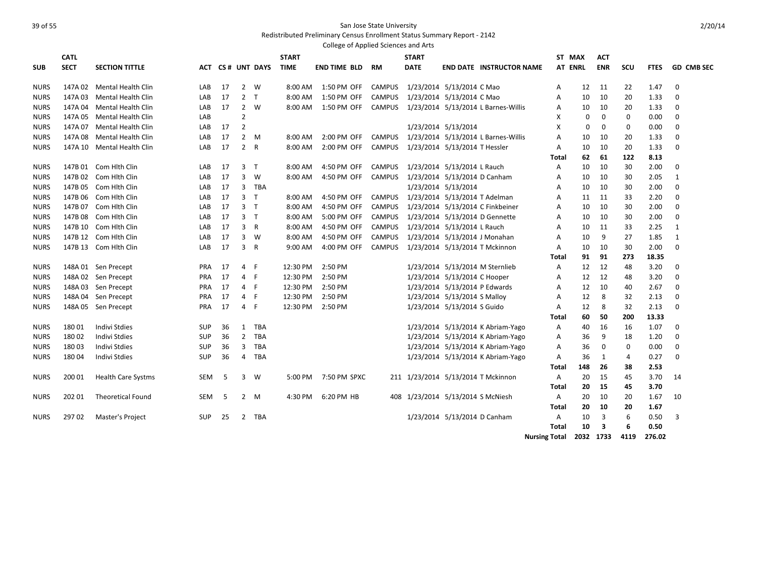San Jose State University

Redistributed Preliminary Census Enrollment Status Summary Report - 2142

College of Applied Sciences and Arts

| SUB | CATL SECT | SECTION TITTLE | ACT | CS # | UNT | DAYS | START TIME | END TIME | BLD | RM | START DATE | END DATE | INSTRUCTOR NAME | ST AT | MAX ENRL | ACT ENR | SCU | FTES | GD | CMB SEC |
|---|---|---|---|---|---|---|---|---|---|---|---|---|---|---|---|---|---|---|---|---|
| NURS | 147A 02 | Mental Health Clin | LAB | 17 | 2 | W | 8:00 AM | 1:50 PM | OFF | CAMPUS | 1/23/2014 | 5/13/2014 | C Mao | A | 12 | 11 | 22 | 1.47 | 0 | |
| NURS | 147A 03 | Mental Health Clin | LAB | 17 | 2 | T | 8:00 AM | 1:50 PM | OFF | CAMPUS | 1/23/2014 | 5/13/2014 | C Mao | A | 10 | 10 | 20 | 1.33 | 0 | |
| NURS | 147A 04 | Mental Health Clin | LAB | 17 | 2 | W | 8:00 AM | 1:50 PM | OFF | CAMPUS | 1/23/2014 | 5/13/2014 | L Barnes-Willis | A | 10 | 10 | 20 | 1.33 | 0 | |
| NURS | 147A 05 | Mental Health Clin | LAB | | 2 | | | | | | | | | X | 0 | 0 | 0 | 0.00 | 0 | |
| NURS | 147A 07 | Mental Health Clin | LAB | 17 | 2 | | | | | | 1/23/2014 | 5/13/2014 | | X | 0 | 0 | 0 | 0.00 | 0 | |
| NURS | 147A 08 | Mental Health Clin | LAB | 17 | 2 | M | 8:00 AM | 2:00 PM | OFF | CAMPUS | 1/23/2014 | 5/13/2014 | L Barnes-Willis | A | 10 | 10 | 20 | 1.33 | 0 | |
| NURS | 147A 10 | Mental Health Clin | LAB | 17 | 2 | R | 8:00 AM | 2:00 PM | OFF | CAMPUS | 1/23/2014 | 5/13/2014 | T Hessler | A | 10 | 10 | 20 | 1.33 | 0 | |
| | | | | | | | | | | | | | | **Total** | **62** | **61** | **122** | **8.13** | | |
| NURS | 147B 01 | Com Hlth Clin | LAB | 17 | 3 | T | 8:00 AM | 4:50 PM | OFF | CAMPUS | 1/23/2014 | 5/13/2014 | L Rauch | A | 10 | 10 | 30 | 2.00 | 0 | |
| NURS | 147B 02 | Com Hlth Clin | LAB | 17 | 3 | W | 8:00 AM | 4:50 PM | OFF | CAMPUS | 1/23/2014 | 5/13/2014 | D Canham | A | 10 | 10 | 30 | 2.05 | 1 | |
| NURS | 147B 05 | Com Hlth Clin | LAB | 17 | 3 | TBA | | | | | 1/23/2014 | 5/13/2014 | | A | 10 | 10 | 30 | 2.00 | 0 | |
| NURS | 147B 06 | Com Hlth Clin | LAB | 17 | 3 | T | 8:00 AM | 4:50 PM | OFF | CAMPUS | 1/23/2014 | 5/13/2014 | T Adelman | A | 11 | 11 | 33 | 2.20 | 0 | |
| NURS | 147B 07 | Com Hlth Clin | LAB | 17 | 3 | T | 8:00 AM | 4:50 PM | OFF | CAMPUS | 1/23/2014 | 5/13/2014 | C Finkbeiner | A | 10 | 10 | 30 | 2.00 | 0 | |
| NURS | 147B 08 | Com Hlth Clin | LAB | 17 | 3 | T | 8:00 AM | 5:00 PM | OFF | CAMPUS | 1/23/2014 | 5/13/2014 | D Gennette | A | 10 | 10 | 30 | 2.00 | 0 | |
| NURS | 147B 10 | Com Hlth Clin | LAB | 17 | 3 | R | 8:00 AM | 4:50 PM | OFF | CAMPUS | 1/23/2014 | 5/13/2014 | L Rauch | A | 10 | 11 | 33 | 2.25 | 1 | |
| NURS | 147B 12 | Com Hlth Clin | LAB | 17 | 3 | W | 8:00 AM | 4:50 PM | OFF | CAMPUS | 1/23/2014 | 5/13/2014 | J Monahan | A | 10 | 9 | 27 | 1.85 | 1 | |
| NURS | 147B 13 | Com Hlth Clin | LAB | 17 | 3 | R | 9:00 AM | 4:00 PM | OFF | CAMPUS | 1/23/2014 | 5/13/2014 | T Mckinnon | A | 10 | 10 | 30 | 2.00 | 0 | |
| | | | | | | | | | | | | | | **Total** | **91** | **91** | **273** | **18.35** | | |
| NURS | 148A 01 | Sen Precept | PRA | 17 | 4 | F | 12:30 PM | 2:50 PM | | | 1/23/2014 | 5/13/2014 | M Sternlieb | A | 12 | 12 | 48 | 3.20 | 0 | |
| NURS | 148A 02 | Sen Precept | PRA | 17 | 4 | F | 12:30 PM | 2:50 PM | | | 1/23/2014 | 5/13/2014 | C Hooper | A | 12 | 12 | 48 | 3.20 | 0 | |
| NURS | 148A 03 | Sen Precept | PRA | 17 | 4 | F | 12:30 PM | 2:50 PM | | | 1/23/2014 | 5/13/2014 | P Edwards | A | 12 | 10 | 40 | 2.67 | 0 | |
| NURS | 148A 04 | Sen Precept | PRA | 17 | 4 | F | 12:30 PM | 2:50 PM | | | 1/23/2014 | 5/13/2014 | S Malloy | A | 12 | 8 | 32 | 2.13 | 0 | |
| NURS | 148A 05 | Sen Precept | PRA | 17 | 4 | F | 12:30 PM | 2:50 PM | | | 1/23/2014 | 5/13/2014 | S Guido | A | 12 | 8 | 32 | 2.13 | 0 | |
| | | | | | | | | | | | | | | **Total** | **60** | **50** | **200** | **13.33** | | |
| NURS | 180 01 | Indivi Stdies | SUP | 36 | 1 | TBA | | | | | 1/23/2014 | 5/13/2014 | K Abriam-Yago | A | 40 | 16 | 16 | 1.07 | 0 | |
| NURS | 180 02 | Indivi Stdies | SUP | 36 | 2 | TBA | | | | | 1/23/2014 | 5/13/2014 | K Abriam-Yago | A | 36 | 9 | 18 | 1.20 | 0 | |
| NURS | 180 03 | Indivi Stdies | SUP | 36 | 3 | TBA | | | | | 1/23/2014 | 5/13/2014 | K Abriam-Yago | A | 36 | 0 | 0 | 0.00 | 0 | |
| NURS | 180 04 | Indivi Stdies | SUP | 36 | 4 | TBA | | | | | 1/23/2014 | 5/13/2014 | K Abriam-Yago | A | 36 | 1 | 4 | 0.27 | 0 | |
| | | | | | | | | | | | | | | **Total** | **148** | **26** | **38** | **2.53** | | |
| NURS | 200 01 | Health Care Systms | SEM | 5 | 3 | W | 5:00 PM | 7:50 PM | SPXC | 211 | 1/23/2014 | 5/13/2014 | T Mckinnon | A | 20 | 15 | 45 | 3.70 | 14 | |
| | | | | | | | | | | | | | | **Total** | **20** | **15** | **45** | **3.70** | | |
| NURS | 202 01 | Theoretical Found | SEM | 5 | 2 | M | 4:30 PM | 6:20 PM | HB | 408 | 1/23/2014 | 5/13/2014 | S McNiesh | A | 20 | 10 | 20 | 1.67 | 10 | |
| | | | | | | | | | | | | | | **Total** | **20** | **10** | **20** | **1.67** | | |
| NURS | 297 02 | Master's Project | SUP | 25 | 2 | TBA | | | | | 1/23/2014 | 5/13/2014 | D Canham | A | 10 | 3 | 6 | 0.50 | 3 | |
| | | | | | | | | | | | | | | **Total** | **10** | **3** | **6** | **0.50** | | |
| | | | | | | | | | | | | | | **Nursing Total** | **2032** | **1733** | **4119** | **276.02** | | |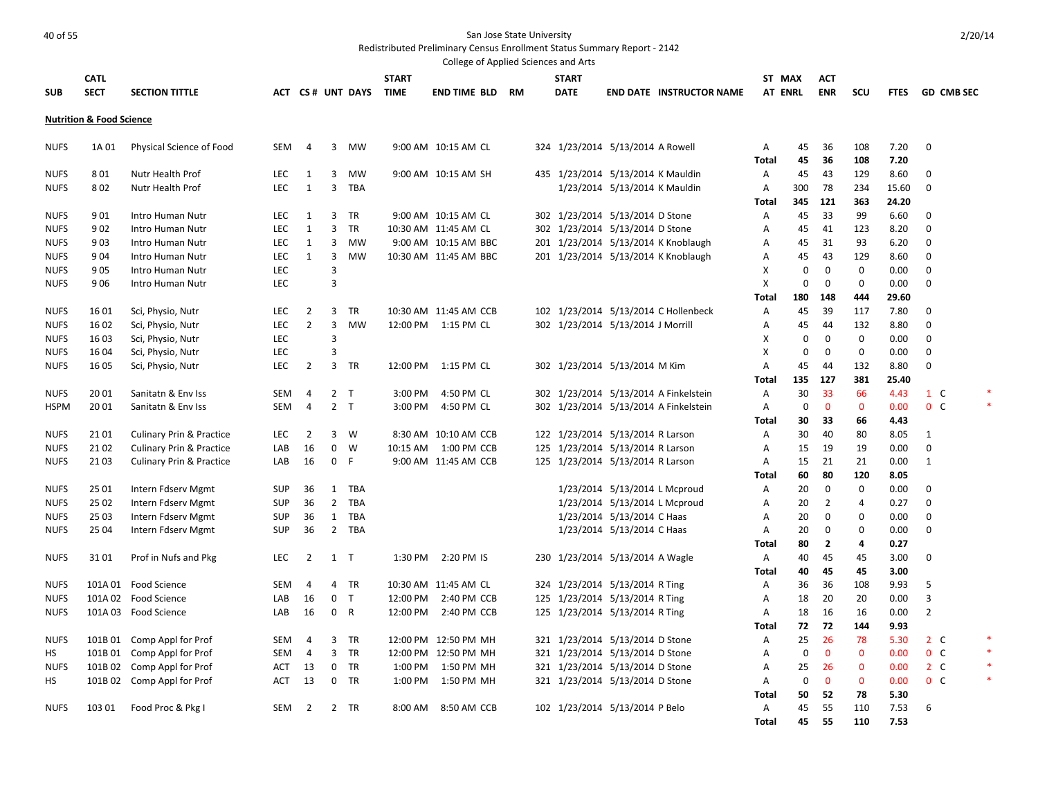San Jose State University

Redistributed Preliminary Census Enrollment Status Summary Report - 2142

College of Applied Sciences and Arts

2/20/14

| SUB | CATL SECT | SECTION TITTLE | ACT | CS # | UNT | DAYS | START TIME | END TIME | BLD | RM | START DATE | END DATE | INSTRUCTOR NAME | ST AT | MAX ENRL | ACT ENR | SCU | FTES | GD | CMB SEC | |
|---|---|---|---|---|---|---|---|---|---|---|---|---|---|---|---|---|---|---|---|---|---|
| **Nutrition & Food Science** | | | | | | | | | | | | | | | | | | | | | |
| NUFS | 1A 01 | Physical Science of Food | SEM | 4 | 3 | MW | 9:00 AM | 10:15 AM | CL | 324 | 1/23/2014 | 5/13/2014 | A Rowell | A | 45 | 36 | 108 | 7.20 | 0 | | |
| | | | | | | | | | | | | | | **Total** | **45** | **36** | **108** | **7.20** | | | |
| NUFS | 8 01 | Nutr Health Prof | LEC | 1 | 3 | MW | 9:00 AM | 10:15 AM | SH | 435 | 1/23/2014 | 5/13/2014 | K Mauldin | A | 45 | 43 | 129 | 8.60 | 0 | | |
| NUFS | 8 02 | Nutr Health Prof | LEC | 1 | 3 | TBA | | | | | 1/23/2014 | 5/13/2014 | K Mauldin | A | 300 | 78 | 234 | 15.60 | 0 | | |
| | | | | | | | | | | | | | | **Total** | **345** | **121** | **363** | **24.20** | | | |
| NUFS | 9 01 | Intro Human Nutr | LEC | 1 | 3 | TR | 9:00 AM | 10:15 AM | CL | 302 | 1/23/2014 | 5/13/2014 | D Stone | A | 45 | 33 | 99 | 6.60 | 0 | | |
| NUFS | 9 02 | Intro Human Nutr | LEC | 1 | 3 | TR | 10:30 AM | 11:45 AM | CL | 302 | 1/23/2014 | 5/13/2014 | D Stone | A | 45 | 41 | 123 | 8.20 | 0 | | |
| NUFS | 9 03 | Intro Human Nutr | LEC | 1 | 3 | MW | 9:00 AM | 10:15 AM | BBC | 201 | 1/23/2014 | 5/13/2014 | K Knoblaugh | A | 45 | 31 | 93 | 6.20 | 0 | | |
| NUFS | 9 04 | Intro Human Nutr | LEC | 1 | 3 | MW | 10:30 AM | 11:45 AM | BBC | 201 | 1/23/2014 | 5/13/2014 | K Knoblaugh | A | 45 | 43 | 129 | 8.60 | 0 | | |
| NUFS | 9 05 | Intro Human Nutr | LEC | | 3 | | | | | | | | | X | 0 | 0 | 0 | 0.00 | 0 | | |
| NUFS | 9 06 | Intro Human Nutr | LEC | | 3 | | | | | | | | | X | 0 | 0 | 0 | 0.00 | 0 | | |
| | | | | | | | | | | | | | | **Total** | **180** | **148** | **444** | **29.60** | | | |
| NUFS | 16 01 | Sci, Physio, Nutr | LEC | 2 | 3 | TR | 10:30 AM | 11:45 AM | CCB | 102 | 1/23/2014 | 5/13/2014 | C Hollenbeck | A | 45 | 39 | 117 | 7.80 | 0 | | |
| NUFS | 16 02 | Sci, Physio, Nutr | LEC | 2 | 3 | MW | 12:00 PM | 1:15 PM | CL | 302 | 1/23/2014 | 5/13/2014 | J Morrill | A | 45 | 44 | 132 | 8.80 | 0 | | |
| NUFS | 16 03 | Sci, Physio, Nutr | LEC | | 3 | | | | | | | | | X | 0 | 0 | 0 | 0.00 | 0 | | |
| NUFS | 16 04 | Sci, Physio, Nutr | LEC | | 3 | | | | | | | | | X | 0 | 0 | 0 | 0.00 | 0 | | |
| NUFS | 16 05 | Sci, Physio, Nutr | LEC | 2 | 3 | TR | 12:00 PM | 1:15 PM | CL | 302 | 1/23/2014 | 5/13/2014 | M Kim | A | 45 | 44 | 132 | 8.80 | 0 | | |
| | | | | | | | | | | | | | | **Total** | **135** | **127** | **381** | **25.40** | | | |
| NUFS | 20 01 | Sanitatn & Env Iss | SEM | 4 | 2 | T | 3:00 PM | 4:50 PM | CL | 302 | 1/23/2014 | 5/13/2014 | A Finkelstein | A | 30 | 33 | 66 | 4.43 | 1 | C | * |
| HSPM | 20 01 | Sanitatn & Env Iss | SEM | 4 | 2 | T | 3:00 PM | 4:50 PM | CL | 302 | 1/23/2014 | 5/13/2014 | A Finkelstein | A | 0 | 0 | 0 | 0.00 | 0 | C | * |
| | | | | | | | | | | | | | | **Total** | **30** | **33** | **66** | **4.43** | | | |
| NUFS | 21 01 | Culinary Prin & Practice | LEC | 2 | 3 | W | 8:30 AM | 10:10 AM | CCB | 122 | 1/23/2014 | 5/13/2014 | R Larson | A | 30 | 40 | 80 | 8.05 | 1 | | |
| NUFS | 21 02 | Culinary Prin & Practice | LAB | 16 | 0 | W | 10:15 AM | 1:00 PM | CCB | 125 | 1/23/2014 | 5/13/2014 | R Larson | A | 15 | 19 | 19 | 0.00 | 0 | | |
| NUFS | 21 03 | Culinary Prin & Practice | LAB | 16 | 0 | F | 9:00 AM | 11:45 AM | CCB | 125 | 1/23/2014 | 5/13/2014 | R Larson | A | 15 | 21 | 21 | 0.00 | 1 | | |
| | | | | | | | | | | | | | | **Total** | **60** | **80** | **120** | **8.05** | | | |
| NUFS | 25 01 | Intern Fdserv Mgmt | SUP | 36 | 1 | TBA | | | | | 1/23/2014 | 5/13/2014 | L Mcproud | A | 20 | 0 | 0 | 0.00 | 0 | | |
| NUFS | 25 02 | Intern Fdserv Mgmt | SUP | 36 | 2 | TBA | | | | | 1/23/2014 | 5/13/2014 | L Mcproud | A | 20 | 2 | 4 | 0.27 | 0 | | |
| NUFS | 25 03 | Intern Fdserv Mgmt | SUP | 36 | 1 | TBA | | | | | 1/23/2014 | 5/13/2014 | C Haas | A | 20 | 0 | 0 | 0.00 | 0 | | |
| NUFS | 25 04 | Intern Fdserv Mgmt | SUP | 36 | 2 | TBA | | | | | 1/23/2014 | 5/13/2014 | C Haas | A | 20 | 0 | 0 | 0.00 | 0 | | |
| | | | | | | | | | | | | | | **Total** | **80** | **2** | **4** | **0.27** | | | |
| NUFS | 31 01 | Prof in Nufs and Pkg | LEC | 2 | 1 | T | 1:30 PM | 2:20 PM | IS | 230 | 1/23/2014 | 5/13/2014 | A Wagle | A | 40 | 45 | 45 | 3.00 | 0 | | |
| | | | | | | | | | | | | | | **Total** | **40** | **45** | **45** | **3.00** | | | |
| NUFS | 101A 01 | Food Science | SEM | 4 | 4 | TR | 10:30 AM | 11:45 AM | CL | 324 | 1/23/2014 | 5/13/2014 | R Ting | A | 36 | 36 | 108 | 9.93 | 5 | | |
| NUFS | 101A 02 | Food Science | LAB | 16 | 0 | T | 12:00 PM | 2:40 PM | CCB | 125 | 1/23/2014 | 5/13/2014 | R Ting | A | 18 | 20 | 20 | 0.00 | 3 | | |
| NUFS | 101A 03 | Food Science | LAB | 16 | 0 | R | 12:00 PM | 2:40 PM | CCB | 125 | 1/23/2014 | 5/13/2014 | R Ting | A | 18 | 16 | 16 | 0.00 | 2 | | |
| | | | | | | | | | | | | | | **Total** | **72** | **72** | **144** | **9.93** | | | |
| NUFS | 101B 01 | Comp Appl for Prof | SEM | 4 | 3 | TR | 12:00 PM | 12:50 PM | MH | 321 | 1/23/2014 | 5/13/2014 | D Stone | A | 25 | 26 | 78 | 5.30 | 2 | C | * |
| HS | 101B 01 | Comp Appl for Prof | SEM | 4 | 3 | TR | 12:00 PM | 12:50 PM | MH | 321 | 1/23/2014 | 5/13/2014 | D Stone | A | 0 | 0 | 0 | 0.00 | 0 | C | * |
| NUFS | 101B 02 | Comp Appl for Prof | ACT | 13 | 0 | TR | 1:00 PM | 1:50 PM | MH | 321 | 1/23/2014 | 5/13/2014 | D Stone | A | 25 | 26 | 0 | 0.00 | 2 | C | * |
| HS | 101B 02 | Comp Appl for Prof | ACT | 13 | 0 | TR | 1:00 PM | 1:50 PM | MH | 321 | 1/23/2014 | 5/13/2014 | D Stone | A | 0 | 0 | 0 | 0.00 | 0 | C | * |
| | | | | | | | | | | | | | | **Total** | **50** | **52** | **78** | **5.30** | | | |
| NUFS | 103 01 | Food Proc & Pkg I | SEM | 2 | 2 | TR | 8:00 AM | 8:50 AM | CCB | 102 | 1/23/2014 | 5/13/2014 | P Belo | A | 45 | 55 | 110 | 7.53 | 6 | | |
| | | | | | | | | | | | | | | **Total** | **45** | **55** | **110** | **7.53** | | | |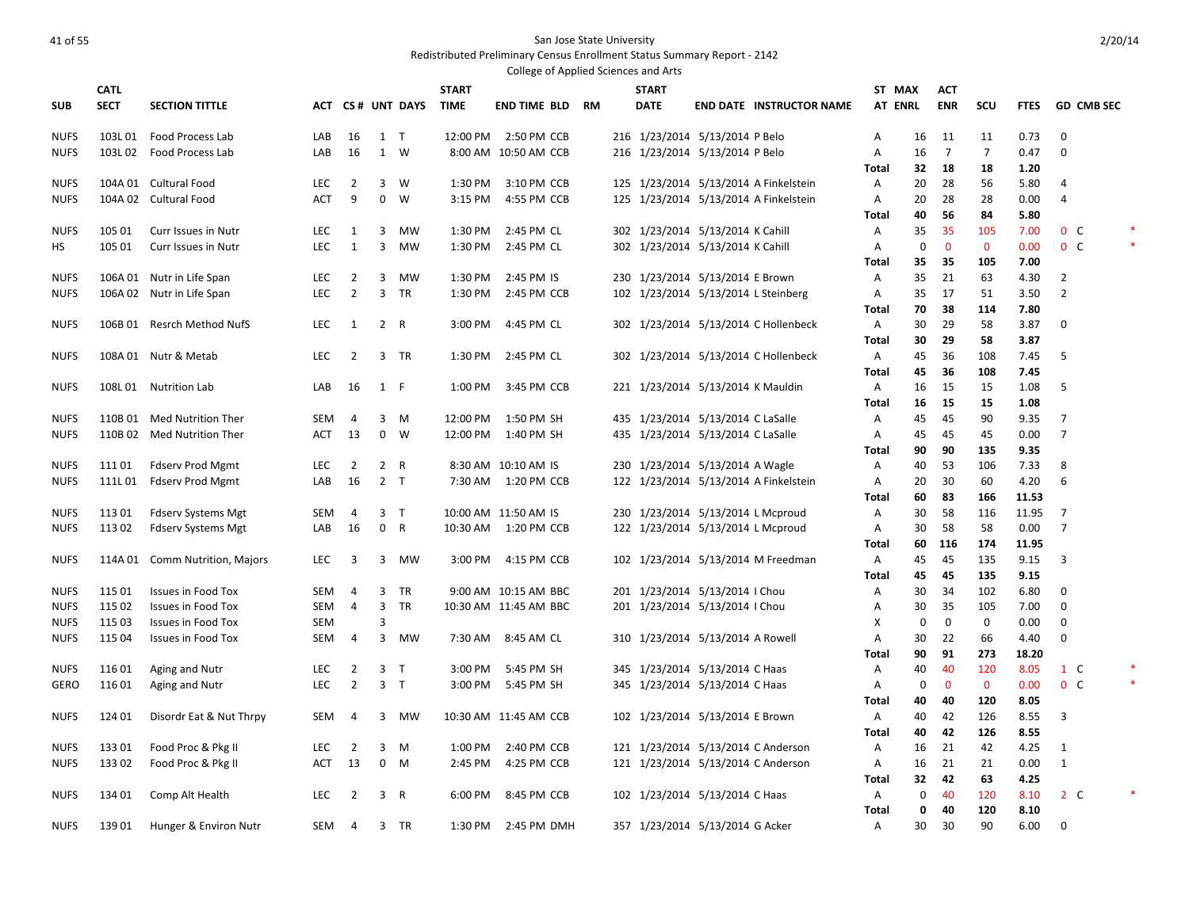San Jose State University

Redistributed Preliminary Census Enrollment Status Summary Report - 2142

College of Applied Sciences and Arts

| SUB | CATL SECT | SECTION TITTLE | ACT | CS # | UNT | DAYS | START TIME | END TIME | BLD | RM | START DATE | END DATE | INSTRUCTOR NAME | ST AT | MAX ENRL | ACT ENR | SCU | FTES | GD | CMB SEC | |
|---|---|---|---|---|---|---|---|---|---|---|---|---|---|---|---|---|---|---|---|---|---|
| NUFS | 103L 01 | Food Process Lab | LAB | 16 | 1 | T | 12:00 PM | 2:50 PM | CCB | 216 | 1/23/2014 | 5/13/2014 | P Belo | A | 16 | 11 | 11 | 0.73 | 0 | | |
| NUFS | 103L 02 | Food Process Lab | LAB | 16 | 1 | W | 8:00 AM | 10:50 AM | CCB | 216 | 1/23/2014 | 5/13/2014 | P Belo | A | 16 | 7 | 7 | 0.47 | 0 | | |
| | | | | | | | | | | | | | | **Total** | **32** | **18** | **18** | **1.20** | | | |
| NUFS | 104A 01 | Cultural Food | LEC | 2 | 3 | W | 1:30 PM | 3:10 PM | CCB | 125 | 1/23/2014 | 5/13/2014 | A Finkelstein | A | 20 | 28 | 56 | 5.80 | 4 | | |
| NUFS | 104A 02 | Cultural Food | ACT | 9 | 0 | W | 3:15 PM | 4:55 PM | CCB | 125 | 1/23/2014 | 5/13/2014 | A Finkelstein | A | 20 | 28 | 28 | 0.00 | 4 | | |
| | | | | | | | | | | | | | | **Total** | **40** | **56** | **84** | **5.80** | | | |
| NUFS | 105 01 | Curr Issues in Nutr | LEC | 1 | 3 | MW | 1:30 PM | 2:45 PM | CL | 302 | 1/23/2014 | 5/13/2014 | K Cahill | A | 35 | 35 | 105 | 7.00 | 0 | C | * |
| HS | 105 01 | Curr Issues in Nutr | LEC | 1 | 3 | MW | 1:30 PM | 2:45 PM | CL | 302 | 1/23/2014 | 5/13/2014 | K Cahill | A | 0 | 0 | 0 | 0.00 | 0 | C | * |
| | | | | | | | | | | | | | | **Total** | **35** | **35** | **105** | **7.00** | | | |
| NUFS | 106A 01 | Nutr in Life Span | LEC | 2 | 3 | MW | 1:30 PM | 2:45 PM | IS | 230 | 1/23/2014 | 5/13/2014 | E Brown | A | 35 | 21 | 63 | 4.30 | 2 | | |
| NUFS | 106A 02 | Nutr in Life Span | LEC | 2 | 3 | TR | 1:30 PM | 2:45 PM | CCB | 102 | 1/23/2014 | 5/13/2014 | L Steinberg | A | 35 | 17 | 51 | 3.50 | 2 | | |
| | | | | | | | | | | | | | | **Total** | **70** | **38** | **114** | **7.80** | | | |
| NUFS | 106B 01 | Resrch Method NufS | LEC | 1 | 2 | R | 3:00 PM | 4:45 PM | CL | 302 | 1/23/2014 | 5/13/2014 | C Hollenbeck | A | 30 | 29 | 58 | 3.87 | 0 | | |
| | | | | | | | | | | | | | | **Total** | **30** | **29** | **58** | **3.87** | | | |
| NUFS | 108A 01 | Nutr & Metab | LEC | 2 | 3 | TR | 1:30 PM | 2:45 PM | CL | 302 | 1/23/2014 | 5/13/2014 | C Hollenbeck | A | 45 | 36 | 108 | 7.45 | 5 | | |
| | | | | | | | | | | | | | | **Total** | **45** | **36** | **108** | **7.45** | | | |
| NUFS | 108L 01 | Nutrition Lab | LAB | 16 | 1 | F | 1:00 PM | 3:45 PM | CCB | 221 | 1/23/2014 | 5/13/2014 | K Mauldin | A | 16 | 15 | 15 | 1.08 | 5 | | |
| | | | | | | | | | | | | | | **Total** | **16** | **15** | **15** | **1.08** | | | |
| NUFS | 110B 01 | Med Nutrition Ther | SEM | 4 | 3 | M | 12:00 PM | 1:50 PM | SH | 435 | 1/23/2014 | 5/13/2014 | C LaSalle | A | 45 | 45 | 90 | 9.35 | 7 | | |
| NUFS | 110B 02 | Med Nutrition Ther | ACT | 13 | 0 | W | 12:00 PM | 1:40 PM | SH | 435 | 1/23/2014 | 5/13/2014 | C LaSalle | A | 45 | 45 | 45 | 0.00 | 7 | | |
| | | | | | | | | | | | | | | **Total** | **90** | **90** | **135** | **9.35** | | | |
| NUFS | 111 01 | Fdserv Prod Mgmt | LEC | 2 | 2 | R | 8:30 AM | 10:10 AM | IS | 230 | 1/23/2014 | 5/13/2014 | A Wagle | A | 40 | 53 | 106 | 7.33 | 8 | | |
| NUFS | 111L 01 | Fdserv Prod Mgmt | LAB | 16 | 2 | T | 7:30 AM | 1:20 PM | CCB | 122 | 1/23/2014 | 5/13/2014 | A Finkelstein | A | 20 | 30 | 60 | 4.20 | 6 | | |
| | | | | | | | | | | | | | | **Total** | **60** | **83** | **166** | **11.53** | | | |
| NUFS | 113 01 | Fdserv Systems Mgt | SEM | 4 | 3 | T | 10:00 AM | 11:50 AM | IS | 230 | 1/23/2014 | 5/13/2014 | L Mcproud | A | 30 | 58 | 116 | 11.95 | 7 | | |
| NUFS | 113 02 | Fdserv Systems Mgt | LAB | 16 | 0 | R | 10:30 AM | 1:20 PM | CCB | 122 | 1/23/2014 | 5/13/2014 | L Mcproud | A | 30 | 58 | 58 | 0.00 | 7 | | |
| | | | | | | | | | | | | | | **Total** | **60** | **116** | **174** | **11.95** | | | |
| NUFS | 114A 01 | Comm Nutrition, Majors | LEC | 3 | 3 | MW | 3:00 PM | 4:15 PM | CCB | 102 | 1/23/2014 | 5/13/2014 | M Freedman | A | 45 | 45 | 135 | 9.15 | 3 | | |
| | | | | | | | | | | | | | | **Total** | **45** | **45** | **135** | **9.15** | | | |
| NUFS | 115 01 | Issues in Food Tox | SEM | 4 | 3 | TR | 9:00 AM | 10:15 AM | BBC | 201 | 1/23/2014 | 5/13/2014 | I Chou | A | 30 | 34 | 102 | 6.80 | 0 | | |
| NUFS | 115 02 | Issues in Food Tox | SEM | 4 | 3 | TR | 10:30 AM | 11:45 AM | BBC | 201 | 1/23/2014 | 5/13/2014 | I Chou | A | 30 | 35 | 105 | 7.00 | 0 | | |
| NUFS | 115 03 | Issues in Food Tox | SEM | | 3 | | | | | | | | | X | 0 | 0 | 0 | 0.00 | 0 | | |
| NUFS | 115 04 | Issues in Food Tox | SEM | 4 | 3 | MW | 7:30 AM | 8:45 AM | CL | 310 | 1/23/2014 | 5/13/2014 | A Rowell | A | 30 | 22 | 66 | 4.40 | 0 | | |
| | | | | | | | | | | | | | | **Total** | **90** | **91** | **273** | **18.20** | | | |
| NUFS | 116 01 | Aging and Nutr | LEC | 2 | 3 | T | 3:00 PM | 5:45 PM | SH | 345 | 1/23/2014 | 5/13/2014 | C Haas | A | 40 | 40 | 120 | 8.05 | 1 | C | * |
| GERO | 116 01 | Aging and Nutr | LEC | 2 | 3 | T | 3:00 PM | 5:45 PM | SH | 345 | 1/23/2014 | 5/13/2014 | C Haas | A | 0 | 0 | 0 | 0.00 | 0 | C | * |
| | | | | | | | | | | | | | | **Total** | **40** | **40** | **120** | **8.05** | | | |
| NUFS | 124 01 | Disordr Eat & Nut Thrpy | SEM | 4 | 3 | MW | 10:30 AM | 11:45 AM | CCB | 102 | 1/23/2014 | 5/13/2014 | E Brown | A | 40 | 42 | 126 | 8.55 | 3 | | |
| | | | | | | | | | | | | | | **Total** | **40** | **42** | **126** | **8.55** | | | |
| NUFS | 133 01 | Food Proc & Pkg II | LEC | 2 | 3 | M | 1:00 PM | 2:40 PM | CCB | 121 | 1/23/2014 | 5/13/2014 | C Anderson | A | 16 | 21 | 42 | 4.25 | 1 | | |
| NUFS | 133 02 | Food Proc & Pkg II | ACT | 13 | 0 | M | 2:45 PM | 4:25 PM | CCB | 121 | 1/23/2014 | 5/13/2014 | C Anderson | A | 16 | 21 | 21 | 0.00 | 1 | | |
| | | | | | | | | | | | | | | **Total** | **32** | **42** | **63** | **4.25** | | | |
| NUFS | 134 01 | Comp Alt Health | LEC | 2 | 3 | R | 6:00 PM | 8:45 PM | CCB | 102 | 1/23/2014 | 5/13/2014 | C Haas | A | 0 | 40 | 120 | 8.10 | 2 | C | * |
| | | | | | | | | | | | | | | **Total** | **0** | **40** | **120** | **8.10** | | | |
| NUFS | 139 01 | Hunger & Environ Nutr | SEM | 4 | 3 | TR | 1:30 PM | 2:45 PM | DMH | 357 | 1/23/2014 | 5/13/2014 | G Acker | A | 30 | 30 | 90 | 6.00 | 0 | | |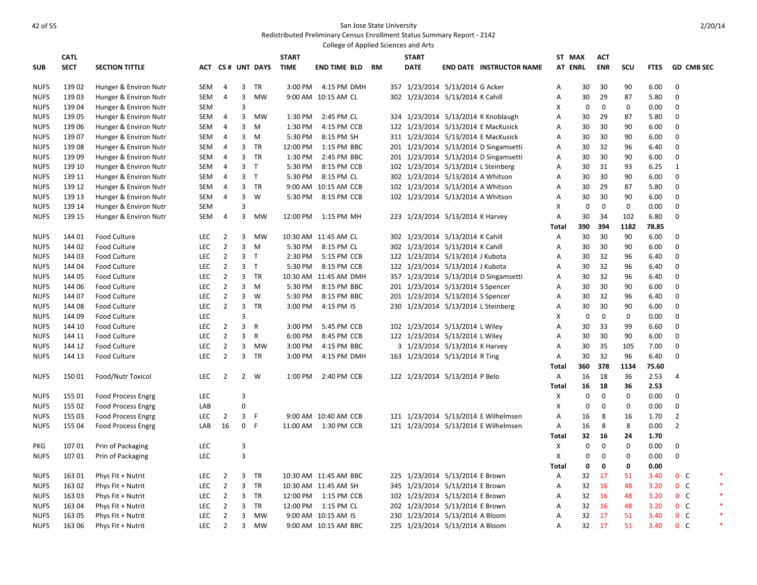San Jose State University
Redistributed Preliminary Census Enrollment Status Summary Report - 2142
College of Applied Sciences and Arts

2/20/14

| SUB | CATL SECT | SECTION TITTLE | ACT | CS # | UNT | DAYS | START TIME | END TIME | BLD | RM | START DATE | END DATE | INSTRUCTOR NAME | ST AT | MAX ENRL | ACT ENR | SCU | FTES | GD | CMB SEC | |
|---|---|---|---|---|---|---|---|---|---|---|---|---|---|---|---|---|---|---|---|---|---|
| NUFS | 139 02 | Hunger & Environ Nutr | SEM | 4 | 3 | TR | 3:00 PM | 4:15 PM | DMH | 357 | 1/23/2014 | 5/13/2014 | G Acker | A | 30 | 30 | 90 | 6.00 | 0 | | |
| NUFS | 139 03 | Hunger & Environ Nutr | SEM | 4 | 3 | MW | 9:00 AM | 10:15 AM | CL | 302 | 1/23/2014 | 5/13/2014 | K Cahill | A | 30 | 29 | 87 | 5.80 | 0 | | |
| NUFS | 139 04 | Hunger & Environ Nutr | SEM | | 3 | | | | | | | | | X | 0 | 0 | 0 | 0.00 | 0 | | |
| NUFS | 139 05 | Hunger & Environ Nutr | SEM | 4 | 3 | MW | 1:30 PM | 2:45 PM | CL | 324 | 1/23/2014 | 5/13/2014 | K Knoblaugh | A | 30 | 29 | 87 | 5.80 | 0 | | |
| NUFS | 139 06 | Hunger & Environ Nutr | SEM | 4 | 3 | M | 1:30 PM | 4:15 PM | CCB | 122 | 1/23/2014 | 5/13/2014 | E MacKusick | A | 30 | 30 | 90 | 6.00 | 0 | | |
| NUFS | 139 07 | Hunger & Environ Nutr | SEM | 4 | 3 | M | 5:30 PM | 8:15 PM | SH | 311 | 1/23/2014 | 5/13/2014 | E MacKusick | A | 30 | 30 | 90 | 6.00 | 0 | | |
| NUFS | 139 08 | Hunger & Environ Nutr | SEM | 4 | 3 | TR | 12:00 PM | 1:15 PM | BBC | 201 | 1/23/2014 | 5/13/2014 | D Singamsetti | A | 30 | 32 | 96 | 6.40 | 0 | | |
| NUFS | 139 09 | Hunger & Environ Nutr | SEM | 4 | 3 | TR | 1:30 PM | 2:45 PM | BBC | 201 | 1/23/2014 | 5/13/2014 | D Singamsetti | A | 30 | 30 | 90 | 6.00 | 0 | | |
| NUFS | 139 10 | Hunger & Environ Nutr | SEM | 4 | 3 | T | 5:30 PM | 8:15 PM | CCB | 102 | 1/23/2014 | 5/13/2014 | L Steinberg | A | 30 | 31 | 93 | 6.25 | 1 | | |
| NUFS | 139 11 | Hunger & Environ Nutr | SEM | 4 | 3 | T | 5:30 PM | 8:15 PM | CL | 302 | 1/23/2014 | 5/13/2014 | A Whitson | A | 30 | 30 | 90 | 6.00 | 0 | | |
| NUFS | 139 12 | Hunger & Environ Nutr | SEM | 4 | 3 | TR | 9:00 AM | 10:15 AM | CCB | 102 | 1/23/2014 | 5/13/2014 | A Whitson | A | 30 | 29 | 87 | 5.80 | 0 | | |
| NUFS | 139 13 | Hunger & Environ Nutr | SEM | 4 | 3 | W | 5:30 PM | 8:15 PM | CCB | 102 | 1/23/2014 | 5/13/2014 | A Whitson | A | 30 | 30 | 90 | 6.00 | 0 | | |
| NUFS | 139 14 | Hunger & Environ Nutr | SEM | | 3 | | | | | | | | | X | 0 | 0 | 0 | 0.00 | 0 | | |
| NUFS | 139 15 | Hunger & Environ Nutr | SEM | 4 | 3 | MW | 12:00 PM | 1:15 PM | MH | 223 | 1/23/2014 | 5/13/2014 | K Harvey | A | 30 | 34 | 102 | 6.80 | 0 | | |
| | | | | | | | | | | | | | | **Total** | **390** | **394** | **1182** | **78.85** | | | |
| NUFS | 144 01 | Food Culture | LEC | 2 | 3 | MW | 10:30 AM | 11:45 AM | CL | 302 | 1/23/2014 | 5/13/2014 | K Cahill | A | 30 | 30 | 90 | 6.00 | 0 | | |
| NUFS | 144 02 | Food Culture | LEC | 2 | 3 | M | 5:30 PM | 8:15 PM | CL | 302 | 1/23/2014 | 5/13/2014 | K Cahill | A | 30 | 30 | 90 | 6.00 | 0 | | |
| NUFS | 144 03 | Food Culture | LEC | 2 | 3 | T | 2:30 PM | 5:15 PM | CCB | 122 | 1/23/2014 | 5/13/2014 | J Kubota | A | 30 | 32 | 96 | 6.40 | 0 | | |
| NUFS | 144 04 | Food Culture | LEC | 2 | 3 | T | 5:30 PM | 8:15 PM | CCB | 122 | 1/23/2014 | 5/13/2014 | J Kubota | A | 30 | 32 | 96 | 6.40 | 0 | | |
| NUFS | 144 05 | Food Culture | LEC | 2 | 3 | TR | 10:30 AM | 11:45 AM | DMH | 357 | 1/23/2014 | 5/13/2014 | D Singamsetti | A | 30 | 32 | 96 | 6.40 | 0 | | |
| NUFS | 144 06 | Food Culture | LEC | 2 | 3 | M | 5:30 PM | 8:15 PM | BBC | 201 | 1/23/2014 | 5/13/2014 | S Spencer | A | 30 | 30 | 90 | 6.00 | 0 | | |
| NUFS | 144 07 | Food Culture | LEC | 2 | 3 | W | 5:30 PM | 8:15 PM | BBC | 201 | 1/23/2014 | 5/13/2014 | S Spencer | A | 30 | 32 | 96 | 6.40 | 0 | | |
| NUFS | 144 08 | Food Culture | LEC | 2 | 3 | TR | 3:00 PM | 4:15 PM | IS | 230 | 1/23/2014 | 5/13/2014 | L Steinberg | A | 30 | 30 | 90 | 6.00 | 0 | | |
| NUFS | 144 09 | Food Culture | LEC | | 3 | | | | | | | | | X | 0 | 0 | 0 | 0.00 | 0 | | |
| NUFS | 144 10 | Food Culture | LEC | 2 | 3 | R | 3:00 PM | 5:45 PM | CCB | 102 | 1/23/2014 | 5/13/2014 | L Wiley | A | 30 | 33 | 99 | 6.60 | 0 | | |
| NUFS | 144 11 | Food Culture | LEC | 2 | 3 | R | 6:00 PM | 8:45 PM | CCB | 122 | 1/23/2014 | 5/13/2014 | L Wiley | A | 30 | 30 | 90 | 6.00 | 0 | | |
| NUFS | 144 12 | Food Culture | LEC | 2 | 3 | MW | 3:00 PM | 4:15 PM | BBC | 3 | 1/23/2014 | 5/13/2014 | K Harvey | A | 30 | 35 | 105 | 7.00 | 0 | | |
| NUFS | 144 13 | Food Culture | LEC | 2 | 3 | TR | 3:00 PM | 4:15 PM | DMH | 163 | 1/23/2014 | 5/13/2014 | R Ting | A | 30 | 32 | 96 | 6.40 | 0 | | |
| | | | | | | | | | | | | | | **Total** | **360** | **378** | **1134** | **75.60** | | | |
| NUFS | 150 01 | Food/Nutr Toxicol | LEC | 2 | 2 | W | 1:00 PM | 2:40 PM | CCB | 122 | 1/23/2014 | 5/13/2014 | P Belo | A | 16 | 18 | 36 | 2.53 | 4 | | |
| | | | | | | | | | | | | | | **Total** | **16** | **18** | **36** | **2.53** | | | |
| NUFS | 155 01 | Food Process Engrg | LEC | | 3 | | | | | | | | | X | 0 | 0 | 0 | 0.00 | 0 | | |
| NUFS | 155 02 | Food Process Engrg | LAB | | 0 | | | | | | | | | X | 0 | 0 | 0 | 0.00 | 0 | | |
| NUFS | 155 03 | Food Process Engrg | LEC | 2 | 3 | F | 9:00 AM | 10:40 AM | CCB | 121 | 1/23/2014 | 5/13/2014 | E Wilhelmsen | A | 16 | 8 | 16 | 1.70 | 2 | | |
| NUFS | 155 04 | Food Process Engrg | LAB | 16 | 0 | F | 11:00 AM | 1:30 PM | CCB | 121 | 1/23/2014 | 5/13/2014 | E Wilhelmsen | A | 16 | 8 | 8 | 0.00 | 2 | | |
| | | | | | | | | | | | | | | **Total** | **32** | **16** | **24** | **1.70** | | | |
| PKG | 107 01 | Prin of Packaging | LEC | | 3 | | | | | | | | | X | 0 | 0 | 0 | 0.00 | 0 | | |
| NUFS | 107 01 | Prin of Packaging | LEC | | 3 | | | | | | | | | X | 0 | 0 | 0 | 0.00 | 0 | | |
| | | | | | | | | | | | | | | **Total** | **0** | **0** | **0** | **0.00** | | | |
| NUFS | 163 01 | Phys Fit + Nutrit | LEC | 2 | 3 | TR | 10:30 AM | 11:45 AM | BBC | 225 | 1/23/2014 | 5/13/2014 | E Brown | A | 32 | 17 | 51 | 3.40 | 0 | C | * |
| NUFS | 163 02 | Phys Fit + Nutrit | LEC | 2 | 3 | TR | 10:30 AM | 11:45 AM | SH | 345 | 1/23/2014 | 5/13/2014 | E Brown | A | 32 | 16 | 48 | 3.20 | 0 | C | * |
| NUFS | 163 03 | Phys Fit + Nutrit | LEC | 2 | 3 | TR | 12:00 PM | 1:15 PM | CCB | 102 | 1/23/2014 | 5/13/2014 | E Brown | A | 32 | 16 | 48 | 3.20 | 0 | C | * |
| NUFS | 163 04 | Phys Fit + Nutrit | LEC | 2 | 3 | TR | 12:00 PM | 1:15 PM | CL | 202 | 1/23/2014 | 5/13/2014 | E Brown | A | 32 | 16 | 48 | 3.20 | 0 | C | * |
| NUFS | 163 05 | Phys Fit + Nutrit | LEC | 2 | 3 | MW | 9:00 AM | 10:15 AM | IS | 230 | 1/23/2014 | 5/13/2014 | A Bloom | A | 32 | 17 | 51 | 3.40 | 0 | C | * |
| NUFS | 163 06 | Phys Fit + Nutrit | LEC | 2 | 3 | MW | 9:00 AM | 10:15 AM | BBC | 225 | 1/23/2014 | 5/13/2014 | A Bloom | A | 32 | 17 | 51 | 3.40 | 0 | C | * |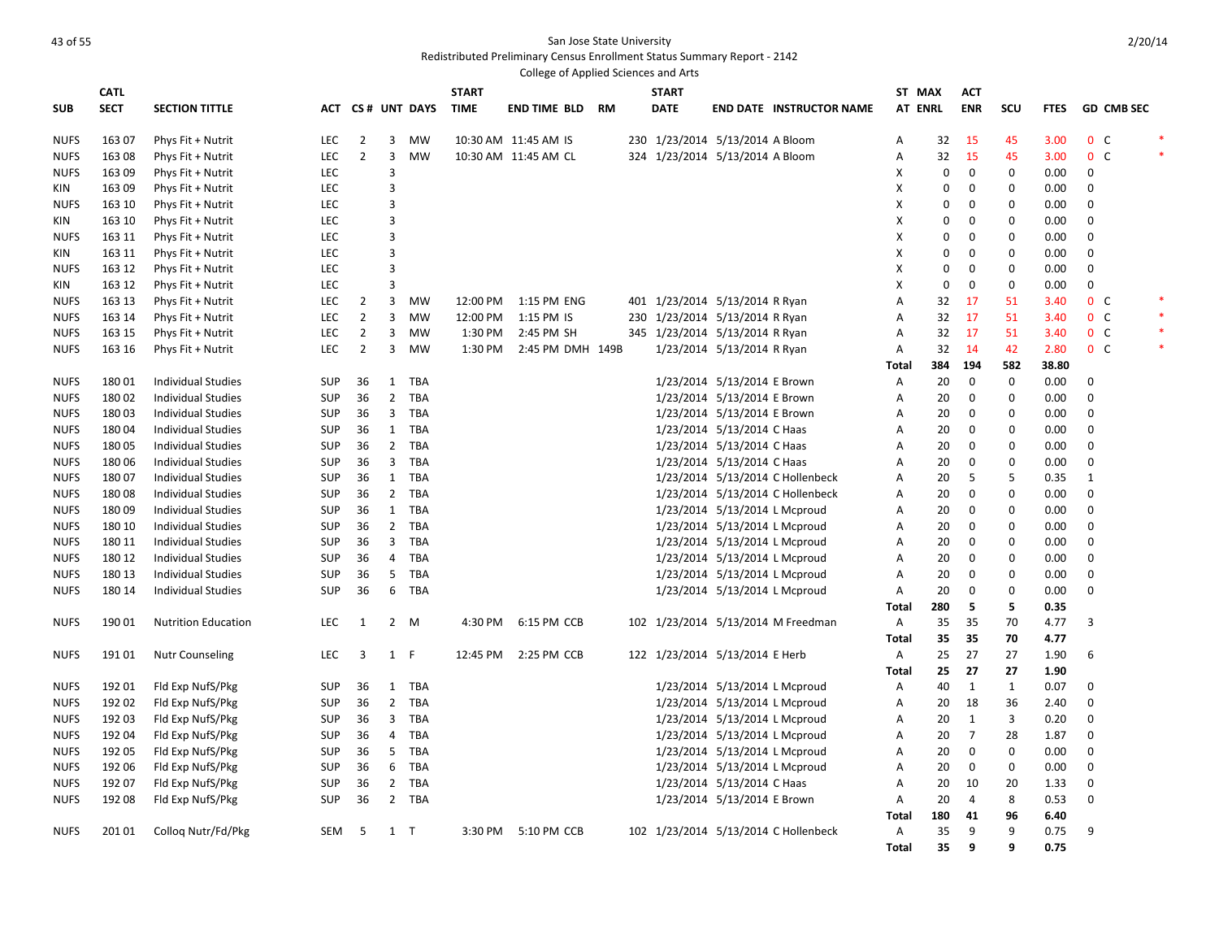San Jose State University
Redistributed Preliminary Census Enrollment Status Summary Report - 2142
College of Applied Sciences and Arts

2/20/14

| SUB | CATL SECT | SECTION TITTLE | ACT | CS # | UNT | DAYS | START TIME | END TIME | BLD | RM | START DATE | END DATE | INSTRUCTOR NAME | ST AT | MAX ENRL | ACT ENR | SCU | FTES | GD | CMB SEC | |
|---|---|---|---|---|---|---|---|---|---|---|---|---|---|---|---|---|---|---|---|---|---|
| NUFS | 163 07 | Phys Fit + Nutrit | LEC | 2 | 3 | MW | 10:30 AM | 11:45 AM | IS | 230 | 1/23/2014 | 5/13/2014 | A Bloom | A | 32 | 15 | 45 | 3.00 | 0 | C | * |
| NUFS | 163 08 | Phys Fit + Nutrit | LEC | 2 | 3 | MW | 10:30 AM | 11:45 AM | CL | 324 | 1/23/2014 | 5/13/2014 | A Bloom | A | 32 | 15 | 45 | 3.00 | 0 | C | * |
| NUFS | 163 09 | Phys Fit + Nutrit | LEC | | 3 | | | | | | | | | X | 0 | 0 | 0 | 0.00 | 0 | | |
| KIN | 163 09 | Phys Fit + Nutrit | LEC | | 3 | | | | | | | | | X | 0 | 0 | 0 | 0.00 | 0 | | |
| NUFS | 163 10 | Phys Fit + Nutrit | LEC | | 3 | | | | | | | | | X | 0 | 0 | 0 | 0.00 | 0 | | |
| KIN | 163 10 | Phys Fit + Nutrit | LEC | | 3 | | | | | | | | | X | 0 | 0 | 0 | 0.00 | 0 | | |
| NUFS | 163 11 | Phys Fit + Nutrit | LEC | | 3 | | | | | | | | | X | 0 | 0 | 0 | 0.00 | 0 | | |
| KIN | 163 11 | Phys Fit + Nutrit | LEC | | 3 | | | | | | | | | X | 0 | 0 | 0 | 0.00 | 0 | | |
| NUFS | 163 12 | Phys Fit + Nutrit | LEC | | 3 | | | | | | | | | X | 0 | 0 | 0 | 0.00 | 0 | | |
| KIN | 163 12 | Phys Fit + Nutrit | LEC | | 3 | | | | | | | | | X | 0 | 0 | 0 | 0.00 | 0 | | |
| NUFS | 163 13 | Phys Fit + Nutrit | LEC | 2 | 3 | MW | 12:00 PM | 1:15 PM | ENG | 401 | 1/23/2014 | 5/13/2014 | R Ryan | A | 32 | 17 | 51 | 3.40 | 0 | C | * |
| NUFS | 163 14 | Phys Fit + Nutrit | LEC | 2 | 3 | MW | 12:00 PM | 1:15 PM | IS | 230 | 1/23/2014 | 5/13/2014 | R Ryan | A | 32 | 17 | 51 | 3.40 | 0 | C | * |
| NUFS | 163 15 | Phys Fit + Nutrit | LEC | 2 | 3 | MW | 1:30 PM | 2:45 PM | SH | 345 | 1/23/2014 | 5/13/2014 | R Ryan | A | 32 | 17 | 51 | 3.40 | 0 | C | * |
| NUFS | 163 16 | Phys Fit + Nutrit | LEC | 2 | 3 | MW | 1:30 PM | 2:45 PM | DMH | 149B | 1/23/2014 | 5/13/2014 | R Ryan | A | 32 | 14 | 42 | 2.80 | 0 | C | * |
| | | | | | | | | | | | | | | **Total** | **384** | **194** | **582** | **38.80** | | | |
| NUFS | 180 01 | Individual Studies | SUP | 36 | 1 | TBA | | | | | 1/23/2014 | 5/13/2014 | E Brown | A | 20 | 0 | 0 | 0.00 | 0 | | |
| NUFS | 180 02 | Individual Studies | SUP | 36 | 2 | TBA | | | | | 1/23/2014 | 5/13/2014 | E Brown | A | 20 | 0 | 0 | 0.00 | 0 | | |
| NUFS | 180 03 | Individual Studies | SUP | 36 | 3 | TBA | | | | | 1/23/2014 | 5/13/2014 | E Brown | A | 20 | 0 | 0 | 0.00 | 0 | | |
| NUFS | 180 04 | Individual Studies | SUP | 36 | 1 | TBA | | | | | 1/23/2014 | 5/13/2014 | C Haas | A | 20 | 0 | 0 | 0.00 | 0 | | |
| NUFS | 180 05 | Individual Studies | SUP | 36 | 2 | TBA | | | | | 1/23/2014 | 5/13/2014 | C Haas | A | 20 | 0 | 0 | 0.00 | 0 | | |
| NUFS | 180 06 | Individual Studies | SUP | 36 | 3 | TBA | | | | | 1/23/2014 | 5/13/2014 | C Haas | A | 20 | 0 | 0 | 0.00 | 0 | | |
| NUFS | 180 07 | Individual Studies | SUP | 36 | 1 | TBA | | | | | 1/23/2014 | 5/13/2014 | C Hollenbeck | A | 20 | 5 | 5 | 0.35 | 1 | | |
| NUFS | 180 08 | Individual Studies | SUP | 36 | 2 | TBA | | | | | 1/23/2014 | 5/13/2014 | C Hollenbeck | A | 20 | 0 | 0 | 0.00 | 0 | | |
| NUFS | 180 09 | Individual Studies | SUP | 36 | 1 | TBA | | | | | 1/23/2014 | 5/13/2014 | L Mcproud | A | 20 | 0 | 0 | 0.00 | 0 | | |
| NUFS | 180 10 | Individual Studies | SUP | 36 | 2 | TBA | | | | | 1/23/2014 | 5/13/2014 | L Mcproud | A | 20 | 0 | 0 | 0.00 | 0 | | |
| NUFS | 180 11 | Individual Studies | SUP | 36 | 3 | TBA | | | | | 1/23/2014 | 5/13/2014 | L Mcproud | A | 20 | 0 | 0 | 0.00 | 0 | | |
| NUFS | 180 12 | Individual Studies | SUP | 36 | 4 | TBA | | | | | 1/23/2014 | 5/13/2014 | L Mcproud | A | 20 | 0 | 0 | 0.00 | 0 | | |
| NUFS | 180 13 | Individual Studies | SUP | 36 | 5 | TBA | | | | | 1/23/2014 | 5/13/2014 | L Mcproud | A | 20 | 0 | 0 | 0.00 | 0 | | |
| NUFS | 180 14 | Individual Studies | SUP | 36 | 6 | TBA | | | | | 1/23/2014 | 5/13/2014 | L Mcproud | A | 20 | 0 | 0 | 0.00 | 0 | | |
| | | | | | | | | | | | | | | **Total** | **280** | **5** | **5** | **0.35** | | | |
| NUFS | 190 01 | Nutrition Education | LEC | 1 | 2 | M | 4:30 PM | 6:15 PM | CCB | 102 | 1/23/2014 | 5/13/2014 | M Freedman | A | 35 | 35 | 70 | 4.77 | 3 | | |
| | | | | | | | | | | | | | | **Total** | **35** | **35** | **70** | **4.77** | | | |
| NUFS | 191 01 | Nutr Counseling | LEC | 3 | 1 | F | 12:45 PM | 2:25 PM | CCB | 122 | 1/23/2014 | 5/13/2014 | E Herb | A | 25 | 27 | 27 | 1.90 | 6 | | |
| | | | | | | | | | | | | | | **Total** | **25** | **27** | **27** | **1.90** | | | |
| NUFS | 192 01 | Fld Exp NufS/Pkg | SUP | 36 | 1 | TBA | | | | | 1/23/2014 | 5/13/2014 | L Mcproud | A | 40 | 1 | 1 | 0.07 | 0 | | |
| NUFS | 192 02 | Fld Exp NufS/Pkg | SUP | 36 | 2 | TBA | | | | | 1/23/2014 | 5/13/2014 | L Mcproud | A | 20 | 18 | 36 | 2.40 | 0 | | |
| NUFS | 192 03 | Fld Exp NufS/Pkg | SUP | 36 | 3 | TBA | | | | | 1/23/2014 | 5/13/2014 | L Mcproud | A | 20 | 1 | 3 | 0.20 | 0 | | |
| NUFS | 192 04 | Fld Exp NufS/Pkg | SUP | 36 | 4 | TBA | | | | | 1/23/2014 | 5/13/2014 | L Mcproud | A | 20 | 7 | 28 | 1.87 | 0 | | |
| NUFS | 192 05 | Fld Exp NufS/Pkg | SUP | 36 | 5 | TBA | | | | | 1/23/2014 | 5/13/2014 | L Mcproud | A | 20 | 0 | 0 | 0.00 | 0 | | |
| NUFS | 192 06 | Fld Exp NufS/Pkg | SUP | 36 | 6 | TBA | | | | | 1/23/2014 | 5/13/2014 | L Mcproud | A | 20 | 0 | 0 | 0.00 | 0 | | |
| NUFS | 192 07 | Fld Exp NufS/Pkg | SUP | 36 | 2 | TBA | | | | | 1/23/2014 | 5/13/2014 | C Haas | A | 20 | 10 | 20 | 1.33 | 0 | | |
| NUFS | 192 08 | Fld Exp NufS/Pkg | SUP | 36 | 2 | TBA | | | | | 1/23/2014 | 5/13/2014 | E Brown | A | 20 | 4 | 8 | 0.53 | 0 | | |
| | | | | | | | | | | | | | | **Total** | **180** | **41** | **96** | **6.40** | | | |
| NUFS | 201 01 | Colloq Nutr/Fd/Pkg | SEM | 5 | 1 | T | 3:30 PM | 5:10 PM | CCB | 102 | 1/23/2014 | 5/13/2014 | C Hollenbeck | A | 35 | 9 | 9 | 0.75 | 9 | | |
| | | | | | | | | | | | | | | **Total** | **35** | **9** | **9** | **0.75** | | | |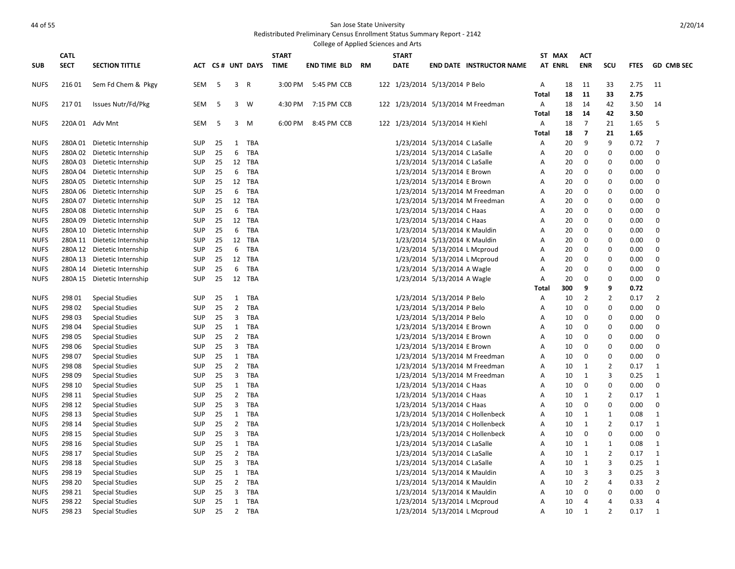San Jose State University

Redistributed Preliminary Census Enrollment Status Summary Report - 2142

College of Applied Sciences and Arts

| SUB | CATL SECT | SECTION TITTLE | ACT | CS # | UNT | DAYS | START TIME | END TIME | BLD | RM | START DATE | END DATE | INSTRUCTOR NAME | ST AT | MAX ENRL | ACT ENR | SCU | FTES | GD | CMB SEC |
|---|---|---|---|---|---|---|---|---|---|---|---|---|---|---|---|---|---|---|---|---|
| NUFS | 216 01 | Sem Fd Chem & Pkgy | SEM | 5 | 3 | R | 3:00 PM | 5:45 PM | CCB | 122 | 1/23/2014 | 5/13/2014 | P Belo | A | 18 | 11 | 33 | 2.75 | 11 | |
| | | | | | | | | | | | | | | **Total** | **18** | **11** | **33** | **2.75** | | |
| NUFS | 217 01 | Issues Nutr/Fd/Pkg | SEM | 5 | 3 | W | 4:30 PM | 7:15 PM | CCB | 122 | 1/23/2014 | 5/13/2014 | M Freedman | A | 18 | 14 | 42 | 3.50 | 14 | |
| | | | | | | | | | | | | | | **Total** | **18** | **14** | **42** | **3.50** | | |
| NUFS | 220A 01 | Adv Mnt | SEM | 5 | 3 | M | 6:00 PM | 8:45 PM | CCB | 122 | 1/23/2014 | 5/13/2014 | H Kiehl | A | 18 | 7 | 21 | 1.65 | 5 | |
| | | | | | | | | | | | | | | **Total** | **18** | **7** | **21** | **1.65** | | |
| NUFS | 280A 01 | Dietetic Internship | SUP | 25 | 1 | TBA | | | | | 1/23/2014 | 5/13/2014 | C LaSalle | A | 20 | 9 | 9 | 0.72 | 7 | |
| NUFS | 280A 02 | Dietetic Internship | SUP | 25 | 6 | TBA | | | | | 1/23/2014 | 5/13/2014 | C LaSalle | A | 20 | 0 | 0 | 0.00 | 0 | |
| NUFS | 280A 03 | Dietetic Internship | SUP | 25 | 12 | TBA | | | | | 1/23/2014 | 5/13/2014 | C LaSalle | A | 20 | 0 | 0 | 0.00 | 0 | |
| NUFS | 280A 04 | Dietetic Internship | SUP | 25 | 6 | TBA | | | | | 1/23/2014 | 5/13/2014 | E Brown | A | 20 | 0 | 0 | 0.00 | 0 | |
| NUFS | 280A 05 | Dietetic Internship | SUP | 25 | 12 | TBA | | | | | 1/23/2014 | 5/13/2014 | E Brown | A | 20 | 0 | 0 | 0.00 | 0 | |
| NUFS | 280A 06 | Dietetic Internship | SUP | 25 | 6 | TBA | | | | | 1/23/2014 | 5/13/2014 | M Freedman | A | 20 | 0 | 0 | 0.00 | 0 | |
| NUFS | 280A 07 | Dietetic Internship | SUP | 25 | 12 | TBA | | | | | 1/23/2014 | 5/13/2014 | M Freedman | A | 20 | 0 | 0 | 0.00 | 0 | |
| NUFS | 280A 08 | Dietetic Internship | SUP | 25 | 6 | TBA | | | | | 1/23/2014 | 5/13/2014 | C Haas | A | 20 | 0 | 0 | 0.00 | 0 | |
| NUFS | 280A 09 | Dietetic Internship | SUP | 25 | 12 | TBA | | | | | 1/23/2014 | 5/13/2014 | C Haas | A | 20 | 0 | 0 | 0.00 | 0 | |
| NUFS | 280A 10 | Dietetic Internship | SUP | 25 | 6 | TBA | | | | | 1/23/2014 | 5/13/2014 | K Mauldin | A | 20 | 0 | 0 | 0.00 | 0 | |
| NUFS | 280A 11 | Dietetic Internship | SUP | 25 | 12 | TBA | | | | | 1/23/2014 | 5/13/2014 | K Mauldin | A | 20 | 0 | 0 | 0.00 | 0 | |
| NUFS | 280A 12 | Dietetic Internship | SUP | 25 | 6 | TBA | | | | | 1/23/2014 | 5/13/2014 | L Mcproud | A | 20 | 0 | 0 | 0.00 | 0 | |
| NUFS | 280A 13 | Dietetic Internship | SUP | 25 | 12 | TBA | | | | | 1/23/2014 | 5/13/2014 | L Mcproud | A | 20 | 0 | 0 | 0.00 | 0 | |
| NUFS | 280A 14 | Dietetic Internship | SUP | 25 | 6 | TBA | | | | | 1/23/2014 | 5/13/2014 | A Wagle | A | 20 | 0 | 0 | 0.00 | 0 | |
| NUFS | 280A 15 | Dietetic Internship | SUP | 25 | 12 | TBA | | | | | 1/23/2014 | 5/13/2014 | A Wagle | A | 20 | 0 | 0 | 0.00 | 0 | |
| | | | | | | | | | | | | | | **Total** | **300** | **9** | **9** | **0.72** | | |
| NUFS | 298 01 | Special Studies | SUP | 25 | 1 | TBA | | | | | 1/23/2014 | 5/13/2014 | P Belo | A | 10 | 2 | 2 | 0.17 | 2 | |
| NUFS | 298 02 | Special Studies | SUP | 25 | 2 | TBA | | | | | 1/23/2014 | 5/13/2014 | P Belo | A | 10 | 0 | 0 | 0.00 | 0 | |
| NUFS | 298 03 | Special Studies | SUP | 25 | 3 | TBA | | | | | 1/23/2014 | 5/13/2014 | P Belo | A | 10 | 0 | 0 | 0.00 | 0 | |
| NUFS | 298 04 | Special Studies | SUP | 25 | 1 | TBA | | | | | 1/23/2014 | 5/13/2014 | E Brown | A | 10 | 0 | 0 | 0.00 | 0 | |
| NUFS | 298 05 | Special Studies | SUP | 25 | 2 | TBA | | | | | 1/23/2014 | 5/13/2014 | E Brown | A | 10 | 0 | 0 | 0.00 | 0 | |
| NUFS | 298 06 | Special Studies | SUP | 25 | 3 | TBA | | | | | 1/23/2014 | 5/13/2014 | E Brown | A | 10 | 0 | 0 | 0.00 | 0 | |
| NUFS | 298 07 | Special Studies | SUP | 25 | 1 | TBA | | | | | 1/23/2014 | 5/13/2014 | M Freedman | A | 10 | 0 | 0 | 0.00 | 0 | |
| NUFS | 298 08 | Special Studies | SUP | 25 | 2 | TBA | | | | | 1/23/2014 | 5/13/2014 | M Freedman | A | 10 | 1 | 2 | 0.17 | 1 | |
| NUFS | 298 09 | Special Studies | SUP | 25 | 3 | TBA | | | | | 1/23/2014 | 5/13/2014 | M Freedman | A | 10 | 1 | 3 | 0.25 | 1 | |
| NUFS | 298 10 | Special Studies | SUP | 25 | 1 | TBA | | | | | 1/23/2014 | 5/13/2014 | C Haas | A | 10 | 0 | 0 | 0.00 | 0 | |
| NUFS | 298 11 | Special Studies | SUP | 25 | 2 | TBA | | | | | 1/23/2014 | 5/13/2014 | C Haas | A | 10 | 1 | 2 | 0.17 | 1 | |
| NUFS | 298 12 | Special Studies | SUP | 25 | 3 | TBA | | | | | 1/23/2014 | 5/13/2014 | C Haas | A | 10 | 0 | 0 | 0.00 | 0 | |
| NUFS | 298 13 | Special Studies | SUP | 25 | 1 | TBA | | | | | 1/23/2014 | 5/13/2014 | C Hollenbeck | A | 10 | 1 | 1 | 0.08 | 1 | |
| NUFS | 298 14 | Special Studies | SUP | 25 | 2 | TBA | | | | | 1/23/2014 | 5/13/2014 | C Hollenbeck | A | 10 | 1 | 2 | 0.17 | 1 | |
| NUFS | 298 15 | Special Studies | SUP | 25 | 3 | TBA | | | | | 1/23/2014 | 5/13/2014 | C Hollenbeck | A | 10 | 0 | 0 | 0.00 | 0 | |
| NUFS | 298 16 | Special Studies | SUP | 25 | 1 | TBA | | | | | 1/23/2014 | 5/13/2014 | C LaSalle | A | 10 | 1 | 1 | 0.08 | 1 | |
| NUFS | 298 17 | Special Studies | SUP | 25 | 2 | TBA | | | | | 1/23/2014 | 5/13/2014 | C LaSalle | A | 10 | 1 | 2 | 0.17 | 1 | |
| NUFS | 298 18 | Special Studies | SUP | 25 | 3 | TBA | | | | | 1/23/2014 | 5/13/2014 | C LaSalle | A | 10 | 1 | 3 | 0.25 | 1 | |
| NUFS | 298 19 | Special Studies | SUP | 25 | 1 | TBA | | | | | 1/23/2014 | 5/13/2014 | K Mauldin | A | 10 | 3 | 3 | 0.25 | 3 | |
| NUFS | 298 20 | Special Studies | SUP | 25 | 2 | TBA | | | | | 1/23/2014 | 5/13/2014 | K Mauldin | A | 10 | 2 | 4 | 0.33 | 2 | |
| NUFS | 298 21 | Special Studies | SUP | 25 | 3 | TBA | | | | | 1/23/2014 | 5/13/2014 | K Mauldin | A | 10 | 0 | 0 | 0.00 | 0 | |
| NUFS | 298 22 | Special Studies | SUP | 25 | 1 | TBA | | | | | 1/23/2014 | 5/13/2014 | L Mcproud | A | 10 | 4 | 4 | 0.33 | 4 | |
| NUFS | 298 23 | Special Studies | SUP | 25 | 2 | TBA | | | | | 1/23/2014 | 5/13/2014 | L Mcproud | A | 10 | 1 | 2 | 0.17 | 1 | |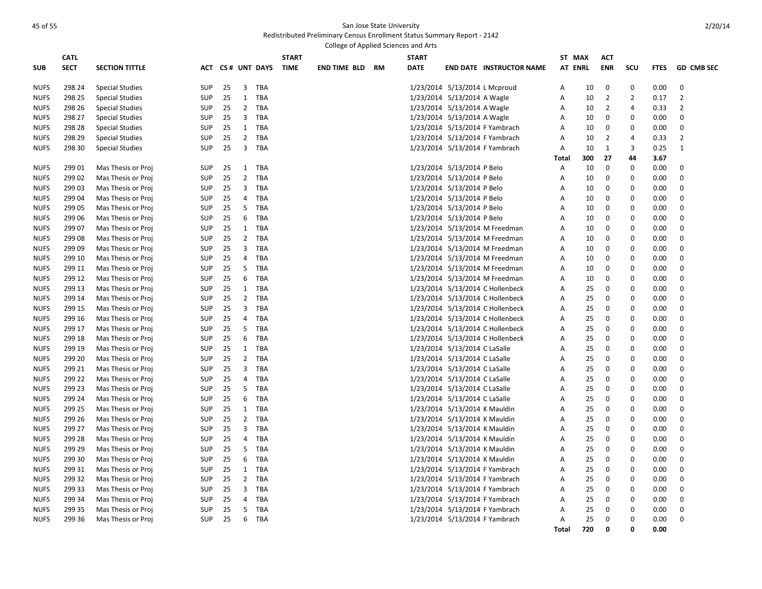San Jose State University

Redistributed Preliminary Census Enrollment Status Summary Report - 2142

College of Applied Sciences and Arts

2/20/14

| SUB | CATL SECT | SECTION TITTLE | ACT | CS # | UNT | DAYS | START TIME | END TIME | BLD | RM | START DATE | END DATE | INSTRUCTOR NAME | ST AT | MAX ENRL | ACT ENR | SCU | FTES | GD | CMB SEC |
|---|---|---|---|---|---|---|---|---|---|---|---|---|---|---|---|---|---|---|---|---|
| NUFS | 298 24 | Special Studies | SUP | 25 | 3 | TBA | | | | | 1/23/2014 | 5/13/2014 | L Mcproud | A | 10 | 0 | 0 | 0.00 | 0 | |
| NUFS | 298 25 | Special Studies | SUP | 25 | 1 | TBA | | | | | 1/23/2014 | 5/13/2014 | A Wagle | A | 10 | 2 | 2 | 0.17 | 2 | |
| NUFS | 298 26 | Special Studies | SUP | 25 | 2 | TBA | | | | | 1/23/2014 | 5/13/2014 | A Wagle | A | 10 | 2 | 4 | 0.33 | 2 | |
| NUFS | 298 27 | Special Studies | SUP | 25 | 3 | TBA | | | | | 1/23/2014 | 5/13/2014 | A Wagle | A | 10 | 0 | 0 | 0.00 | 0 | |
| NUFS | 298 28 | Special Studies | SUP | 25 | 1 | TBA | | | | | 1/23/2014 | 5/13/2014 | F Yambrach | A | 10 | 0 | 0 | 0.00 | 0 | |
| NUFS | 298 29 | Special Studies | SUP | 25 | 2 | TBA | | | | | 1/23/2014 | 5/13/2014 | F Yambrach | A | 10 | 2 | 4 | 0.33 | 2 | |
| NUFS | 298 30 | Special Studies | SUP | 25 | 3 | TBA | | | | | 1/23/2014 | 5/13/2014 | F Yambrach | A | 10 | 1 | 3 | 0.25 | 1 | |
| | | | | | | | | | | | | | | **Total** | **300** | **27** | **44** | **3.67** | | |
| NUFS | 299 01 | Mas Thesis or Proj | SUP | 25 | 1 | TBA | | | | | 1/23/2014 | 5/13/2014 | P Belo | A | 10 | 0 | 0 | 0.00 | 0 | |
| NUFS | 299 02 | Mas Thesis or Proj | SUP | 25 | 2 | TBA | | | | | 1/23/2014 | 5/13/2014 | P Belo | A | 10 | 0 | 0 | 0.00 | 0 | |
| NUFS | 299 03 | Mas Thesis or Proj | SUP | 25 | 3 | TBA | | | | | 1/23/2014 | 5/13/2014 | P Belo | A | 10 | 0 | 0 | 0.00 | 0 | |
| NUFS | 299 04 | Mas Thesis or Proj | SUP | 25 | 4 | TBA | | | | | 1/23/2014 | 5/13/2014 | P Belo | A | 10 | 0 | 0 | 0.00 | 0 | |
| NUFS | 299 05 | Mas Thesis or Proj | SUP | 25 | 5 | TBA | | | | | 1/23/2014 | 5/13/2014 | P Belo | A | 10 | 0 | 0 | 0.00 | 0 | |
| NUFS | 299 06 | Mas Thesis or Proj | SUP | 25 | 6 | TBA | | | | | 1/23/2014 | 5/13/2014 | P Belo | A | 10 | 0 | 0 | 0.00 | 0 | |
| NUFS | 299 07 | Mas Thesis or Proj | SUP | 25 | 1 | TBA | | | | | 1/23/2014 | 5/13/2014 | M Freedman | A | 10 | 0 | 0 | 0.00 | 0 | |
| NUFS | 299 08 | Mas Thesis or Proj | SUP | 25 | 2 | TBA | | | | | 1/23/2014 | 5/13/2014 | M Freedman | A | 10 | 0 | 0 | 0.00 | 0 | |
| NUFS | 299 09 | Mas Thesis or Proj | SUP | 25 | 3 | TBA | | | | | 1/23/2014 | 5/13/2014 | M Freedman | A | 10 | 0 | 0 | 0.00 | 0 | |
| NUFS | 299 10 | Mas Thesis or Proj | SUP | 25 | 4 | TBA | | | | | 1/23/2014 | 5/13/2014 | M Freedman | A | 10 | 0 | 0 | 0.00 | 0 | |
| NUFS | 299 11 | Mas Thesis or Proj | SUP | 25 | 5 | TBA | | | | | 1/23/2014 | 5/13/2014 | M Freedman | A | 10 | 0 | 0 | 0.00 | 0 | |
| NUFS | 299 12 | Mas Thesis or Proj | SUP | 25 | 6 | TBA | | | | | 1/23/2014 | 5/13/2014 | M Freedman | A | 10 | 0 | 0 | 0.00 | 0 | |
| NUFS | 299 13 | Mas Thesis or Proj | SUP | 25 | 1 | TBA | | | | | 1/23/2014 | 5/13/2014 | C Hollenbeck | A | 25 | 0 | 0 | 0.00 | 0 | |
| NUFS | 299 14 | Mas Thesis or Proj | SUP | 25 | 2 | TBA | | | | | 1/23/2014 | 5/13/2014 | C Hollenbeck | A | 25 | 0 | 0 | 0.00 | 0 | |
| NUFS | 299 15 | Mas Thesis or Proj | SUP | 25 | 3 | TBA | | | | | 1/23/2014 | 5/13/2014 | C Hollenbeck | A | 25 | 0 | 0 | 0.00 | 0 | |
| NUFS | 299 16 | Mas Thesis or Proj | SUP | 25 | 4 | TBA | | | | | 1/23/2014 | 5/13/2014 | C Hollenbeck | A | 25 | 0 | 0 | 0.00 | 0 | |
| NUFS | 299 17 | Mas Thesis or Proj | SUP | 25 | 5 | TBA | | | | | 1/23/2014 | 5/13/2014 | C Hollenbeck | A | 25 | 0 | 0 | 0.00 | 0 | |
| NUFS | 299 18 | Mas Thesis or Proj | SUP | 25 | 6 | TBA | | | | | 1/23/2014 | 5/13/2014 | C Hollenbeck | A | 25 | 0 | 0 | 0.00 | 0 | |
| NUFS | 299 19 | Mas Thesis or Proj | SUP | 25 | 1 | TBA | | | | | 1/23/2014 | 5/13/2014 | C LaSalle | A | 25 | 0 | 0 | 0.00 | 0 | |
| NUFS | 299 20 | Mas Thesis or Proj | SUP | 25 | 2 | TBA | | | | | 1/23/2014 | 5/13/2014 | C LaSalle | A | 25 | 0 | 0 | 0.00 | 0 | |
| NUFS | 299 21 | Mas Thesis or Proj | SUP | 25 | 3 | TBA | | | | | 1/23/2014 | 5/13/2014 | C LaSalle | A | 25 | 0 | 0 | 0.00 | 0 | |
| NUFS | 299 22 | Mas Thesis or Proj | SUP | 25 | 4 | TBA | | | | | 1/23/2014 | 5/13/2014 | C LaSalle | A | 25 | 0 | 0 | 0.00 | 0 | |
| NUFS | 299 23 | Mas Thesis or Proj | SUP | 25 | 5 | TBA | | | | | 1/23/2014 | 5/13/2014 | C LaSalle | A | 25 | 0 | 0 | 0.00 | 0 | |
| NUFS | 299 24 | Mas Thesis or Proj | SUP | 25 | 6 | TBA | | | | | 1/23/2014 | 5/13/2014 | C LaSalle | A | 25 | 0 | 0 | 0.00 | 0 | |
| NUFS | 299 25 | Mas Thesis or Proj | SUP | 25 | 1 | TBA | | | | | 1/23/2014 | 5/13/2014 | K Mauldin | A | 25 | 0 | 0 | 0.00 | 0 | |
| NUFS | 299 26 | Mas Thesis or Proj | SUP | 25 | 2 | TBA | | | | | 1/23/2014 | 5/13/2014 | K Mauldin | A | 25 | 0 | 0 | 0.00 | 0 | |
| NUFS | 299 27 | Mas Thesis or Proj | SUP | 25 | 3 | TBA | | | | | 1/23/2014 | 5/13/2014 | K Mauldin | A | 25 | 0 | 0 | 0.00 | 0 | |
| NUFS | 299 28 | Mas Thesis or Proj | SUP | 25 | 4 | TBA | | | | | 1/23/2014 | 5/13/2014 | K Mauldin | A | 25 | 0 | 0 | 0.00 | 0 | |
| NUFS | 299 29 | Mas Thesis or Proj | SUP | 25 | 5 | TBA | | | | | 1/23/2014 | 5/13/2014 | K Mauldin | A | 25 | 0 | 0 | 0.00 | 0 | |
| NUFS | 299 30 | Mas Thesis or Proj | SUP | 25 | 6 | TBA | | | | | 1/23/2014 | 5/13/2014 | K Mauldin | A | 25 | 0 | 0 | 0.00 | 0 | |
| NUFS | 299 31 | Mas Thesis or Proj | SUP | 25 | 1 | TBA | | | | | 1/23/2014 | 5/13/2014 | F Yambrach | A | 25 | 0 | 0 | 0.00 | 0 | |
| NUFS | 299 32 | Mas Thesis or Proj | SUP | 25 | 2 | TBA | | | | | 1/23/2014 | 5/13/2014 | F Yambrach | A | 25 | 0 | 0 | 0.00 | 0 | |
| NUFS | 299 33 | Mas Thesis or Proj | SUP | 25 | 3 | TBA | | | | | 1/23/2014 | 5/13/2014 | F Yambrach | A | 25 | 0 | 0 | 0.00 | 0 | |
| NUFS | 299 34 | Mas Thesis or Proj | SUP | 25 | 4 | TBA | | | | | 1/23/2014 | 5/13/2014 | F Yambrach | A | 25 | 0 | 0 | 0.00 | 0 | |
| NUFS | 299 35 | Mas Thesis or Proj | SUP | 25 | 5 | TBA | | | | | 1/23/2014 | 5/13/2014 | F Yambrach | A | 25 | 0 | 0 | 0.00 | 0 | |
| NUFS | 299 36 | Mas Thesis or Proj | SUP | 25 | 6 | TBA | | | | | 1/23/2014 | 5/13/2014 | F Yambrach | A | 25 | 0 | 0 | 0.00 | 0 | |
| | | | | | | | | | | | | | | **Total** | **720** | **0** | **0** | **0.00** | | |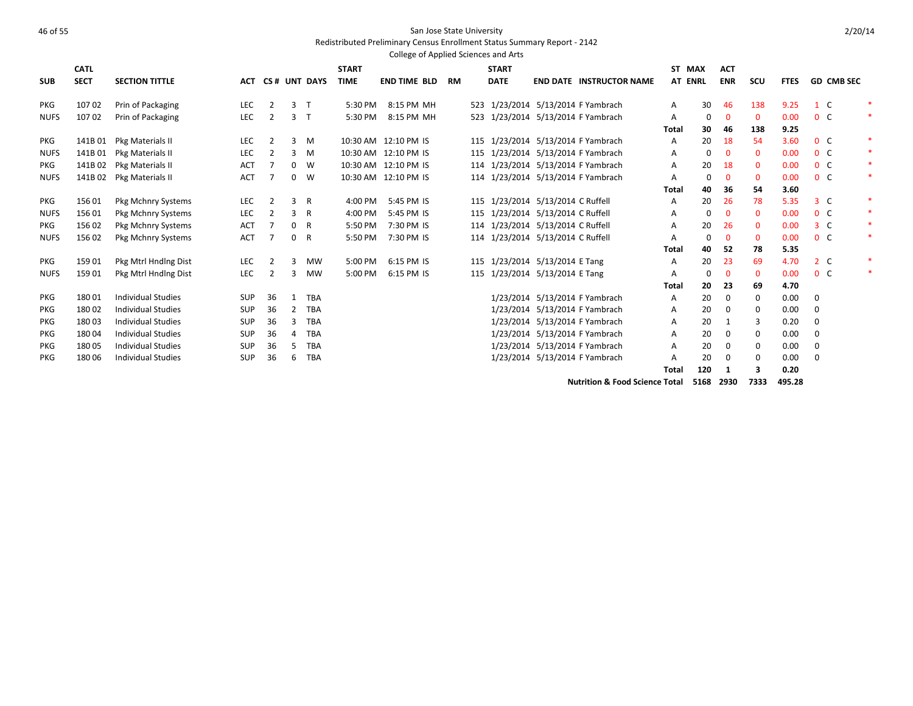San Jose State University

Redistributed Preliminary Census Enrollment Status Summary Report - 2142

College of Applied Sciences and Arts

2/20/14

| SUB | CATL SECT | SECTION TITTLE | ACT | CS # | UNT | DAYS | START TIME | END TIME | BLD | RM | START DATE | END DATE | INSTRUCTOR NAME | ST AT | MAX ENRL | ACT ENR | SCU | FTES | GD | CMB SEC | |
|---|---|---|---|---|---|---|---|---|---|---|---|---|---|---|---|---|---|---|---|---|---|
| PKG | 107 02 | Prin of Packaging | LEC | 2 | 3 | T | 5:30 PM | 8:15 PM | MH | 523 | 1/23/2014 | 5/13/2014 | F Yambrach | A | 30 | 46 | 138 | 9.25 | 1 | C | * |
| NUFS | 107 02 | Prin of Packaging | LEC | 2 | 3 | T | 5:30 PM | 8:15 PM | MH | 523 | 1/23/2014 | 5/13/2014 | F Yambrach | A | 0 | 0 | 0 | 0.00 | 0 | C | * |
| | | | | | | | | | | | | | | Total | 30 | 46 | 138 | 9.25 | | | |
| PKG | 141B 01 | Pkg Materials II | LEC | 2 | 3 | M | 10:30 AM | 12:10 PM | IS | 115 | 1/23/2014 | 5/13/2014 | F Yambrach | A | 20 | 18 | 54 | 3.60 | 0 | C | * |
| NUFS | 141B 01 | Pkg Materials II | LEC | 2 | 3 | M | 10:30 AM | 12:10 PM | IS | 115 | 1/23/2014 | 5/13/2014 | F Yambrach | A | 0 | 0 | 0 | 0.00 | 0 | C | * |
| PKG | 141B 02 | Pkg Materials II | ACT | 7 | 0 | W | 10:30 AM | 12:10 PM | IS | 114 | 1/23/2014 | 5/13/2014 | F Yambrach | A | 20 | 18 | 0 | 0.00 | 0 | C | * |
| NUFS | 141B 02 | Pkg Materials II | ACT | 7 | 0 | W | 10:30 AM | 12:10 PM | IS | 114 | 1/23/2014 | 5/13/2014 | F Yambrach | A | 0 | 0 | 0 | 0.00 | 0 | C | * |
| | | | | | | | | | | | | | | Total | 40 | 36 | 54 | 3.60 | | | |
| PKG | 156 01 | Pkg Mchnry Systems | LEC | 2 | 3 | R | 4:00 PM | 5:45 PM | IS | 115 | 1/23/2014 | 5/13/2014 | C Ruffell | A | 20 | 26 | 78 | 5.35 | 3 | C | * |
| NUFS | 156 01 | Pkg Mchnry Systems | LEC | 2 | 3 | R | 4:00 PM | 5:45 PM | IS | 115 | 1/23/2014 | 5/13/2014 | C Ruffell | A | 0 | 0 | 0 | 0.00 | 0 | C | * |
| PKG | 156 02 | Pkg Mchnry Systems | ACT | 7 | 0 | R | 5:50 PM | 7:30 PM | IS | 114 | 1/23/2014 | 5/13/2014 | C Ruffell | A | 20 | 26 | 0 | 0.00 | 3 | C | * |
| NUFS | 156 02 | Pkg Mchnry Systems | ACT | 7 | 0 | R | 5:50 PM | 7:30 PM | IS | 114 | 1/23/2014 | 5/13/2014 | C Ruffell | A | 0 | 0 | 0 | 0.00 | 0 | C | * |
| | | | | | | | | | | | | | | Total | 40 | 52 | 78 | 5.35 | | | |
| PKG | 159 01 | Pkg Mtrl Hndlng Dist | LEC | 2 | 3 | MW | 5:00 PM | 6:15 PM | IS | 115 | 1/23/2014 | 5/13/2014 | E Tang | A | 20 | 23 | 69 | 4.70 | 2 | C | * |
| NUFS | 159 01 | Pkg Mtrl Hndlng Dist | LEC | 2 | 3 | MW | 5:00 PM | 6:15 PM | IS | 115 | 1/23/2014 | 5/13/2014 | E Tang | A | 0 | 0 | 0 | 0.00 | 0 | C | * |
| | | | | | | | | | | | | | | Total | 20 | 23 | 69 | 4.70 | | | |
| PKG | 180 01 | Individual Studies | SUP | 36 | 1 | TBA | | | | | 1/23/2014 | 5/13/2014 | F Yambrach | A | 20 | 0 | 0 | 0.00 | 0 | | |
| PKG | 180 02 | Individual Studies | SUP | 36 | 2 | TBA | | | | | 1/23/2014 | 5/13/2014 | F Yambrach | A | 20 | 0 | 0 | 0.00 | 0 | | |
| PKG | 180 03 | Individual Studies | SUP | 36 | 3 | TBA | | | | | 1/23/2014 | 5/13/2014 | F Yambrach | A | 20 | 1 | 3 | 0.20 | 0 | | |
| PKG | 180 04 | Individual Studies | SUP | 36 | 4 | TBA | | | | | 1/23/2014 | 5/13/2014 | F Yambrach | A | 20 | 0 | 0 | 0.00 | 0 | | |
| PKG | 180 05 | Individual Studies | SUP | 36 | 5 | TBA | | | | | 1/23/2014 | 5/13/2014 | F Yambrach | A | 20 | 0 | 0 | 0.00 | 0 | | |
| PKG | 180 06 | Individual Studies | SUP | 36 | 6 | TBA | | | | | 1/23/2014 | 5/13/2014 | F Yambrach | A | 20 | 0 | 0 | 0.00 | 0 | | |
| | | | | | | | | | | | | | | Total | 120 | 1 | 3 | 0.20 | | | |
| | | | | | | | | | | | | | Nutrition & Food Science Total | | 5168 | 2930 | 7333 | 495.28 | | | |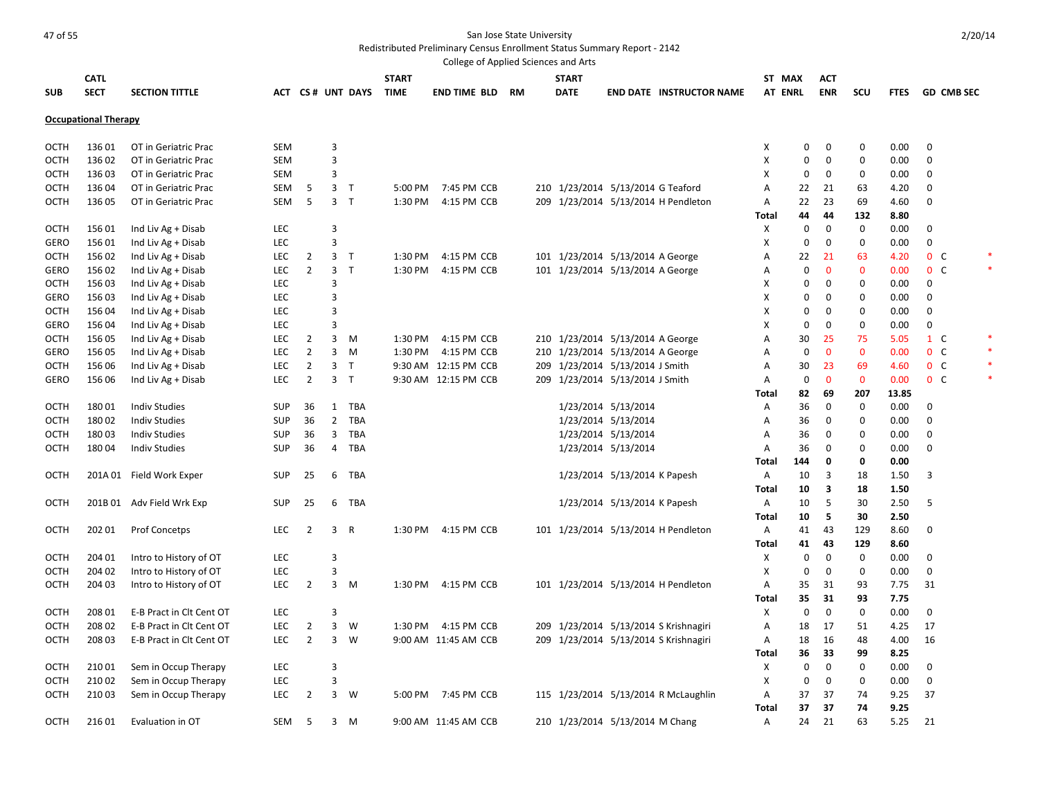San Jose State University

Redistributed Preliminary Census Enrollment Status Summary Report - 2142

College of Applied Sciences and Arts

2/20/14

| SUB | CATL SECT | SECTION TITTLE | ACT | CS # | UNT | DAYS | START TIME | END TIME | BLD | RM | START DATE | END DATE | INSTRUCTOR NAME | ST AT | MAX ENRL | ACT ENR | SCU | FTES | GD | CMB SEC | |
|---|---|---|---|---|---|---|---|---|---|---|---|---|---|---|---|---|---|---|---|---|---|
| **Occupational Therapy** | | | | | | | | | | | | | | | | | | | | | |
| OCTH | 136 01 | OT in Geriatric Prac | SEM | | 3 | | | | | | | | | X | 0 | 0 | 0 | 0.00 | 0 | | |
| OCTH | 136 02 | OT in Geriatric Prac | SEM | | 3 | | | | | | | | | X | 0 | 0 | 0 | 0.00 | 0 | | |
| OCTH | 136 03 | OT in Geriatric Prac | SEM | | 3 | | | | | | | | | X | 0 | 0 | 0 | 0.00 | 0 | | |
| OCTH | 136 04 | OT in Geriatric Prac | SEM | 5 | 3 | T | 5:00 PM | 7:45 PM | CCB | 210 | 1/23/2014 | 5/13/2014 | G Teaford | A | 22 | 21 | 63 | 4.20 | 0 | | |
| OCTH | 136 05 | OT in Geriatric Prac | SEM | 5 | 3 | T | 1:30 PM | 4:15 PM | CCB | 209 | 1/23/2014 | 5/13/2014 | H Pendleton | A | 22 | 23 | 69 | 4.60 | 0 | | |
| | | | | | | | | | | | | | | **Total** | **44** | **44** | **132** | **8.80** | | | |
| OCTH | 156 01 | Ind Liv Ag + Disab | LEC | | 3 | | | | | | | | | X | 0 | 0 | 0 | 0.00 | 0 | | |
| GERO | 156 01 | Ind Liv Ag + Disab | LEC | | 3 | | | | | | | | | X | 0 | 0 | 0 | 0.00 | 0 | | |
| OCTH | 156 02 | Ind Liv Ag + Disab | LEC | 2 | 3 | T | 1:30 PM | 4:15 PM | CCB | 101 | 1/23/2014 | 5/13/2014 | A George | A | 22 | 21 | 63 | 4.20 | 0 | C | * |
| GERO | 156 02 | Ind Liv Ag + Disab | LEC | 2 | 3 | T | 1:30 PM | 4:15 PM | CCB | 101 | 1/23/2014 | 5/13/2014 | A George | A | 0 | 0 | 0 | 0.00 | 0 | C | * |
| OCTH | 156 03 | Ind Liv Ag + Disab | LEC | | 3 | | | | | | | | | X | 0 | 0 | 0 | 0.00 | 0 | | |
| GERO | 156 03 | Ind Liv Ag + Disab | LEC | | 3 | | | | | | | | | X | 0 | 0 | 0 | 0.00 | 0 | | |
| OCTH | 156 04 | Ind Liv Ag + Disab | LEC | | 3 | | | | | | | | | X | 0 | 0 | 0 | 0.00 | 0 | | |
| GERO | 156 04 | Ind Liv Ag + Disab | LEC | | 3 | | | | | | | | | X | 0 | 0 | 0 | 0.00 | 0 | | |
| OCTH | 156 05 | Ind Liv Ag + Disab | LEC | 2 | 3 | M | 1:30 PM | 4:15 PM | CCB | 210 | 1/23/2014 | 5/13/2014 | A George | A | 30 | 25 | 75 | 5.05 | 1 | C | * |
| GERO | 156 05 | Ind Liv Ag + Disab | LEC | 2 | 3 | M | 1:30 PM | 4:15 PM | CCB | 210 | 1/23/2014 | 5/13/2014 | A George | A | 0 | 0 | 0 | 0.00 | 0 | C | * |
| OCTH | 156 06 | Ind Liv Ag + Disab | LEC | 2 | 3 | T | 9:30 AM | 12:15 PM | CCB | 209 | 1/23/2014 | 5/13/2014 | J Smith | A | 30 | 23 | 69 | 4.60 | 0 | C | * |
| GERO | 156 06 | Ind Liv Ag + Disab | LEC | 2 | 3 | T | 9:30 AM | 12:15 PM | CCB | 209 | 1/23/2014 | 5/13/2014 | J Smith | A | 0 | 0 | 0 | 0.00 | 0 | C | * |
| | | | | | | | | | | | | | | **Total** | **82** | **69** | **207** | **13.85** | | | |
| OCTH | 180 01 | Indiv Studies | SUP | 36 | 1 | TBA | | | | | 1/23/2014 | 5/13/2014 | | A | 36 | 0 | 0 | 0.00 | 0 | | |
| OCTH | 180 02 | Indiv Studies | SUP | 36 | 2 | TBA | | | | | 1/23/2014 | 5/13/2014 | | A | 36 | 0 | 0 | 0.00 | 0 | | |
| OCTH | 180 03 | Indiv Studies | SUP | 36 | 3 | TBA | | | | | 1/23/2014 | 5/13/2014 | | A | 36 | 0 | 0 | 0.00 | 0 | | |
| OCTH | 180 04 | Indiv Studies | SUP | 36 | 4 | TBA | | | | | 1/23/2014 | 5/13/2014 | | A | 36 | 0 | 0 | 0.00 | 0 | | |
| | | | | | | | | | | | | | | **Total** | **144** | **0** | **0** | **0.00** | | | |
| OCTH | 201A 01 | Field Work Exper | SUP | 25 | 6 | TBA | | | | | 1/23/2014 | 5/13/2014 | K Papesh | A | 10 | 3 | 18 | 1.50 | 3 | | |
| | | | | | | | | | | | | | | **Total** | **10** | **3** | **18** | **1.50** | | | |
| OCTH | 201B 01 | Adv Field Wrk Exp | SUP | 25 | 6 | TBA | | | | | 1/23/2014 | 5/13/2014 | K Papesh | A | 10 | 5 | 30 | 2.50 | 5 | | |
| | | | | | | | | | | | | | | **Total** | **10** | **5** | **30** | **2.50** | | | |
| OCTH | 202 01 | Prof Concetps | LEC | 2 | 3 | R | 1:30 PM | 4:15 PM | CCB | 101 | 1/23/2014 | 5/13/2014 | H Pendleton | A | 41 | 43 | 129 | 8.60 | 0 | | |
| | | | | | | | | | | | | | | **Total** | **41** | **43** | **129** | **8.60** | | | |
| OCTH | 204 01 | Intro to History of OT | LEC | | 3 | | | | | | | | | X | 0 | 0 | 0 | 0.00 | 0 | | |
| OCTH | 204 02 | Intro to History of OT | LEC | | 3 | | | | | | | | | X | 0 | 0 | 0 | 0.00 | 0 | | |
| OCTH | 204 03 | Intro to History of OT | LEC | 2 | 3 | M | 1:30 PM | 4:15 PM | CCB | 101 | 1/23/2014 | 5/13/2014 | H Pendleton | A | 35 | 31 | 93 | 7.75 | 31 | | |
| | | | | | | | | | | | | | | **Total** | **35** | **31** | **93** | **7.75** | | | |
| OCTH | 208 01 | E-B Pract in Clt Cent OT | LEC | | 3 | | | | | | | | | X | 0 | 0 | 0 | 0.00 | 0 | | |
| OCTH | 208 02 | E-B Pract in Clt Cent OT | LEC | 2 | 3 | W | 1:30 PM | 4:15 PM | CCB | 209 | 1/23/2014 | 5/13/2014 | S Krishnagiri | A | 18 | 17 | 51 | 4.25 | 17 | | |
| OCTH | 208 03 | E-B Pract in Clt Cent OT | LEC | 2 | 3 | W | 9:00 AM | 11:45 AM | CCB | 209 | 1/23/2014 | 5/13/2014 | S Krishnagiri | A | 18 | 16 | 48 | 4.00 | 16 | | |
| | | | | | | | | | | | | | | **Total** | **36** | **33** | **99** | **8.25** | | | |
| OCTH | 210 01 | Sem in Occup Therapy | LEC | | 3 | | | | | | | | | X | 0 | 0 | 0 | 0.00 | 0 | | |
| OCTH | 210 02 | Sem in Occup Therapy | LEC | | 3 | | | | | | | | | X | 0 | 0 | 0 | 0.00 | 0 | | |
| OCTH | 210 03 | Sem in Occup Therapy | LEC | 2 | 3 | W | 5:00 PM | 7:45 PM | CCB | 115 | 1/23/2014 | 5/13/2014 | R McLaughlin | A | 37 | 37 | 74 | 9.25 | 37 | | |
| | | | | | | | | | | | | | | **Total** | **37** | **37** | **74** | **9.25** | | | |
| OCTH | 216 01 | Evaluation in OT | SEM | 5 | 3 | M | 9:00 AM | 11:45 AM | CCB | 210 | 1/23/2014 | 5/13/2014 | M Chang | A | 24 | 21 | 63 | 5.25 | 21 | | |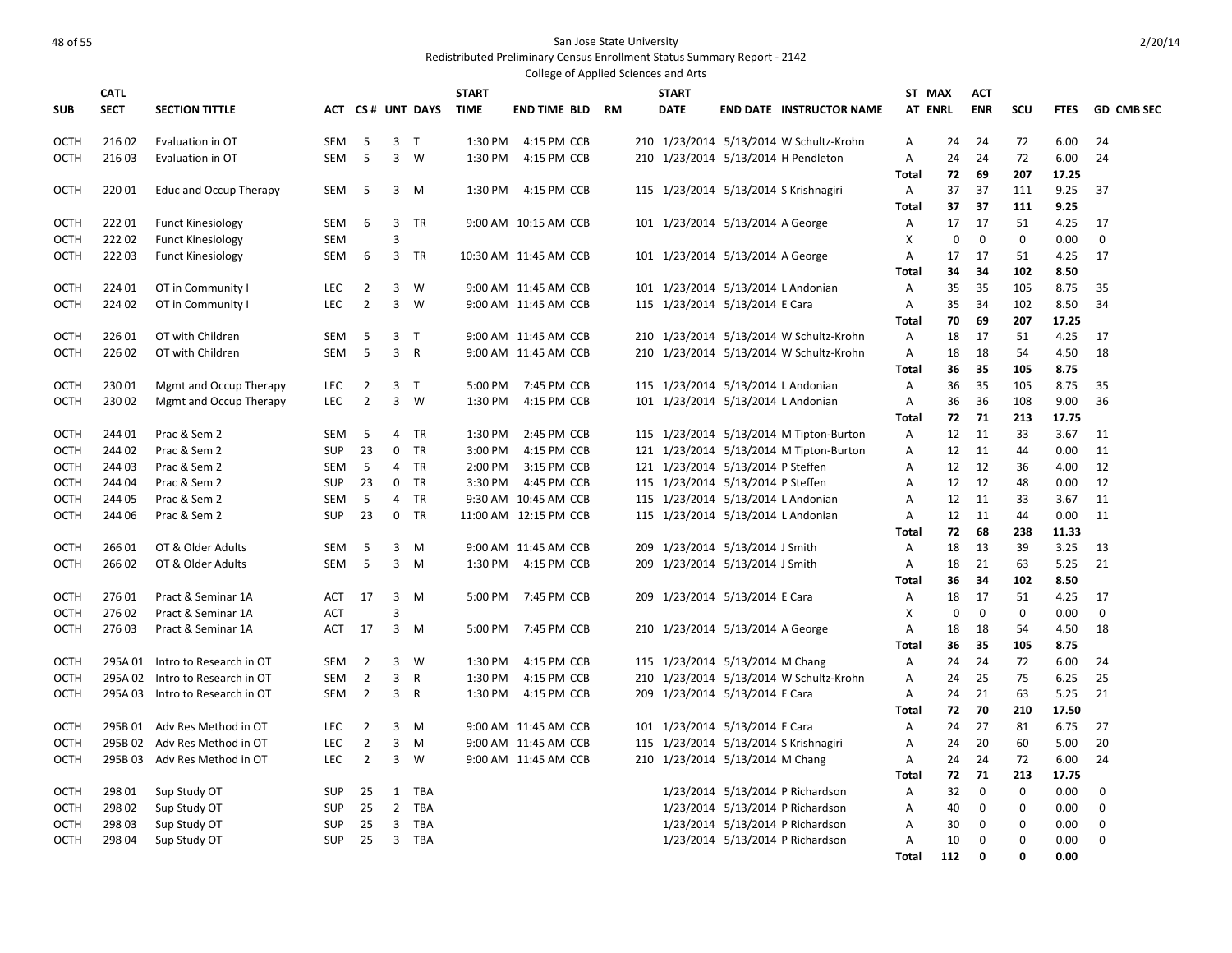San Jose State University

Redistributed Preliminary Census Enrollment Status Summary Report - 2142

College of Applied Sciences and Arts

| SUB | CATL SECT | SECTION TITTLE | ACT | CS # | UNT | DAYS | START TIME | END TIME | BLD | RM | START DATE | END DATE | INSTRUCTOR NAME | ST AT | MAX ENRL | ACT ENR | SCU | FTES | GD | CMB SEC |
|---|---|---|---|---|---|---|---|---|---|---|---|---|---|---|---|---|---|---|---|---|
| OCTH | 216 02 | Evaluation in OT | SEM | 5 | 3 | T | 1:30 PM | 4:15 PM | CCB | 210 | 1/23/2014 | 5/13/2014 | W Schultz-Krohn | A | 24 | 24 | 72 | 6.00 | 24 | |
| OCTH | 216 03 | Evaluation in OT | SEM | 5 | 3 | W | 1:30 PM | 4:15 PM | CCB | 210 | 1/23/2014 | 5/13/2014 | H Pendleton | A | 24 | 24 | 72 | 6.00 | 24 | |
| | | | | | | | | | | | | | | **Total** | **72** | **69** | **207** | **17.25** | | |
| OCTH | 220 01 | Educ and Occup Therapy | SEM | 5 | 3 | M | 1:30 PM | 4:15 PM | CCB | 115 | 1/23/2014 | 5/13/2014 | S Krishnagiri | A | 37 | 37 | 111 | 9.25 | 37 | |
| | | | | | | | | | | | | | | **Total** | **37** | **37** | **111** | **9.25** | | |
| OCTH | 222 01 | Funct Kinesiology | SEM | 6 | 3 | TR | 9:00 AM | 10:15 AM | CCB | 101 | 1/23/2014 | 5/13/2014 | A George | A | 17 | 17 | 51 | 4.25 | 17 | |
| OCTH | 222 02 | Funct Kinesiology | SEM | | 3 | | | | | | | | | X | 0 | 0 | 0 | 0.00 | 0 | |
| OCTH | 222 03 | Funct Kinesiology | SEM | 6 | 3 | TR | 10:30 AM | 11:45 AM | CCB | 101 | 1/23/2014 | 5/13/2014 | A George | A | 17 | 17 | 51 | 4.25 | 17 | |
| | | | | | | | | | | | | | | **Total** | **34** | **34** | **102** | **8.50** | | |
| OCTH | 224 01 | OT in Community I | LEC | 2 | 3 | W | 9:00 AM | 11:45 AM | CCB | 101 | 1/23/2014 | 5/13/2014 | L Andonian | A | 35 | 35 | 105 | 8.75 | 35 | |
| OCTH | 224 02 | OT in Community I | LEC | 2 | 3 | W | 9:00 AM | 11:45 AM | CCB | 115 | 1/23/2014 | 5/13/2014 | E Cara | A | 35 | 34 | 102 | 8.50 | 34 | |
| | | | | | | | | | | | | | | **Total** | **70** | **69** | **207** | **17.25** | | |
| OCTH | 226 01 | OT with Children | SEM | 5 | 3 | T | 9:00 AM | 11:45 AM | CCB | 210 | 1/23/2014 | 5/13/2014 | W Schultz-Krohn | A | 18 | 17 | 51 | 4.25 | 17 | |
| OCTH | 226 02 | OT with Children | SEM | 5 | 3 | R | 9:00 AM | 11:45 AM | CCB | 210 | 1/23/2014 | 5/13/2014 | W Schultz-Krohn | A | 18 | 18 | 54 | 4.50 | 18 | |
| | | | | | | | | | | | | | | **Total** | **36** | **35** | **105** | **8.75** | | |
| OCTH | 230 01 | Mgmt and Occup Therapy | LEC | 2 | 3 | T | 5:00 PM | 7:45 PM | CCB | 115 | 1/23/2014 | 5/13/2014 | L Andonian | A | 36 | 35 | 105 | 8.75 | 35 | |
| OCTH | 230 02 | Mgmt and Occup Therapy | LEC | 2 | 3 | W | 1:30 PM | 4:15 PM | CCB | 101 | 1/23/2014 | 5/13/2014 | L Andonian | A | 36 | 36 | 108 | 9.00 | 36 | |
| | | | | | | | | | | | | | | **Total** | **72** | **71** | **213** | **17.75** | | |
| OCTH | 244 01 | Prac & Sem 2 | SEM | 5 | 4 | TR | 1:30 PM | 2:45 PM | CCB | 115 | 1/23/2014 | 5/13/2014 | M Tipton-Burton | A | 12 | 11 | 33 | 3.67 | 11 | |
| OCTH | 244 02 | Prac & Sem 2 | SUP | 23 | 0 | TR | 3:00 PM | 4:15 PM | CCB | 121 | 1/23/2014 | 5/13/2014 | M Tipton-Burton | A | 12 | 11 | 44 | 0.00 | 11 | |
| OCTH | 244 03 | Prac & Sem 2 | SEM | 5 | 4 | TR | 2:00 PM | 3:15 PM | CCB | 121 | 1/23/2014 | 5/13/2014 | P Steffen | A | 12 | 12 | 36 | 4.00 | 12 | |
| OCTH | 244 04 | Prac & Sem 2 | SUP | 23 | 0 | TR | 3:30 PM | 4:45 PM | CCB | 115 | 1/23/2014 | 5/13/2014 | P Steffen | A | 12 | 12 | 48 | 0.00 | 12 | |
| OCTH | 244 05 | Prac & Sem 2 | SEM | 5 | 4 | TR | 9:30 AM | 10:45 AM | CCB | 115 | 1/23/2014 | 5/13/2014 | L Andonian | A | 12 | 11 | 33 | 3.67 | 11 | |
| OCTH | 244 06 | Prac & Sem 2 | SUP | 23 | 0 | TR | 11:00 AM | 12:15 PM | CCB | 115 | 1/23/2014 | 5/13/2014 | L Andonian | A | 12 | 11 | 44 | 0.00 | 11 | |
| | | | | | | | | | | | | | | **Total** | **72** | **68** | **238** | **11.33** | | |
| OCTH | 266 01 | OT & Older Adults | SEM | 5 | 3 | M | 9:00 AM | 11:45 AM | CCB | 209 | 1/23/2014 | 5/13/2014 | J Smith | A | 18 | 13 | 39 | 3.25 | 13 | |
| OCTH | 266 02 | OT & Older Adults | SEM | 5 | 3 | M | 1:30 PM | 4:15 PM | CCB | 209 | 1/23/2014 | 5/13/2014 | J Smith | A | 18 | 21 | 63 | 5.25 | 21 | |
| | | | | | | | | | | | | | | **Total** | **36** | **34** | **102** | **8.50** | | |
| OCTH | 276 01 | Pract & Seminar 1A | ACT | 17 | 3 | M | 5:00 PM | 7:45 PM | CCB | 209 | 1/23/2014 | 5/13/2014 | E Cara | A | 18 | 17 | 51 | 4.25 | 17 | |
| OCTH | 276 02 | Pract & Seminar 1A | ACT | | 3 | | | | | | | | | X | 0 | 0 | 0 | 0.00 | 0 | |
| OCTH | 276 03 | Pract & Seminar 1A | ACT | 17 | 3 | M | 5:00 PM | 7:45 PM | CCB | 210 | 1/23/2014 | 5/13/2014 | A George | A | 18 | 18 | 54 | 4.50 | 18 | |
| | | | | | | | | | | | | | | **Total** | **36** | **35** | **105** | **8.75** | | |
| OCTH | 295A 01 | Intro to Research in OT | SEM | 2 | 3 | W | 1:30 PM | 4:15 PM | CCB | 115 | 1/23/2014 | 5/13/2014 | M Chang | A | 24 | 24 | 72 | 6.00 | 24 | |
| OCTH | 295A 02 | Intro to Research in OT | SEM | 2 | 3 | R | 1:30 PM | 4:15 PM | CCB | 210 | 1/23/2014 | 5/13/2014 | W Schultz-Krohn | A | 24 | 25 | 75 | 6.25 | 25 | |
| OCTH | 295A 03 | Intro to Research in OT | SEM | 2 | 3 | R | 1:30 PM | 4:15 PM | CCB | 209 | 1/23/2014 | 5/13/2014 | E Cara | A | 24 | 21 | 63 | 5.25 | 21 | |
| | | | | | | | | | | | | | | **Total** | **72** | **70** | **210** | **17.50** | | |
| OCTH | 295B 01 | Adv Res Method in OT | LEC | 2 | 3 | M | 9:00 AM | 11:45 AM | CCB | 101 | 1/23/2014 | 5/13/2014 | E Cara | A | 24 | 27 | 81 | 6.75 | 27 | |
| OCTH | 295B 02 | Adv Res Method in OT | LEC | 2 | 3 | M | 9:00 AM | 11:45 AM | CCB | 115 | 1/23/2014 | 5/13/2014 | S Krishnagiri | A | 24 | 20 | 60 | 5.00 | 20 | |
| OCTH | 295B 03 | Adv Res Method in OT | LEC | 2 | 3 | W | 9:00 AM | 11:45 AM | CCB | 210 | 1/23/2014 | 5/13/2014 | M Chang | A | 24 | 24 | 72 | 6.00 | 24 | |
| | | | | | | | | | | | | | | **Total** | **72** | **71** | **213** | **17.75** | | |
| OCTH | 298 01 | Sup Study OT | SUP | 25 | 1 | TBA | | | | | 1/23/2014 | 5/13/2014 | P Richardson | A | 32 | 0 | 0 | 0.00 | 0 | |
| OCTH | 298 02 | Sup Study OT | SUP | 25 | 2 | TBA | | | | | 1/23/2014 | 5/13/2014 | P Richardson | A | 40 | 0 | 0 | 0.00 | 0 | |
| OCTH | 298 03 | Sup Study OT | SUP | 25 | 3 | TBA | | | | | 1/23/2014 | 5/13/2014 | P Richardson | A | 30 | 0 | 0 | 0.00 | 0 | |
| OCTH | 298 04 | Sup Study OT | SUP | 25 | 3 | TBA | | | | | 1/23/2014 | 5/13/2014 | P Richardson | A | 10 | 0 | 0 | 0.00 | 0 | |
| | | | | | | | | | | | | | | **Total** | **112** | **0** | **0** | **0.00** | | |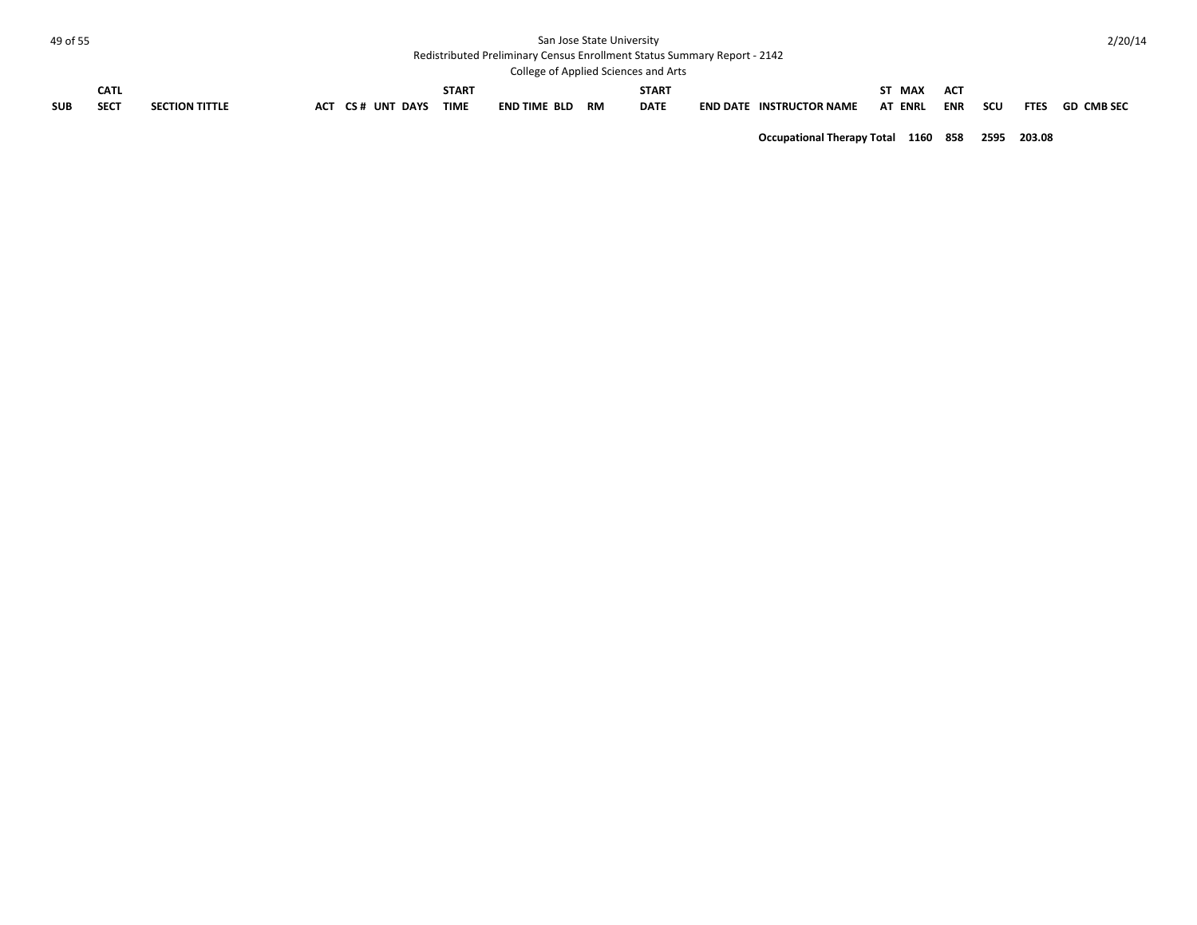| SUB | CATL SECT | SECTION TITTLE | ACT | CS # | UNT | DAYS | START TIME | END TIME | BLD | RM | START DATE | END DATE | INSTRUCTOR NAME | ST AT | MAX ENRL | ACT ENR | SCU | FTES | GD | CMB SEC |
|---|---|---|---|---|---|---|---|---|---|---|---|---|---|---|---|---|---|---|---|---|
| | | | | | | | | | | | | | **Occupational Therapy Total** | | **1160** | **858** | **2595** | **203.08** | | |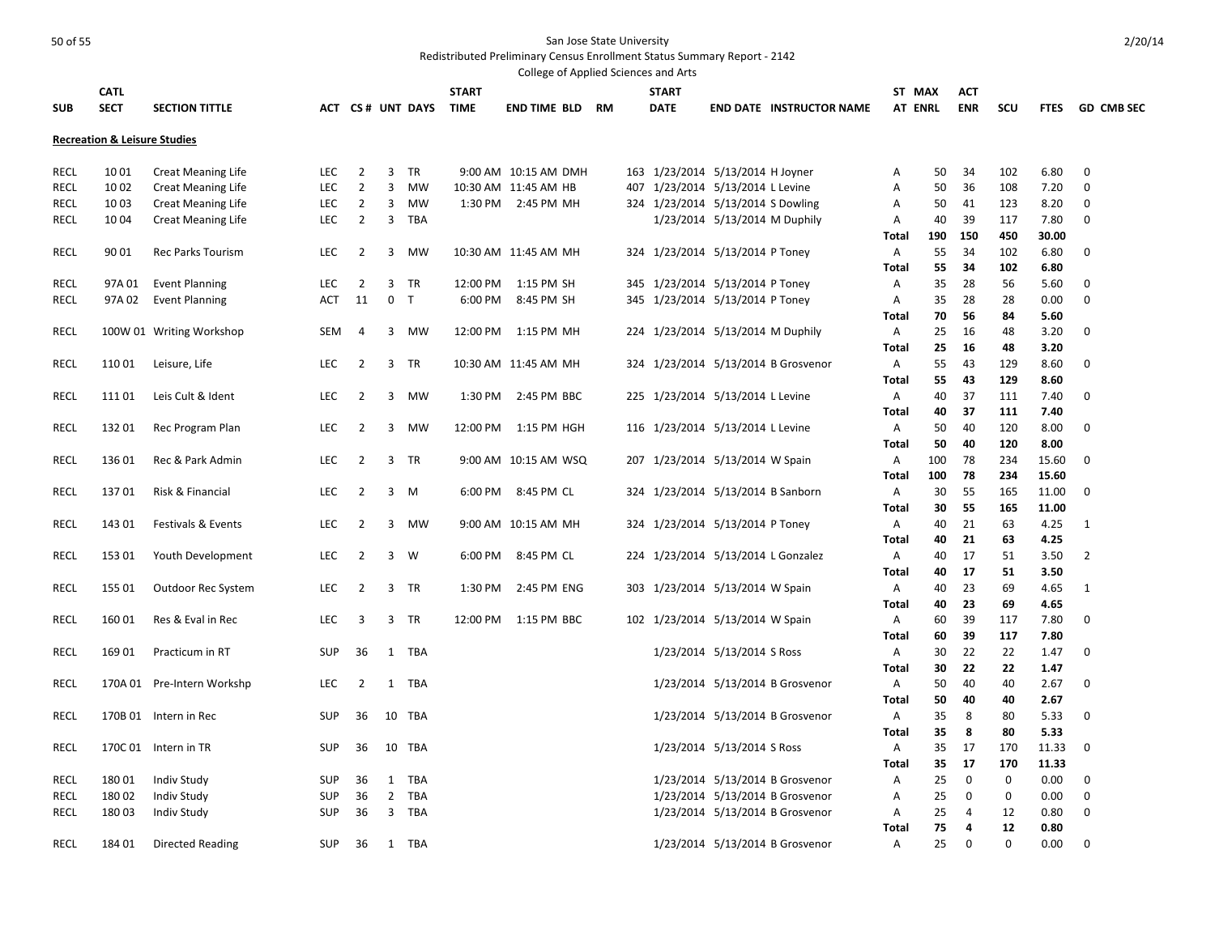San Jose State University

Redistributed Preliminary Census Enrollment Status Summary Report - 2142

College of Applied Sciences and Arts

2/20/14

**Recreation & Leisure Studies**

| SUB | CATL SECT | SECTION TITTLE | ACT | CS # | UNT | DAYS | START TIME | END TIME | BLD | RM | START DATE | END DATE | INSTRUCTOR NAME | ST AT | MAX ENRL | ACT ENR | SCU | FTES | GD | CMB SEC |
|---|---|---|---|---|---|---|---|---|---|---|---|---|---|---|---|---|---|---|---|---|
| RECL | 10 01 | Creat Meaning Life | LEC | 2 | 3 | TR | 9:00 AM | 10:15 AM | DMH | 163 | 1/23/2014 | 5/13/2014 | H Joyner | A | 50 | 34 | 102 | 6.80 | 0 | |
| RECL | 10 02 | Creat Meaning Life | LEC | 2 | 3 | MW | 10:30 AM | 11:45 AM | HB | 407 | 1/23/2014 | 5/13/2014 | L Levine | A | 50 | 36 | 108 | 7.20 | 0 | |
| RECL | 10 03 | Creat Meaning Life | LEC | 2 | 3 | MW | 1:30 PM | 2:45 PM | MH | 324 | 1/23/2014 | 5/13/2014 | S Dowling | A | 50 | 41 | 123 | 8.20 | 0 | |
| RECL | 10 04 | Creat Meaning Life | LEC | 2 | 3 | TBA | | | | | 1/23/2014 | 5/13/2014 | M Duphily | A | 40 | 39 | 117 | 7.80 | 0 | |
| | | | | | | | | | | | | | | **Total** | **190** | **150** | **450** | **30.00** | | |
| RECL | 90 01 | Rec Parks Tourism | LEC | 2 | 3 | MW | 10:30 AM | 11:45 AM | MH | 324 | 1/23/2014 | 5/13/2014 | P Toney | A | 55 | 34 | 102 | 6.80 | 0 | |
| | | | | | | | | | | | | | | **Total** | **55** | **34** | **102** | **6.80** | | |
| RECL | 97A 01 | Event Planning | LEC | 2 | 3 | TR | 12:00 PM | 1:15 PM | SH | 345 | 1/23/2014 | 5/13/2014 | P Toney | A | 35 | 28 | 56 | 5.60 | 0 | |
| RECL | 97A 02 | Event Planning | ACT | 11 | 0 | T | 6:00 PM | 8:45 PM | SH | 345 | 1/23/2014 | 5/13/2014 | P Toney | A | 35 | 28 | 28 | 0.00 | 0 | |
| | | | | | | | | | | | | | | **Total** | **70** | **56** | **84** | **5.60** | | |
| RECL | 100W 01 | Writing Workshop | SEM | 4 | 3 | MW | 12:00 PM | 1:15 PM | MH | 224 | 1/23/2014 | 5/13/2014 | M Duphily | A | 25 | 16 | 48 | 3.20 | 0 | |
| | | | | | | | | | | | | | | **Total** | **25** | **16** | **48** | **3.20** | | |
| RECL | 110 01 | Leisure, Life | LEC | 2 | 3 | TR | 10:30 AM | 11:45 AM | MH | 324 | 1/23/2014 | 5/13/2014 | B Grosvenor | A | 55 | 43 | 129 | 8.60 | 0 | |
| | | | | | | | | | | | | | | **Total** | **55** | **43** | **129** | **8.60** | | |
| RECL | 111 01 | Leis Cult & Ident | LEC | 2 | 3 | MW | 1:30 PM | 2:45 PM | BBC | 225 | 1/23/2014 | 5/13/2014 | L Levine | A | 40 | 37 | 111 | 7.40 | 0 | |
| | | | | | | | | | | | | | | **Total** | **40** | **37** | **111** | **7.40** | | |
| RECL | 132 01 | Rec Program Plan | LEC | 2 | 3 | MW | 12:00 PM | 1:15 PM | HGH | 116 | 1/23/2014 | 5/13/2014 | L Levine | A | 50 | 40 | 120 | 8.00 | 0 | |
| | | | | | | | | | | | | | | **Total** | **50** | **40** | **120** | **8.00** | | |
| RECL | 136 01 | Rec & Park Admin | LEC | 2 | 3 | TR | 9:00 AM | 10:15 AM | WSQ | 207 | 1/23/2014 | 5/13/2014 | W Spain | A | 100 | 78 | 234 | 15.60 | 0 | |
| | | | | | | | | | | | | | | **Total** | **100** | **78** | **234** | **15.60** | | |
| RECL | 137 01 | Risk & Financial | LEC | 2 | 3 | M | 6:00 PM | 8:45 PM | CL | 324 | 1/23/2014 | 5/13/2014 | B Sanborn | A | 30 | 55 | 165 | 11.00 | 0 | |
| | | | | | | | | | | | | | | **Total** | **30** | **55** | **165** | **11.00** | | |
| RECL | 143 01 | Festivals & Events | LEC | 2 | 3 | MW | 9:00 AM | 10:15 AM | MH | 324 | 1/23/2014 | 5/13/2014 | P Toney | A | 40 | 21 | 63 | 4.25 | 1 | |
| | | | | | | | | | | | | | | **Total** | **40** | **21** | **63** | **4.25** | | |
| RECL | 153 01 | Youth Development | LEC | 2 | 3 | W | 6:00 PM | 8:45 PM | CL | 224 | 1/23/2014 | 5/13/2014 | L Gonzalez | A | 40 | 17 | 51 | 3.50 | 2 | |
| | | | | | | | | | | | | | | **Total** | **40** | **17** | **51** | **3.50** | | |
| RECL | 155 01 | Outdoor Rec System | LEC | 2 | 3 | TR | 1:30 PM | 2:45 PM | ENG | 303 | 1/23/2014 | 5/13/2014 | W Spain | A | 40 | 23 | 69 | 4.65 | 1 | |
| | | | | | | | | | | | | | | **Total** | **40** | **23** | **69** | **4.65** | | |
| RECL | 160 01 | Res & Eval in Rec | LEC | 3 | 3 | TR | 12:00 PM | 1:15 PM | BBC | 102 | 1/23/2014 | 5/13/2014 | W Spain | A | 60 | 39 | 117 | 7.80 | 0 | |
| | | | | | | | | | | | | | | **Total** | **60** | **39** | **117** | **7.80** | | |
| RECL | 169 01 | Practicum in RT | SUP | 36 | 1 | TBA | | | | | 1/23/2014 | 5/13/2014 | S Ross | A | 30 | 22 | 22 | 1.47 | 0 | |
| | | | | | | | | | | | | | | **Total** | **30** | **22** | **22** | **1.47** | | |
| RECL | 170A 01 | Pre-Intern Workshp | LEC | 2 | 1 | TBA | | | | | 1/23/2014 | 5/13/2014 | B Grosvenor | A | 50 | 40 | 40 | 2.67 | 0 | |
| | | | | | | | | | | | | | | **Total** | **50** | **40** | **40** | **2.67** | | |
| RECL | 170B 01 | Intern in Rec | SUP | 36 | 10 | TBA | | | | | 1/23/2014 | 5/13/2014 | B Grosvenor | A | 35 | 8 | 80 | 5.33 | 0 | |
| | | | | | | | | | | | | | | **Total** | **35** | **8** | **80** | **5.33** | | |
| RECL | 170C 01 | Intern in TR | SUP | 36 | 10 | TBA | | | | | 1/23/2014 | 5/13/2014 | S Ross | A | 35 | 17 | 170 | 11.33 | 0 | |
| | | | | | | | | | | | | | | **Total** | **35** | **17** | **170** | **11.33** | | |
| RECL | 180 01 | Indiv Study | SUP | 36 | 1 | TBA | | | | | 1/23/2014 | 5/13/2014 | B Grosvenor | A | 25 | 0 | 0 | 0.00 | 0 | |
| RECL | 180 02 | Indiv Study | SUP | 36 | 2 | TBA | | | | | 1/23/2014 | 5/13/2014 | B Grosvenor | A | 25 | 0 | 0 | 0.00 | 0 | |
| RECL | 180 03 | Indiv Study | SUP | 36 | 3 | TBA | | | | | 1/23/2014 | 5/13/2014 | B Grosvenor | A | 25 | 4 | 12 | 0.80 | 0 | |
| | | | | | | | | | | | | | | **Total** | **75** | **4** | **12** | **0.80** | | |
| RECL | 184 01 | Directed Reading | SUP | 36 | 1 | TBA | | | | | 1/23/2014 | 5/13/2014 | B Grosvenor | A | 25 | 0 | 0 | 0.00 | 0 | |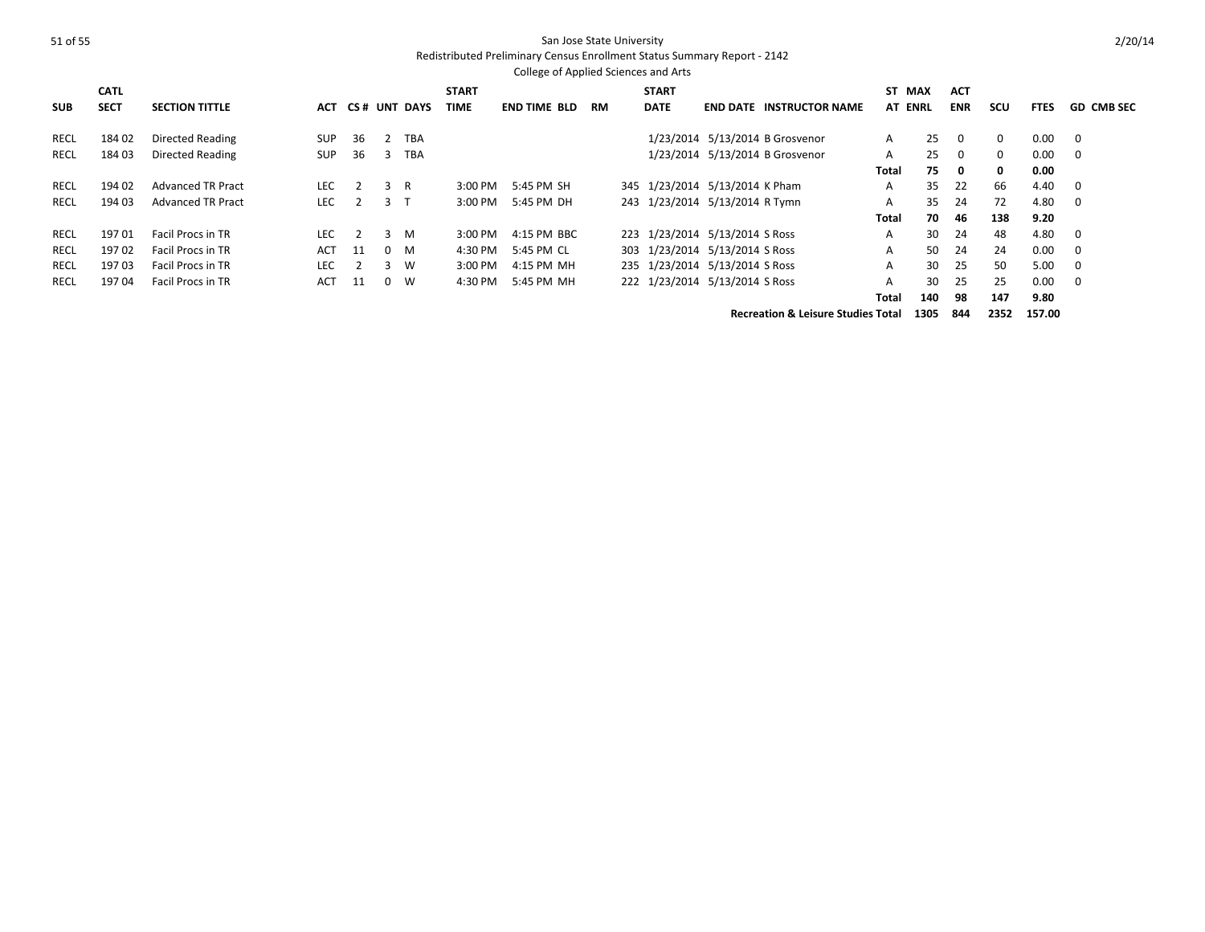San Jose State University

Redistributed Preliminary Census Enrollment Status Summary Report - 2142

College of Applied Sciences and Arts

2/20/14

| SUB | CATL SECT | SECTION TITTLE | ACT | CS # | UNT | DAYS | START TIME | END TIME | BLD | RM | START DATE | END DATE | INSTRUCTOR NAME | ST AT | MAX ENRL | ACT ENR | SCU | FTES | GD | CMB SEC |
|---|---|---|---|---|---|---|---|---|---|---|---|---|---|---|---|---|---|---|---|---|
| RECL | 184 02 | Directed Reading | SUP | 36 | 2 | TBA | | | | | 1/23/2014 | 5/13/2014 | B Grosvenor | A | 25 | 0 | 0 | 0.00 | 0 | |
| RECL | 184 03 | Directed Reading | SUP | 36 | 3 | TBA | | | | | 1/23/2014 | 5/13/2014 | B Grosvenor | A | 25 | 0 | 0 | 0.00 | 0 | |
| | | | | | | | | | | | | | | **Total** | **75** | **0** | **0** | **0.00** | | |
| RECL | 194 02 | Advanced TR Pract | LEC | 2 | 3 | R | 3:00 PM | 5:45 PM | SH | 345 | 1/23/2014 | 5/13/2014 | K Pham | A | 35 | 22 | 66 | 4.40 | 0 | |
| RECL | 194 03 | Advanced TR Pract | LEC | 2 | 3 | T | 3:00 PM | 5:45 PM | DH | 243 | 1/23/2014 | 5/13/2014 | R Tymn | A | 35 | 24 | 72 | 4.80 | 0 | |
| | | | | | | | | | | | | | | **Total** | **70** | **46** | **138** | **9.20** | | |
| RECL | 197 01 | Facil Procs in TR | LEC | 2 | 3 | M | 3:00 PM | 4:15 PM | BBC | 223 | 1/23/2014 | 5/13/2014 | S Ross | A | 30 | 24 | 48 | 4.80 | 0 | |
| RECL | 197 02 | Facil Procs in TR | ACT | 11 | 0 | M | 4:30 PM | 5:45 PM | CL | 303 | 1/23/2014 | 5/13/2014 | S Ross | A | 50 | 24 | 24 | 0.00 | 0 | |
| RECL | 197 03 | Facil Procs in TR | LEC | 2 | 3 | W | 3:00 PM | 4:15 PM | MH | 235 | 1/23/2014 | 5/13/2014 | S Ross | A | 30 | 25 | 50 | 5.00 | 0 | |
| RECL | 197 04 | Facil Procs in TR | ACT | 11 | 0 | W | 4:30 PM | 5:45 PM | MH | 222 | 1/23/2014 | 5/13/2014 | S Ross | A | 30 | 25 | 25 | 0.00 | 0 | |
| | | | | | | | | | | | | | | **Total** | **140** | **98** | **147** | **9.80** | | |
| | | | | | | | | | | | | | **Recreation & Leisure Studies Total** | | **1305** | **844** | **2352** | **157.00** | | |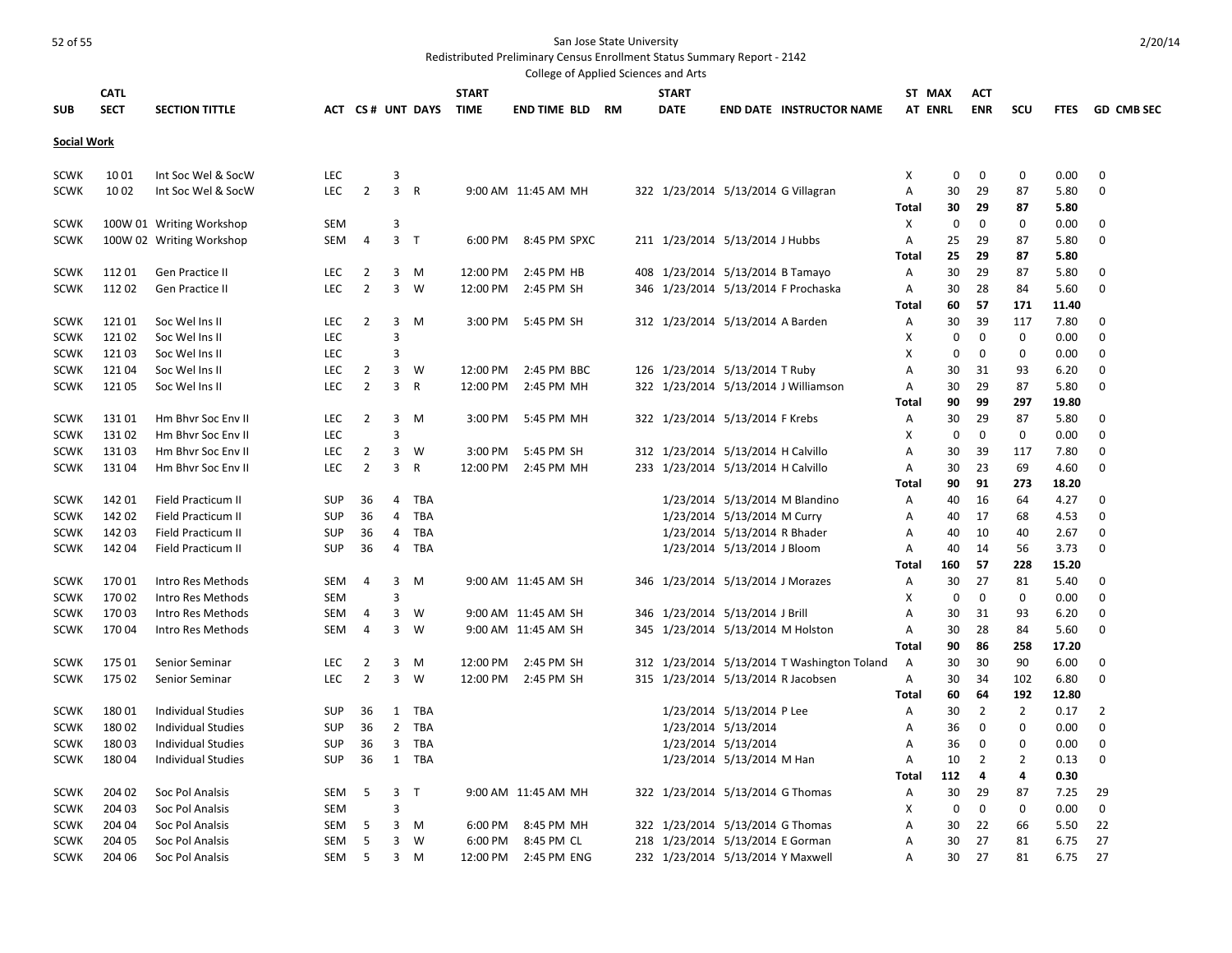San Jose State University

Redistributed Preliminary Census Enrollment Status Summary Report - 2142

College of Applied Sciences and Arts

2/20/14

| SUB | CATL SECT | SECTION TITTLE | ACT | CS # | UNT | DAYS | START TIME | END TIME | BLD | RM | START DATE | END DATE | INSTRUCTOR NAME | ST AT | MAX ENRL | ACT ENR | SCU | FTES | GD | CMB SEC |
|---|---|---|---|---|---|---|---|---|---|---|---|---|---|---|---|---|---|---|---|---|
| **Social Work** | | | | | | | | | | | | | | | | | | | | |
| SCWK | 10 01 | Int Soc Wel & SocW | LEC | | 3 | | | | | | | | | X | 0 | 0 | 0 | 0.00 | 0 | |
| SCWK | 10 02 | Int Soc Wel & SocW | LEC | 2 | 3 | R | 9:00 AM | 11:45 AM | MH | 322 | 1/23/2014 | 5/13/2014 | G Villagran | A | 30 | 29 | 87 | 5.80 | 0 | |
| | | | | | | | | | | | | | | **Total** | **30** | **29** | **87** | **5.80** | | |
| SCWK | 100W 01 | Writing Workshop | SEM | | 3 | | | | | | | | | X | 0 | 0 | 0 | 0.00 | 0 | |
| SCWK | 100W 02 | Writing Workshop | SEM | 4 | 3 | T | 6:00 PM | 8:45 PM | SPXC | 211 | 1/23/2014 | 5/13/2014 | J Hubbs | A | 25 | 29 | 87 | 5.80 | 0 | |
| | | | | | | | | | | | | | | **Total** | **25** | **29** | **87** | **5.80** | | |
| SCWK | 112 01 | Gen Practice II | LEC | 2 | 3 | M | 12:00 PM | 2:45 PM | HB | 408 | 1/23/2014 | 5/13/2014 | B Tamayo | A | 30 | 29 | 87 | 5.80 | 0 | |
| SCWK | 112 02 | Gen Practice II | LEC | 2 | 3 | W | 12:00 PM | 2:45 PM | SH | 346 | 1/23/2014 | 5/13/2014 | F Prochaska | A | 30 | 28 | 84 | 5.60 | 0 | |
| | | | | | | | | | | | | | | **Total** | **60** | **57** | **171** | **11.40** | | |
| SCWK | 121 01 | Soc Wel Ins II | LEC | 2 | 3 | M | 3:00 PM | 5:45 PM | SH | 312 | 1/23/2014 | 5/13/2014 | A Barden | A | 30 | 39 | 117 | 7.80 | 0 | |
| SCWK | 121 02 | Soc Wel Ins II | LEC | | 3 | | | | | | | | | X | 0 | 0 | 0 | 0.00 | 0 | |
| SCWK | 121 03 | Soc Wel Ins II | LEC | | 3 | | | | | | | | | X | 0 | 0 | 0 | 0.00 | 0 | |
| SCWK | 121 04 | Soc Wel Ins II | LEC | 2 | 3 | W | 12:00 PM | 2:45 PM | BBC | 126 | 1/23/2014 | 5/13/2014 | T Ruby | A | 30 | 31 | 93 | 6.20 | 0 | |
| SCWK | 121 05 | Soc Wel Ins II | LEC | 2 | 3 | R | 12:00 PM | 2:45 PM | MH | 322 | 1/23/2014 | 5/13/2014 | J Williamson | A | 30 | 29 | 87 | 5.80 | 0 | |
| | | | | | | | | | | | | | | **Total** | **90** | **99** | **297** | **19.80** | | |
| SCWK | 131 01 | Hm Bhvr Soc Env II | LEC | 2 | 3 | M | 3:00 PM | 5:45 PM | MH | 322 | 1/23/2014 | 5/13/2014 | F Krebs | A | 30 | 29 | 87 | 5.80 | 0 | |
| SCWK | 131 02 | Hm Bhvr Soc Env II | LEC | | 3 | | | | | | | | | X | 0 | 0 | 0 | 0.00 | 0 | |
| SCWK | 131 03 | Hm Bhvr Soc Env II | LEC | 2 | 3 | W | 3:00 PM | 5:45 PM | SH | 312 | 1/23/2014 | 5/13/2014 | H Calvillo | A | 30 | 39 | 117 | 7.80 | 0 | |
| SCWK | 131 04 | Hm Bhvr Soc Env II | LEC | 2 | 3 | R | 12:00 PM | 2:45 PM | MH | 233 | 1/23/2014 | 5/13/2014 | H Calvillo | A | 30 | 23 | 69 | 4.60 | 0 | |
| | | | | | | | | | | | | | | **Total** | **90** | **91** | **273** | **18.20** | | |
| SCWK | 142 01 | Field Practicum II | SUP | 36 | 4 | TBA | | | | | 1/23/2014 | 5/13/2014 | M Blandino | A | 40 | 16 | 64 | 4.27 | 0 | |
| SCWK | 142 02 | Field Practicum II | SUP | 36 | 4 | TBA | | | | | 1/23/2014 | 5/13/2014 | M Curry | A | 40 | 17 | 68 | 4.53 | 0 | |
| SCWK | 142 03 | Field Practicum II | SUP | 36 | 4 | TBA | | | | | 1/23/2014 | 5/13/2014 | R Bhader | A | 40 | 10 | 40 | 2.67 | 0 | |
| SCWK | 142 04 | Field Practicum II | SUP | 36 | 4 | TBA | | | | | 1/23/2014 | 5/13/2014 | J Bloom | A | 40 | 14 | 56 | 3.73 | 0 | |
| | | | | | | | | | | | | | | **Total** | **160** | **57** | **228** | **15.20** | | |
| SCWK | 170 01 | Intro Res Methods | SEM | 4 | 3 | M | 9:00 AM | 11:45 AM | SH | 346 | 1/23/2014 | 5/13/2014 | J Morazes | A | 30 | 27 | 81 | 5.40 | 0 | |
| SCWK | 170 02 | Intro Res Methods | SEM | | 3 | | | | | | | | | X | 0 | 0 | 0 | 0.00 | 0 | |
| SCWK | 170 03 | Intro Res Methods | SEM | 4 | 3 | W | 9:00 AM | 11:45 AM | SH | 346 | 1/23/2014 | 5/13/2014 | J Brill | A | 30 | 31 | 93 | 6.20 | 0 | |
| SCWK | 170 04 | Intro Res Methods | SEM | 4 | 3 | W | 9:00 AM | 11:45 AM | SH | 345 | 1/23/2014 | 5/13/2014 | M Holston | A | 30 | 28 | 84 | 5.60 | 0 | |
| | | | | | | | | | | | | | | **Total** | **90** | **86** | **258** | **17.20** | | |
| SCWK | 175 01 | Senior Seminar | LEC | 2 | 3 | M | 12:00 PM | 2:45 PM | SH | 312 | 1/23/2014 | 5/13/2014 | T Washington Toland | A | 30 | 30 | 90 | 6.00 | 0 | |
| SCWK | 175 02 | Senior Seminar | LEC | 2 | 3 | W | 12:00 PM | 2:45 PM | SH | 315 | 1/23/2014 | 5/13/2014 | R Jacobsen | A | 30 | 34 | 102 | 6.80 | 0 | |
| | | | | | | | | | | | | | | **Total** | **60** | **64** | **192** | **12.80** | | |
| SCWK | 180 01 | Individual Studies | SUP | 36 | 1 | TBA | | | | | 1/23/2014 | 5/13/2014 | P Lee | A | 30 | 2 | 2 | 0.17 | 2 | |
| SCWK | 180 02 | Individual Studies | SUP | 36 | 2 | TBA | | | | | 1/23/2014 | 5/13/2014 | | A | 36 | 0 | 0 | 0.00 | 0 | |
| SCWK | 180 03 | Individual Studies | SUP | 36 | 3 | TBA | | | | | 1/23/2014 | 5/13/2014 | | A | 36 | 0 | 0 | 0.00 | 0 | |
| SCWK | 180 04 | Individual Studies | SUP | 36 | 1 | TBA | | | | | 1/23/2014 | 5/13/2014 | M Han | A | 10 | 2 | 2 | 0.13 | 0 | |
| | | | | | | | | | | | | | | **Total** | **112** | **4** | **4** | **0.30** | | |
| SCWK | 204 02 | Soc Pol Analsis | SEM | 5 | 3 | T | 9:00 AM | 11:45 AM | MH | 322 | 1/23/2014 | 5/13/2014 | G Thomas | A | 30 | 29 | 87 | 7.25 | 29 | |
| SCWK | 204 03 | Soc Pol Analsis | SEM | | 3 | | | | | | | | | X | 0 | 0 | 0 | 0.00 | 0 | |
| SCWK | 204 04 | Soc Pol Analsis | SEM | 5 | 3 | M | 6:00 PM | 8:45 PM | MH | 322 | 1/23/2014 | 5/13/2014 | G Thomas | A | 30 | 22 | 66 | 5.50 | 22 | |
| SCWK | 204 05 | Soc Pol Analsis | SEM | 5 | 3 | W | 6:00 PM | 8:45 PM | CL | 218 | 1/23/2014 | 5/13/2014 | E Gorman | A | 30 | 27 | 81 | 6.75 | 27 | |
| SCWK | 204 06 | Soc Pol Analsis | SEM | 5 | 3 | M | 12:00 PM | 2:45 PM | ENG | 232 | 1/23/2014 | 5/13/2014 | Y Maxwell | A | 30 | 27 | 81 | 6.75 | 27 | |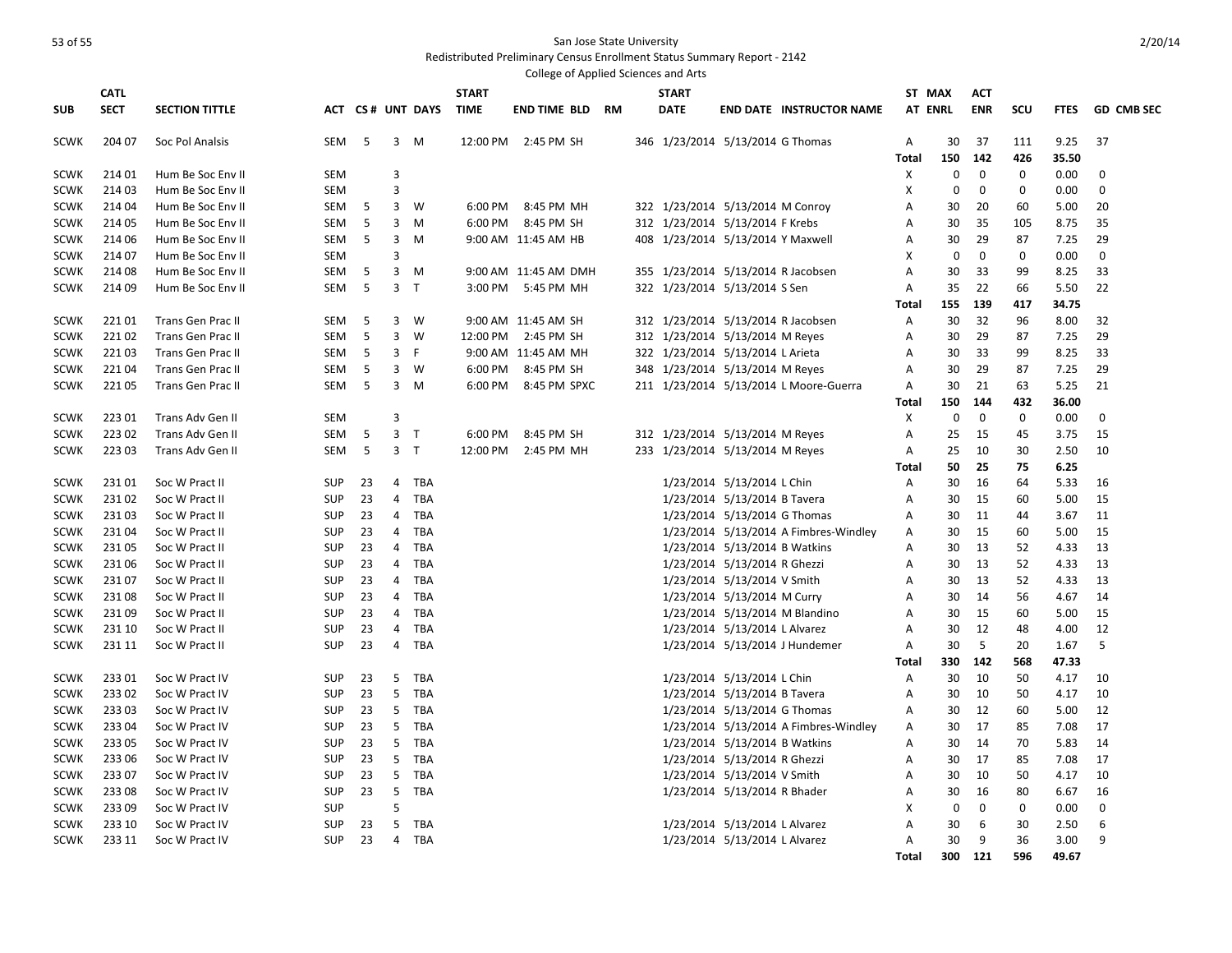San Jose State University

Redistributed Preliminary Census Enrollment Status Summary Report - 2142

College of Applied Sciences and Arts

| SUB | CATL SECT | SECTION TITTLE | ACT | CS # | UNT | DAYS | START TIME | END TIME | BLD | RM | START DATE | END DATE | INSTRUCTOR NAME | ST AT | MAX ENRL | ACT ENR | SCU | FTES | GD | CMB SEC |
|---|---|---|---|---|---|---|---|---|---|---|---|---|---|---|---|---|---|---|---|---|
| SCWK | 204 07 | Soc Pol Analsis | SEM | 5 | 3 | M | 12:00 PM | 2:45 PM | SH | 346 | 1/23/2014 | 5/13/2014 | G Thomas | A | 30 | 37 | 111 | 9.25 | 37 | |
| | | | | | | | | | | | | | | Total | 150 | 142 | 426 | 35.50 | | |
| SCWK | 214 01 | Hum Be Soc Env II | SEM | | 3 | | | | | | | | | X | 0 | 0 | 0 | 0.00 | 0 | |
| SCWK | 214 03 | Hum Be Soc Env II | SEM | | 3 | | | | | | | | | X | 0 | 0 | 0 | 0.00 | 0 | |
| SCWK | 214 04 | Hum Be Soc Env II | SEM | 5 | 3 | W | 6:00 PM | 8:45 PM | MH | 322 | 1/23/2014 | 5/13/2014 | M Conroy | A | 30 | 20 | 60 | 5.00 | 20 | |
| SCWK | 214 05 | Hum Be Soc Env II | SEM | 5 | 3 | M | 6:00 PM | 8:45 PM | SH | 312 | 1/23/2014 | 5/13/2014 | F Krebs | A | 30 | 35 | 105 | 8.75 | 35 | |
| SCWK | 214 06 | Hum Be Soc Env II | SEM | 5 | 3 | M | 9:00 AM | 11:45 AM | HB | 408 | 1/23/2014 | 5/13/2014 | Y Maxwell | A | 30 | 29 | 87 | 7.25 | 29 | |
| SCWK | 214 07 | Hum Be Soc Env II | SEM | | 3 | | | | | | | | | X | 0 | 0 | 0 | 0.00 | 0 | |
| SCWK | 214 08 | Hum Be Soc Env II | SEM | 5 | 3 | M | 9:00 AM | 11:45 AM | DMH | 355 | 1/23/2014 | 5/13/2014 | R Jacobsen | A | 30 | 33 | 99 | 8.25 | 33 | |
| SCWK | 214 09 | Hum Be Soc Env II | SEM | 5 | 3 | T | 3:00 PM | 5:45 PM | MH | 322 | 1/23/2014 | 5/13/2014 | S Sen | A | 35 | 22 | 66 | 5.50 | 22 | |
| | | | | | | | | | | | | | | Total | 155 | 139 | 417 | 34.75 | | |
| SCWK | 221 01 | Trans Gen Prac II | SEM | 5 | 3 | W | 9:00 AM | 11:45 AM | SH | 312 | 1/23/2014 | 5/13/2014 | R Jacobsen | A | 30 | 32 | 96 | 8.00 | 32 | |
| SCWK | 221 02 | Trans Gen Prac II | SEM | 5 | 3 | W | 12:00 PM | 2:45 PM | SH | 312 | 1/23/2014 | 5/13/2014 | M Reyes | A | 30 | 29 | 87 | 7.25 | 29 | |
| SCWK | 221 03 | Trans Gen Prac II | SEM | 5 | 3 | F | 9:00 AM | 11:45 AM | MH | 322 | 1/23/2014 | 5/13/2014 | L Arieta | A | 30 | 33 | 99 | 8.25 | 33 | |
| SCWK | 221 04 | Trans Gen Prac II | SEM | 5 | 3 | W | 6:00 PM | 8:45 PM | SH | 348 | 1/23/2014 | 5/13/2014 | M Reyes | A | 30 | 29 | 87 | 7.25 | 29 | |
| SCWK | 221 05 | Trans Gen Prac II | SEM | 5 | 3 | M | 6:00 PM | 8:45 PM | SPXC | 211 | 1/23/2014 | 5/13/2014 | L Moore-Guerra | A | 30 | 21 | 63 | 5.25 | 21 | |
| | | | | | | | | | | | | | | Total | 150 | 144 | 432 | 36.00 | | |
| SCWK | 223 01 | Trans Adv Gen II | SEM | | 3 | | | | | | | | | X | 0 | 0 | 0 | 0.00 | 0 | |
| SCWK | 223 02 | Trans Adv Gen II | SEM | 5 | 3 | T | 6:00 PM | 8:45 PM | SH | 312 | 1/23/2014 | 5/13/2014 | M Reyes | A | 25 | 15 | 45 | 3.75 | 15 | |
| SCWK | 223 03 | Trans Adv Gen II | SEM | 5 | 3 | T | 12:00 PM | 2:45 PM | MH | 233 | 1/23/2014 | 5/13/2014 | M Reyes | A | 25 | 10 | 30 | 2.50 | 10 | |
| | | | | | | | | | | | | | | Total | 50 | 25 | 75 | 6.25 | | |
| SCWK | 231 01 | Soc W Pract II | SUP | 23 | 4 | TBA | | | | | 1/23/2014 | 5/13/2014 | L Chin | A | 30 | 16 | 64 | 5.33 | 16 | |
| SCWK | 231 02 | Soc W Pract II | SUP | 23 | 4 | TBA | | | | | 1/23/2014 | 5/13/2014 | B Tavera | A | 30 | 15 | 60 | 5.00 | 15 | |
| SCWK | 231 03 | Soc W Pract II | SUP | 23 | 4 | TBA | | | | | 1/23/2014 | 5/13/2014 | G Thomas | A | 30 | 11 | 44 | 3.67 | 11 | |
| SCWK | 231 04 | Soc W Pract II | SUP | 23 | 4 | TBA | | | | | 1/23/2014 | 5/13/2014 | A Fimbres-Windley | A | 30 | 15 | 60 | 5.00 | 15 | |
| SCWK | 231 05 | Soc W Pract II | SUP | 23 | 4 | TBA | | | | | 1/23/2014 | 5/13/2014 | B Watkins | A | 30 | 13 | 52 | 4.33 | 13 | |
| SCWK | 231 06 | Soc W Pract II | SUP | 23 | 4 | TBA | | | | | 1/23/2014 | 5/13/2014 | R Ghezzi | A | 30 | 13 | 52 | 4.33 | 13 | |
| SCWK | 231 07 | Soc W Pract II | SUP | 23 | 4 | TBA | | | | | 1/23/2014 | 5/13/2014 | V Smith | A | 30 | 13 | 52 | 4.33 | 13 | |
| SCWK | 231 08 | Soc W Pract II | SUP | 23 | 4 | TBA | | | | | 1/23/2014 | 5/13/2014 | M Curry | A | 30 | 14 | 56 | 4.67 | 14 | |
| SCWK | 231 09 | Soc W Pract II | SUP | 23 | 4 | TBA | | | | | 1/23/2014 | 5/13/2014 | M Blandino | A | 30 | 15 | 60 | 5.00 | 15 | |
| SCWK | 231 10 | Soc W Pract II | SUP | 23 | 4 | TBA | | | | | 1/23/2014 | 5/13/2014 | L Alvarez | A | 30 | 12 | 48 | 4.00 | 12 | |
| SCWK | 231 11 | Soc W Pract II | SUP | 23 | 4 | TBA | | | | | 1/23/2014 | 5/13/2014 | J Hundemer | A | 30 | 5 | 20 | 1.67 | 5 | |
| | | | | | | | | | | | | | | Total | 330 | 142 | 568 | 47.33 | | |
| SCWK | 233 01 | Soc W Pract IV | SUP | 23 | 5 | TBA | | | | | 1/23/2014 | 5/13/2014 | L Chin | A | 30 | 10 | 50 | 4.17 | 10 | |
| SCWK | 233 02 | Soc W Pract IV | SUP | 23 | 5 | TBA | | | | | 1/23/2014 | 5/13/2014 | B Tavera | A | 30 | 10 | 50 | 4.17 | 10 | |
| SCWK | 233 03 | Soc W Pract IV | SUP | 23 | 5 | TBA | | | | | 1/23/2014 | 5/13/2014 | G Thomas | A | 30 | 12 | 60 | 5.00 | 12 | |
| SCWK | 233 04 | Soc W Pract IV | SUP | 23 | 5 | TBA | | | | | 1/23/2014 | 5/13/2014 | A Fimbres-Windley | A | 30 | 17 | 85 | 7.08 | 17 | |
| SCWK | 233 05 | Soc W Pract IV | SUP | 23 | 5 | TBA | | | | | 1/23/2014 | 5/13/2014 | B Watkins | A | 30 | 14 | 70 | 5.83 | 14 | |
| SCWK | 233 06 | Soc W Pract IV | SUP | 23 | 5 | TBA | | | | | 1/23/2014 | 5/13/2014 | R Ghezzi | A | 30 | 17 | 85 | 7.08 | 17 | |
| SCWK | 233 07 | Soc W Pract IV | SUP | 23 | 5 | TBA | | | | | 1/23/2014 | 5/13/2014 | V Smith | A | 30 | 10 | 50 | 4.17 | 10 | |
| SCWK | 233 08 | Soc W Pract IV | SUP | 23 | 5 | TBA | | | | | 1/23/2014 | 5/13/2014 | R Bhader | A | 30 | 16 | 80 | 6.67 | 16 | |
| SCWK | 233 09 | Soc W Pract IV | SUP | | 5 | | | | | | | | | X | 0 | 0 | 0 | 0.00 | 0 | |
| SCWK | 233 10 | Soc W Pract IV | SUP | 23 | 5 | TBA | | | | | 1/23/2014 | 5/13/2014 | L Alvarez | A | 30 | 6 | 30 | 2.50 | 6 | |
| SCWK | 233 11 | Soc W Pract IV | SUP | 23 | 4 | TBA | | | | | 1/23/2014 | 5/13/2014 | L Alvarez | A | 30 | 9 | 36 | 3.00 | 9 | |
| | | | | | | | | | | | | | | Total | 300 | 121 | 596 | 49.67 | | |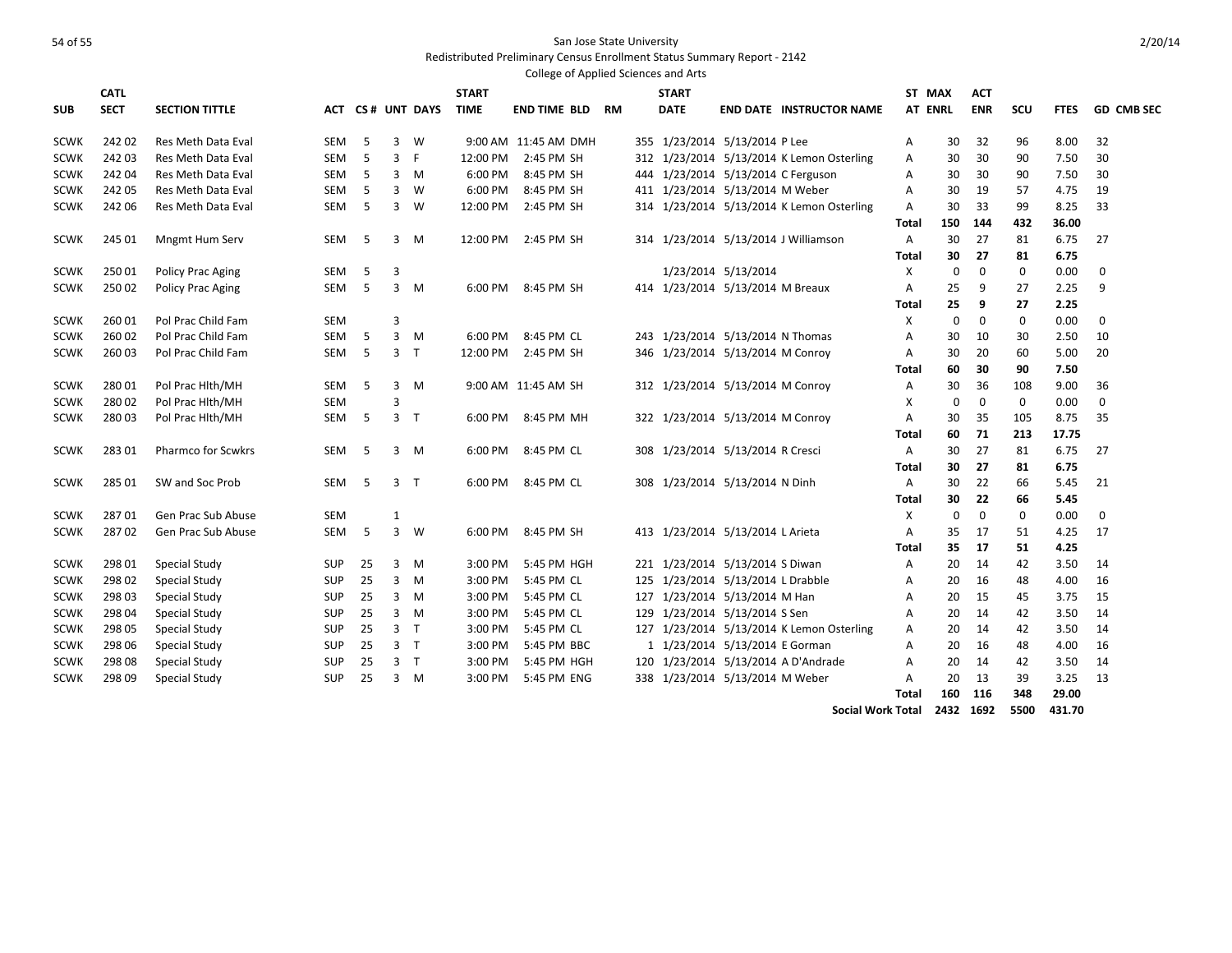San Jose State University

Redistributed Preliminary Census Enrollment Status Summary Report - 2142

College of Applied Sciences and Arts

| SUB | CATL SECT | SECTION TITTLE | ACT | CS # | UNT | DAYS | START TIME | END TIME | BLD | RM | START DATE | END DATE | INSTRUCTOR NAME | ST AT | MAX ENRL | ACT ENR | SCU | FTES | GD | CMB SEC |
|---|---|---|---|---|---|---|---|---|---|---|---|---|---|---|---|---|---|---|---|---|
| SCWK | 242 02 | Res Meth Data Eval | SEM | 5 | 3 | W | 9:00 AM | 11:45 AM | DMH | 355 | 1/23/2014 | 5/13/2014 | P Lee | A | 30 | 32 | 96 | 8.00 | 32 | |
| SCWK | 242 03 | Res Meth Data Eval | SEM | 5 | 3 | F | 12:00 PM | 2:45 PM | SH | 312 | 1/23/2014 | 5/13/2014 | K Lemon Osterling | A | 30 | 30 | 90 | 7.50 | 30 | |
| SCWK | 242 04 | Res Meth Data Eval | SEM | 5 | 3 | M | 6:00 PM | 8:45 PM | SH | 444 | 1/23/2014 | 5/13/2014 | C Ferguson | A | 30 | 30 | 90 | 7.50 | 30 | |
| SCWK | 242 05 | Res Meth Data Eval | SEM | 5 | 3 | W | 6:00 PM | 8:45 PM | SH | 411 | 1/23/2014 | 5/13/2014 | M Weber | A | 30 | 19 | 57 | 4.75 | 19 | |
| SCWK | 242 06 | Res Meth Data Eval | SEM | 5 | 3 | W | 12:00 PM | 2:45 PM | SH | 314 | 1/23/2014 | 5/13/2014 | K Lemon Osterling | A | 30 | 33 | 99 | 8.25 | 33 | |
| | | | | | | | | | | | | | | **Total** | **150** | **144** | **432** | **36.00** | | |
| SCWK | 245 01 | Mngmt Hum Serv | SEM | 5 | 3 | M | 12:00 PM | 2:45 PM | SH | 314 | 1/23/2014 | 5/13/2014 | J Williamson | A | 30 | 27 | 81 | 6.75 | 27 | |
| | | | | | | | | | | | | | | **Total** | **30** | **27** | **81** | **6.75** | | |
| SCWK | 250 01 | Policy Prac Aging | SEM | 5 | 3 | | | | | | 1/23/2014 | 5/13/2014 | | X | 0 | 0 | 0 | 0.00 | 0 | |
| SCWK | 250 02 | Policy Prac Aging | SEM | 5 | 3 | M | 6:00 PM | 8:45 PM | SH | 414 | 1/23/2014 | 5/13/2014 | M Breaux | A | 25 | 9 | 27 | 2.25 | 9 | |
| | | | | | | | | | | | | | | **Total** | **25** | **9** | **27** | **2.25** | | |
| SCWK | 260 01 | Pol Prac Child Fam | SEM | | 3 | | | | | | | | | X | 0 | 0 | 0 | 0.00 | 0 | |
| SCWK | 260 02 | Pol Prac Child Fam | SEM | 5 | 3 | M | 6:00 PM | 8:45 PM | CL | 243 | 1/23/2014 | 5/13/2014 | N Thomas | A | 30 | 10 | 30 | 2.50 | 10 | |
| SCWK | 260 03 | Pol Prac Child Fam | SEM | 5 | 3 | T | 12:00 PM | 2:45 PM | SH | 346 | 1/23/2014 | 5/13/2014 | M Conroy | A | 30 | 20 | 60 | 5.00 | 20 | |
| | | | | | | | | | | | | | | **Total** | **60** | **30** | **90** | **7.50** | | |
| SCWK | 280 01 | Pol Prac Hlth/MH | SEM | 5 | 3 | M | 9:00 AM | 11:45 AM | SH | 312 | 1/23/2014 | 5/13/2014 | M Conroy | A | 30 | 36 | 108 | 9.00 | 36 | |
| SCWK | 280 02 | Pol Prac Hlth/MH | SEM | | 3 | | | | | | | | | X | 0 | 0 | 0 | 0.00 | 0 | |
| SCWK | 280 03 | Pol Prac Hlth/MH | SEM | 5 | 3 | T | 6:00 PM | 8:45 PM | MH | 322 | 1/23/2014 | 5/13/2014 | M Conroy | A | 30 | 35 | 105 | 8.75 | 35 | |
| | | | | | | | | | | | | | | **Total** | **60** | **71** | **213** | **17.75** | | |
| SCWK | 283 01 | Pharmco for Scwkrs | SEM | 5 | 3 | M | 6:00 PM | 8:45 PM | CL | 308 | 1/23/2014 | 5/13/2014 | R Cresci | A | 30 | 27 | 81 | 6.75 | 27 | |
| | | | | | | | | | | | | | | **Total** | **30** | **27** | **81** | **6.75** | | |
| SCWK | 285 01 | SW and Soc Prob | SEM | 5 | 3 | T | 6:00 PM | 8:45 PM | CL | 308 | 1/23/2014 | 5/13/2014 | N Dinh | A | 30 | 22 | 66 | 5.45 | 21 | |
| | | | | | | | | | | | | | | **Total** | **30** | **22** | **66** | **5.45** | | |
| SCWK | 287 01 | Gen Prac Sub Abuse | SEM | | 1 | | | | | | | | | X | 0 | 0 | 0 | 0.00 | 0 | |
| SCWK | 287 02 | Gen Prac Sub Abuse | SEM | 5 | 3 | W | 6:00 PM | 8:45 PM | SH | 413 | 1/23/2014 | 5/13/2014 | L Arieta | A | 35 | 17 | 51 | 4.25 | 17 | |
| | | | | | | | | | | | | | | **Total** | **35** | **17** | **51** | **4.25** | | |
| SCWK | 298 01 | Special Study | SUP | 25 | 3 | M | 3:00 PM | 5:45 PM | HGH | 221 | 1/23/2014 | 5/13/2014 | S Diwan | A | 20 | 14 | 42 | 3.50 | 14 | |
| SCWK | 298 02 | Special Study | SUP | 25 | 3 | M | 3:00 PM | 5:45 PM | CL | 125 | 1/23/2014 | 5/13/2014 | L Drabble | A | 20 | 16 | 48 | 4.00 | 16 | |
| SCWK | 298 03 | Special Study | SUP | 25 | 3 | M | 3:00 PM | 5:45 PM | CL | 127 | 1/23/2014 | 5/13/2014 | M Han | A | 20 | 15 | 45 | 3.75 | 15 | |
| SCWK | 298 04 | Special Study | SUP | 25 | 3 | M | 3:00 PM | 5:45 PM | CL | 129 | 1/23/2014 | 5/13/2014 | S Sen | A | 20 | 14 | 42 | 3.50 | 14 | |
| SCWK | 298 05 | Special Study | SUP | 25 | 3 | T | 3:00 PM | 5:45 PM | CL | 127 | 1/23/2014 | 5/13/2014 | K Lemon Osterling | A | 20 | 14 | 42 | 3.50 | 14 | |
| SCWK | 298 06 | Special Study | SUP | 25 | 3 | T | 3:00 PM | 5:45 PM | BBC | 1 | 1/23/2014 | 5/13/2014 | E Gorman | A | 20 | 16 | 48 | 4.00 | 16 | |
| SCWK | 298 08 | Special Study | SUP | 25 | 3 | T | 3:00 PM | 5:45 PM | HGH | 120 | 1/23/2014 | 5/13/2014 | A D'Andrade | A | 20 | 14 | 42 | 3.50 | 14 | |
| SCWK | 298 09 | Special Study | SUP | 25 | 3 | M | 3:00 PM | 5:45 PM | ENG | 338 | 1/23/2014 | 5/13/2014 | M Weber | A | 20 | 13 | 39 | 3.25 | 13 | |
| | | | | | | | | | | | | | | **Total** | **160** | **116** | **348** | **29.00** | | |
| | | | | | | | | | | | | | **Social Work Total** | | **2432** | **1692** | **5500** | **431.70** | | |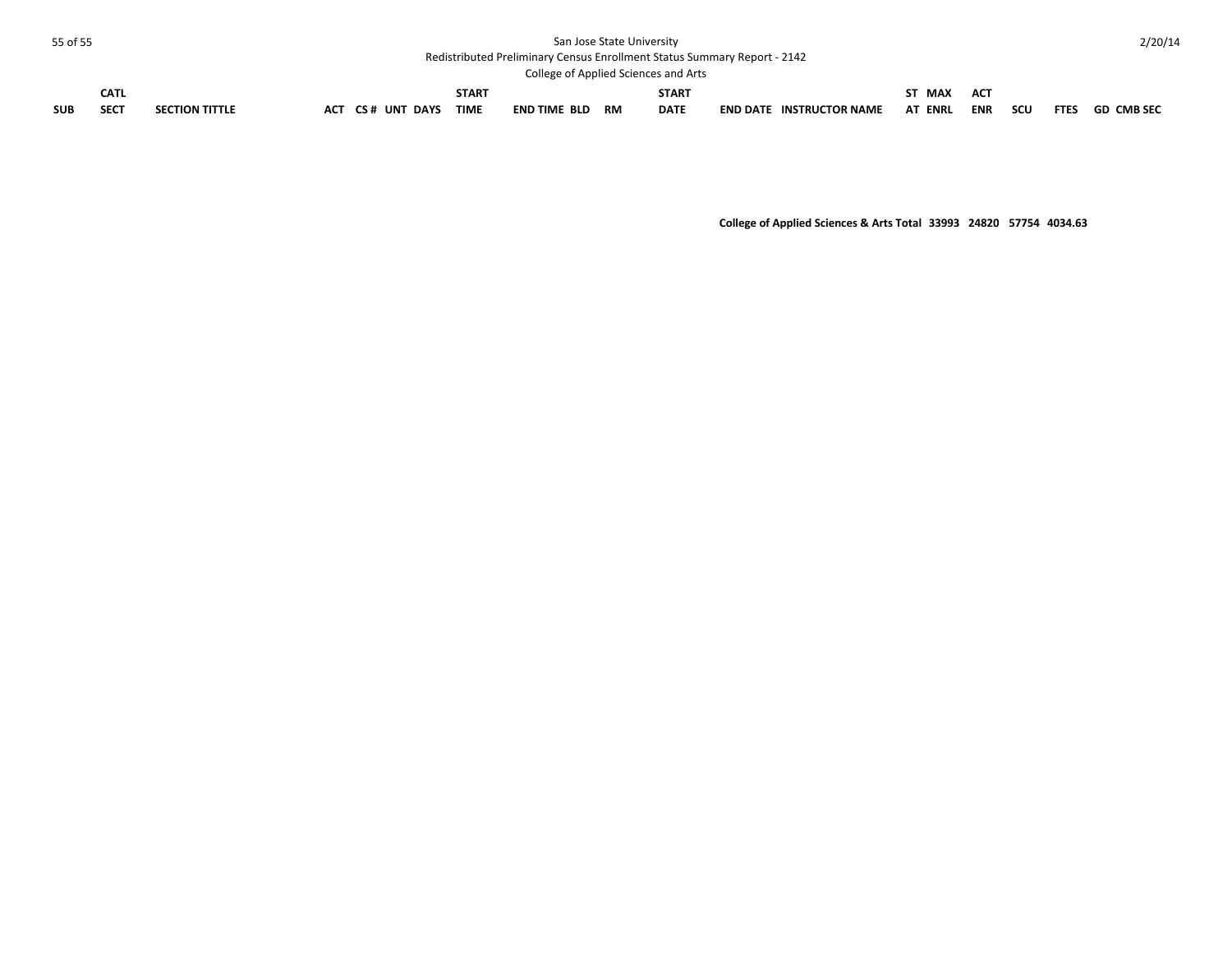| SUB | CATL SECT | SECTION TITTLE | ACT | CS # | UNT | DAYS | START TIME | END TIME | BLD | RM | START DATE | END DATE | INSTRUCTOR NAME | ST AT | MAX ENRL | ACT ENR | SCU | FTES | GD | CMB SEC |
|---|---|---|---|---|---|---|---|---|---|---|---|---|---|---|---|---|---|---|---|---|
| | | | | | | | | | | | | **College of Applied Sciences & Arts Total** | | | **33993** | **24820** | **57754** | **4034.63** | | |